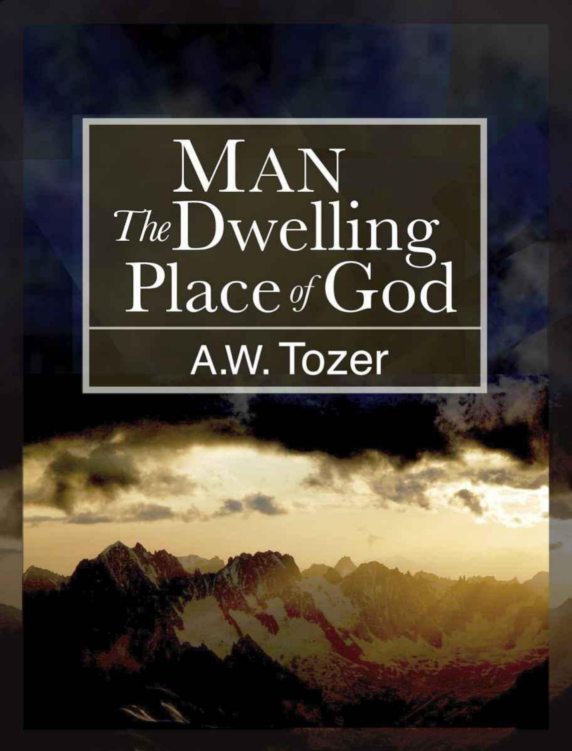# Man
# *The* Dwelling Place *of* God

A.W. Tozer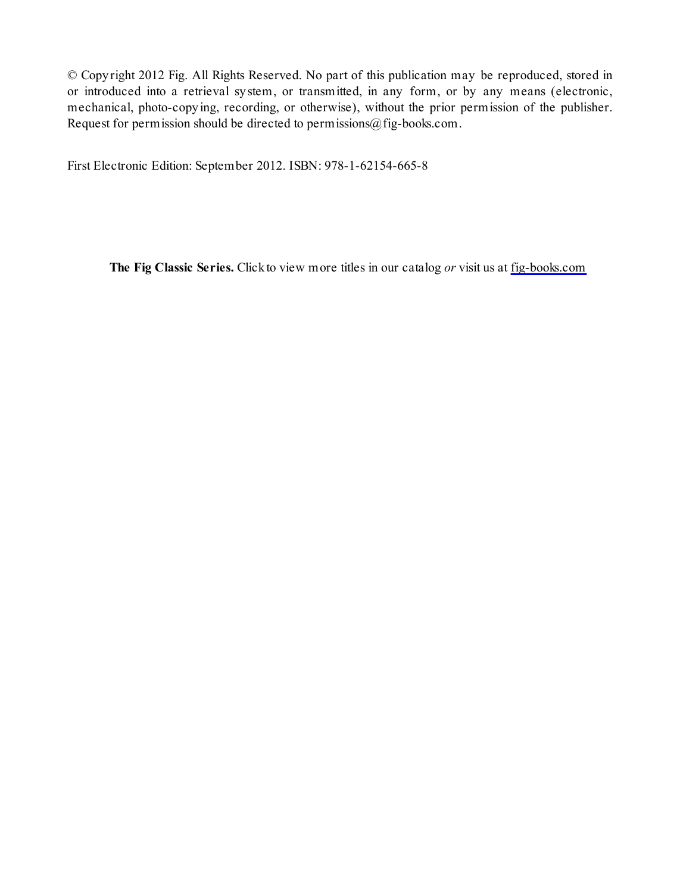© Copyright 2012 Fig. All Rights Reserved. No part of this publication may be reproduced, stored in or introduced into a retrieval system, or transmitted, in any form, or by any means (electronic, mechanical, photo-copying, recording, or otherwise), without the prior permission of the publisher. Request for permission should be directed to permissions@fig-books.com.

First Electronic Edition: September 2012. ISBN: 978-1-62154-665-8

**The Fig Classic Series.** Click to view more titles in our catalog *or* visit us at fig-books.com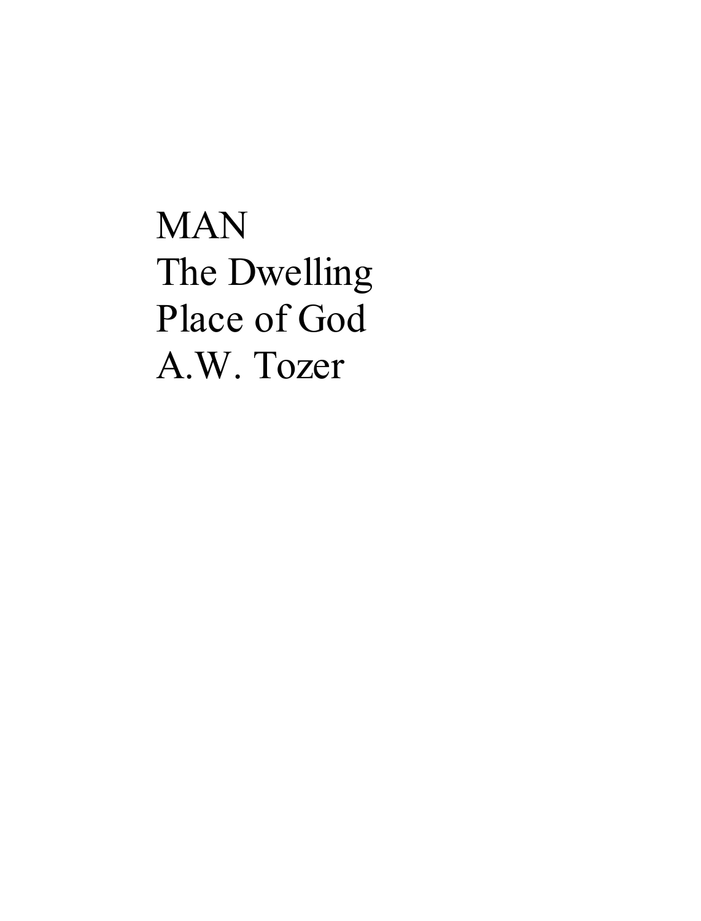# MAN

# The Dwelling Place of God

A.W. Tozer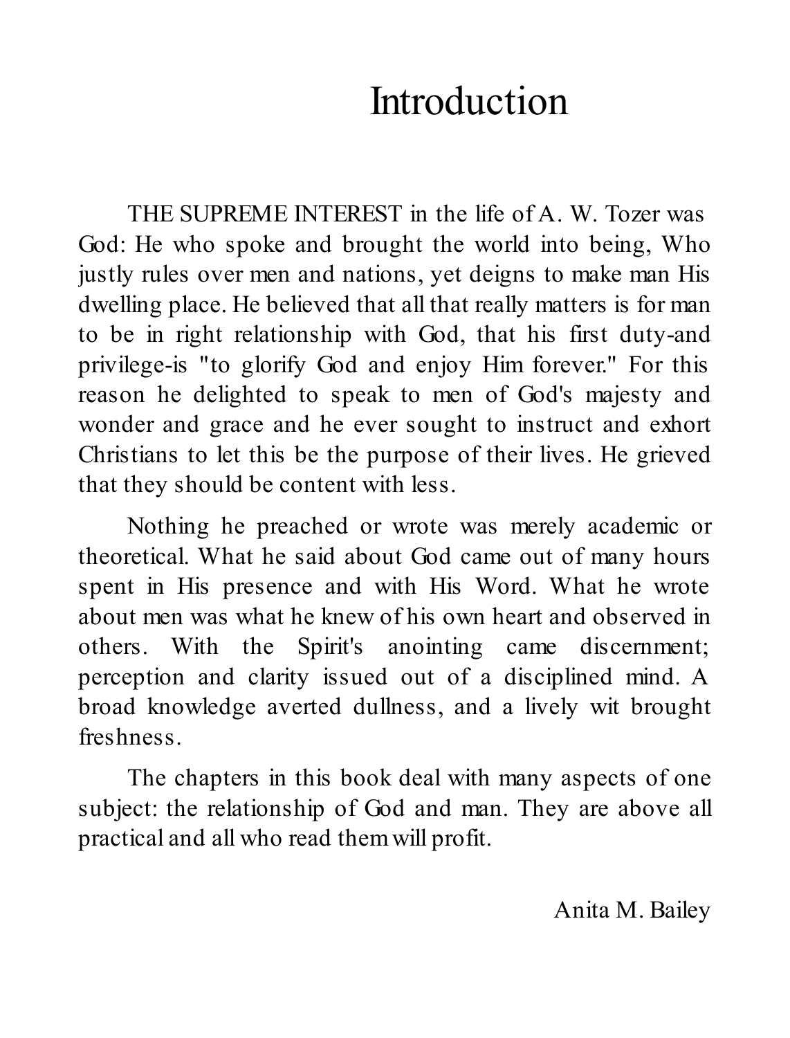# Introduction

THE SUPREME INTEREST in the life of A. W. Tozer was God: He who spoke and brought the world into being, Who justly rules over men and nations, yet deigns to make man His dwelling place. He believed that all that really matters is for man to be in right relationship with God, that his first duty-and privilege-is "to glorify God and enjoy Him forever." For this reason he delighted to speak to men of God's majesty and wonder and grace and he ever sought to instruct and exhort Christians to let this be the purpose of their lives. He grieved that they should be content with less.

Nothing he preached or wrote was merely academic or theoretical. What he said about God came out of many hours spent in His presence and with His Word. What he wrote about men was what he knew of his own heart and observed in others. With the Spirit's anointing came discernment; perception and clarity issued out of a disciplined mind. A broad knowledge averted dullness, and a lively wit brought freshness.

The chapters in this book deal with many aspects of one subject: the relationship of God and man. They are above all practical and all who read them will profit.

Anita M. Bailey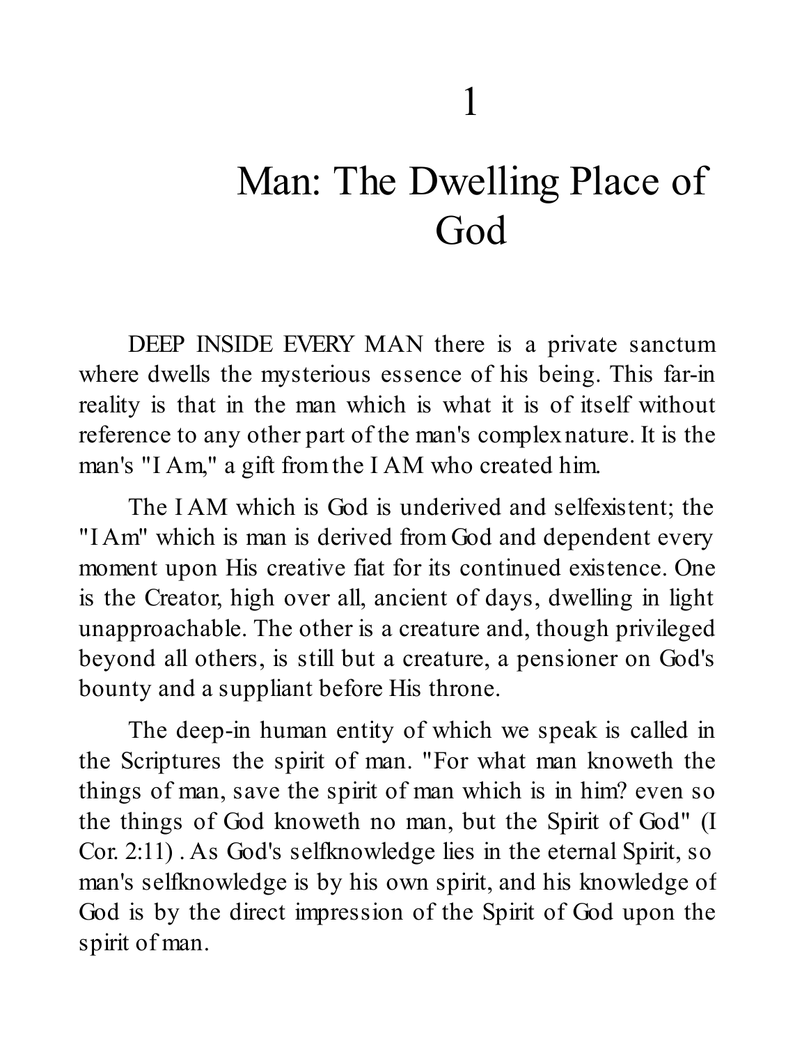# 1

# Man: The Dwelling Place of God

DEEP INSIDE EVERY MAN there is a private sanctum where dwells the mysterious essence of his being. This far-in reality is that in the man which is what it is of itself without reference to any other part of the man's complex nature. It is the man's "I Am," a gift from the I AM who created him.

The I AM which is God is underived and selfexistent; the "I Am" which is man is derived from God and dependent every moment upon His creative fiat for its continued existence. One is the Creator, high over all, ancient of days, dwelling in light unapproachable. The other is a creature and, though privileged beyond all others, is still but a creature, a pensioner on God's bounty and a suppliant before His throne.

The deep-in human entity of which we speak is called in the Scriptures the spirit of man. "For what man knoweth the things of man, save the spirit of man which is in him? even so the things of God knoweth no man, but the Spirit of God" (I Cor. 2:11) . As God's selfknowledge lies in the eternal Spirit, so man's selfknowledge is by his own spirit, and his knowledge of God is by the direct impression of the Spirit of God upon the spirit of man.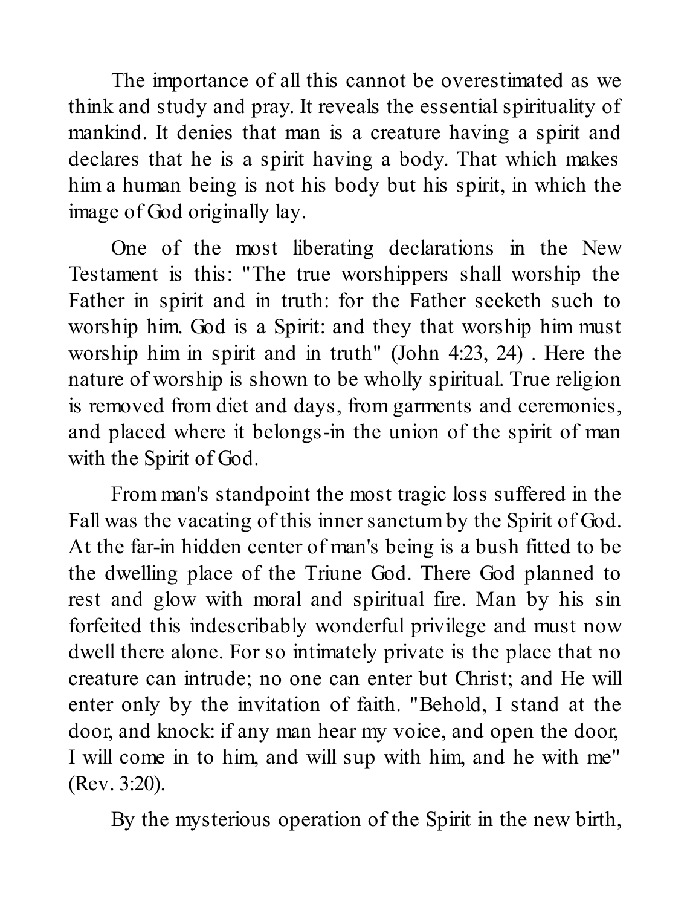The importance of all this cannot be overestimated as we think and study and pray. It reveals the essential spirituality of mankind. It denies that man is a creature having a spirit and declares that he is a spirit having a body. That which makes him a human being is not his body but his spirit, in which the image of God originally lay.

One of the most liberating declarations in the New Testament is this: "The true worshippers shall worship the Father in spirit and in truth: for the Father seeketh such to worship him. God is a Spirit: and they that worship him must worship him in spirit and in truth" (John 4:23, 24) . Here the nature of worship is shown to be wholly spiritual. True religion is removed from diet and days, from garments and ceremonies, and placed where it belongs-in the union of the spirit of man with the Spirit of God.

From man's standpoint the most tragic loss suffered in the Fall was the vacating of this inner sanctum by the Spirit of God. At the far-in hidden center of man's being is a bush fitted to be the dwelling place of the Triune God. There God planned to rest and glow with moral and spiritual fire. Man by his sin forfeited this indescribably wonderful privilege and must now dwell there alone. For so intimately private is the place that no creature can intrude; no one can enter but Christ; and He will enter only by the invitation of faith. "Behold, I stand at the door, and knock: if any man hear my voice, and open the door, I will come in to him, and will sup with him, and he with me" (Rev. 3:20).

By the mysterious operation of the Spirit in the new birth,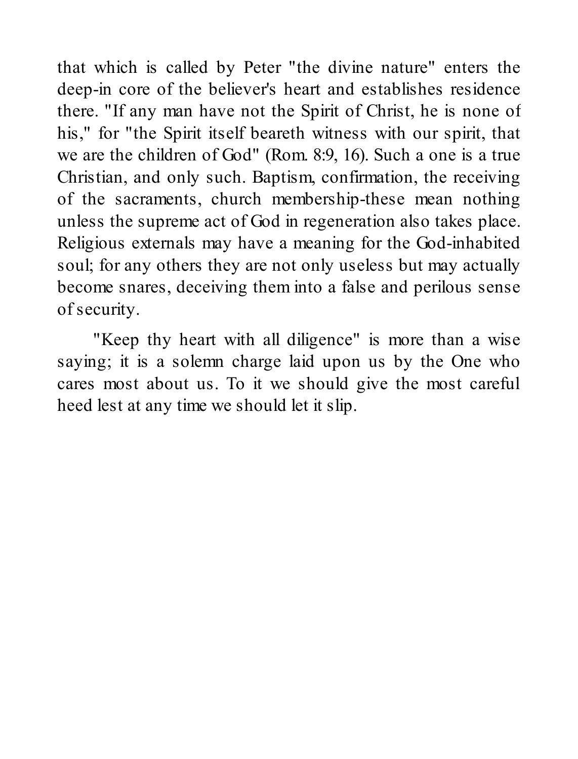that which is called by Peter "the divine nature" enters the deep-in core of the believer's heart and establishes residence there. "If any man have not the Spirit of Christ, he is none of his," for "the Spirit itself beareth witness with our spirit, that we are the children of God" (Rom. 8:9, 16). Such a one is a true Christian, and only such. Baptism, confirmation, the receiving of the sacraments, church membership-these mean nothing unless the supreme act of God in regeneration also takes place. Religious externals may have a meaning for the God-inhabited soul; for any others they are not only useless but may actually become snares, deceiving them into a false and perilous sense of security.

"Keep thy heart with all diligence" is more than a wise saying; it is a solemn charge laid upon us by the One who cares most about us. To it we should give the most careful heed lest at any time we should let it slip.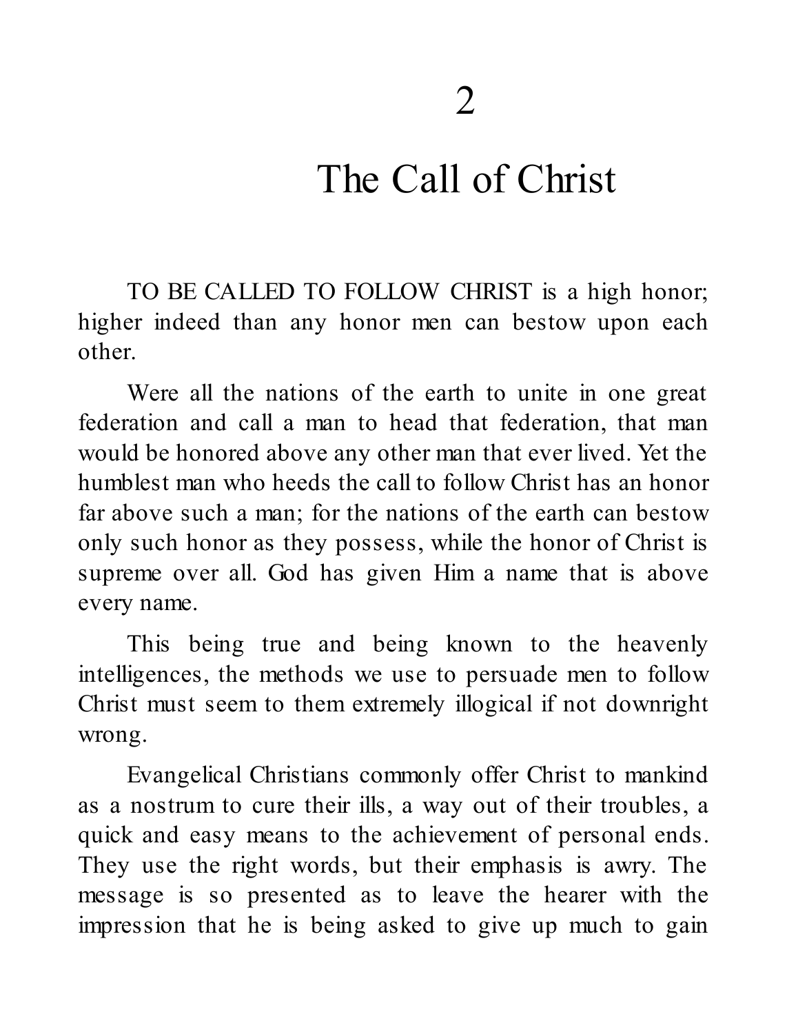# 2

# The Call of Christ

TO BE CALLED TO FOLLOW CHRIST is a high honor; higher indeed than any honor men can bestow upon each other.

Were all the nations of the earth to unite in one great federation and call a man to head that federation, that man would be honored above any other man that ever lived. Yet the humblest man who heeds the call to follow Christ has an honor far above such a man; for the nations of the earth can bestow only such honor as they possess, while the honor of Christ is supreme over all. God has given Him a name that is above every name.

This being true and being known to the heavenly intelligences, the methods we use to persuade men to follow Christ must seem to them extremely illogical if not downright wrong.

Evangelical Christians commonly offer Christ to mankind as a nostrum to cure their ills, a way out of their troubles, a quick and easy means to the achievement of personal ends. They use the right words, but their emphasis is awry. The message is so presented as to leave the hearer with the impression that he is being asked to give up much to gain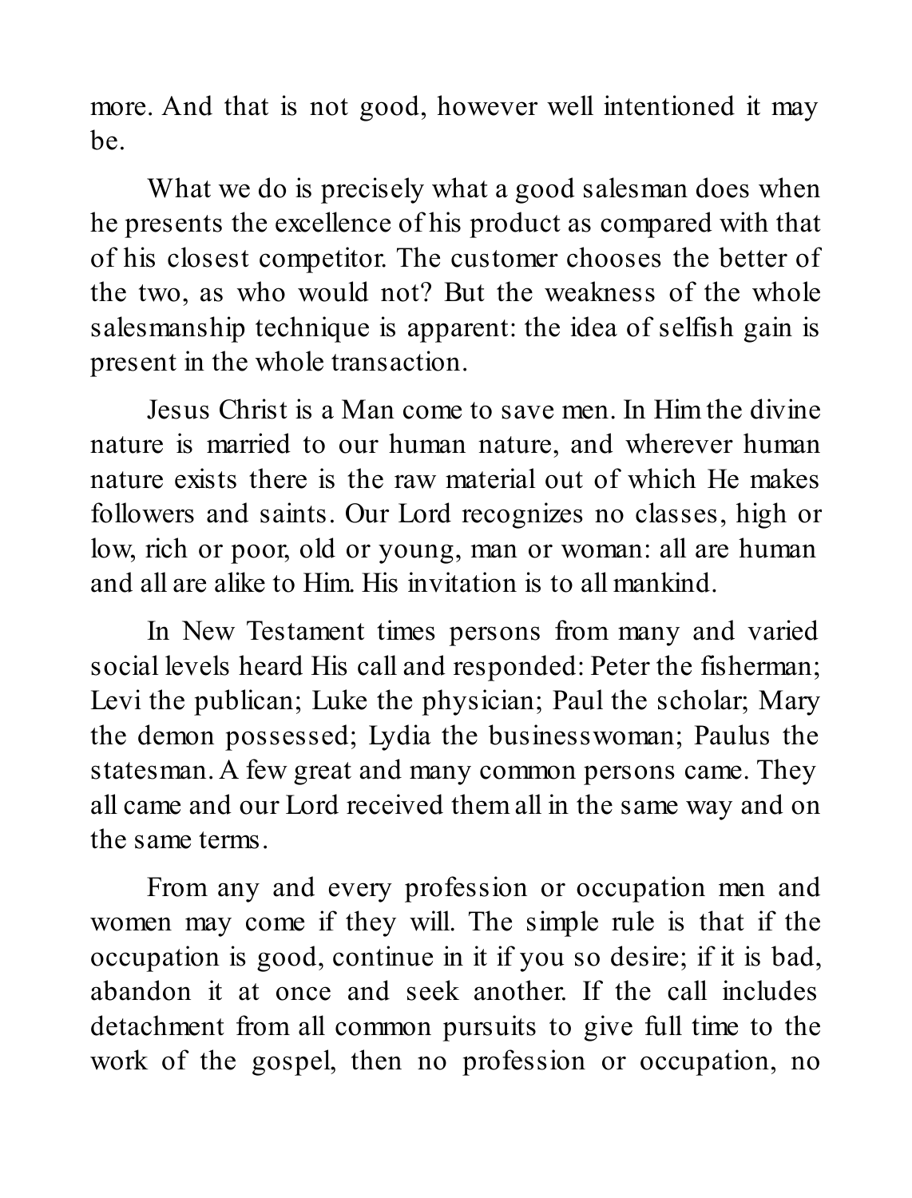more. And that is not good, however well intentioned it may be.

What we do is precisely what a good salesman does when he presents the excellence of his product as compared with that of his closest competitor. The customer chooses the better of the two, as who would not? But the weakness of the whole salesmanship technique is apparent: the idea of selfish gain is present in the whole transaction.

Jesus Christ is a Man come to save men. In Him the divine nature is married to our human nature, and wherever human nature exists there is the raw material out of which He makes followers and saints. Our Lord recognizes no classes, high or low, rich or poor, old or young, man or woman: all are human and all are alike to Him. His invitation is to all mankind.

In New Testament times persons from many and varied social levels heard His call and responded: Peter the fisherman; Levi the publican; Luke the physician; Paul the scholar; Mary the demon possessed; Lydia the businesswoman; Paulus the statesman. A few great and many common persons came. They all came and our Lord received them all in the same way and on the same terms.

From any and every profession or occupation men and women may come if they will. The simple rule is that if the occupation is good, continue in it if you so desire; if it is bad, abandon it at once and seek another. If the call includes detachment from all common pursuits to give full time to the work of the gospel, then no profession or occupation, no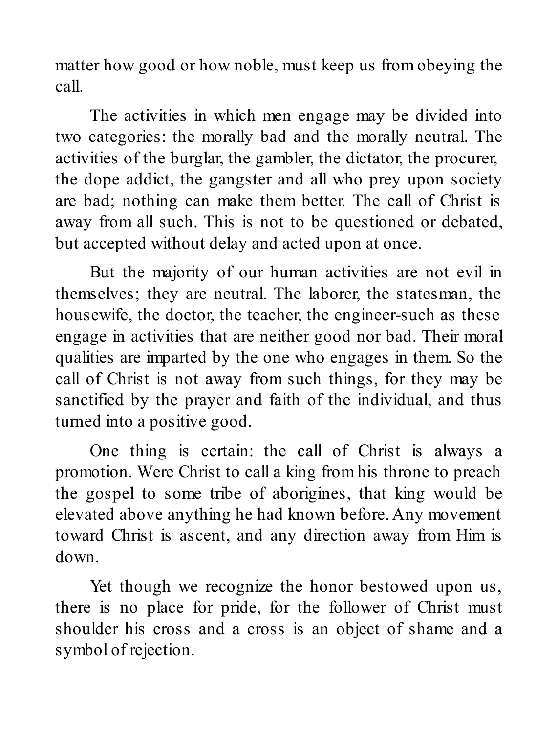matter how good or how noble, must keep us from obeying the call.

The activities in which men engage may be divided into two categories: the morally bad and the morally neutral. The activities of the burglar, the gambler, the dictator, the procurer, the dope addict, the gangster and all who prey upon society are bad; nothing can make them better. The call of Christ is away from all such. This is not to be questioned or debated, but accepted without delay and acted upon at once.

But the majority of our human activities are not evil in themselves; they are neutral. The laborer, the statesman, the housewife, the doctor, the teacher, the engineer-such as these engage in activities that are neither good nor bad. Their moral qualities are imparted by the one who engages in them. So the call of Christ is not away from such things, for they may be sanctified by the prayer and faith of the individual, and thus turned into a positive good.

One thing is certain: the call of Christ is always a promotion. Were Christ to call a king from his throne to preach the gospel to some tribe of aborigines, that king would be elevated above anything he had known before. Any movement toward Christ is ascent, and any direction away from Him is down.

Yet though we recognize the honor bestowed upon us, there is no place for pride, for the follower of Christ must shoulder his cross and a cross is an object of shame and a symbol of rejection.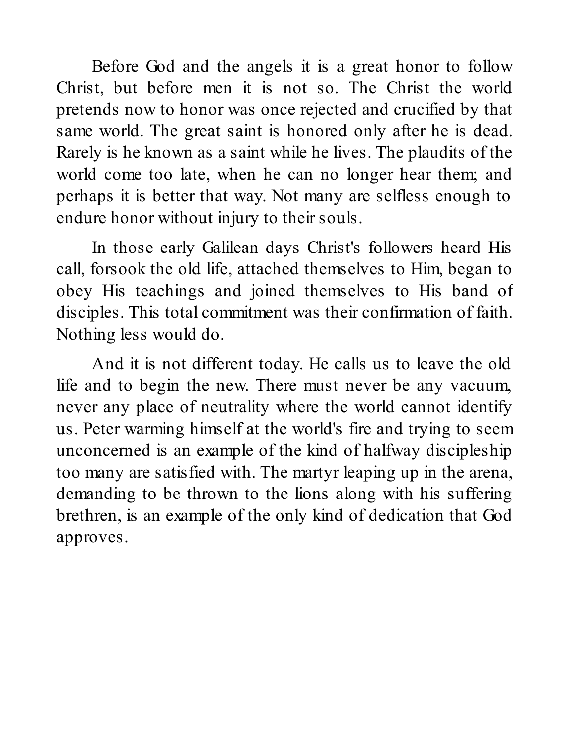Before God and the angels it is a great honor to follow Christ, but before men it is not so. The Christ the world pretends now to honor was once rejected and crucified by that same world. The great saint is honored only after he is dead. Rarely is he known as a saint while he lives. The plaudits of the world come too late, when he can no longer hear them; and perhaps it is better that way. Not many are selfless enough to endure honor without injury to their souls.

In those early Galilean days Christ's followers heard His call, forsook the old life, attached themselves to Him, began to obey His teachings and joined themselves to His band of disciples. This total commitment was their confirmation of faith. Nothing less would do.

And it is not different today. He calls us to leave the old life and to begin the new. There must never be any vacuum, never any place of neutrality where the world cannot identify us. Peter warming himself at the world's fire and trying to seem unconcerned is an example of the kind of halfway discipleship too many are satisfied with. The martyr leaping up in the arena, demanding to be thrown to the lions along with his suffering brethren, is an example of the only kind of dedication that God approves.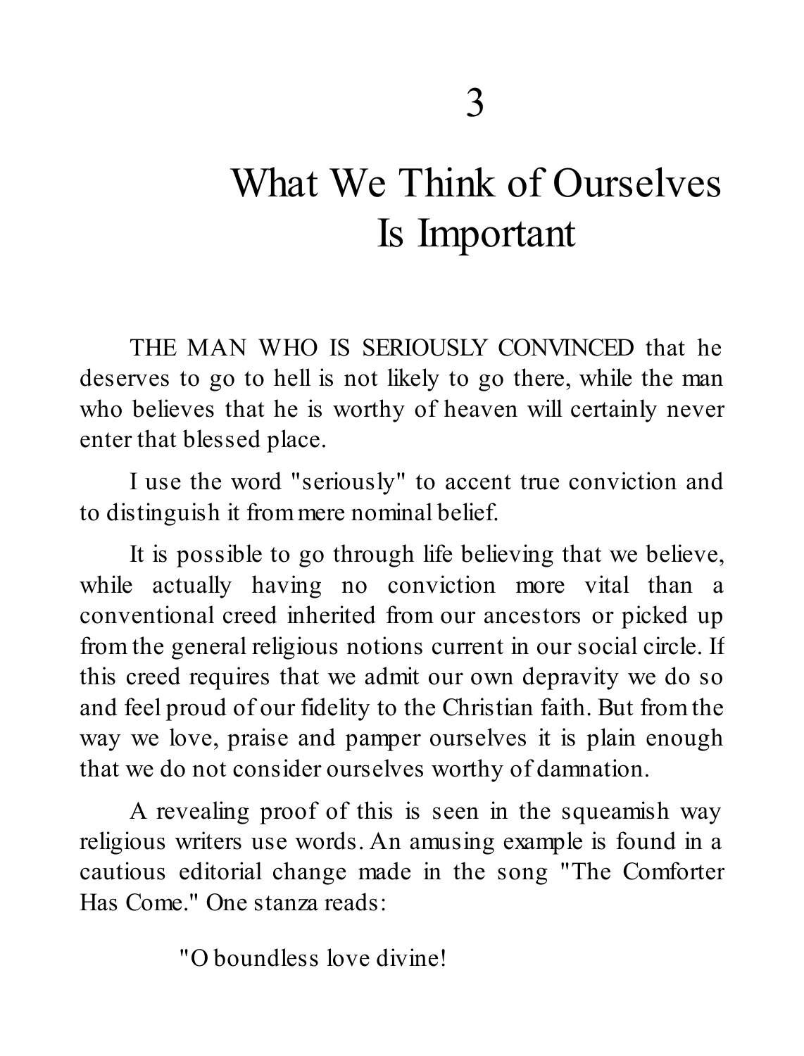# 3

# What We Think of Ourselves Is Important

THE MAN WHO IS SERIOUSLY CONVINCED that he deserves to go to hell is not likely to go there, while the man who believes that he is worthy of heaven will certainly never enter that blessed place.

I use the word "seriously" to accent true conviction and to distinguish it from mere nominal belief.

It is possible to go through life believing that we believe, while actually having no conviction more vital than a conventional creed inherited from our ancestors or picked up from the general religious notions current in our social circle. If this creed requires that we admit our own depravity we do so and feel proud of our fidelity to the Christian faith. But from the way we love, praise and pamper ourselves it is plain enough that we do not consider ourselves worthy of damnation.

A revealing proof of this is seen in the squeamish way religious writers use words. An amusing example is found in a cautious editorial change made in the song "The Comforter Has Come." One stanza reads:

> "O boundless love divine!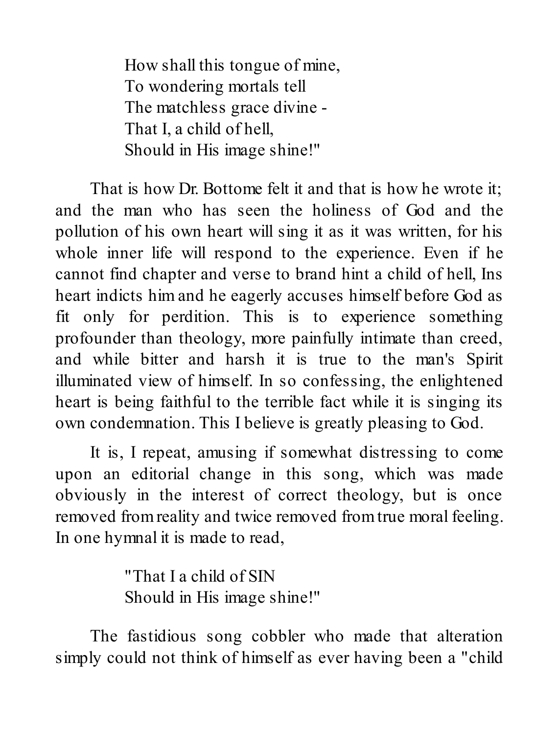> How shall this tongue of mine,
> To wondering mortals tell
> The matchless grace divine -
> That I, a child of hell,
> Should in His image shine!"

That is how Dr. Bottome felt it and that is how he wrote it; and the man who has seen the holiness of God and the pollution of his own heart will sing it as it was written, for his whole inner life will respond to the experience. Even if he cannot find chapter and verse to brand hint a child of hell, Ins heart indicts him and he eagerly accuses himself before God as fit only for perdition. This is to experience something profounder than theology, more painfully intimate than creed, and while bitter and harsh it is true to the man's Spirit illuminated view of himself. In so confessing, the enlightened heart is being faithful to the terrible fact while it is singing its own condemnation. This I believe is greatly pleasing to God.

It is, I repeat, amusing if somewhat distressing to come upon an editorial change in this song, which was made obviously in the interest of correct theology, but is once removed from reality and twice removed from true moral feeling. In one hymnal it is made to read,

> "That I a child of SIN
> Should in His image shine!"

The fastidious song cobbler who made that alteration simply could not think of himself as ever having been a "child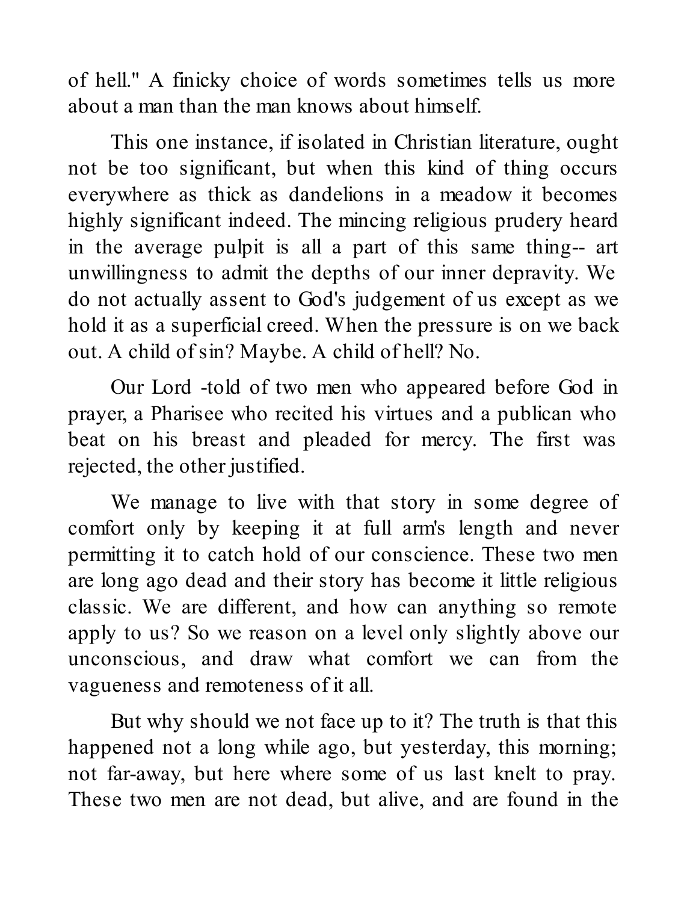of hell." A finicky choice of words sometimes tells us more about a man than the man knows about himself.

This one instance, if isolated in Christian literature, ought not be too significant, but when this kind of thing occurs everywhere as thick as dandelions in a meadow it becomes highly significant indeed. The mincing religious prudery heard in the average pulpit is all a part of this same thing-- art unwillingness to admit the depths of our inner depravity. We do not actually assent to God's judgement of us except as we hold it as a superficial creed. When the pressure is on we back out. A child of sin? Maybe. A child of hell? No.

Our Lord -told of two men who appeared before God in prayer, a Pharisee who recited his virtues and a publican who beat on his breast and pleaded for mercy. The first was rejected, the other justified.

We manage to live with that story in some degree of comfort only by keeping it at full arm's length and never permitting it to catch hold of our conscience. These two men are long ago dead and their story has become it little religious classic. We are different, and how can anything so remote apply to us? So we reason on a level only slightly above our unconscious, and draw what comfort we can from the vagueness and remoteness of it all.

But why should we not face up to it? The truth is that this happened not a long while ago, but yesterday, this morning; not far-away, but here where some of us last knelt to pray. These two men are not dead, but alive, and are found in the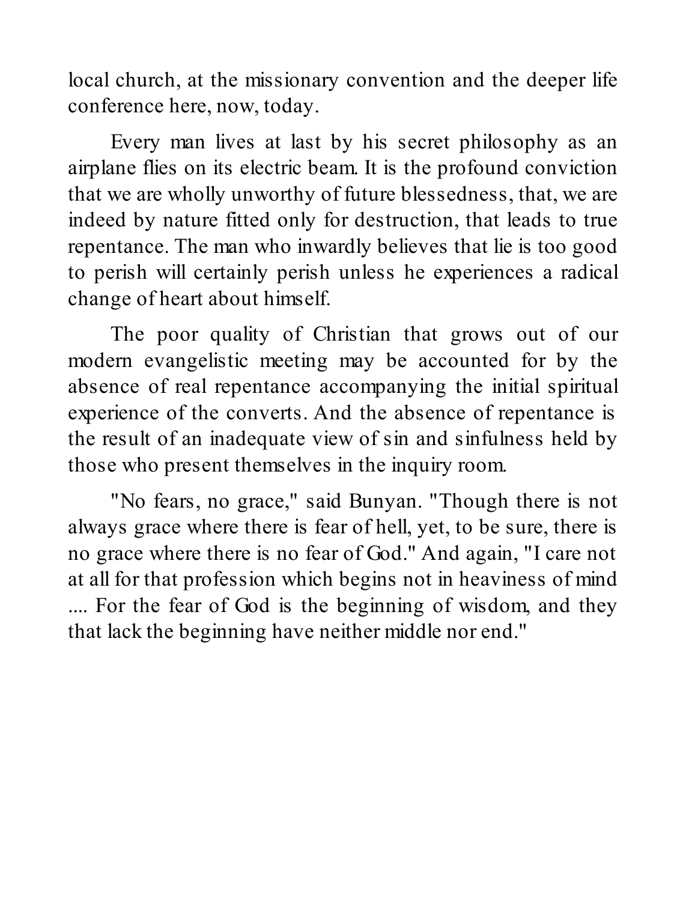local church, at the missionary convention and the deeper life conference here, now, today.

Every man lives at last by his secret philosophy as an airplane flies on its electric beam. It is the profound conviction that we are wholly unworthy of future blessedness, that, we are indeed by nature fitted only for destruction, that leads to true repentance. The man who inwardly believes that lie is too good to perish will certainly perish unless he experiences a radical change of heart about himself.

The poor quality of Christian that grows out of our modern evangelistic meeting may be accounted for by the absence of real repentance accompanying the initial spiritual experience of the converts. And the absence of repentance is the result of an inadequate view of sin and sinfulness held by those who present themselves in the inquiry room.

"No fears, no grace," said Bunyan. "Though there is not always grace where there is fear of hell, yet, to be sure, there is no grace where there is no fear of God." And again, "I care not at all for that profession which begins not in heaviness of mind .... For the fear of God is the beginning of wisdom, and they that lack the beginning have neither middle nor end."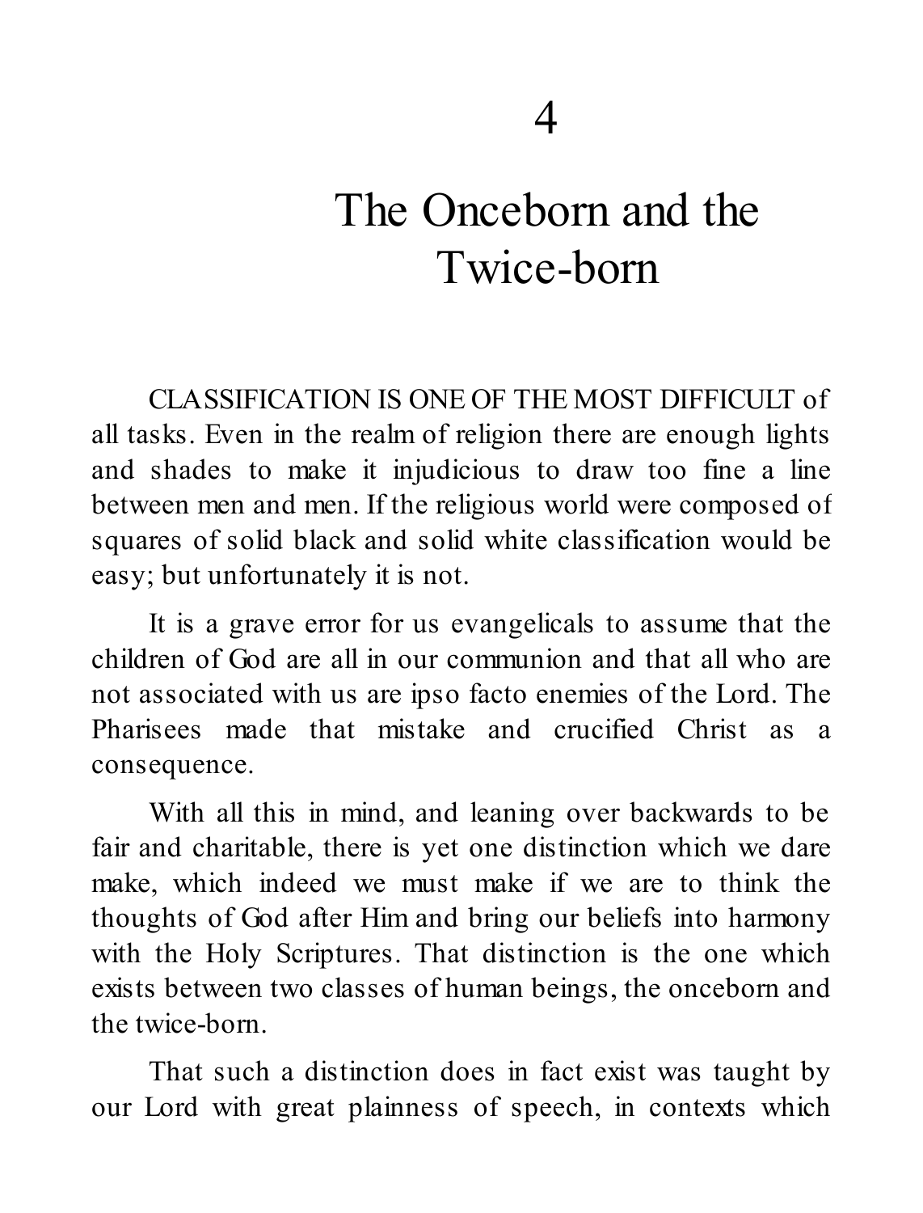# 4

# The Onceborn and the Twice-born

CLASSIFICATION IS ONE OF THE MOST DIFFICULT of all tasks. Even in the realm of religion there are enough lights and shades to make it injudicious to draw too fine a line between men and men. If the religious world were composed of squares of solid black and solid white classification would be easy; but unfortunately it is not.

It is a grave error for us evangelicals to assume that the children of God are all in our communion and that all who are not associated with us are ipso facto enemies of the Lord. The Pharisees made that mistake and crucified Christ as a consequence.

With all this in mind, and leaning over backwards to be fair and charitable, there is yet one distinction which we dare make, which indeed we must make if we are to think the thoughts of God after Him and bring our beliefs into harmony with the Holy Scriptures. That distinction is the one which exists between two classes of human beings, the onceborn and the twice-born.

That such a distinction does in fact exist was taught by our Lord with great plainness of speech, in contexts which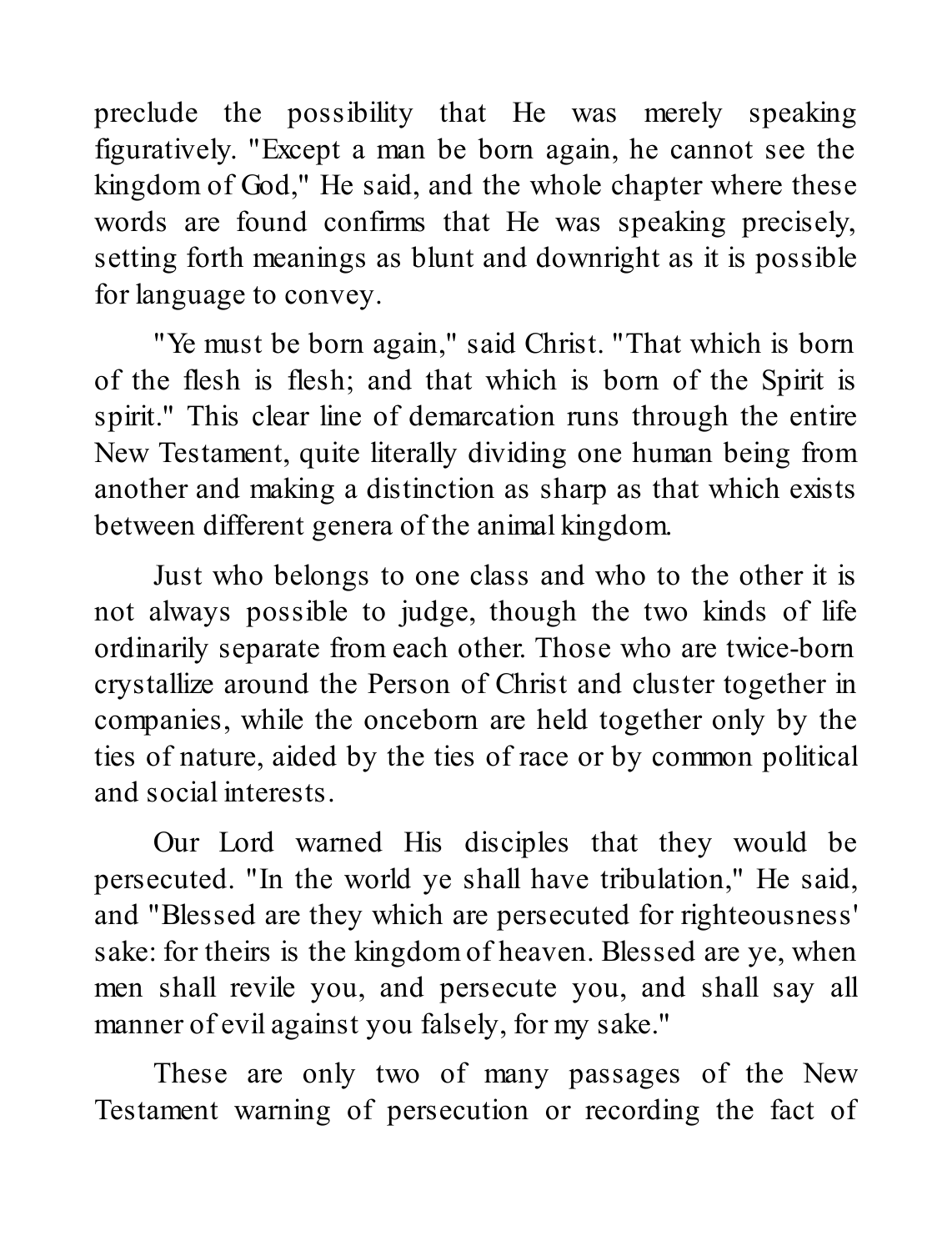preclude the possibility that He was merely speaking figuratively. "Except a man be born again, he cannot see the kingdom of God," He said, and the whole chapter where these words are found confirms that He was speaking precisely, setting forth meanings as blunt and downright as it is possible for language to convey.

"Ye must be born again," said Christ. "That which is born of the flesh is flesh; and that which is born of the Spirit is spirit." This clear line of demarcation runs through the entire New Testament, quite literally dividing one human being from another and making a distinction as sharp as that which exists between different genera of the animal kingdom.

Just who belongs to one class and who to the other it is not always possible to judge, though the two kinds of life ordinarily separate from each other. Those who are twice-born crystallize around the Person of Christ and cluster together in companies, while the onceborn are held together only by the ties of nature, aided by the ties of race or by common political and social interests.

Our Lord warned His disciples that they would be persecuted. "In the world ye shall have tribulation," He said, and "Blessed are they which are persecuted for righteousness' sake: for theirs is the kingdom of heaven. Blessed are ye, when men shall revile you, and persecute you, and shall say all manner of evil against you falsely, for my sake."

These are only two of many passages of the New Testament warning of persecution or recording the fact of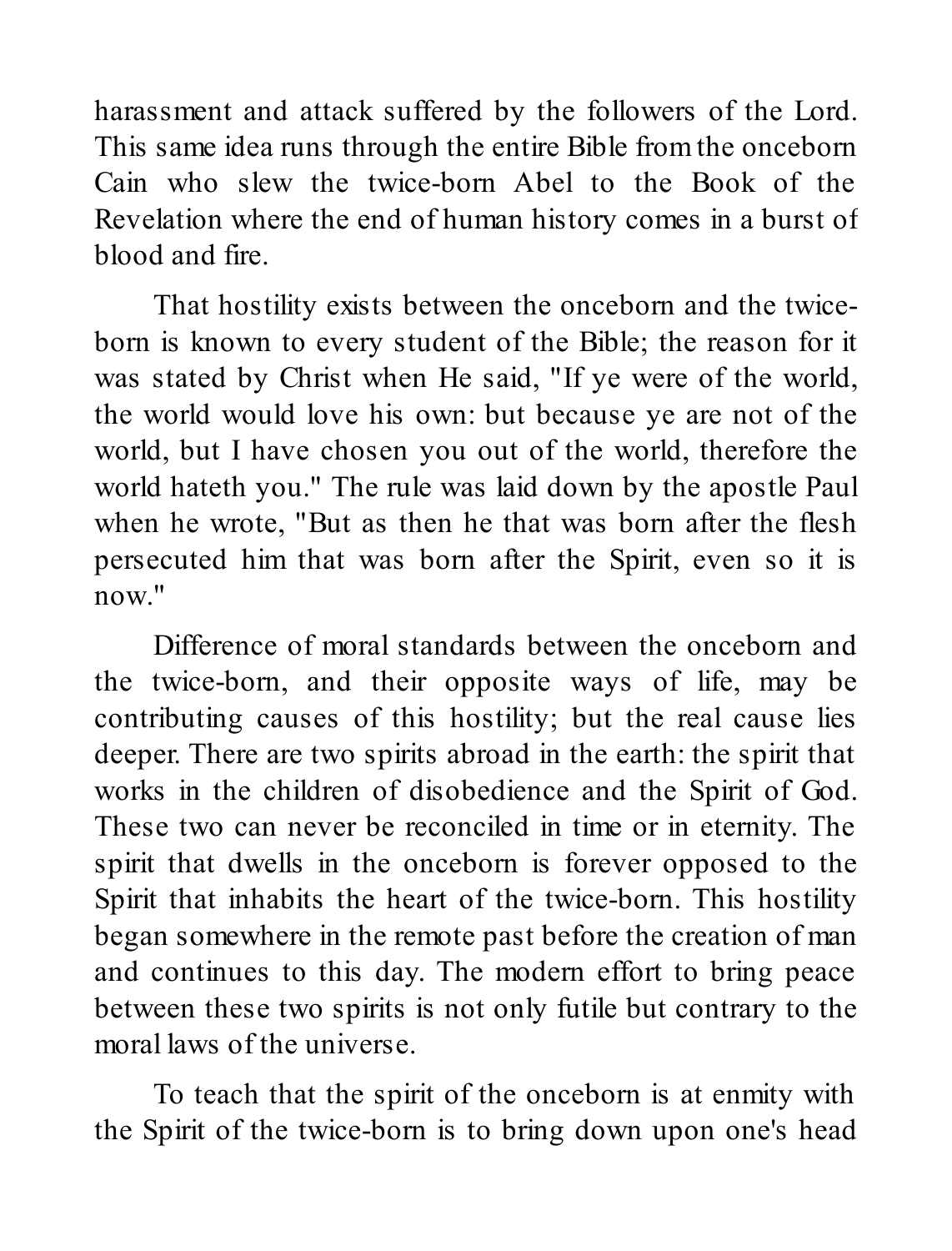harassment and attack suffered by the followers of the Lord. This same idea runs through the entire Bible from the onceborn Cain who slew the twice-born Abel to the Book of the Revelation where the end of human history comes in a burst of blood and fire.

That hostility exists between the onceborn and the twice-born is known to every student of the Bible; the reason for it was stated by Christ when He said, "If ye were of the world, the world would love his own: but because ye are not of the world, but I have chosen you out of the world, therefore the world hateth you." The rule was laid down by the apostle Paul when he wrote, "But as then he that was born after the flesh persecuted him that was born after the Spirit, even so it is now."

Difference of moral standards between the onceborn and the twice-born, and their opposite ways of life, may be contributing causes of this hostility; but the real cause lies deeper. There are two spirits abroad in the earth: the spirit that works in the children of disobedience and the Spirit of God. These two can never be reconciled in time or in eternity. The spirit that dwells in the onceborn is forever opposed to the Spirit that inhabits the heart of the twice-born. This hostility began somewhere in the remote past before the creation of man and continues to this day. The modern effort to bring peace between these two spirits is not only futile but contrary to the moral laws of the universe.

To teach that the spirit of the onceborn is at enmity with the Spirit of the twice-born is to bring down upon one's head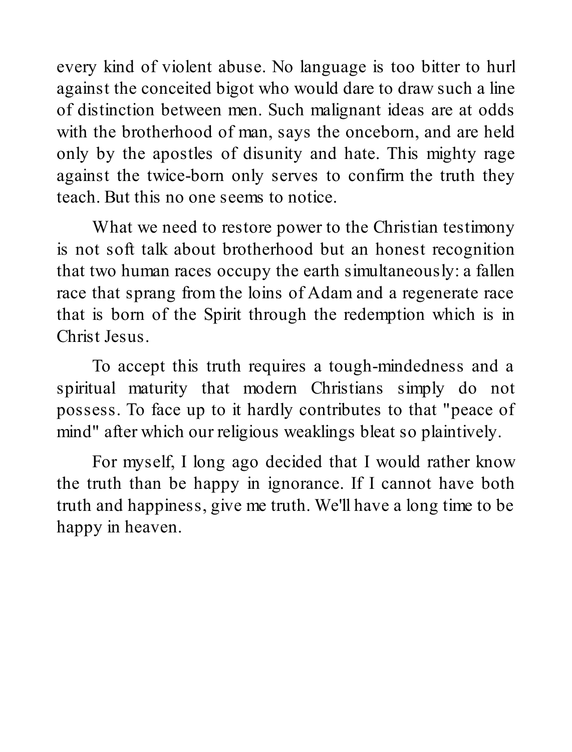every kind of violent abuse. No language is too bitter to hurl against the conceited bigot who would dare to draw such a line of distinction between men. Such malignant ideas are at odds with the brotherhood of man, says the onceborn, and are held only by the apostles of disunity and hate. This mighty rage against the twice-born only serves to confirm the truth they teach. But this no one seems to notice.

What we need to restore power to the Christian testimony is not soft talk about brotherhood but an honest recognition that two human races occupy the earth simultaneously: a fallen race that sprang from the loins of Adam and a regenerate race that is born of the Spirit through the redemption which is in Christ Jesus.

To accept this truth requires a tough-mindedness and a spiritual maturity that modern Christians simply do not possess. To face up to it hardly contributes to that "peace of mind" after which our religious weaklings bleat so plaintively.

For myself, I long ago decided that I would rather know the truth than be happy in ignorance. If I cannot have both truth and happiness, give me truth. We'll have a long time to be happy in heaven.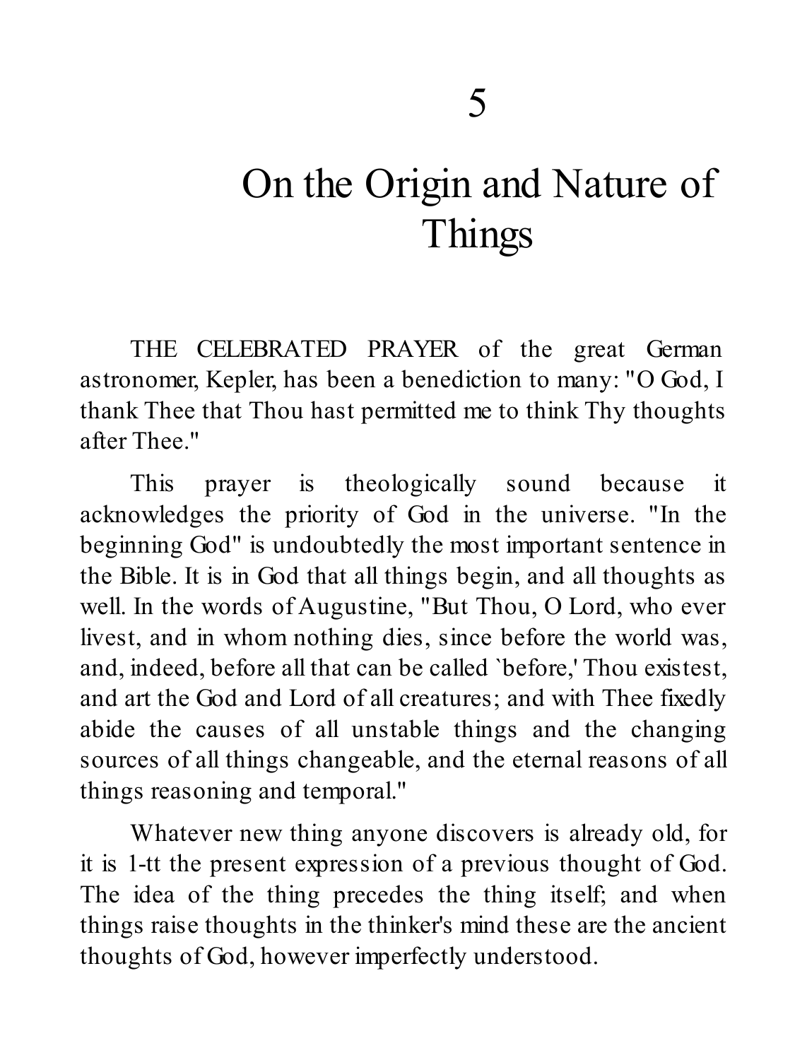# 5

# On the Origin and Nature of Things

THE CELEBRATED PRAYER of the great German astronomer, Kepler, has been a benediction to many: "O God, I thank Thee that Thou hast permitted me to think Thy thoughts after Thee."

This prayer is theologically sound because it acknowledges the priority of God in the universe. "In the beginning God" is undoubtedly the most important sentence in the Bible. It is in God that all things begin, and all thoughts as well. In the words of Augustine, "But Thou, O Lord, who ever livest, and in whom nothing dies, since before the world was, and, indeed, before all that can be called `before,' Thou existest, and art the God and Lord of all creatures; and with Thee fixedly abide the causes of all unstable things and the changing sources of all things changeable, and the eternal reasons of all things reasoning and temporal."

Whatever new thing anyone discovers is already old, for it is 1-tt the present expression of a previous thought of God. The idea of the thing precedes the thing itself; and when things raise thoughts in the thinker's mind these are the ancient thoughts of God, however imperfectly understood.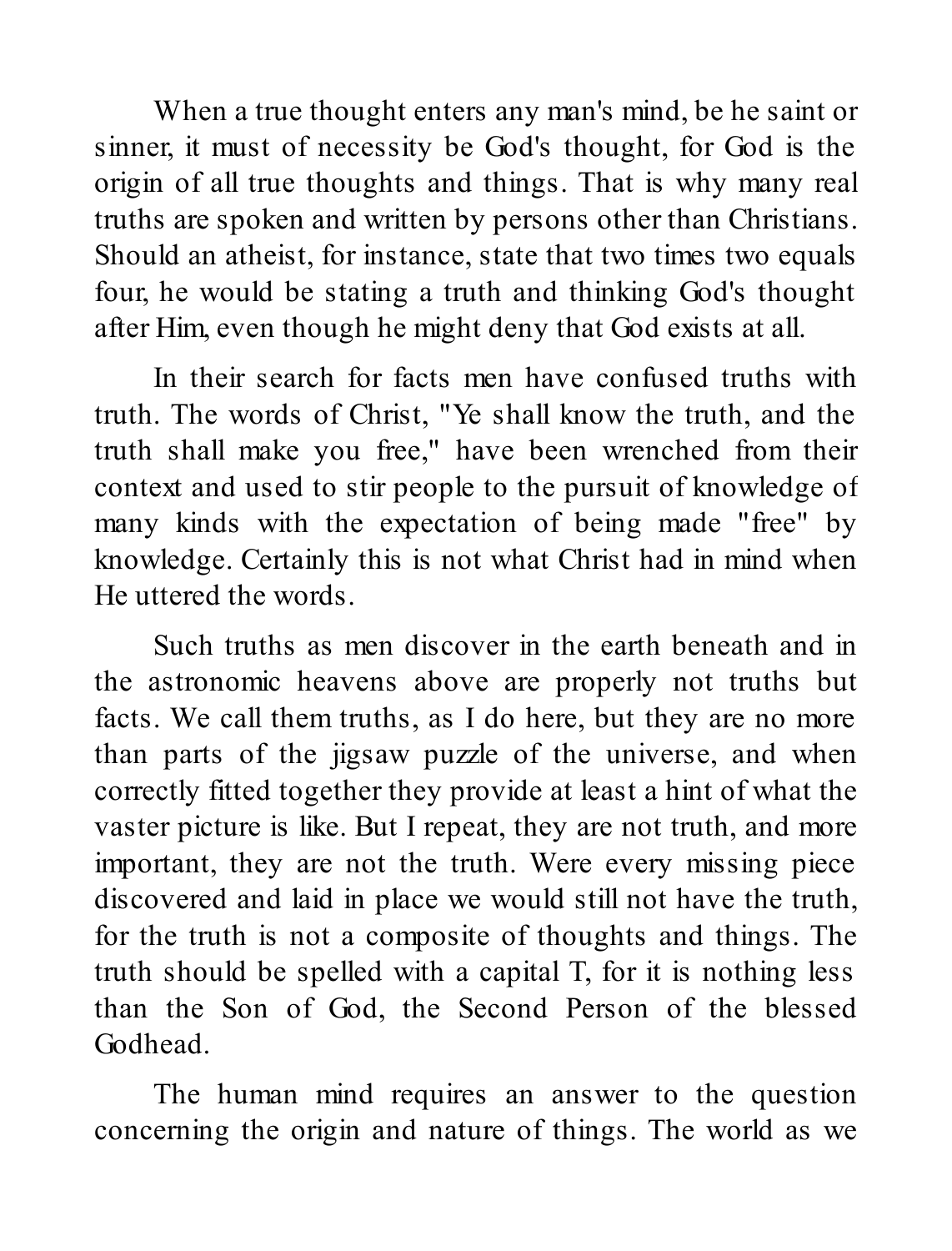When a true thought enters any man's mind, be he saint or sinner, it must of necessity be God's thought, for God is the origin of all true thoughts and things. That is why many real truths are spoken and written by persons other than Christians. Should an atheist, for instance, state that two times two equals four, he would be stating a truth and thinking God's thought after Him, even though he might deny that God exists at all.

In their search for facts men have confused truths with truth. The words of Christ, "Ye shall know the truth, and the truth shall make you free," have been wrenched from their context and used to stir people to the pursuit of knowledge of many kinds with the expectation of being made "free" by knowledge. Certainly this is not what Christ had in mind when He uttered the words.

Such truths as men discover in the earth beneath and in the astronomic heavens above are properly not truths but facts. We call them truths, as I do here, but they are no more than parts of the jigsaw puzzle of the universe, and when correctly fitted together they provide at least a hint of what the vaster picture is like. But I repeat, they are not truth, and more important, they are not the truth. Were every missing piece discovered and laid in place we would still not have the truth, for the truth is not a composite of thoughts and things. The truth should be spelled with a capital T, for it is nothing less than the Son of God, the Second Person of the blessed Godhead.

The human mind requires an answer to the question concerning the origin and nature of things. The world as we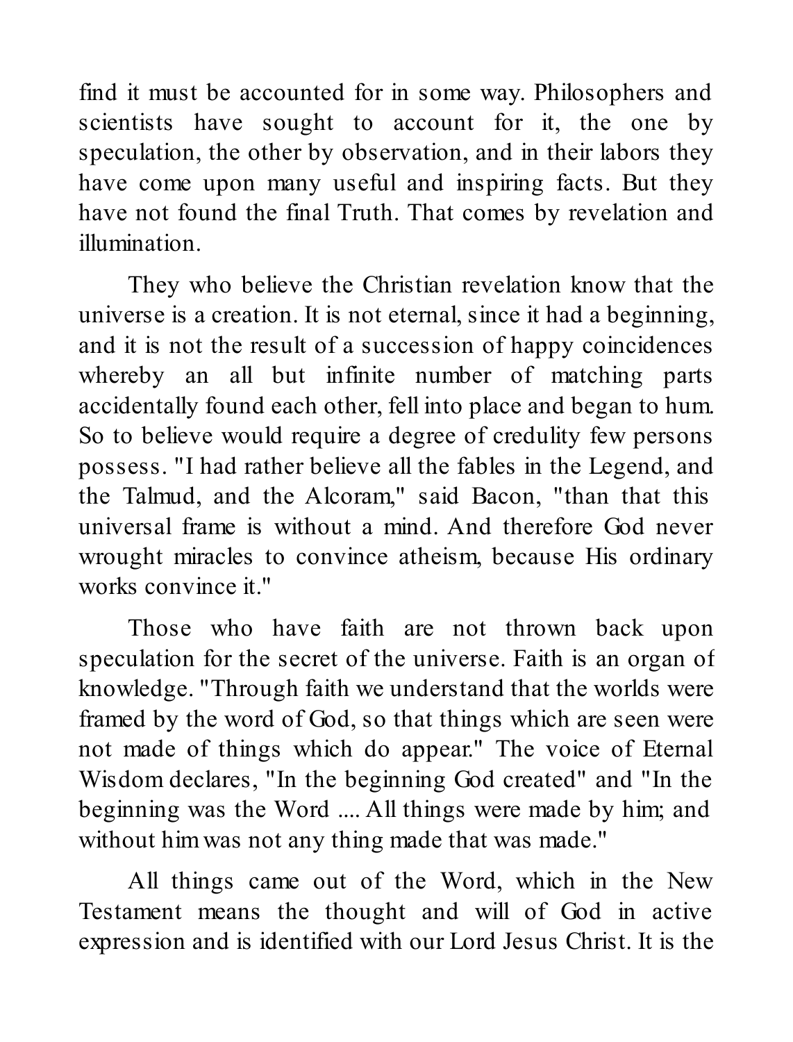find it must be accounted for in some way. Philosophers and scientists have sought to account for it, the one by speculation, the other by observation, and in their labors they have come upon many useful and inspiring facts. But they have not found the final Truth. That comes by revelation and illumination.

They who believe the Christian revelation know that the universe is a creation. It is not eternal, since it had a beginning, and it is not the result of a succession of happy coincidences whereby an all but infinite number of matching parts accidentally found each other, fell into place and began to hum. So to believe would require a degree of credulity few persons possess. "I had rather believe all the fables in the Legend, and the Talmud, and the Alcoram," said Bacon, "than that this universal frame is without a mind. And therefore God never wrought miracles to convince atheism, because His ordinary works convince it."

Those who have faith are not thrown back upon speculation for the secret of the universe. Faith is an organ of knowledge. "Through faith we understand that the worlds were framed by the word of God, so that things which are seen were not made of things which do appear." The voice of Eternal Wisdom declares, "In the beginning God created" and "In the beginning was the Word .... All things were made by him; and without him was not any thing made that was made."

All things came out of the Word, which in the New Testament means the thought and will of God in active expression and is identified with our Lord Jesus Christ. It is the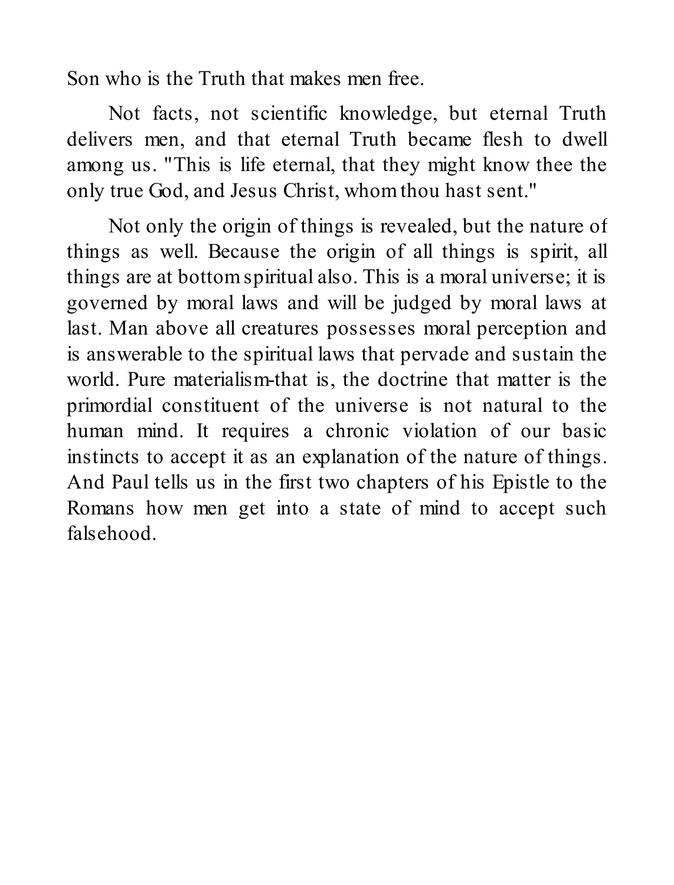Son who is the Truth that makes men free.

Not facts, not scientific knowledge, but eternal Truth delivers men, and that eternal Truth became flesh to dwell among us. "This is life eternal, that they might know thee the only true God, and Jesus Christ, whom thou hast sent."

Not only the origin of things is revealed, but the nature of things as well. Because the origin of all things is spirit, all things are at bottom spiritual also. This is a moral universe; it is governed by moral laws and will be judged by moral laws at last. Man above all creatures possesses moral perception and is answerable to the spiritual laws that pervade and sustain the world. Pure materialism-that is, the doctrine that matter is the primordial constituent of the universe is not natural to the human mind. It requires a chronic violation of our basic instincts to accept it as an explanation of the nature of things. And Paul tells us in the first two chapters of his Epistle to the Romans how men get into a state of mind to accept such falsehood.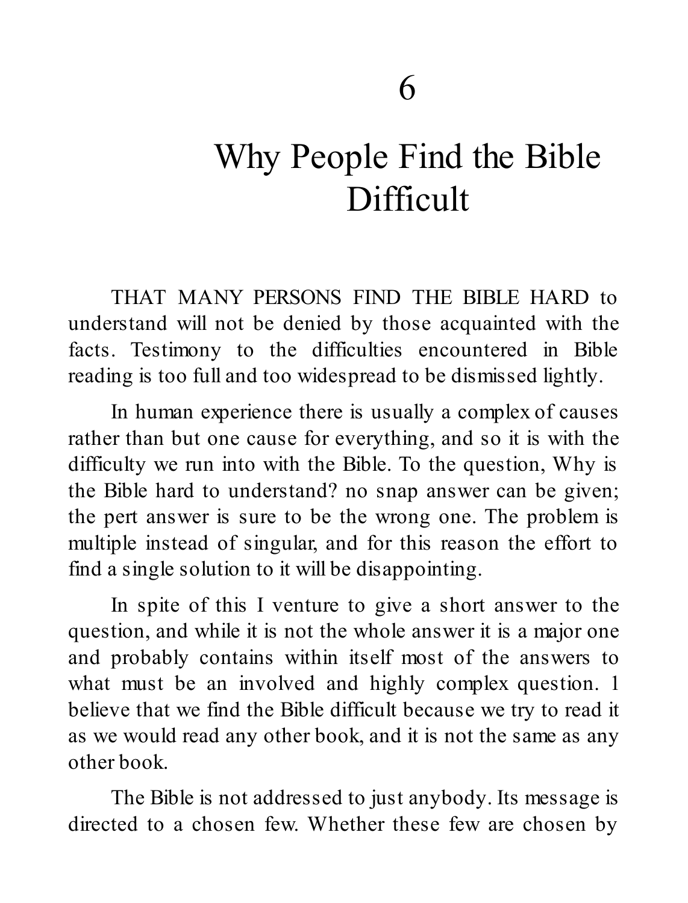# 6

# Why People Find the Bible Difficult

THAT MANY PERSONS FIND THE BIBLE HARD to understand will not be denied by those acquainted with the facts. Testimony to the difficulties encountered in Bible reading is too full and too widespread to be dismissed lightly.

In human experience there is usually a complex of causes rather than but one cause for everything, and so it is with the difficulty we run into with the Bible. To the question, Why is the Bible hard to understand? no snap answer can be given; the pert answer is sure to be the wrong one. The problem is multiple instead of singular, and for this reason the effort to find a single solution to it will be disappointing.

In spite of this I venture to give a short answer to the question, and while it is not the whole answer it is a major one and probably contains within itself most of the answers to what must be an involved and highly complex question. 1 believe that we find the Bible difficult because we try to read it as we would read any other book, and it is not the same as any other book.

The Bible is not addressed to just anybody. Its message is directed to a chosen few. Whether these few are chosen by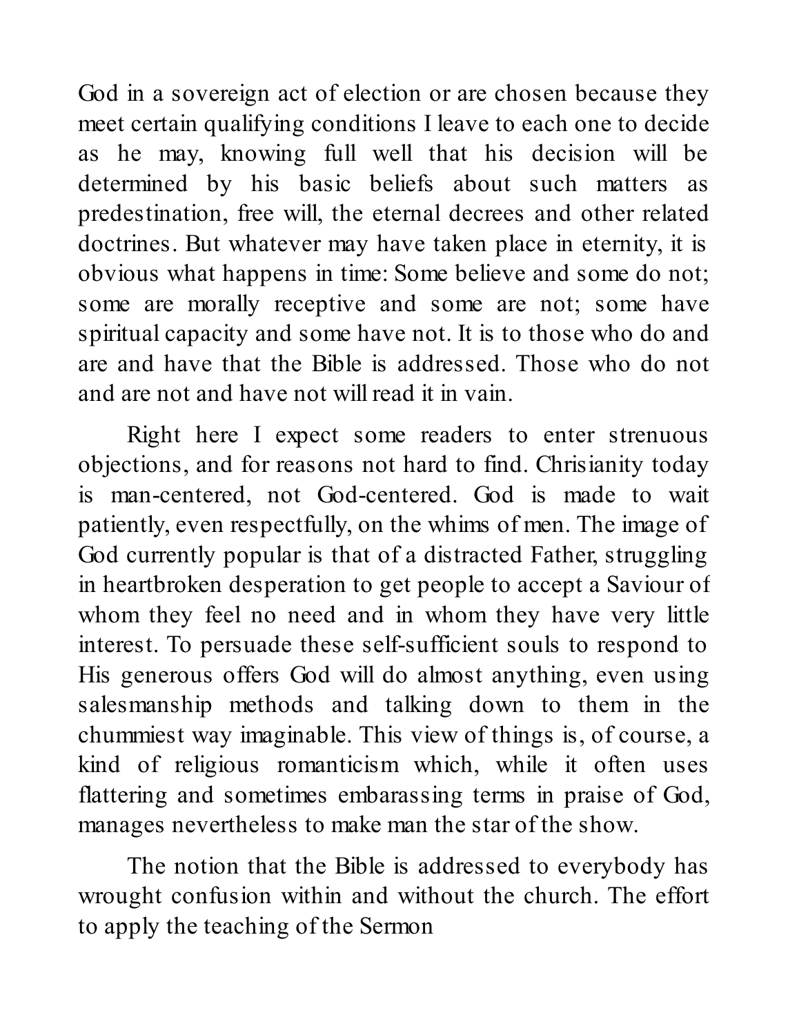God in a sovereign act of election or are chosen because they meet certain qualifying conditions I leave to each one to decide as he may, knowing full well that his decision will be determined by his basic beliefs about such matters as predestination, free will, the eternal decrees and other related doctrines. But whatever may have taken place in eternity, it is obvious what happens in time: Some believe and some do not; some are morally receptive and some are not; some have spiritual capacity and some have not. It is to those who do and are and have that the Bible is addressed. Those who do not and are not and have not will read it in vain.

Right here I expect some readers to enter strenuous objections, and for reasons not hard to find. Chrisianity today is man-centered, not God-centered. God is made to wait patiently, even respectfully, on the whims of men. The image of God currently popular is that of a distracted Father, struggling in heartbroken desperation to get people to accept a Saviour of whom they feel no need and in whom they have very little interest. To persuade these self-sufficient souls to respond to His generous offers God will do almost anything, even using salesmanship methods and talking down to them in the chummiest way imaginable. This view of things is, of course, a kind of religious romanticism which, while it often uses flattering and sometimes embarassing terms in praise of God, manages nevertheless to make man the star of the show.

The notion that the Bible is addressed to everybody has wrought confusion within and without the church. The effort to apply the teaching of the Sermon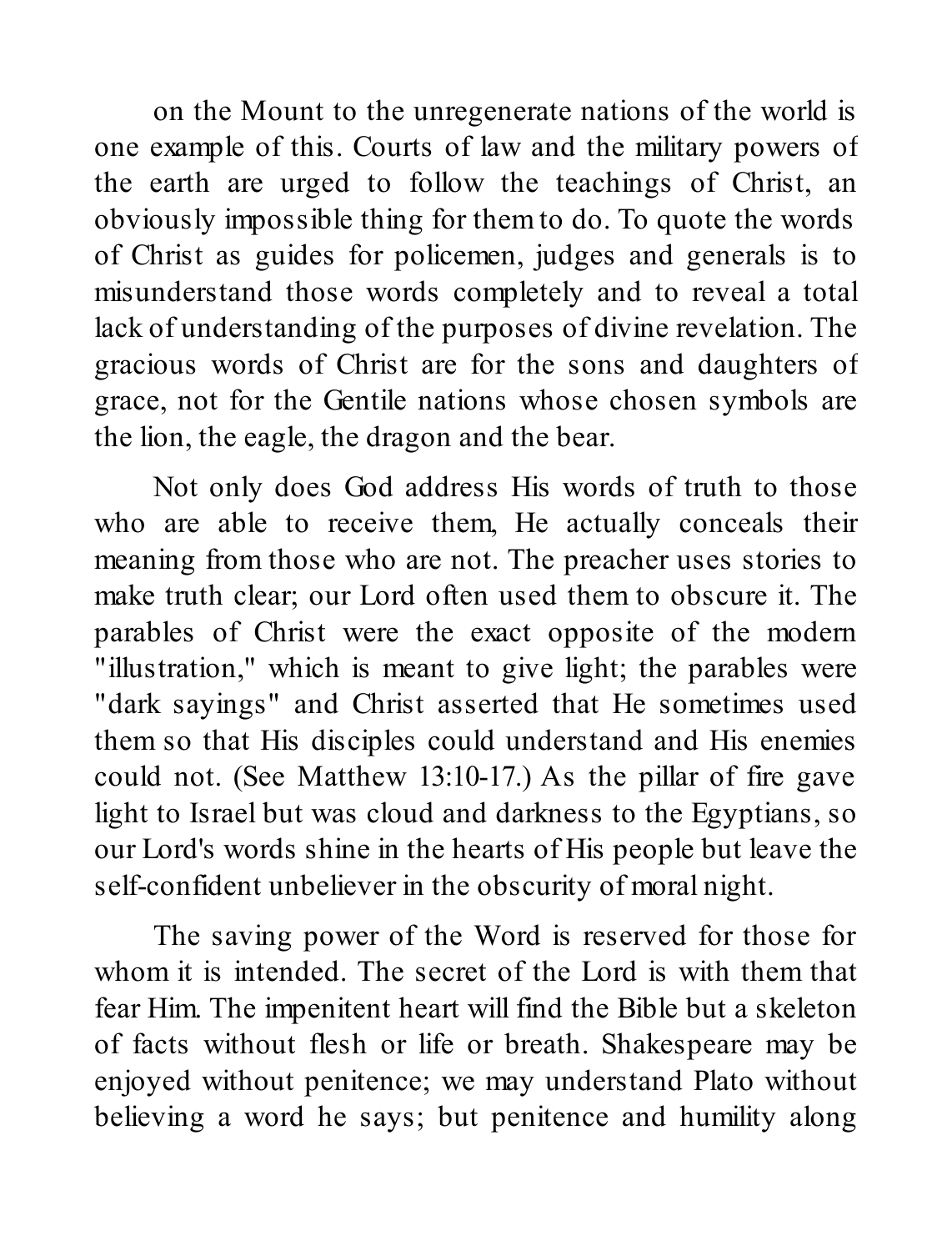on the Mount to the unregenerate nations of the world is one example of this. Courts of law and the military powers of the earth are urged to follow the teachings of Christ, an obviously impossible thing for them to do. To quote the words of Christ as guides for policemen, judges and generals is to misunderstand those words completely and to reveal a total lack of understanding of the purposes of divine revelation. The gracious words of Christ are for the sons and daughters of grace, not for the Gentile nations whose chosen symbols are the lion, the eagle, the dragon and the bear.

Not only does God address His words of truth to those who are able to receive them, He actually conceals their meaning from those who are not. The preacher uses stories to make truth clear; our Lord often used them to obscure it. The parables of Christ were the exact opposite of the modern "illustration," which is meant to give light; the parables were "dark sayings" and Christ asserted that He sometimes used them so that His disciples could understand and His enemies could not. (See Matthew 13:10-17.) As the pillar of fire gave light to Israel but was cloud and darkness to the Egyptians, so our Lord's words shine in the hearts of His people but leave the self-confident unbeliever in the obscurity of moral night.

The saving power of the Word is reserved for those for whom it is intended. The secret of the Lord is with them that fear Him. The impenitent heart will find the Bible but a skeleton of facts without flesh or life or breath. Shakespeare may be enjoyed without penitence; we may understand Plato without believing a word he says; but penitence and humility along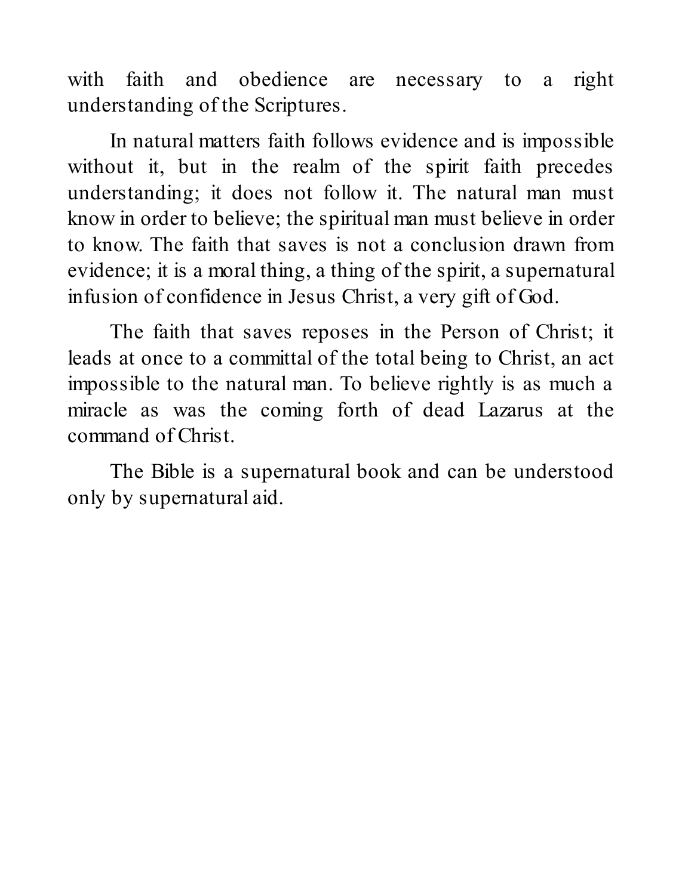with faith and obedience are necessary to a right understanding of the Scriptures.

In natural matters faith follows evidence and is impossible without it, but in the realm of the spirit faith precedes understanding; it does not follow it. The natural man must know in order to believe; the spiritual man must believe in order to know. The faith that saves is not a conclusion drawn from evidence; it is a moral thing, a thing of the spirit, a supernatural infusion of confidence in Jesus Christ, a very gift of God.

The faith that saves reposes in the Person of Christ; it leads at once to a committal of the total being to Christ, an act impossible to the natural man. To believe rightly is as much a miracle as was the coming forth of dead Lazarus at the command of Christ.

The Bible is a supernatural book and can be understood only by supernatural aid.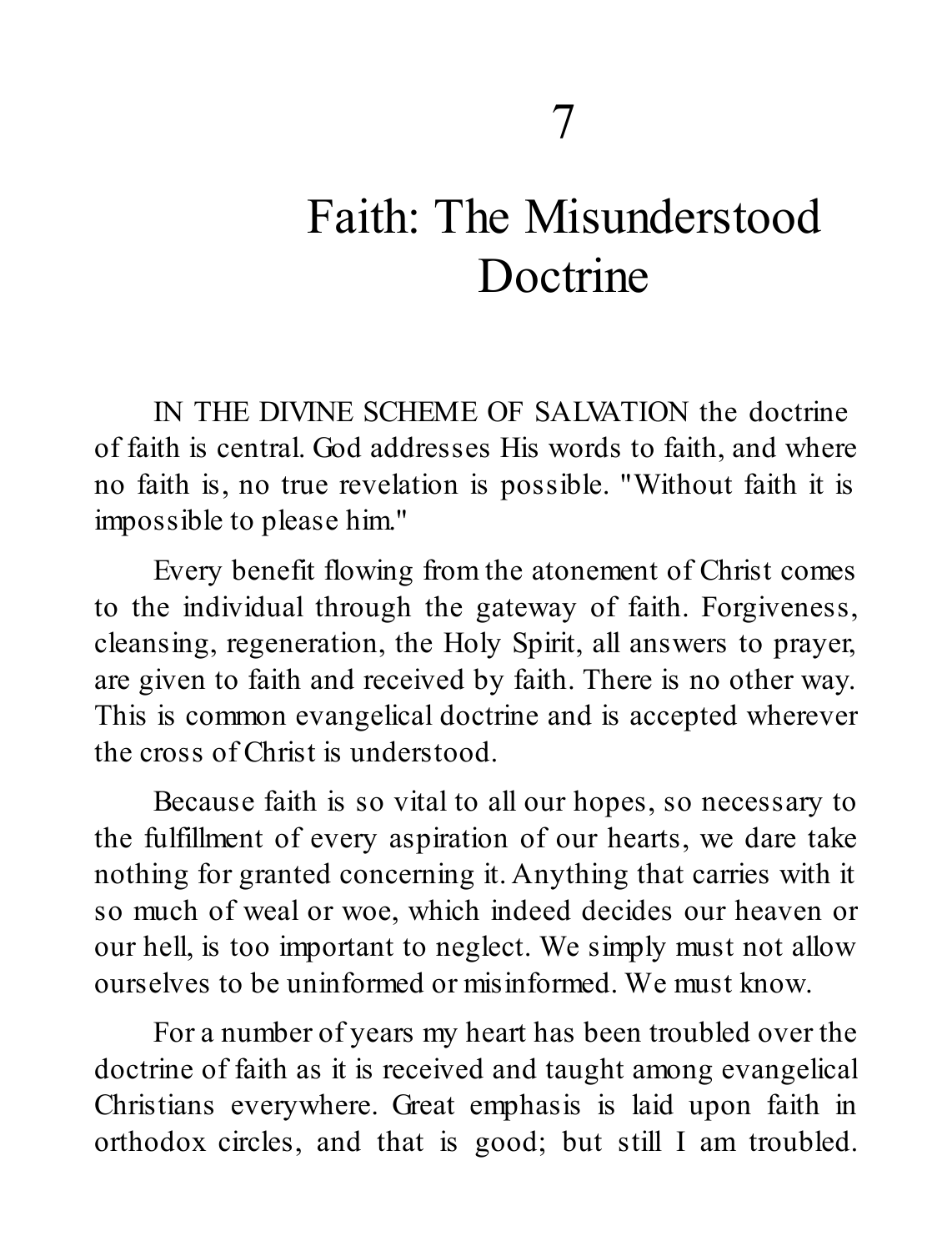# 7

# Faith: The Misunderstood Doctrine

IN THE DIVINE SCHEME OF SALVATION the doctrine of faith is central. God addresses His words to faith, and where no faith is, no true revelation is possible. "Without faith it is impossible to please him."

Every benefit flowing from the atonement of Christ comes to the individual through the gateway of faith. Forgiveness, cleansing, regeneration, the Holy Spirit, all answers to prayer, are given to faith and received by faith. There is no other way. This is common evangelical doctrine and is accepted wherever the cross of Christ is understood.

Because faith is so vital to all our hopes, so necessary to the fulfillment of every aspiration of our hearts, we dare take nothing for granted concerning it. Anything that carries with it so much of weal or woe, which indeed decides our heaven or our hell, is too important to neglect. We simply must not allow ourselves to be uninformed or misinformed. We must know.

For a number of years my heart has been troubled over the doctrine of faith as it is received and taught among evangelical Christians everywhere. Great emphasis is laid upon faith in orthodox circles, and that is good; but still I am troubled.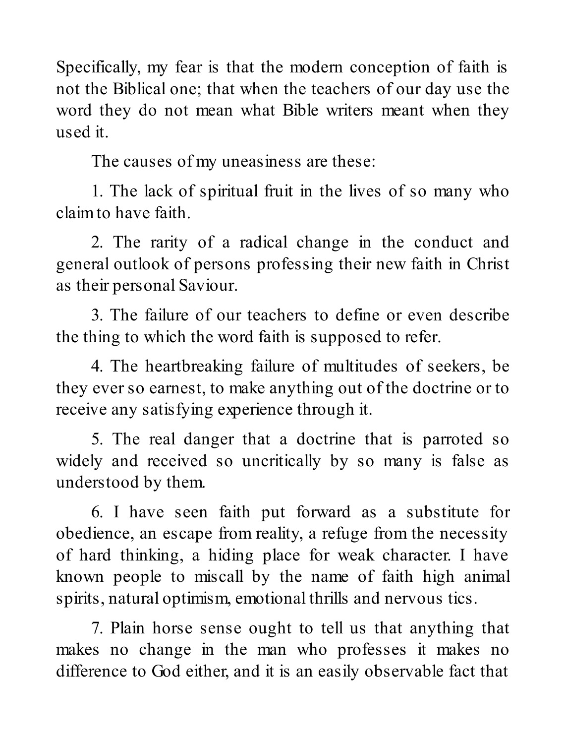Specifically, my fear is that the modern conception of faith is not the Biblical one; that when the teachers of our day use the word they do not mean what Bible writers meant when they used it.

The causes of my uneasiness are these:

1. The lack of spiritual fruit in the lives of so many who claim to have faith.

2. The rarity of a radical change in the conduct and general outlook of persons professing their new faith in Christ as their personal Saviour.

3. The failure of our teachers to define or even describe the thing to which the word faith is supposed to refer.

4. The heartbreaking failure of multitudes of seekers, be they ever so earnest, to make anything out of the doctrine or to receive any satisfying experience through it.

5. The real danger that a doctrine that is parroted so widely and received so uncritically by so many is false as understood by them.

6. I have seen faith put forward as a substitute for obedience, an escape from reality, a refuge from the necessity of hard thinking, a hiding place for weak character. I have known people to miscall by the name of faith high animal spirits, natural optimism, emotional thrills and nervous tics.

7. Plain horse sense ought to tell us that anything that makes no change in the man who professes it makes no difference to God either, and it is an easily observable fact that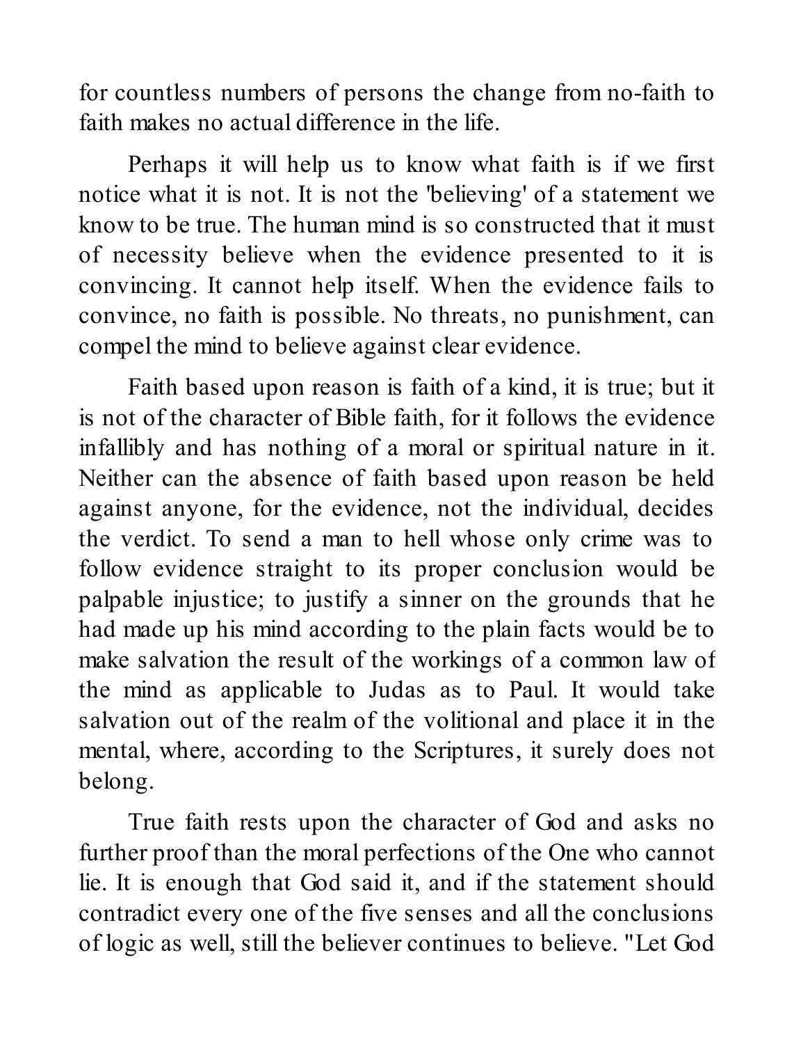for countless numbers of persons the change from no-faith to faith makes no actual difference in the life.

Perhaps it will help us to know what faith is if we first notice what it is not. It is not the 'believing' of a statement we know to be true. The human mind is so constructed that it must of necessity believe when the evidence presented to it is convincing. It cannot help itself. When the evidence fails to convince, no faith is possible. No threats, no punishment, can compel the mind to believe against clear evidence.

Faith based upon reason is faith of a kind, it is true; but it is not of the character of Bible faith, for it follows the evidence infallibly and has nothing of a moral or spiritual nature in it. Neither can the absence of faith based upon reason be held against anyone, for the evidence, not the individual, decides the verdict. To send a man to hell whose only crime was to follow evidence straight to its proper conclusion would be palpable injustice; to justify a sinner on the grounds that he had made up his mind according to the plain facts would be to make salvation the result of the workings of a common law of the mind as applicable to Judas as to Paul. It would take salvation out of the realm of the volitional and place it in the mental, where, according to the Scriptures, it surely does not belong.

True faith rests upon the character of God and asks no further proof than the moral perfections of the One who cannot lie. It is enough that God said it, and if the statement should contradict every one of the five senses and all the conclusions of logic as well, still the believer continues to believe. "Let God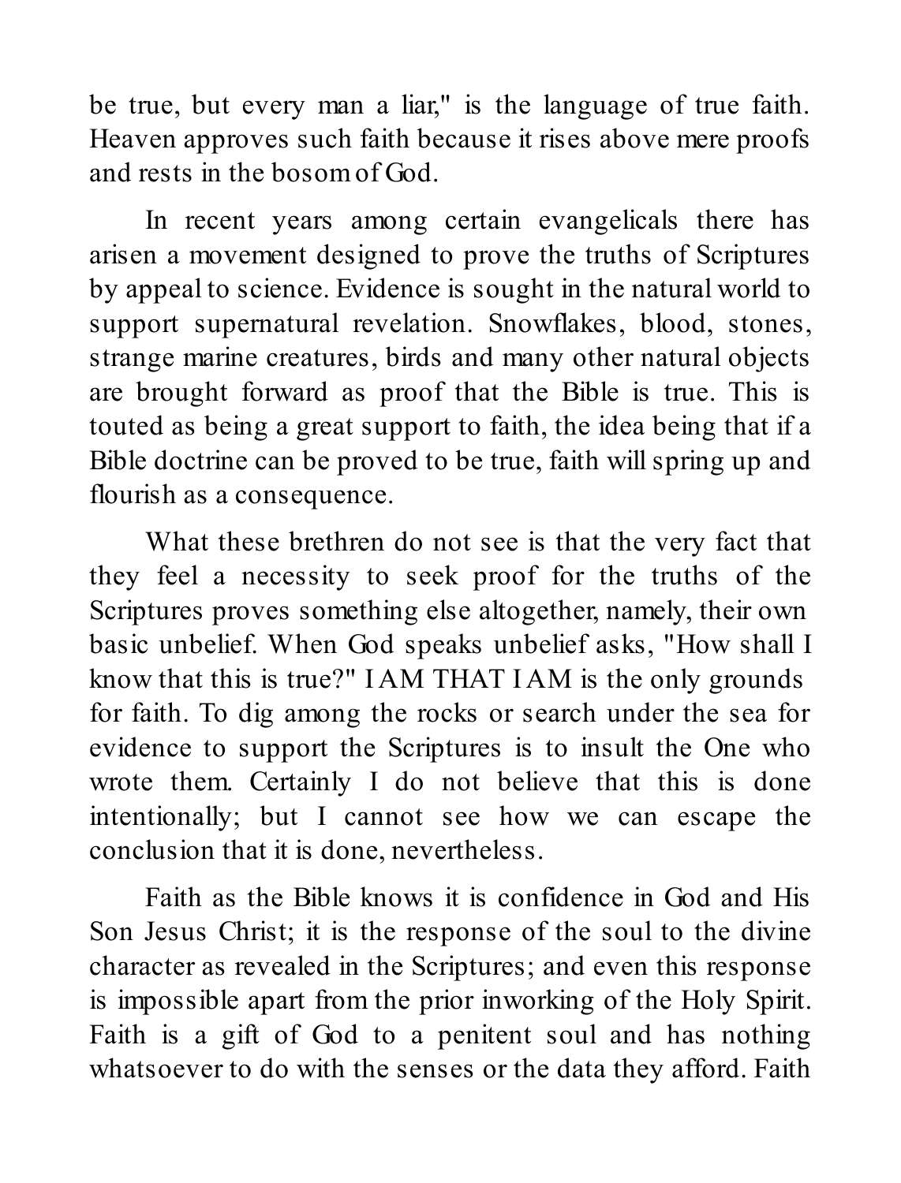be true, but every man a liar," is the language of true faith. Heaven approves such faith because it rises above mere proofs and rests in the bosom of God.

In recent years among certain evangelicals there has arisen a movement designed to prove the truths of Scriptures by appeal to science. Evidence is sought in the natural world to support supernatural revelation. Snowflakes, blood, stones, strange marine creatures, birds and many other natural objects are brought forward as proof that the Bible is true. This is touted as being a great support to faith, the idea being that if a Bible doctrine can be proved to be true, faith will spring up and flourish as a consequence.

What these brethren do not see is that the very fact that they feel a necessity to seek proof for the truths of the Scriptures proves something else altogether, namely, their own basic unbelief. When God speaks unbelief asks, "How shall I know that this is true?" I AM THAT I AM is the only grounds for faith. To dig among the rocks or search under the sea for evidence to support the Scriptures is to insult the One who wrote them. Certainly I do not believe that this is done intentionally; but I cannot see how we can escape the conclusion that it is done, nevertheless.

Faith as the Bible knows it is confidence in God and His Son Jesus Christ; it is the response of the soul to the divine character as revealed in the Scriptures; and even this response is impossible apart from the prior inworking of the Holy Spirit. Faith is a gift of God to a penitent soul and has nothing whatsoever to do with the senses or the data they afford. Faith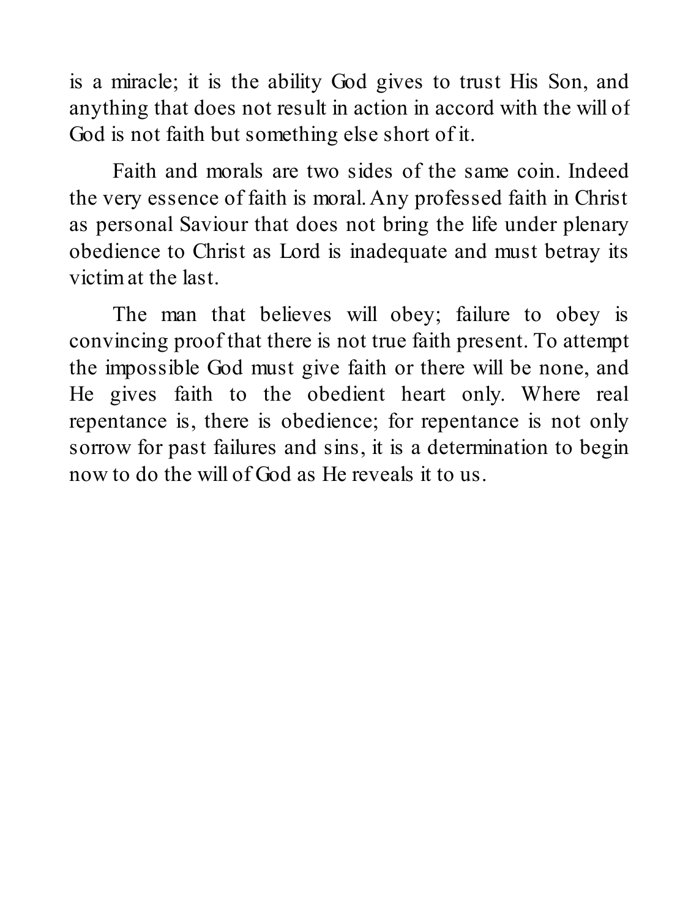is a miracle; it is the ability God gives to trust His Son, and anything that does not result in action in accord with the will of God is not faith but something else short of it.

Faith and morals are two sides of the same coin. Indeed the very essence of faith is moral. Any professed faith in Christ as personal Saviour that does not bring the life under plenary obedience to Christ as Lord is inadequate and must betray its victim at the last.

The man that believes will obey; failure to obey is convincing proof that there is not true faith present. To attempt the impossible God must give faith or there will be none, and He gives faith to the obedient heart only. Where real repentance is, there is obedience; for repentance is not only sorrow for past failures and sins, it is a determination to begin now to do the will of God as He reveals it to us.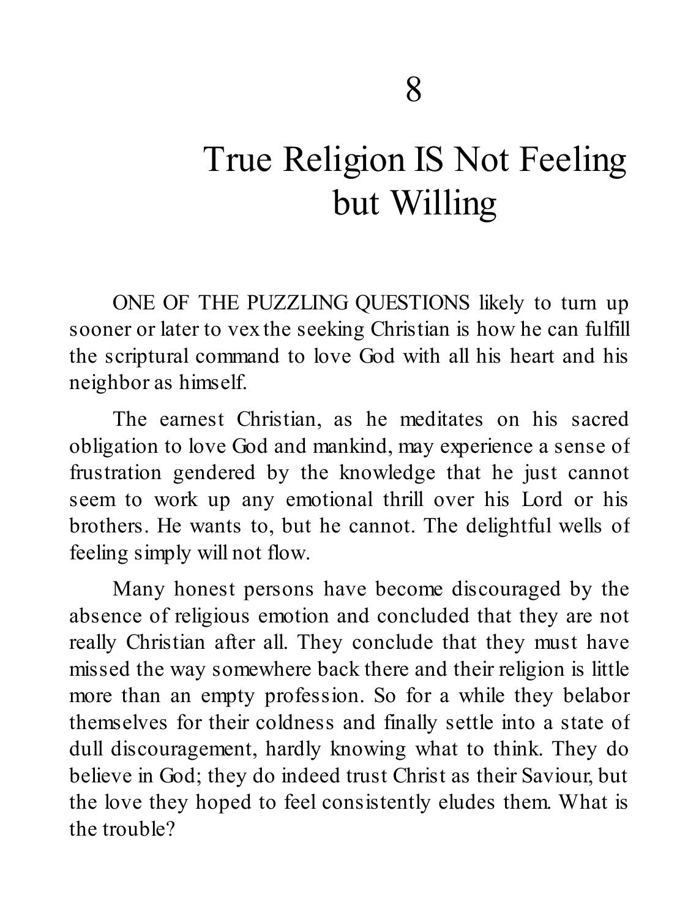# 8

# True Religion IS Not Feeling but Willing

ONE OF THE PUZZLING QUESTIONS likely to turn up sooner or later to vex the seeking Christian is how he can fulfill the scriptural command to love God with all his heart and his neighbor as himself.

The earnest Christian, as he meditates on his sacred obligation to love God and mankind, may experience a sense of frustration gendered by the knowledge that he just cannot seem to work up any emotional thrill over his Lord or his brothers. He wants to, but he cannot. The delightful wells of feeling simply will not flow.

Many honest persons have become discouraged by the absence of religious emotion and concluded that they are not really Christian after all. They conclude that they must have missed the way somewhere back there and their religion is little more than an empty profession. So for a while they belabor themselves for their coldness and finally settle into a state of dull discouragement, hardly knowing what to think. They do believe in God; they do indeed trust Christ as their Saviour, but the love they hoped to feel consistently eludes them. What is the trouble?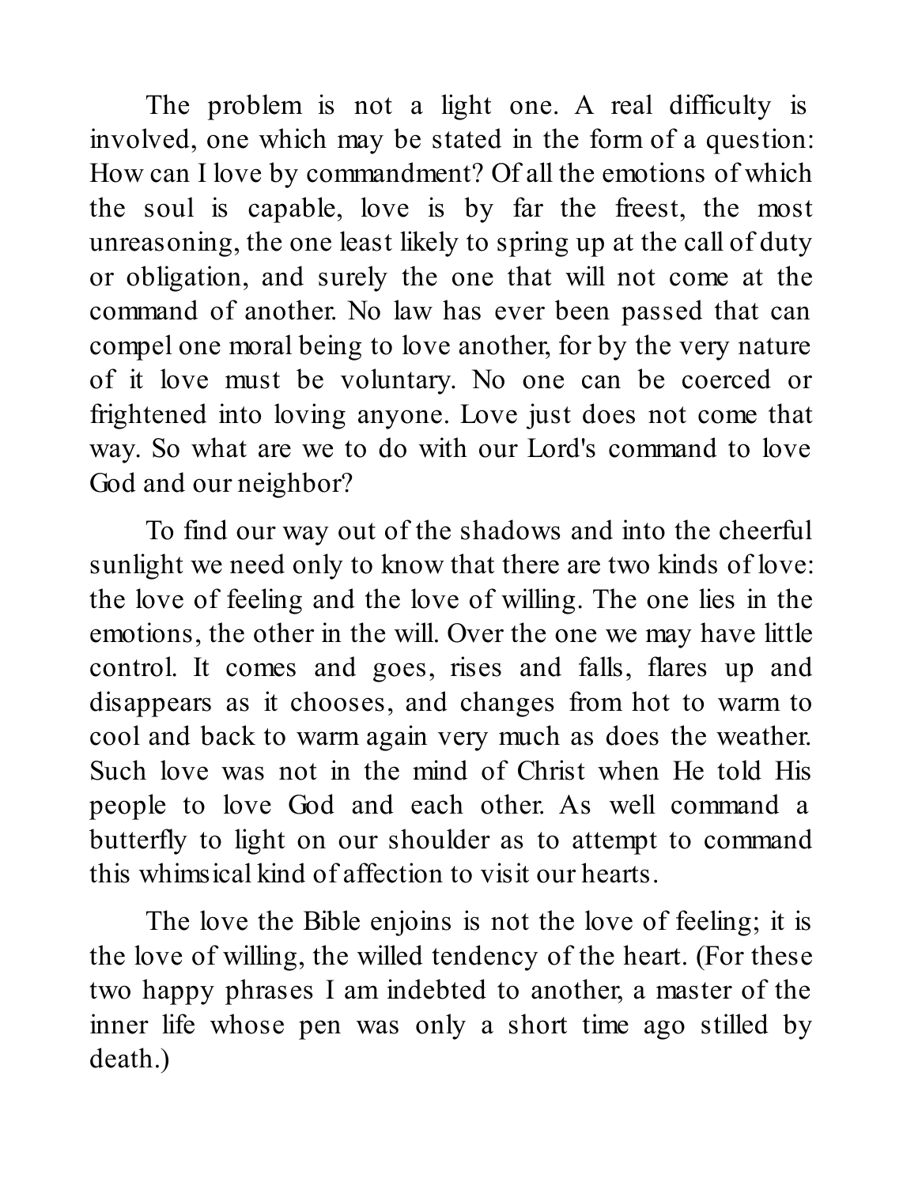The problem is not a light one. A real difficulty is involved, one which may be stated in the form of a question: How can I love by commandment? Of all the emotions of which the soul is capable, love is by far the freest, the most unreasoning, the one least likely to spring up at the call of duty or obligation, and surely the one that will not come at the command of another. No law has ever been passed that can compel one moral being to love another, for by the very nature of it love must be voluntary. No one can be coerced or frightened into loving anyone. Love just does not come that way. So what are we to do with our Lord's command to love God and our neighbor?

To find our way out of the shadows and into the cheerful sunlight we need only to know that there are two kinds of love: the love of feeling and the love of willing. The one lies in the emotions, the other in the will. Over the one we may have little control. It comes and goes, rises and falls, flares up and disappears as it chooses, and changes from hot to warm to cool and back to warm again very much as does the weather. Such love was not in the mind of Christ when He told His people to love God and each other. As well command a butterfly to light on our shoulder as to attempt to command this whimsical kind of affection to visit our hearts.

The love the Bible enjoins is not the love of feeling; it is the love of willing, the willed tendency of the heart. (For these two happy phrases I am indebted to another, a master of the inner life whose pen was only a short time ago stilled by death.)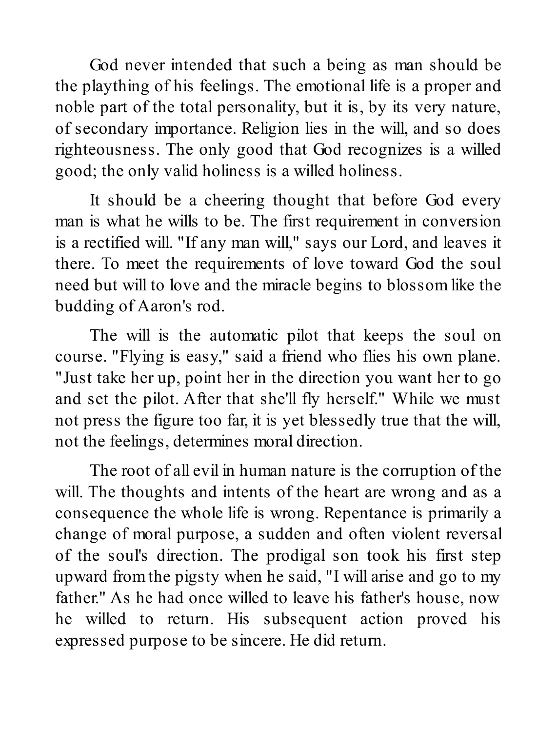God never intended that such a being as man should be the plaything of his feelings. The emotional life is a proper and noble part of the total personality, but it is, by its very nature, of secondary importance. Religion lies in the will, and so does righteousness. The only good that God recognizes is a willed good; the only valid holiness is a willed holiness.

It should be a cheering thought that before God every man is what he wills to be. The first requirement in conversion is a rectified will. "If any man will," says our Lord, and leaves it there. To meet the requirements of love toward God the soul need but will to love and the miracle begins to blossom like the budding of Aaron's rod.

The will is the automatic pilot that keeps the soul on course. "Flying is easy," said a friend who flies his own plane. "Just take her up, point her in the direction you want her to go and set the pilot. After that she'll fly herself." While we must not press the figure too far, it is yet blessedly true that the will, not the feelings, determines moral direction.

The root of all evil in human nature is the corruption of the will. The thoughts and intents of the heart are wrong and as a consequence the whole life is wrong. Repentance is primarily a change of moral purpose, a sudden and often violent reversal of the soul's direction. The prodigal son took his first step upward from the pigsty when he said, "I will arise and go to my father." As he had once willed to leave his father's house, now he willed to return. His subsequent action proved his expressed purpose to be sincere. He did return.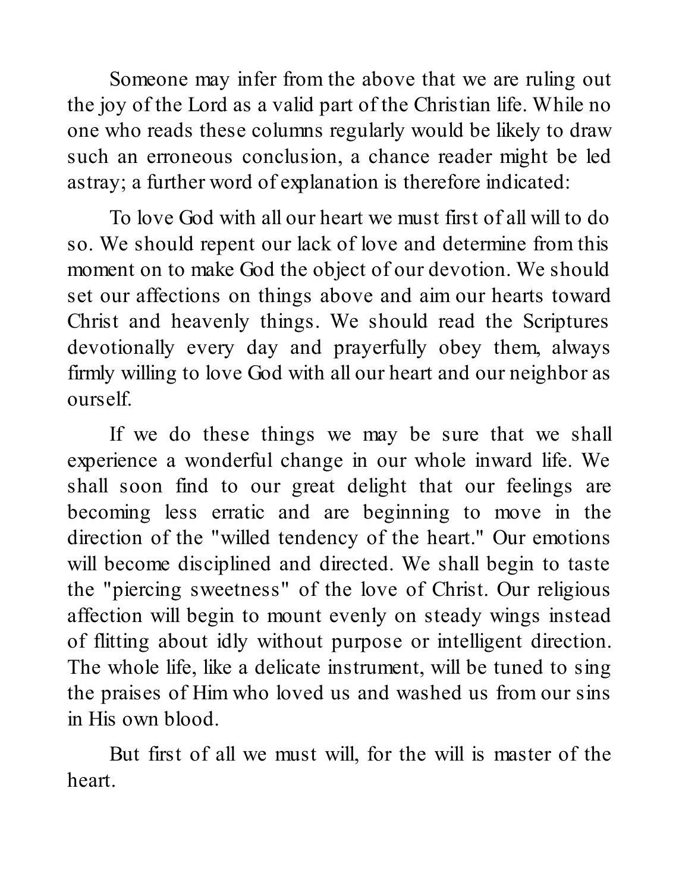Someone may infer from the above that we are ruling out the joy of the Lord as a valid part of the Christian life. While no one who reads these columns regularly would be likely to draw such an erroneous conclusion, a chance reader might be led astray; a further word of explanation is therefore indicated:

To love God with all our heart we must first of all will to do so. We should repent our lack of love and determine from this moment on to make God the object of our devotion. We should set our affections on things above and aim our hearts toward Christ and heavenly things. We should read the Scriptures devotionally every day and prayerfully obey them, always firmly willing to love God with all our heart and our neighbor as ourself.

If we do these things we may be sure that we shall experience a wonderful change in our whole inward life. We shall soon find to our great delight that our feelings are becoming less erratic and are beginning to move in the direction of the "willed tendency of the heart." Our emotions will become disciplined and directed. We shall begin to taste the "piercing sweetness" of the love of Christ. Our religious affection will begin to mount evenly on steady wings instead of flitting about idly without purpose or intelligent direction. The whole life, like a delicate instrument, will be tuned to sing the praises of Him who loved us and washed us from our sins in His own blood.

But first of all we must will, for the will is master of the heart.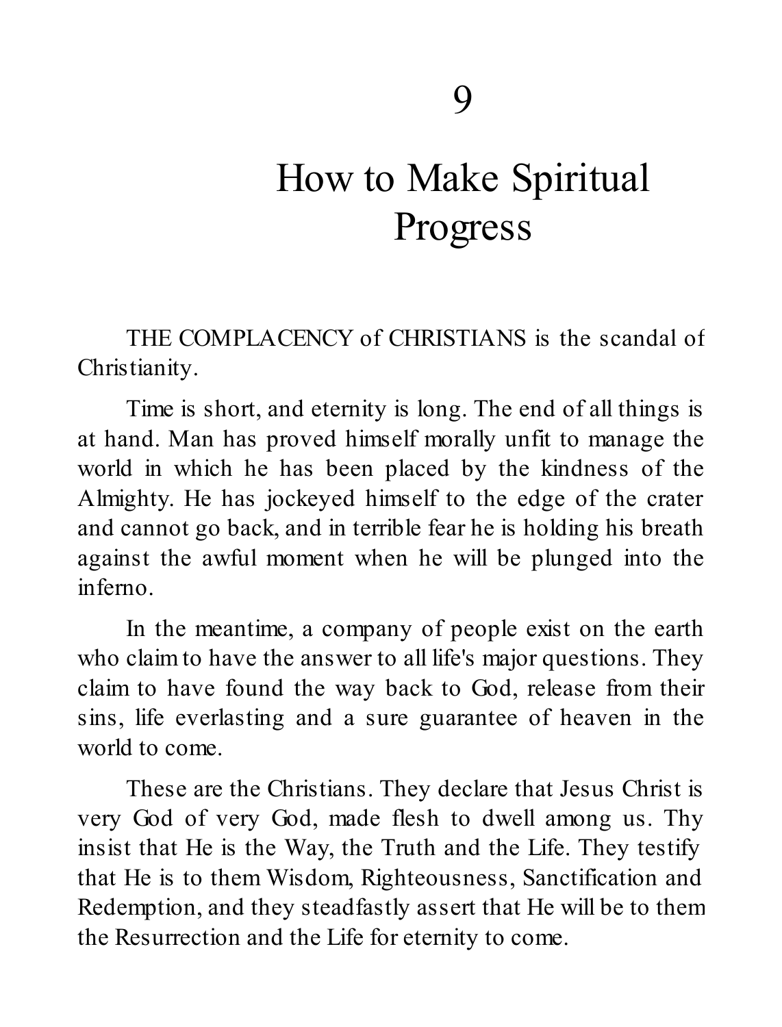# 9

# How to Make Spiritual Progress

THE COMPLACENCY of CHRISTIANS is the scandal of Christianity.

Time is short, and eternity is long. The end of all things is at hand. Man has proved himself morally unfit to manage the world in which he has been placed by the kindness of the Almighty. He has jockeyed himself to the edge of the crater and cannot go back, and in terrible fear he is holding his breath against the awful moment when he will be plunged into the inferno.

In the meantime, a company of people exist on the earth who claim to have the answer to all life's major questions. They claim to have found the way back to God, release from their sins, life everlasting and a sure guarantee of heaven in the world to come.

These are the Christians. They declare that Jesus Christ is very God of very God, made flesh to dwell among us. Thy insist that He is the Way, the Truth and the Life. They testify that He is to them Wisdom, Righteousness, Sanctification and Redemption, and they steadfastly assert that He will be to them the Resurrection and the Life for eternity to come.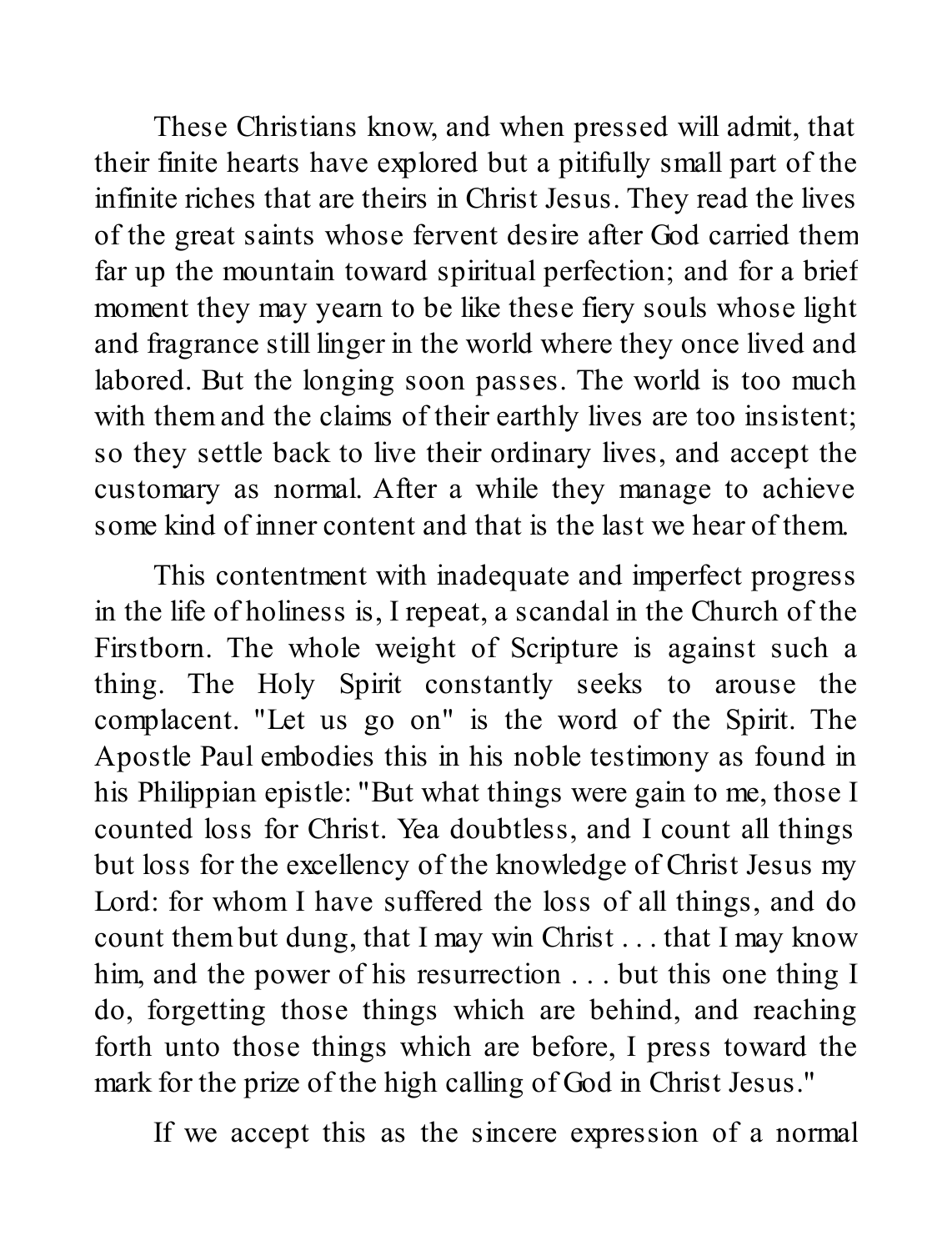These Christians know, and when pressed will admit, that their finite hearts have explored but a pitifully small part of the infinite riches that are theirs in Christ Jesus. They read the lives of the great saints whose fervent desire after God carried them far up the mountain toward spiritual perfection; and for a brief moment they may yearn to be like these fiery souls whose light and fragrance still linger in the world where they once lived and labored. But the longing soon passes. The world is too much with them and the claims of their earthly lives are too insistent; so they settle back to live their ordinary lives, and accept the customary as normal. After a while they manage to achieve some kind of inner content and that is the last we hear of them.

This contentment with inadequate and imperfect progress in the life of holiness is, I repeat, a scandal in the Church of the Firstborn. The whole weight of Scripture is against such a thing. The Holy Spirit constantly seeks to arouse the complacent. "Let us go on" is the word of the Spirit. The Apostle Paul embodies this in his noble testimony as found in his Philippian epistle: "But what things were gain to me, those I counted loss for Christ. Yea doubtless, and I count all things but loss for the excellency of the knowledge of Christ Jesus my Lord: for whom I have suffered the loss of all things, and do count them but dung, that I may win Christ . . . that I may know him, and the power of his resurrection . . . but this one thing I do, forgetting those things which are behind, and reaching forth unto those things which are before, I press toward the mark for the prize of the high calling of God in Christ Jesus."

If we accept this as the sincere expression of a normal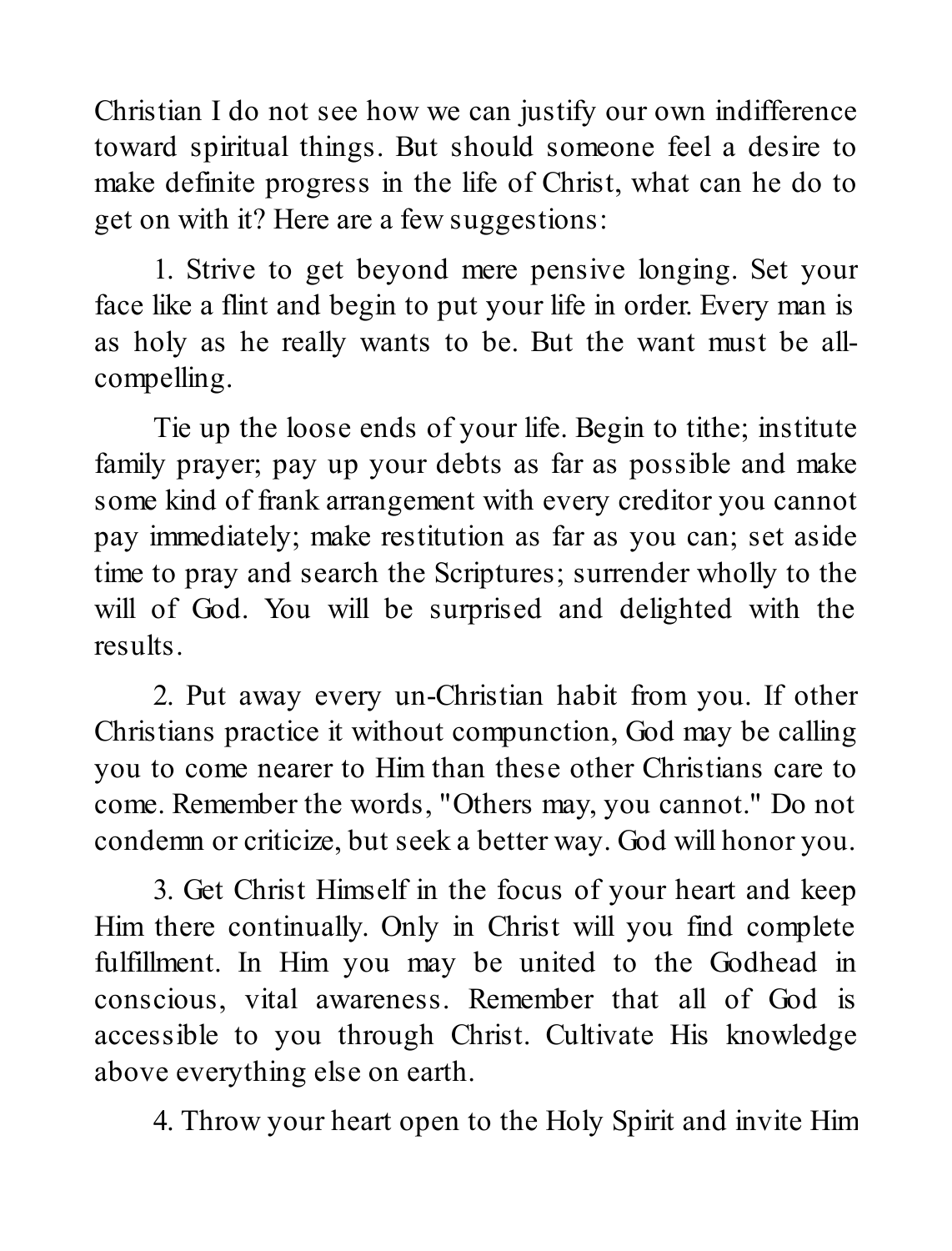Christian I do not see how we can justify our own indifference toward spiritual things. But should someone feel a desire to make definite progress in the life of Christ, what can he do to get on with it? Here are a few suggestions:

1. Strive to get beyond mere pensive longing. Set your face like a flint and begin to put your life in order. Every man is as holy as he really wants to be. But the want must be all-compelling.

Tie up the loose ends of your life. Begin to tithe; institute family prayer; pay up your debts as far as possible and make some kind of frank arrangement with every creditor you cannot pay immediately; make restitution as far as you can; set aside time to pray and search the Scriptures; surrender wholly to the will of God. You will be surprised and delighted with the results.

2. Put away every un-Christian habit from you. If other Christians practice it without compunction, God may be calling you to come nearer to Him than these other Christians care to come. Remember the words, "Others may, you cannot." Do not condemn or criticize, but seek a better way. God will honor you.

3. Get Christ Himself in the focus of your heart and keep Him there continually. Only in Christ will you find complete fulfillment. In Him you may be united to the Godhead in conscious, vital awareness. Remember that all of God is accessible to you through Christ. Cultivate His knowledge above everything else on earth.

4. Throw your heart open to the Holy Spirit and invite Him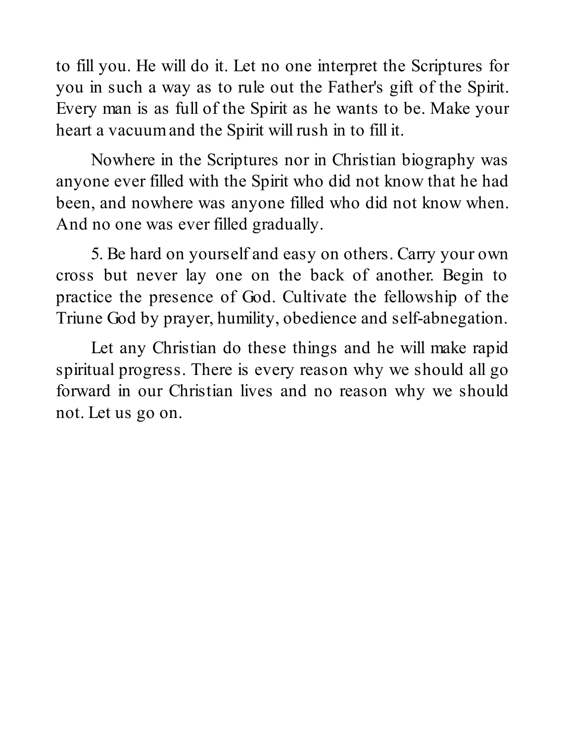to fill you. He will do it. Let no one interpret the Scriptures for you in such a way as to rule out the Father's gift of the Spirit. Every man is as full of the Spirit as he wants to be. Make your heart a vacuum and the Spirit will rush in to fill it.

Nowhere in the Scriptures nor in Christian biography was anyone ever filled with the Spirit who did not know that he had been, and nowhere was anyone filled who did not know when. And no one was ever filled gradually.

5. Be hard on yourself and easy on others. Carry your own cross but never lay one on the back of another. Begin to practice the presence of God. Cultivate the fellowship of the Triune God by prayer, humility, obedience and self-abnegation.

Let any Christian do these things and he will make rapid spiritual progress. There is every reason why we should all go forward in our Christian lives and no reason why we should not. Let us go on.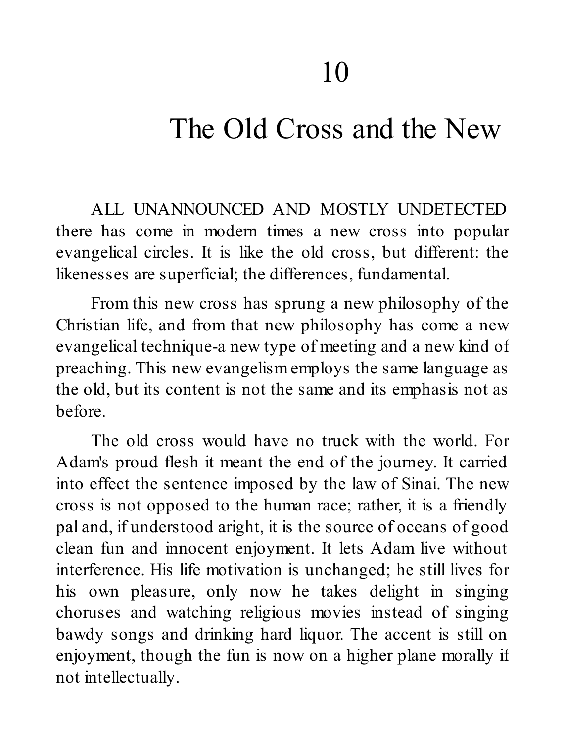# 10

# The Old Cross and the New

ALL UNANNOUNCED AND MOSTLY UNDETECTED there has come in modern times a new cross into popular evangelical circles. It is like the old cross, but different: the likenesses are superficial; the differences, fundamental.

From this new cross has sprung a new philosophy of the Christian life, and from that new philosophy has come a new evangelical technique-a new type of meeting and a new kind of preaching. This new evangelism employs the same language as the old, but its content is not the same and its emphasis not as before.

The old cross would have no truck with the world. For Adam's proud flesh it meant the end of the journey. It carried into effect the sentence imposed by the law of Sinai. The new cross is not opposed to the human race; rather, it is a friendly pal and, if understood aright, it is the source of oceans of good clean fun and innocent enjoyment. It lets Adam live without interference. His life motivation is unchanged; he still lives for his own pleasure, only now he takes delight in singing choruses and watching religious movies instead of singing bawdy songs and drinking hard liquor. The accent is still on enjoyment, though the fun is now on a higher plane morally if not intellectually.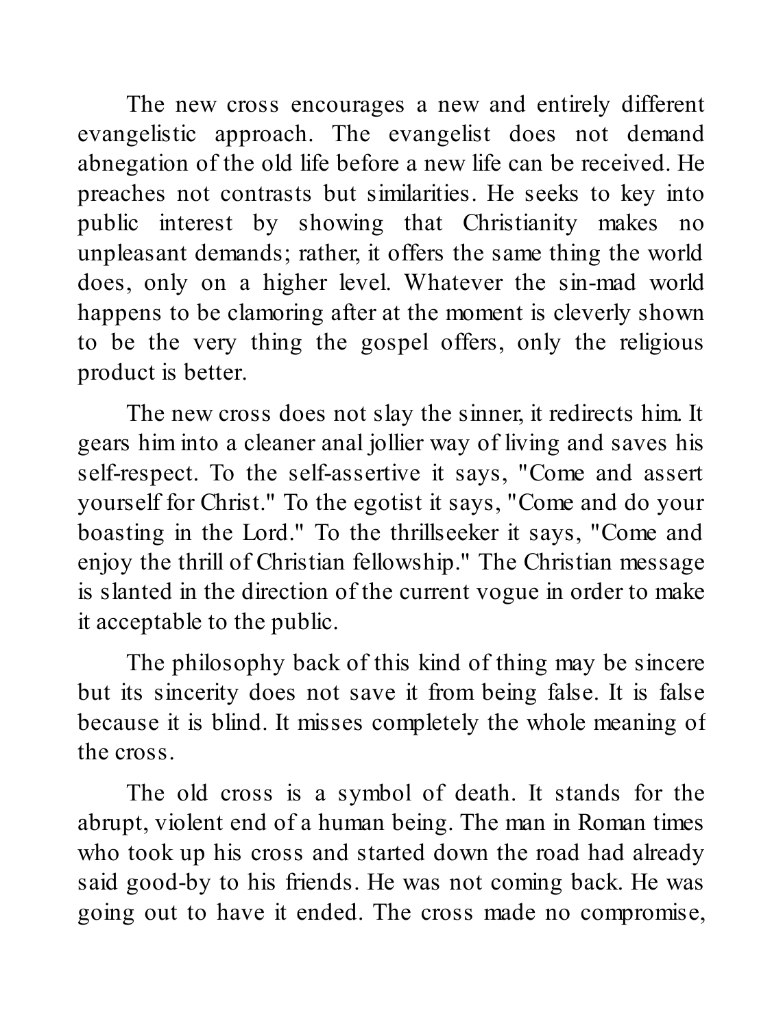The new cross encourages a new and entirely different evangelistic approach. The evangelist does not demand abnegation of the old life before a new life can be received. He preaches not contrasts but similarities. He seeks to key into public interest by showing that Christianity makes no unpleasant demands; rather, it offers the same thing the world does, only on a higher level. Whatever the sin-mad world happens to be clamoring after at the moment is cleverly shown to be the very thing the gospel offers, only the religious product is better.

The new cross does not slay the sinner, it redirects him. It gears him into a cleaner anal jollier way of living and saves his self-respect. To the self-assertive it says, "Come and assert yourself for Christ." To the egotist it says, "Come and do your boasting in the Lord." To the thrillseeker it says, "Come and enjoy the thrill of Christian fellowship." The Christian message is slanted in the direction of the current vogue in order to make it acceptable to the public.

The philosophy back of this kind of thing may be sincere but its sincerity does not save it from being false. It is false because it is blind. It misses completely the whole meaning of the cross.

The old cross is a symbol of death. It stands for the abrupt, violent end of a human being. The man in Roman times who took up his cross and started down the road had already said good-by to his friends. He was not coming back. He was going out to have it ended. The cross made no compromise,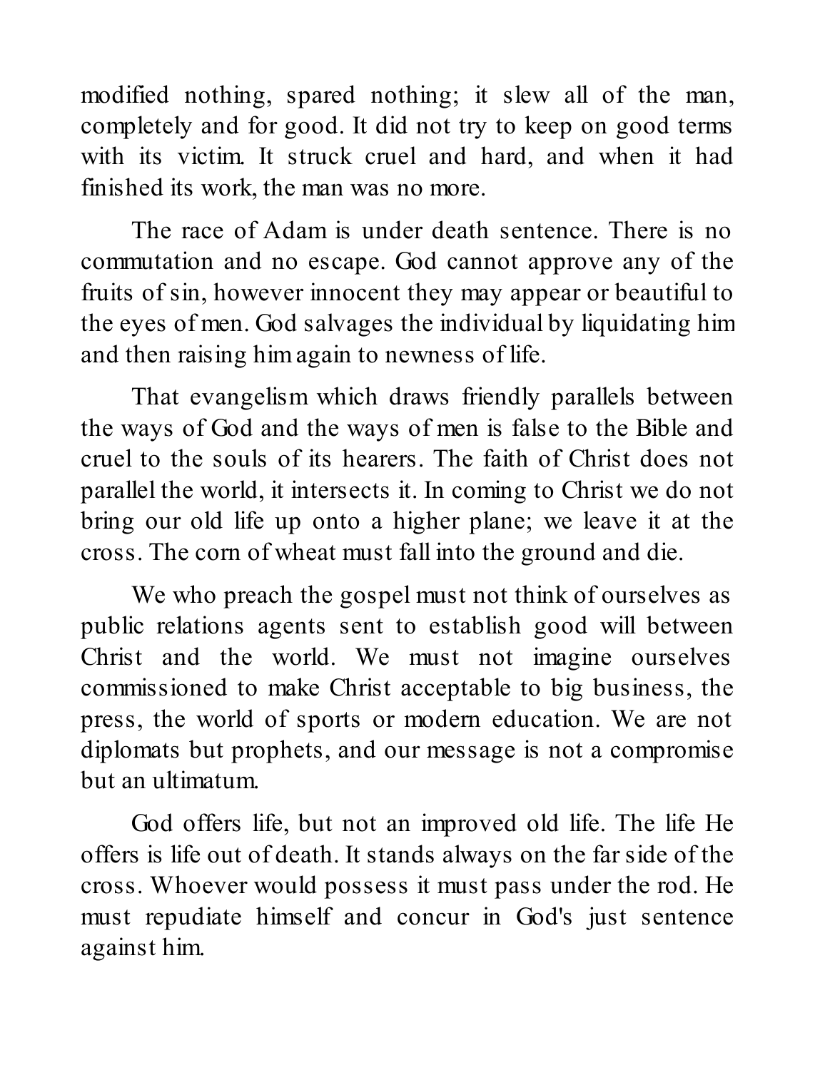modified nothing, spared nothing; it slew all of the man, completely and for good. It did not try to keep on good terms with its victim. It struck cruel and hard, and when it had finished its work, the man was no more.

The race of Adam is under death sentence. There is no commutation and no escape. God cannot approve any of the fruits of sin, however innocent they may appear or beautiful to the eyes of men. God salvages the individual by liquidating him and then raising him again to newness of life.

That evangelism which draws friendly parallels between the ways of God and the ways of men is false to the Bible and cruel to the souls of its hearers. The faith of Christ does not parallel the world, it intersects it. In coming to Christ we do not bring our old life up onto a higher plane; we leave it at the cross. The corn of wheat must fall into the ground and die.

We who preach the gospel must not think of ourselves as public relations agents sent to establish good will between Christ and the world. We must not imagine ourselves commissioned to make Christ acceptable to big business, the press, the world of sports or modern education. We are not diplomats but prophets, and our message is not a compromise but an ultimatum.

God offers life, but not an improved old life. The life He offers is life out of death. It stands always on the far side of the cross. Whoever would possess it must pass under the rod. He must repudiate himself and concur in God's just sentence against him.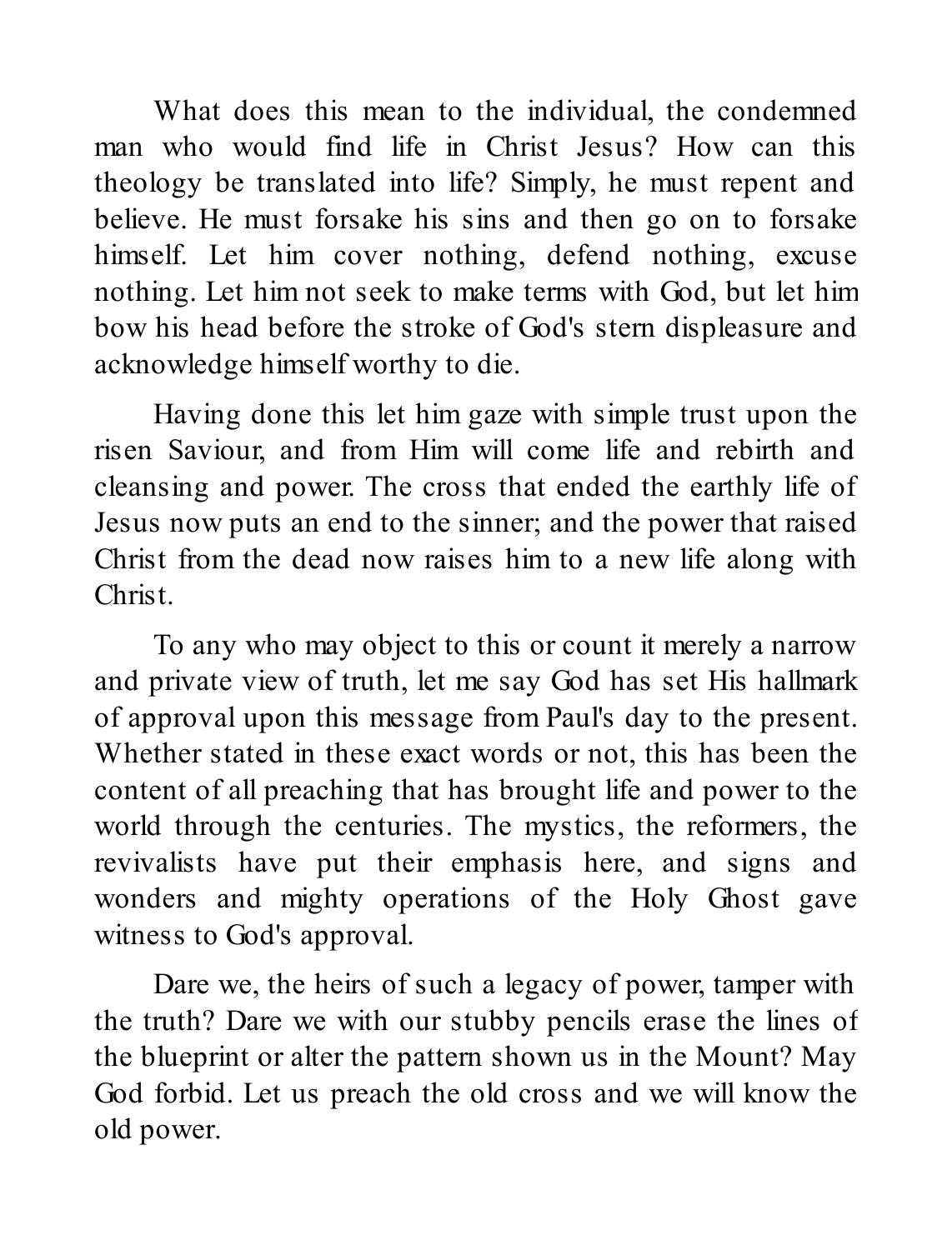What does this mean to the individual, the condemned man who would find life in Christ Jesus? How can this theology be translated into life? Simply, he must repent and believe. He must forsake his sins and then go on to forsake himself. Let him cover nothing, defend nothing, excuse nothing. Let him not seek to make terms with God, but let him bow his head before the stroke of God's stern displeasure and acknowledge himself worthy to die.

Having done this let him gaze with simple trust upon the risen Saviour, and from Him will come life and rebirth and cleansing and power. The cross that ended the earthly life of Jesus now puts an end to the sinner; and the power that raised Christ from the dead now raises him to a new life along with Christ.

To any who may object to this or count it merely a narrow and private view of truth, let me say God has set His hallmark of approval upon this message from Paul's day to the present. Whether stated in these exact words or not, this has been the content of all preaching that has brought life and power to the world through the centuries. The mystics, the reformers, the revivalists have put their emphasis here, and signs and wonders and mighty operations of the Holy Ghost gave witness to God's approval.

Dare we, the heirs of such a legacy of power, tamper with the truth? Dare we with our stubby pencils erase the lines of the blueprint or alter the pattern shown us in the Mount? May God forbid. Let us preach the old cross and we will know the old power.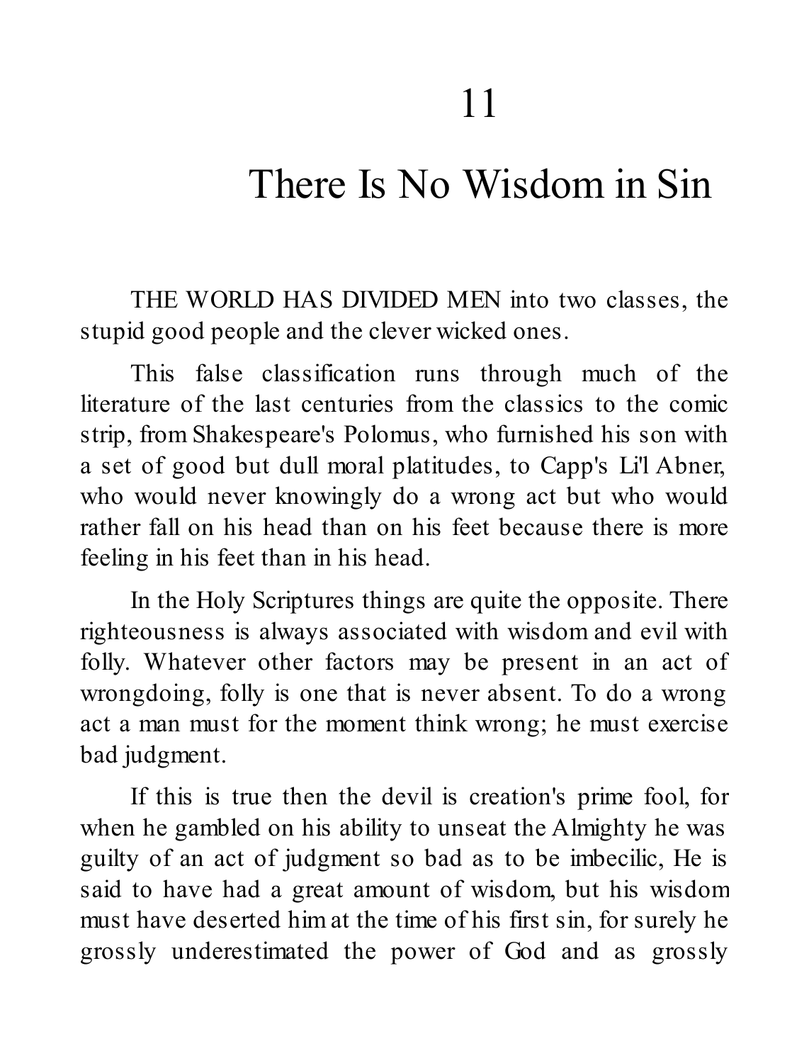# 11

# There Is No Wisdom in Sin

THE WORLD HAS DIVIDED MEN into two classes, the stupid good people and the clever wicked ones.

This false classification runs through much of the literature of the last centuries from the classics to the comic strip, from Shakespeare's Polomus, who furnished his son with a set of good but dull moral platitudes, to Capp's Li'l Abner, who would never knowingly do a wrong act but who would rather fall on his head than on his feet because there is more feeling in his feet than in his head.

In the Holy Scriptures things are quite the opposite. There righteousness is always associated with wisdom and evil with folly. Whatever other factors may be present in an act of wrongdoing, folly is one that is never absent. To do a wrong act a man must for the moment think wrong; he must exercise bad judgment.

If this is true then the devil is creation's prime fool, for when he gambled on his ability to unseat the Almighty he was guilty of an act of judgment so bad as to be imbecilic, He is said to have had a great amount of wisdom, but his wisdom must have deserted him at the time of his first sin, for surely he grossly underestimated the power of God and as grossly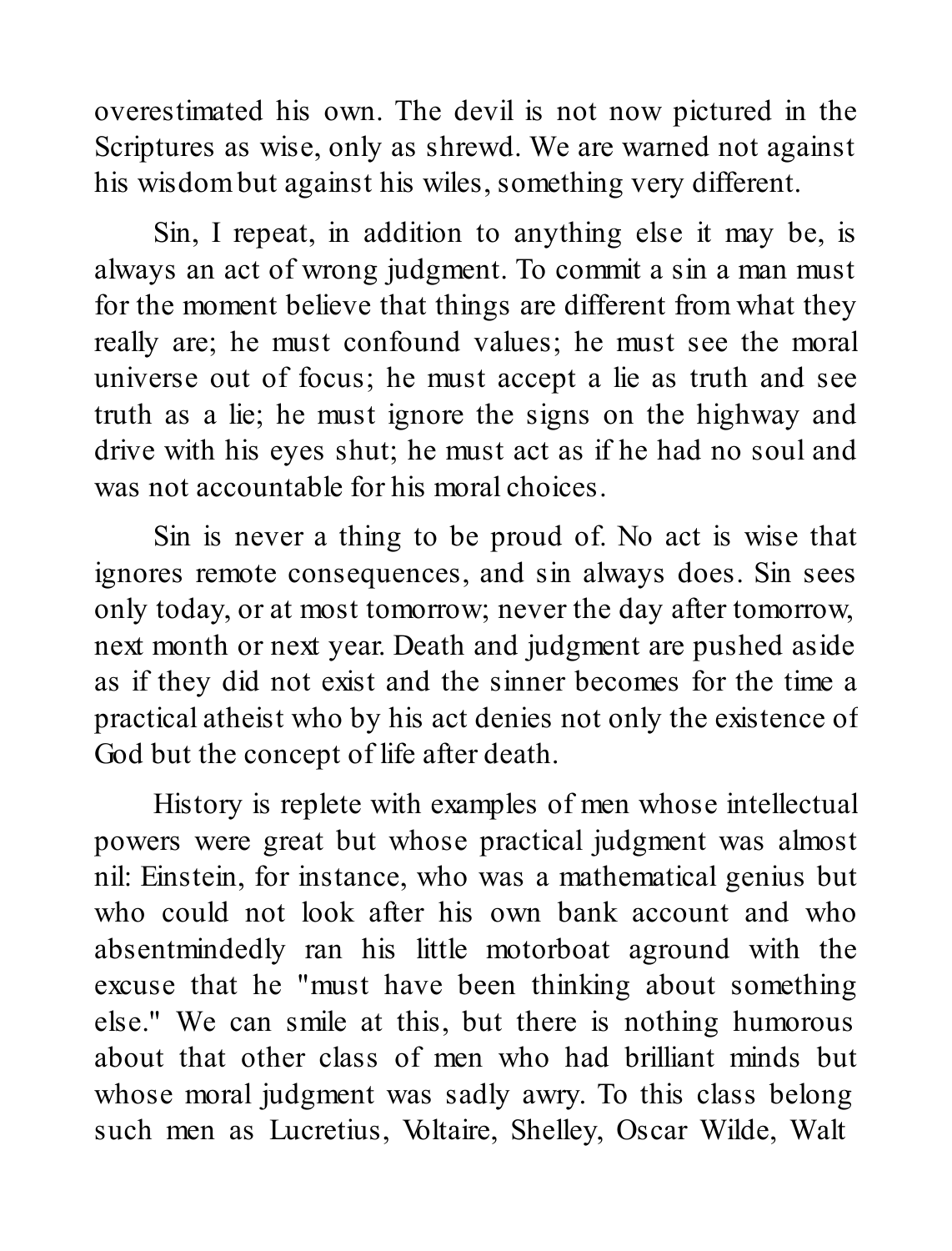overestimated his own. The devil is not now pictured in the Scriptures as wise, only as shrewd. We are warned not against his wisdom but against his wiles, something very different.

Sin, I repeat, in addition to anything else it may be, is always an act of wrong judgment. To commit a sin a man must for the moment believe that things are different from what they really are; he must confound values; he must see the moral universe out of focus; he must accept a lie as truth and see truth as a lie; he must ignore the signs on the highway and drive with his eyes shut; he must act as if he had no soul and was not accountable for his moral choices.

Sin is never a thing to be proud of. No act is wise that ignores remote consequences, and sin always does. Sin sees only today, or at most tomorrow; never the day after tomorrow, next month or next year. Death and judgment are pushed aside as if they did not exist and the sinner becomes for the time a practical atheist who by his act denies not only the existence of God but the concept of life after death.

History is replete with examples of men whose intellectual powers were great but whose practical judgment was almost nil: Einstein, for instance, who was a mathematical genius but who could not look after his own bank account and who absentmindedly ran his little motorboat aground with the excuse that he "must have been thinking about something else." We can smile at this, but there is nothing humorous about that other class of men who had brilliant minds but whose moral judgment was sadly awry. To this class belong such men as Lucretius, Voltaire, Shelley, Oscar Wilde, Walt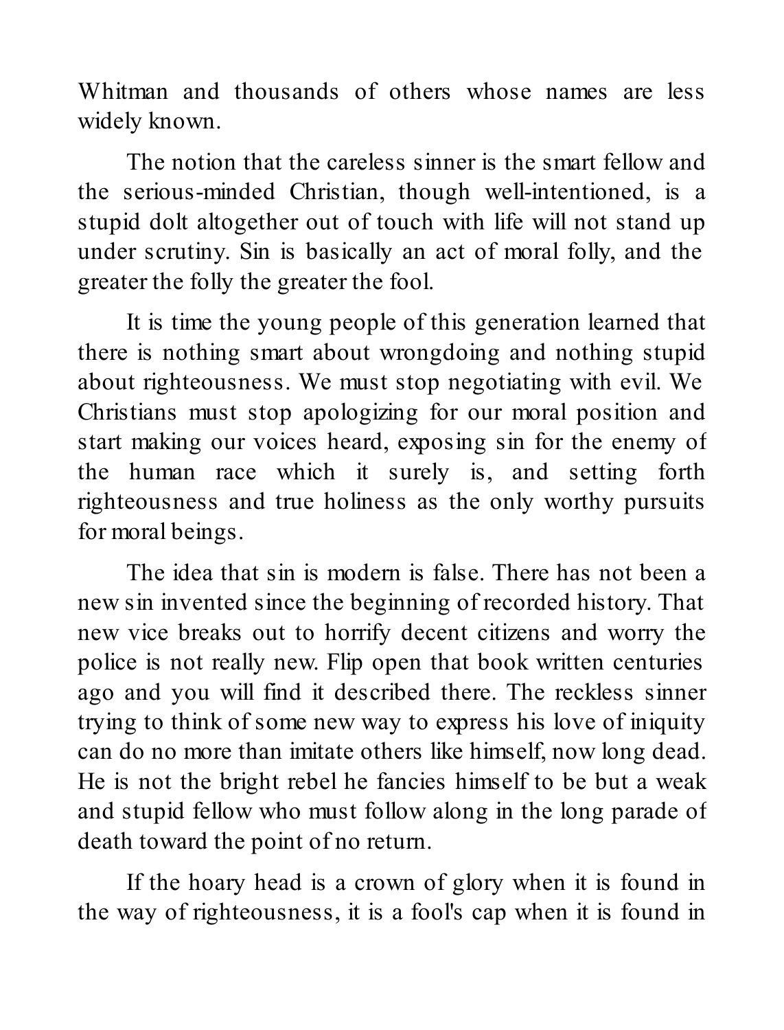Whitman and thousands of others whose names are less widely known.

The notion that the careless sinner is the smart fellow and the serious-minded Christian, though well-intentioned, is a stupid dolt altogether out of touch with life will not stand up under scrutiny. Sin is basically an act of moral folly, and the greater the folly the greater the fool.

It is time the young people of this generation learned that there is nothing smart about wrongdoing and nothing stupid about righteousness. We must stop negotiating with evil. We Christians must stop apologizing for our moral position and start making our voices heard, exposing sin for the enemy of the human race which it surely is, and setting forth righteousness and true holiness as the only worthy pursuits for moral beings.

The idea that sin is modern is false. There has not been a new sin invented since the beginning of recorded history. That new vice breaks out to horrify decent citizens and worry the police is not really new. Flip open that book written centuries ago and you will find it described there. The reckless sinner trying to think of some new way to express his love of iniquity can do no more than imitate others like himself, now long dead. He is not the bright rebel he fancies himself to be but a weak and stupid fellow who must follow along in the long parade of death toward the point of no return.

If the hoary head is a crown of glory when it is found in the way of righteousness, it is a fool's cap when it is found in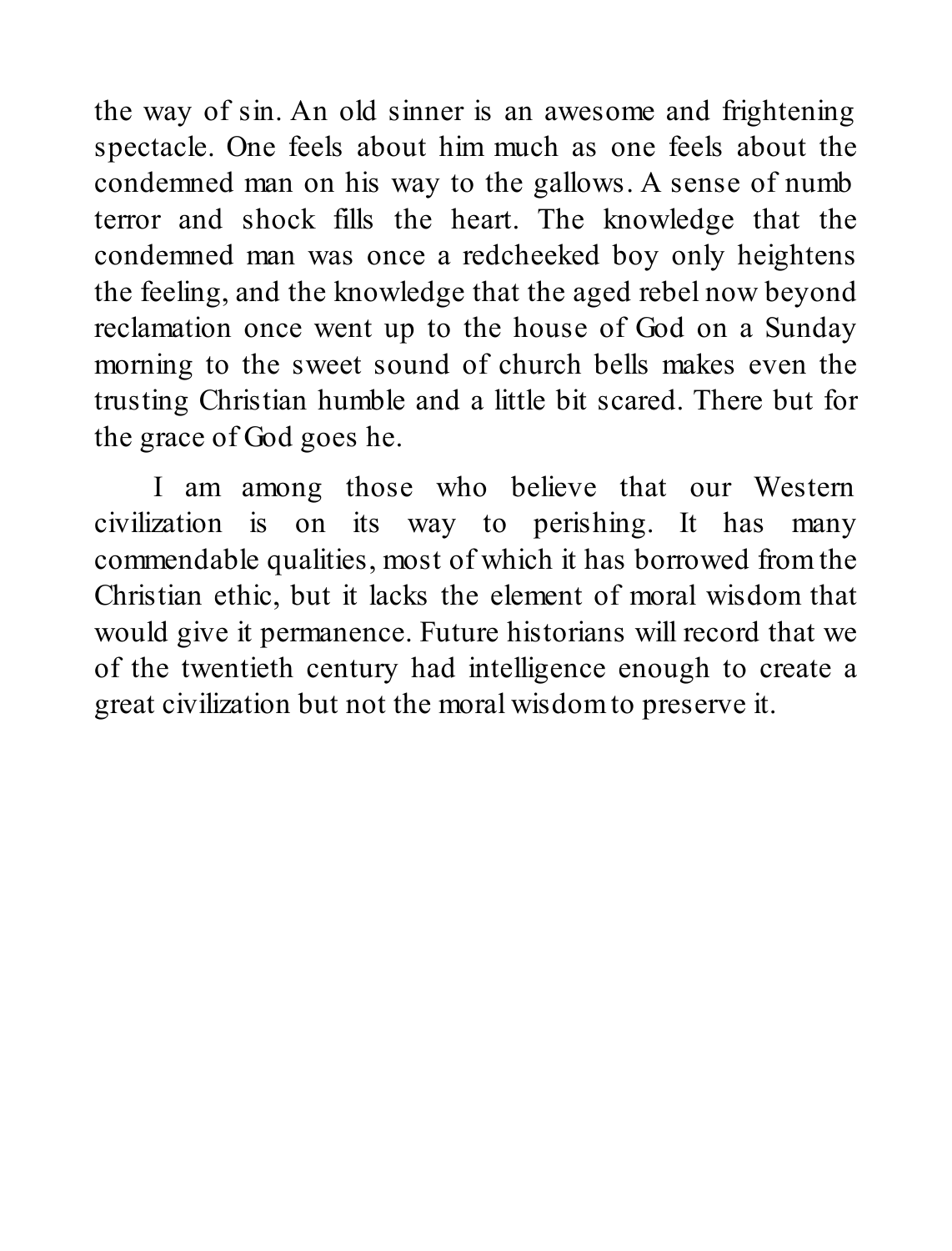the way of sin. An old sinner is an awesome and frightening spectacle. One feels about him much as one feels about the condemned man on his way to the gallows. A sense of numb terror and shock fills the heart. The knowledge that the condemned man was once a redcheeked boy only heightens the feeling, and the knowledge that the aged rebel now beyond reclamation once went up to the house of God on a Sunday morning to the sweet sound of church bells makes even the trusting Christian humble and a little bit scared. There but for the grace of God goes he.

I am among those who believe that our Western civilization is on its way to perishing. It has many commendable qualities, most of which it has borrowed from the Christian ethic, but it lacks the element of moral wisdom that would give it permanence. Future historians will record that we of the twentieth century had intelligence enough to create a great civilization but not the moral wisdom to preserve it.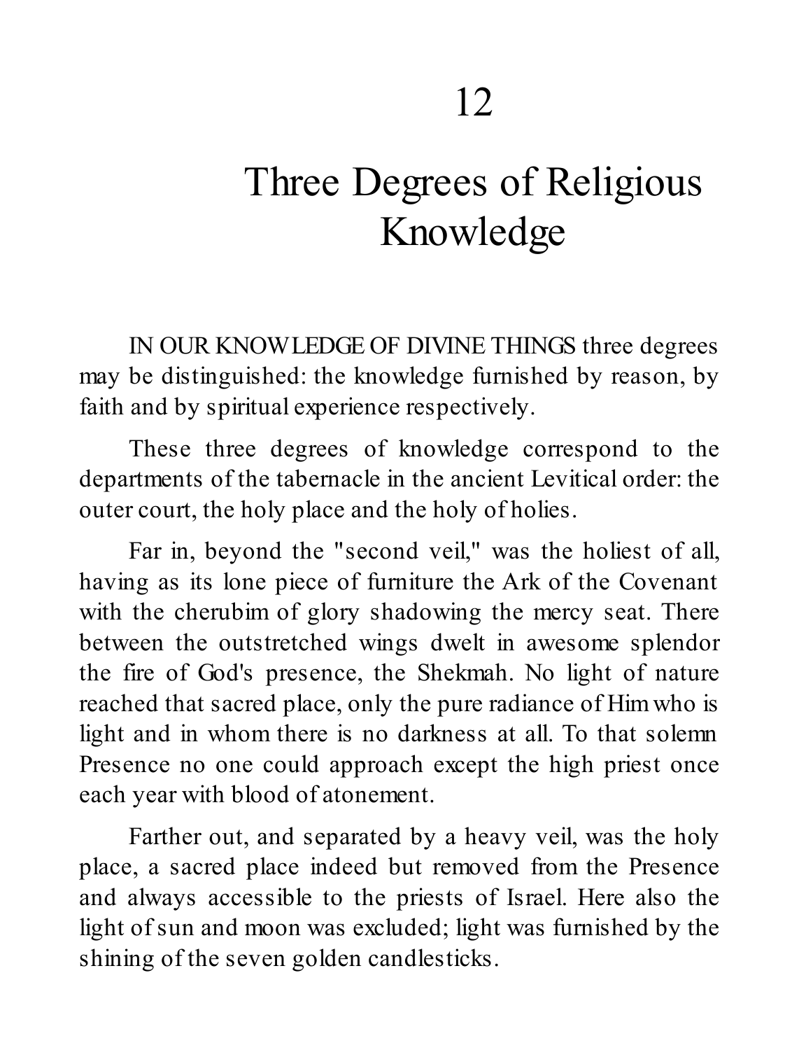# 12

# Three Degrees of Religious Knowledge

IN OUR KNOWLEDGE OF DIVINE THINGS three degrees may be distinguished: the knowledge furnished by reason, by faith and by spiritual experience respectively.

These three degrees of knowledge correspond to the departments of the tabernacle in the ancient Levitical order: the outer court, the holy place and the holy of holies.

Far in, beyond the "second veil," was the holiest of all, having as its lone piece of furniture the Ark of the Covenant with the cherubim of glory shadowing the mercy seat. There between the outstretched wings dwelt in awesome splendor the fire of God's presence, the Shekmah. No light of nature reached that sacred place, only the pure radiance of Him who is light and in whom there is no darkness at all. To that solemn Presence no one could approach except the high priest once each year with blood of atonement.

Farther out, and separated by a heavy veil, was the holy place, a sacred place indeed but removed from the Presence and always accessible to the priests of Israel. Here also the light of sun and moon was excluded; light was furnished by the shining of the seven golden candlesticks.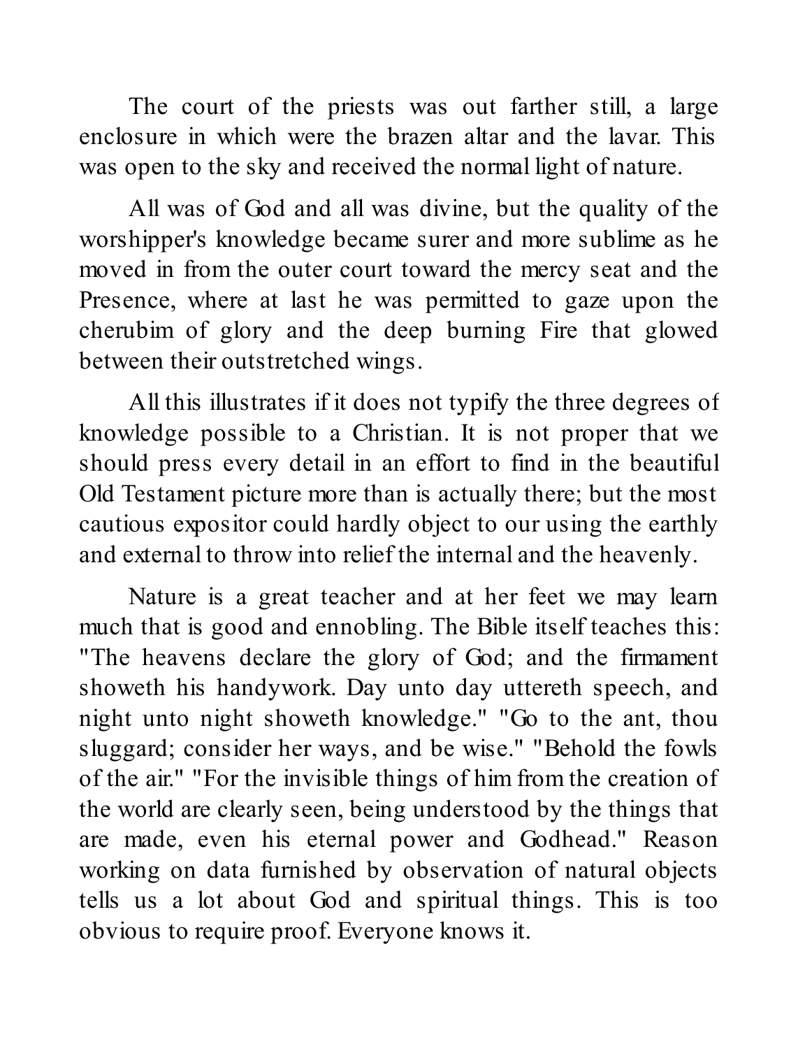The court of the priests was out farther still, a large enclosure in which were the brazen altar and the lavar. This was open to the sky and received the normal light of nature.

All was of God and all was divine, but the quality of the worshipper's knowledge became surer and more sublime as he moved in from the outer court toward the mercy seat and the Presence, where at last he was permitted to gaze upon the cherubim of glory and the deep burning Fire that glowed between their outstretched wings.

All this illustrates if it does not typify the three degrees of knowledge possible to a Christian. It is not proper that we should press every detail in an effort to find in the beautiful Old Testament picture more than is actually there; but the most cautious expositor could hardly object to our using the earthly and external to throw into relief the internal and the heavenly.

Nature is a great teacher and at her feet we may learn much that is good and ennobling. The Bible itself teaches this: "The heavens declare the glory of God; and the firmament showeth his handywork. Day unto day uttereth speech, and night unto night showeth knowledge." "Go to the ant, thou sluggard; consider her ways, and be wise." "Behold the fowls of the air." "For the invisible things of him from the creation of the world are clearly seen, being understood by the things that are made, even his eternal power and Godhead." Reason working on data furnished by observation of natural objects tells us a lot about God and spiritual things. This is too obvious to require proof. Everyone knows it.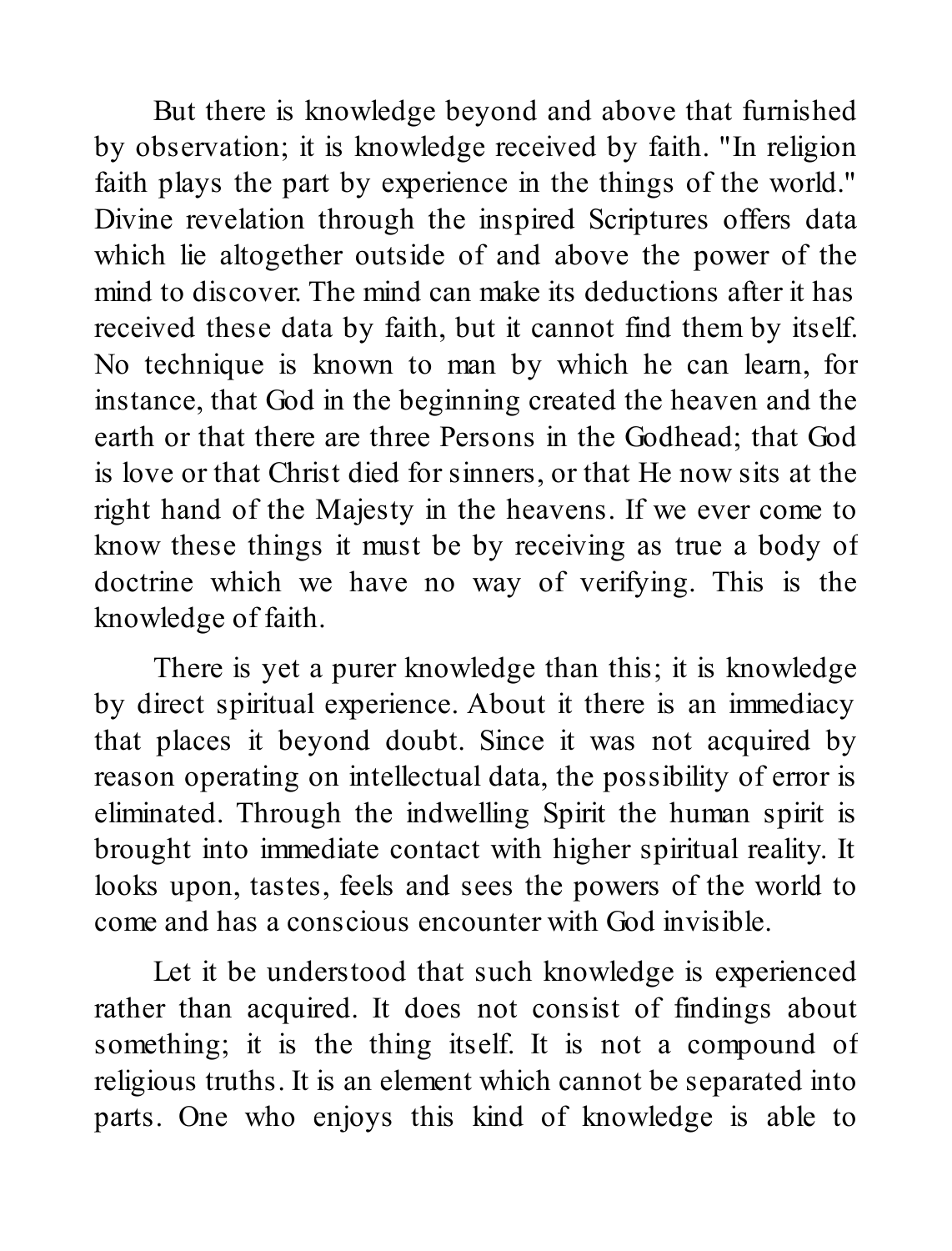But there is knowledge beyond and above that furnished by observation; it is knowledge received by faith. "In religion faith plays the part by experience in the things of the world." Divine revelation through the inspired Scriptures offers data which lie altogether outside of and above the power of the mind to discover. The mind can make its deductions after it has received these data by faith, but it cannot find them by itself. No technique is known to man by which he can learn, for instance, that God in the beginning created the heaven and the earth or that there are three Persons in the Godhead; that God is love or that Christ died for sinners, or that He now sits at the right hand of the Majesty in the heavens. If we ever come to know these things it must be by receiving as true a body of doctrine which we have no way of verifying. This is the knowledge of faith.

There is yet a purer knowledge than this; it is knowledge by direct spiritual experience. About it there is an immediacy that places it beyond doubt. Since it was not acquired by reason operating on intellectual data, the possibility of error is eliminated. Through the indwelling Spirit the human spirit is brought into immediate contact with higher spiritual reality. It looks upon, tastes, feels and sees the powers of the world to come and has a conscious encounter with God invisible.

Let it be understood that such knowledge is experienced rather than acquired. It does not consist of findings about something; it is the thing itself. It is not a compound of religious truths. It is an element which cannot be separated into parts. One who enjoys this kind of knowledge is able to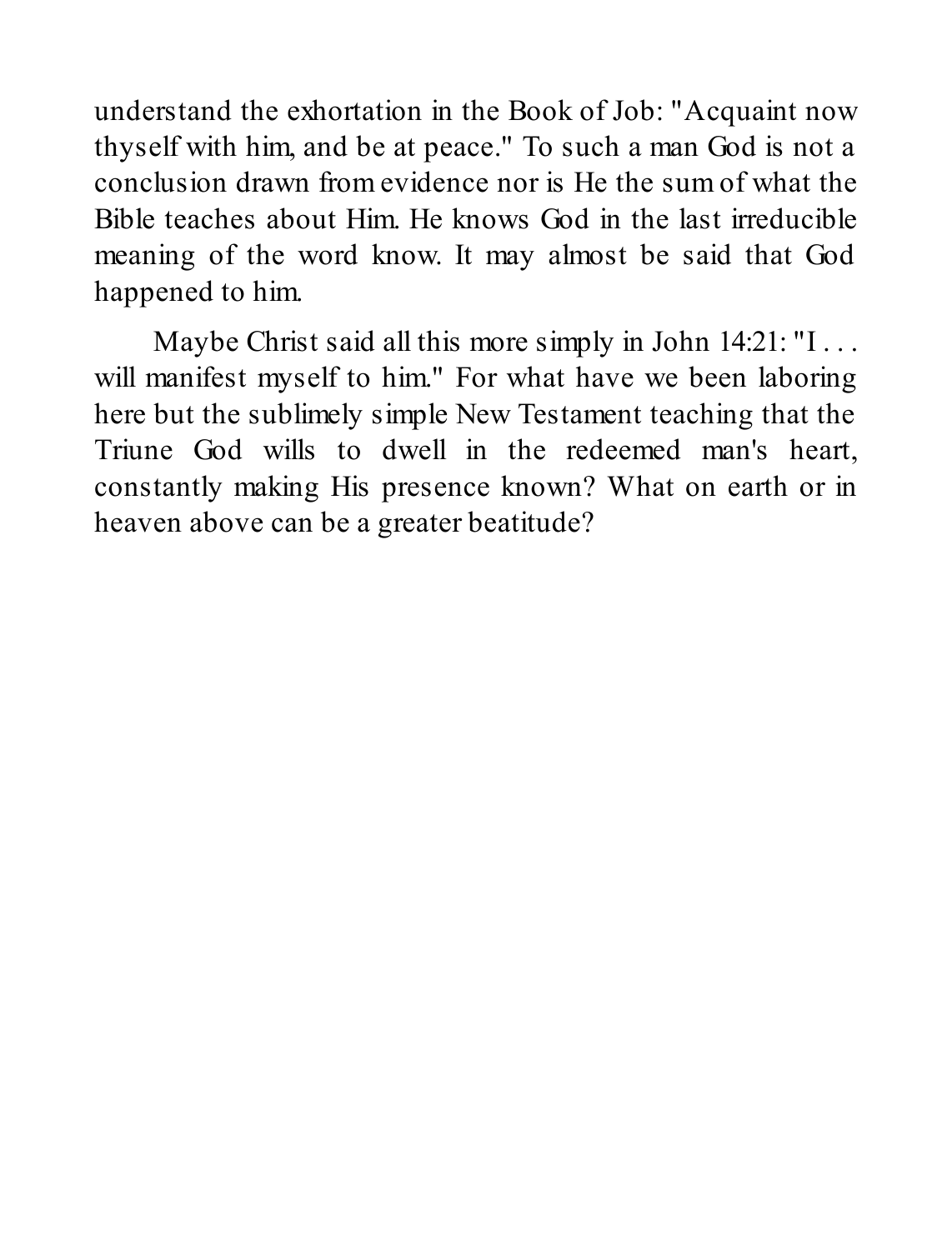understand the exhortation in the Book of Job: "Acquaint now thyself with him, and be at peace." To such a man God is not a conclusion drawn from evidence nor is He the sum of what the Bible teaches about Him. He knows God in the last irreducible meaning of the word know. It may almost be said that God happened to him.

Maybe Christ said all this more simply in John 14:21: "I . . . will manifest myself to him." For what have we been laboring here but the sublimely simple New Testament teaching that the Triune God wills to dwell in the redeemed man's heart, constantly making His presence known? What on earth or in heaven above can be a greater beatitude?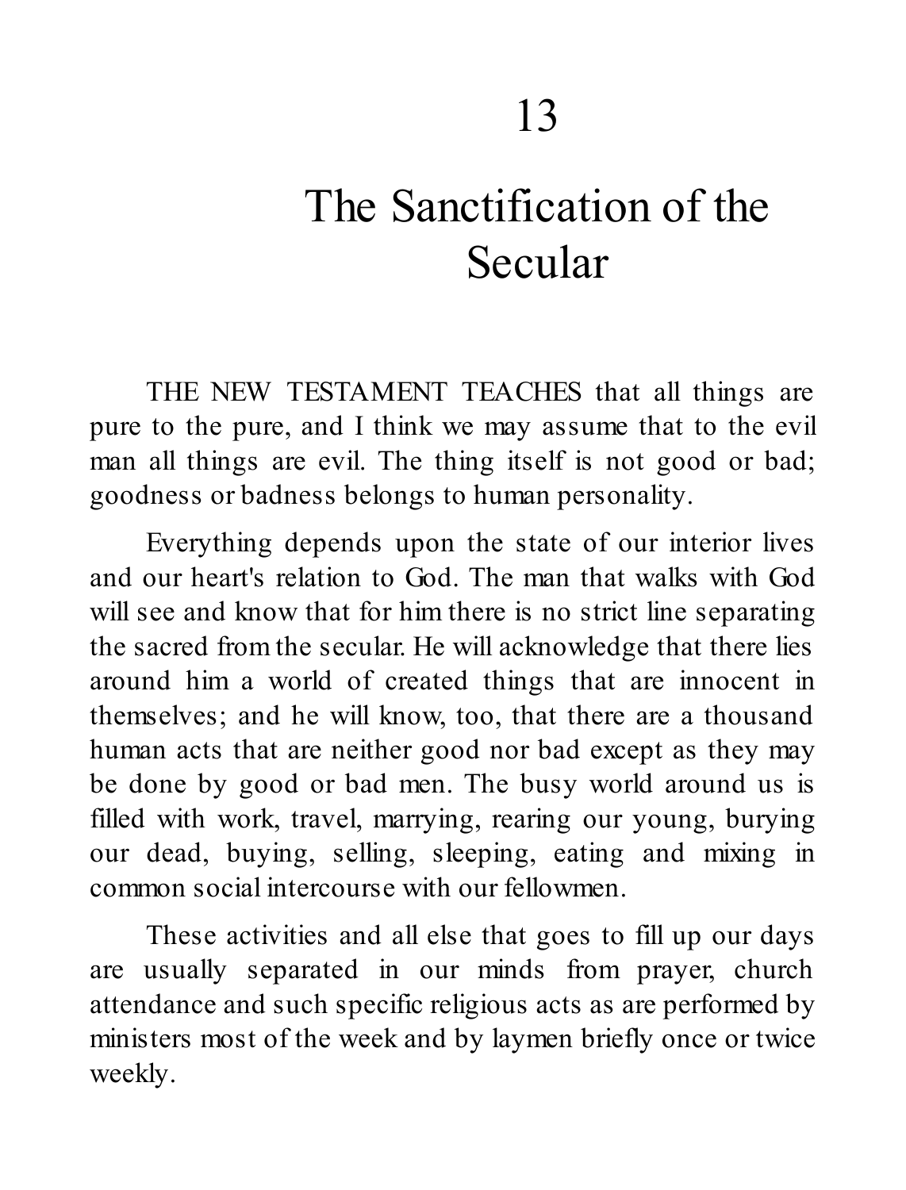# 13

# The Sanctification of the Secular

THE NEW TESTAMENT TEACHES that all things are pure to the pure, and I think we may assume that to the evil man all things are evil. The thing itself is not good or bad; goodness or badness belongs to human personality.

Everything depends upon the state of our interior lives and our heart's relation to God. The man that walks with God will see and know that for him there is no strict line separating the sacred from the secular. He will acknowledge that there lies around him a world of created things that are innocent in themselves; and he will know, too, that there are a thousand human acts that are neither good nor bad except as they may be done by good or bad men. The busy world around us is filled with work, travel, marrying, rearing our young, burying our dead, buying, selling, sleeping, eating and mixing in common social intercourse with our fellowmen.

These activities and all else that goes to fill up our days are usually separated in our minds from prayer, church attendance and such specific religious acts as are performed by ministers most of the week and by laymen briefly once or twice weekly.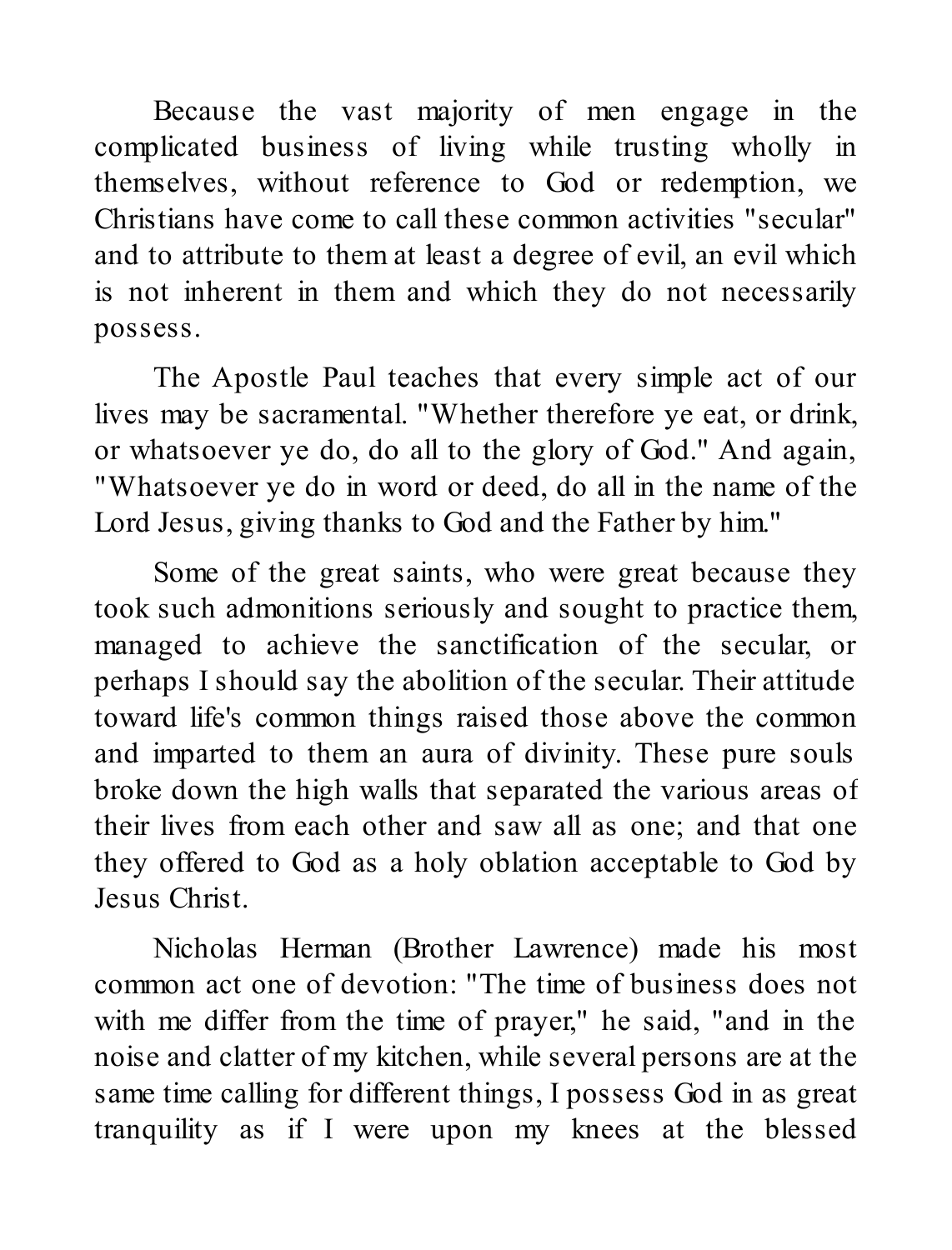Because the vast majority of men engage in the complicated business of living while trusting wholly in themselves, without reference to God or redemption, we Christians have come to call these common activities "secular" and to attribute to them at least a degree of evil, an evil which is not inherent in them and which they do not necessarily possess.

The Apostle Paul teaches that every simple act of our lives may be sacramental. "Whether therefore ye eat, or drink, or whatsoever ye do, do all to the glory of God." And again, "Whatsoever ye do in word or deed, do all in the name of the Lord Jesus, giving thanks to God and the Father by him."

Some of the great saints, who were great because they took such admonitions seriously and sought to practice them, managed to achieve the sanctification of the secular, or perhaps I should say the abolition of the secular. Their attitude toward life's common things raised those above the common and imparted to them an aura of divinity. These pure souls broke down the high walls that separated the various areas of their lives from each other and saw all as one; and that one they offered to God as a holy oblation acceptable to God by Jesus Christ.

Nicholas Herman (Brother Lawrence) made his most common act one of devotion: "The time of business does not with me differ from the time of prayer," he said, "and in the noise and clatter of my kitchen, while several persons are at the same time calling for different things, I possess God in as great tranquility as if I were upon my knees at the blessed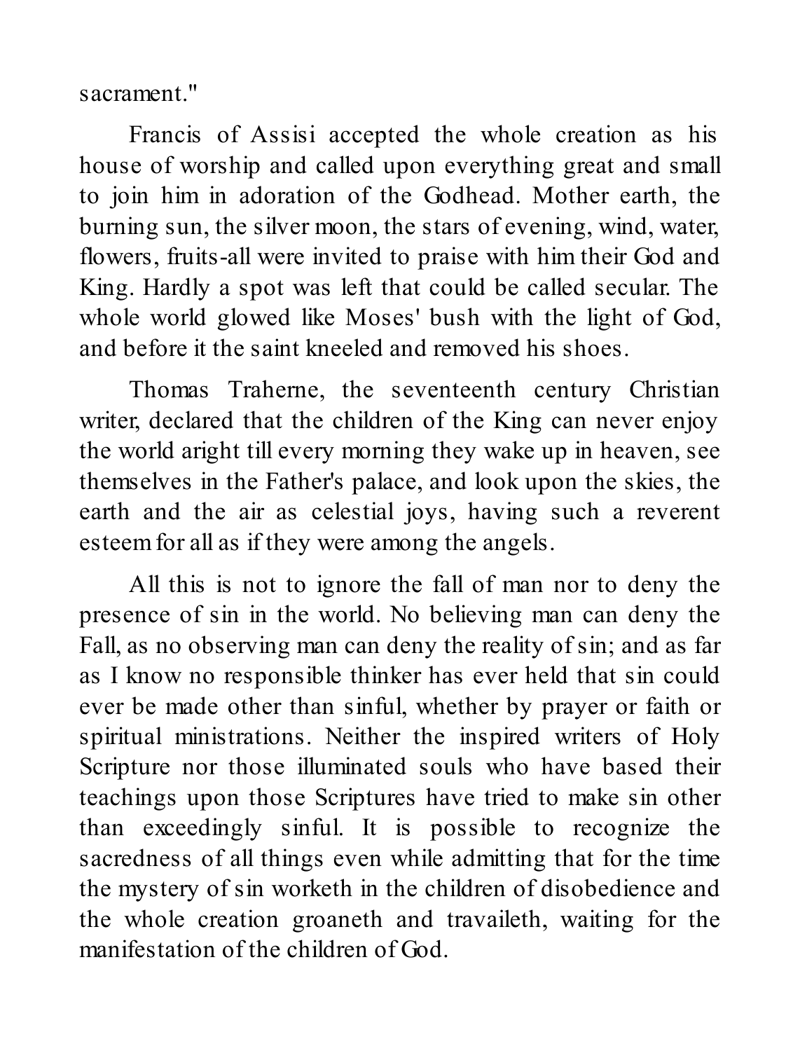sacrament."

Francis of Assisi accepted the whole creation as his house of worship and called upon everything great and small to join him in adoration of the Godhead. Mother earth, the burning sun, the silver moon, the stars of evening, wind, water, flowers, fruits-all were invited to praise with him their God and King. Hardly a spot was left that could be called secular. The whole world glowed like Moses' bush with the light of God, and before it the saint kneeled and removed his shoes.

Thomas Traherne, the seventeenth century Christian writer, declared that the children of the King can never enjoy the world aright till every morning they wake up in heaven, see themselves in the Father's palace, and look upon the skies, the earth and the air as celestial joys, having such a reverent esteem for all as if they were among the angels.

All this is not to ignore the fall of man nor to deny the presence of sin in the world. No believing man can deny the Fall, as no observing man can deny the reality of sin; and as far as I know no responsible thinker has ever held that sin could ever be made other than sinful, whether by prayer or faith or spiritual ministrations. Neither the inspired writers of Holy Scripture nor those illuminated souls who have based their teachings upon those Scriptures have tried to make sin other than exceedingly sinful. It is possible to recognize the sacredness of all things even while admitting that for the time the mystery of sin worketh in the children of disobedience and the whole creation groaneth and travaileth, waiting for the manifestation of the children of God.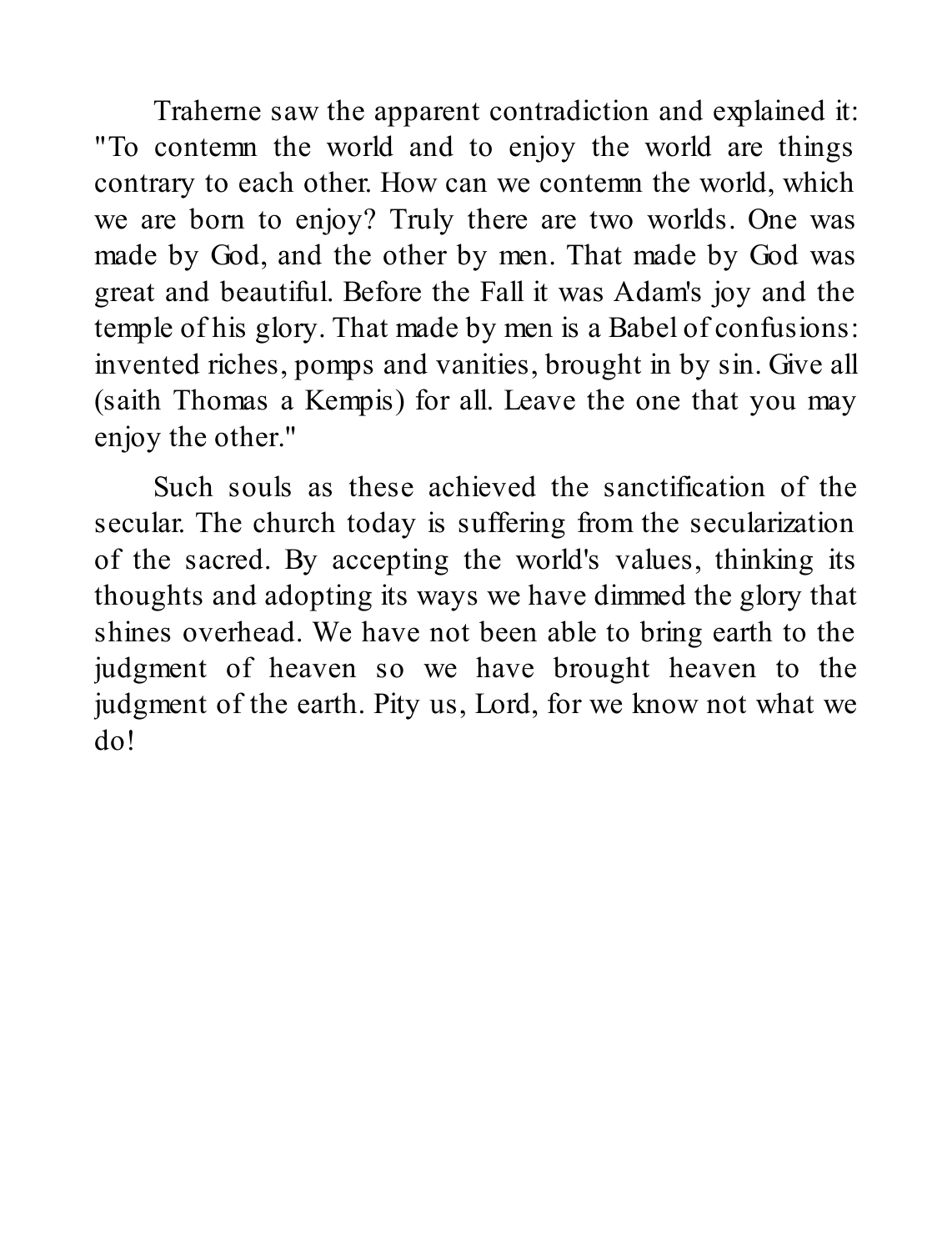Traherne saw the apparent contradiction and explained it: "To contemn the world and to enjoy the world are things contrary to each other. How can we contemn the world, which we are born to enjoy? Truly there are two worlds. One was made by God, and the other by men. That made by God was great and beautiful. Before the Fall it was Adam's joy and the temple of his glory. That made by men is a Babel of confusions: invented riches, pomps and vanities, brought in by sin. Give all (saith Thomas a Kempis) for all. Leave the one that you may enjoy the other."

Such souls as these achieved the sanctification of the secular. The church today is suffering from the secularization of the sacred. By accepting the world's values, thinking its thoughts and adopting its ways we have dimmed the glory that shines overhead. We have not been able to bring earth to the judgment of heaven so we have brought heaven to the judgment of the earth. Pity us, Lord, for we know not what we do!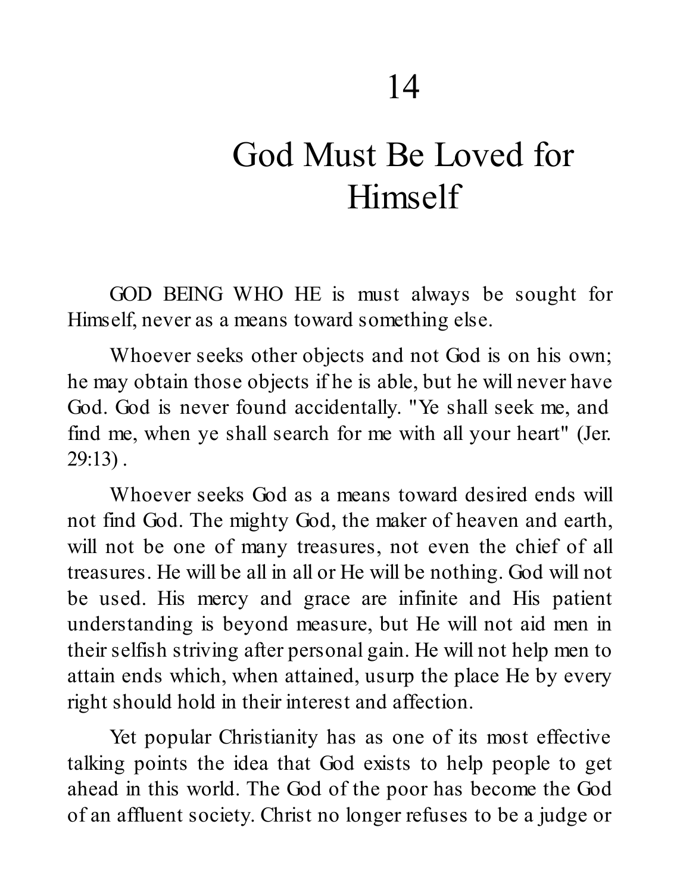# 14

# God Must Be Loved for Himself

GOD BEING WHO HE is must always be sought for Himself, never as a means toward something else.

Whoever seeks other objects and not God is on his own; he may obtain those objects if he is able, but he will never have God. God is never found accidentally. "Ye shall seek me, and find me, when ye shall search for me with all your heart" (Jer. 29:13) .

Whoever seeks God as a means toward desired ends will not find God. The mighty God, the maker of heaven and earth, will not be one of many treasures, not even the chief of all treasures. He will be all in all or He will be nothing. God will not be used. His mercy and grace are infinite and His patient understanding is beyond measure, but He will not aid men in their selfish striving after personal gain. He will not help men to attain ends which, when attained, usurp the place He by every right should hold in their interest and affection.

Yet popular Christianity has as one of its most effective talking points the idea that God exists to help people to get ahead in this world. The God of the poor has become the God of an affluent society. Christ no longer refuses to be a judge or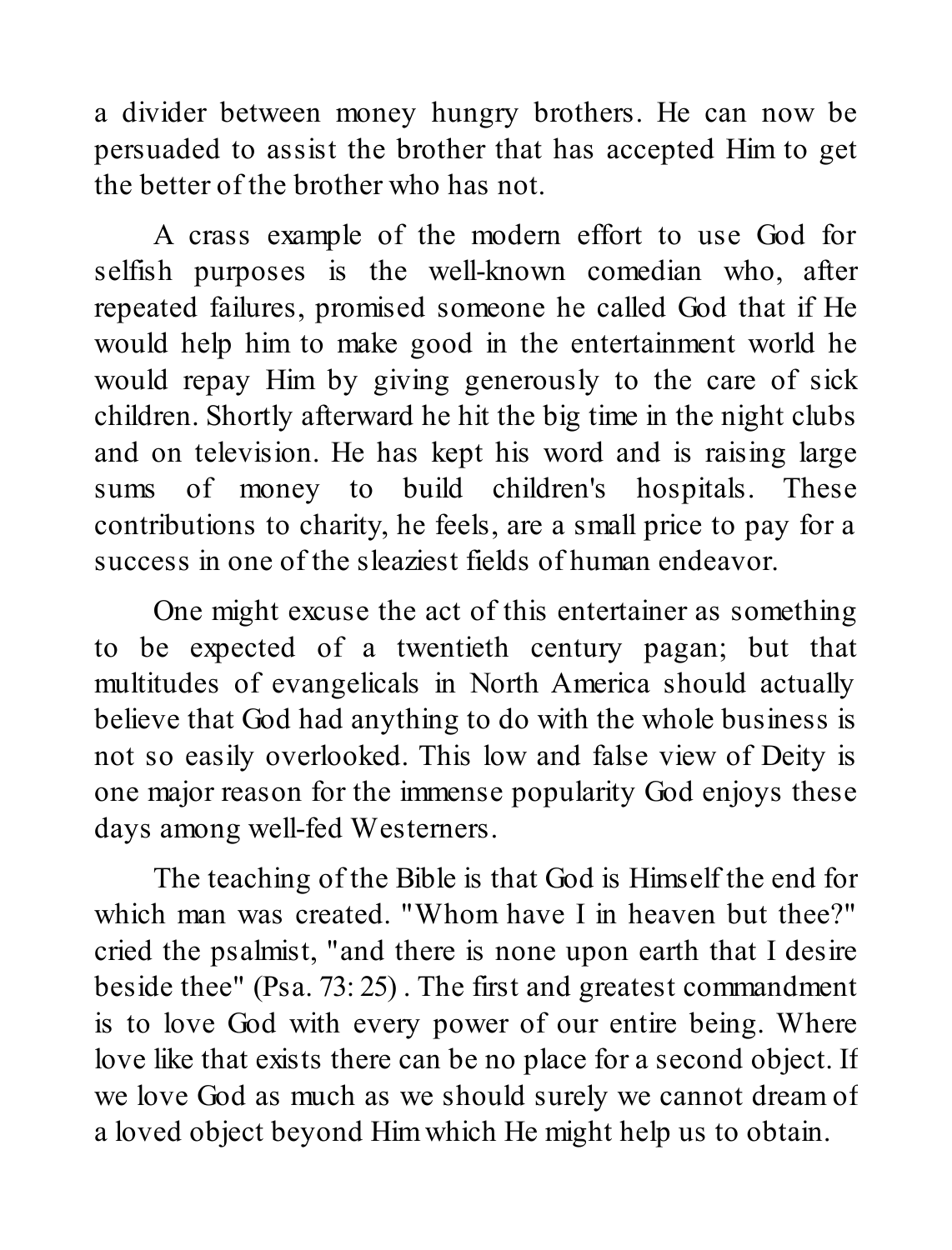a divider between money hungry brothers. He can now be persuaded to assist the brother that has accepted Him to get the better of the brother who has not.

A crass example of the modern effort to use God for selfish purposes is the well-known comedian who, after repeated failures, promised someone he called God that if He would help him to make good in the entertainment world he would repay Him by giving generously to the care of sick children. Shortly afterward he hit the big time in the night clubs and on television. He has kept his word and is raising large sums of money to build children's hospitals. These contributions to charity, he feels, are a small price to pay for a success in one of the sleaziest fields of human endeavor.

One might excuse the act of this entertainer as something to be expected of a twentieth century pagan; but that multitudes of evangelicals in North America should actually believe that God had anything to do with the whole business is not so easily overlooked. This low and false view of Deity is one major reason for the immense popularity God enjoys these days among well-fed Westerners.

The teaching of the Bible is that God is Himself the end for which man was created. "Whom have I in heaven but thee?" cried the psalmist, "and there is none upon earth that I desire beside thee" (Psa. 73: 25) . The first and greatest commandment is to love God with every power of our entire being. Where love like that exists there can be no place for a second object. If we love God as much as we should surely we cannot dream of a loved object beyond Him which He might help us to obtain.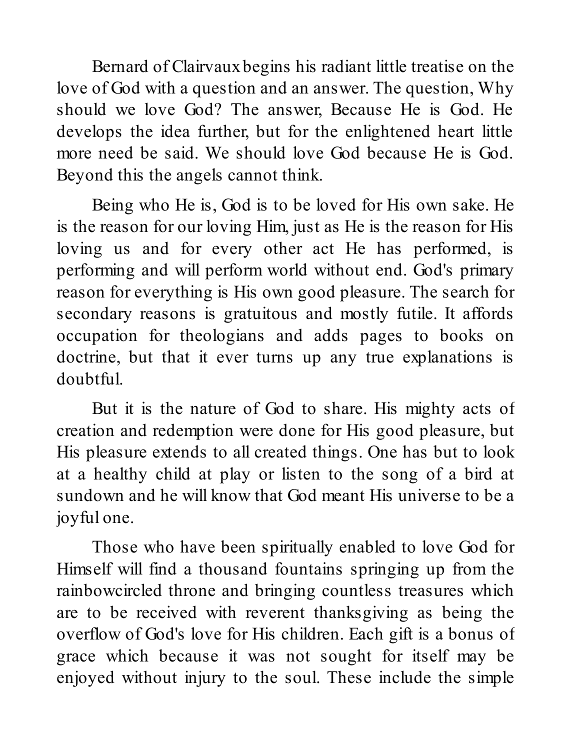Bernard of Clairvaux begins his radiant little treatise on the love of God with a question and an answer. The question, Why should we love God? The answer, Because He is God. He develops the idea further, but for the enlightened heart little more need be said. We should love God because He is God. Beyond this the angels cannot think.

Being who He is, God is to be loved for His own sake. He is the reason for our loving Him, just as He is the reason for His loving us and for every other act He has performed, is performing and will perform world without end. God's primary reason for everything is His own good pleasure. The search for secondary reasons is gratuitous and mostly futile. It affords occupation for theologians and adds pages to books on doctrine, but that it ever turns up any true explanations is doubtful.

But it is the nature of God to share. His mighty acts of creation and redemption were done for His good pleasure, but His pleasure extends to all created things. One has but to look at a healthy child at play or listen to the song of a bird at sundown and he will know that God meant His universe to be a joyful one.

Those who have been spiritually enabled to love God for Himself will find a thousand fountains springing up from the rainbowcircled throne and bringing countless treasures which are to be received with reverent thanksgiving as being the overflow of God's love for His children. Each gift is a bonus of grace which because it was not sought for itself may be enjoyed without injury to the soul. These include the simple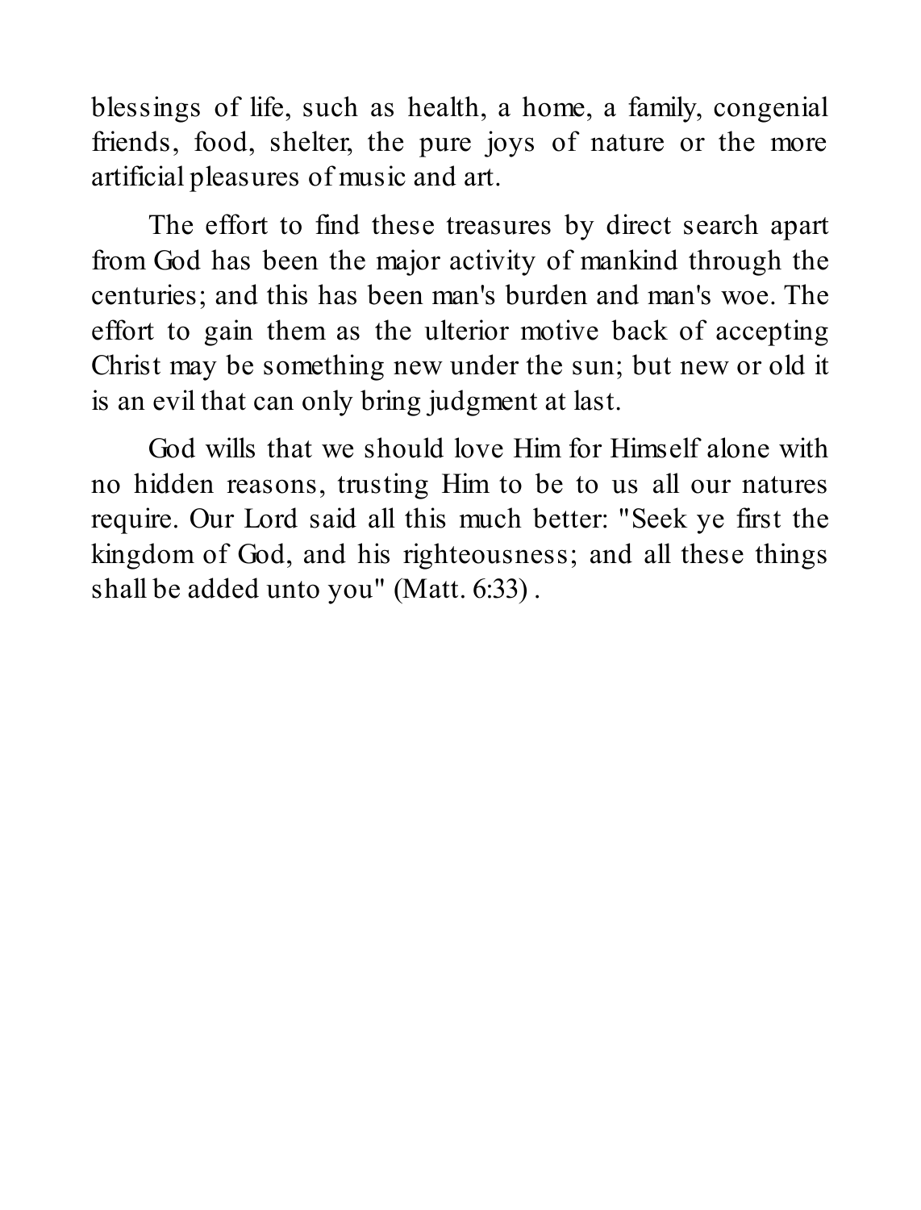blessings of life, such as health, a home, a family, congenial friends, food, shelter, the pure joys of nature or the more artificial pleasures of music and art.

The effort to find these treasures by direct search apart from God has been the major activity of mankind through the centuries; and this has been man's burden and man's woe. The effort to gain them as the ulterior motive back of accepting Christ may be something new under the sun; but new or old it is an evil that can only bring judgment at last.

God wills that we should love Him for Himself alone with no hidden reasons, trusting Him to be to us all our natures require. Our Lord said all this much better: "Seek ye first the kingdom of God, and his righteousness; and all these things shall be added unto you" (Matt. 6:33) .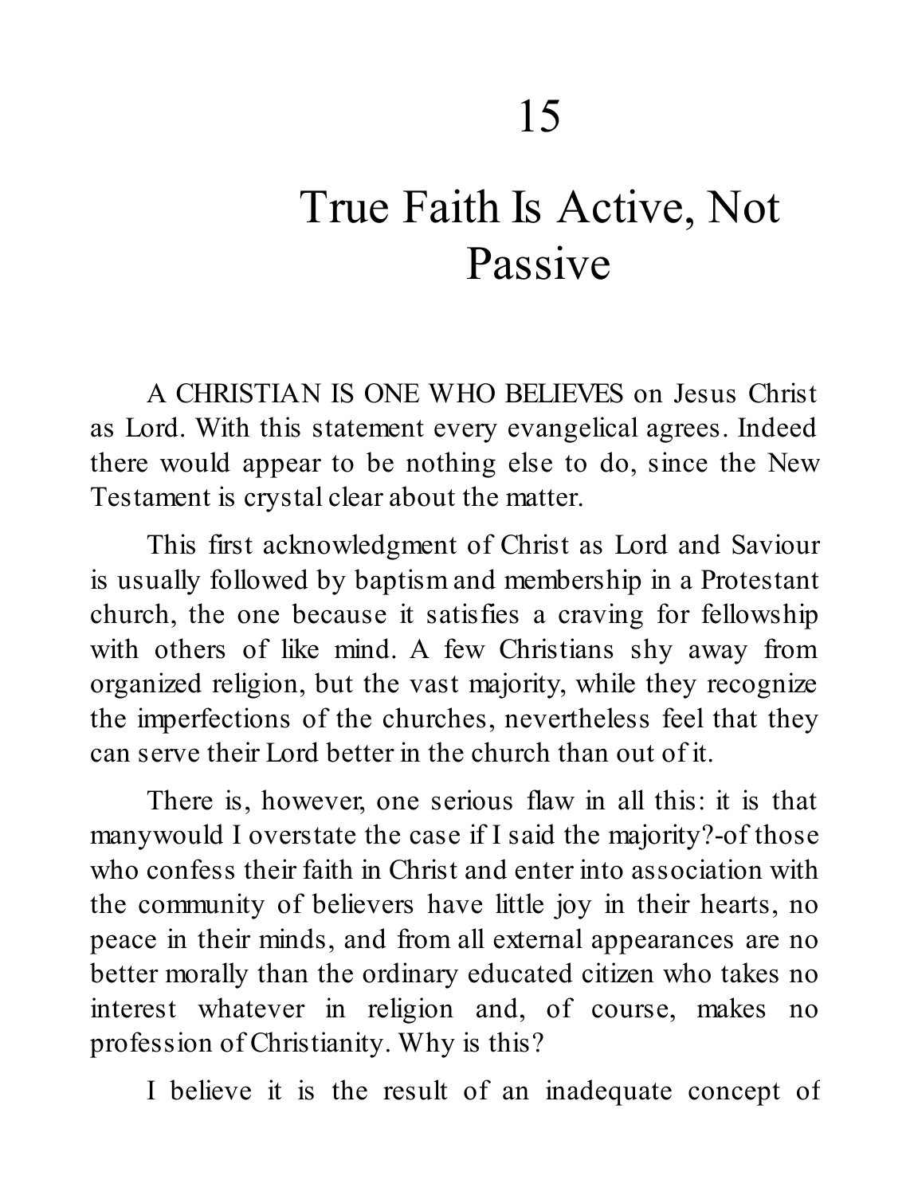# 15

# True Faith Is Active, Not Passive

A CHRISTIAN IS ONE WHO BELIEVES on Jesus Christ as Lord. With this statement every evangelical agrees. Indeed there would appear to be nothing else to do, since the New Testament is crystal clear about the matter.

This first acknowledgment of Christ as Lord and Saviour is usually followed by baptism and membership in a Protestant church, the one because it satisfies a craving for fellowship with others of like mind. A few Christians shy away from organized religion, but the vast majority, while they recognize the imperfections of the churches, nevertheless feel that they can serve their Lord better in the church than out of it.

There is, however, one serious flaw in all this: it is that manywould I overstate the case if I said the majority?-of those who confess their faith in Christ and enter into association with the community of believers have little joy in their hearts, no peace in their minds, and from all external appearances are no better morally than the ordinary educated citizen who takes no interest whatever in religion and, of course, makes no profession of Christianity. Why is this?

I believe it is the result of an inadequate concept of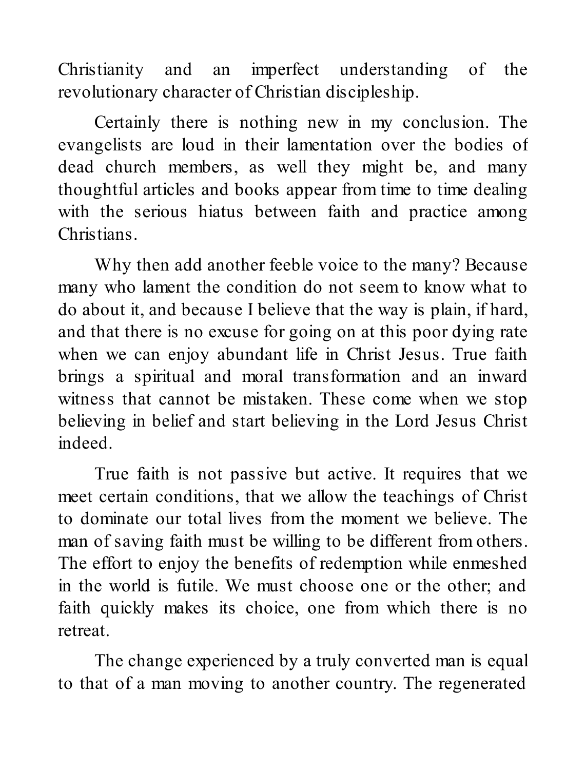Christianity and an imperfect understanding of the revolutionary character of Christian discipleship.

Certainly there is nothing new in my conclusion. The evangelists are loud in their lamentation over the bodies of dead church members, as well they might be, and many thoughtful articles and books appear from time to time dealing with the serious hiatus between faith and practice among Christians.

Why then add another feeble voice to the many? Because many who lament the condition do not seem to know what to do about it, and because I believe that the way is plain, if hard, and that there is no excuse for going on at this poor dying rate when we can enjoy abundant life in Christ Jesus. True faith brings a spiritual and moral transformation and an inward witness that cannot be mistaken. These come when we stop believing in belief and start believing in the Lord Jesus Christ indeed.

True faith is not passive but active. It requires that we meet certain conditions, that we allow the teachings of Christ to dominate our total lives from the moment we believe. The man of saving faith must be willing to be different from others. The effort to enjoy the benefits of redemption while enmeshed in the world is futile. We must choose one or the other; and faith quickly makes its choice, one from which there is no retreat.

The change experienced by a truly converted man is equal to that of a man moving to another country. The regenerated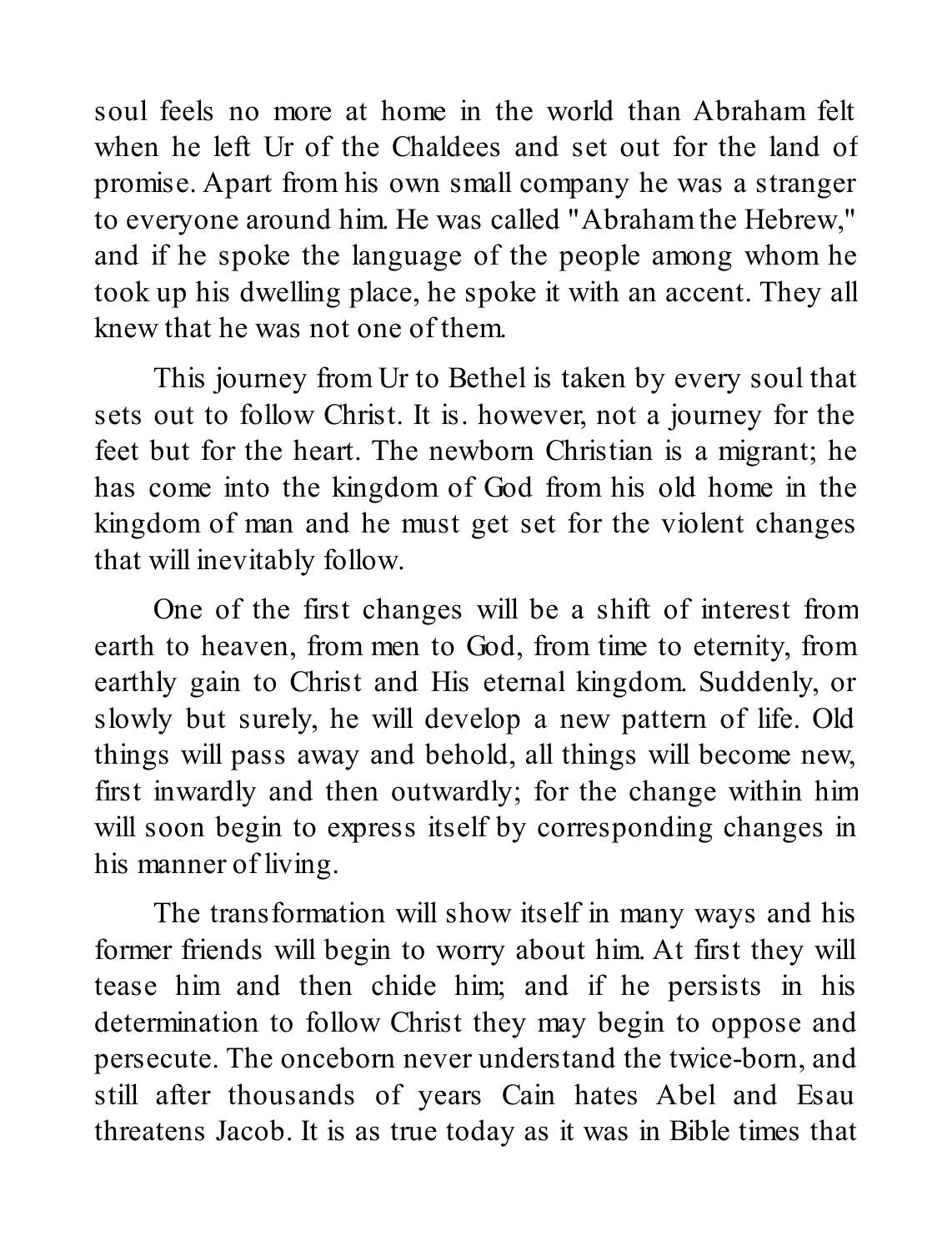soul feels no more at home in the world than Abraham felt when he left Ur of the Chaldees and set out for the land of promise. Apart from his own small company he was a stranger to everyone around him. He was called "Abraham the Hebrew," and if he spoke the language of the people among whom he took up his dwelling place, he spoke it with an accent. They all knew that he was not one of them.

This journey from Ur to Bethel is taken by every soul that sets out to follow Christ. It is. however, not a journey for the feet but for the heart. The newborn Christian is a migrant; he has come into the kingdom of God from his old home in the kingdom of man and he must get set for the violent changes that will inevitably follow.

One of the first changes will be a shift of interest from earth to heaven, from men to God, from time to eternity, from earthly gain to Christ and His eternal kingdom. Suddenly, or slowly but surely, he will develop a new pattern of life. Old things will pass away and behold, all things will become new, first inwardly and then outwardly; for the change within him will soon begin to express itself by corresponding changes in his manner of living.

The transformation will show itself in many ways and his former friends will begin to worry about him. At first they will tease him and then chide him; and if he persists in his determination to follow Christ they may begin to oppose and persecute. The onceborn never understand the twice-born, and still after thousands of years Cain hates Abel and Esau threatens Jacob. It is as true today as it was in Bible times that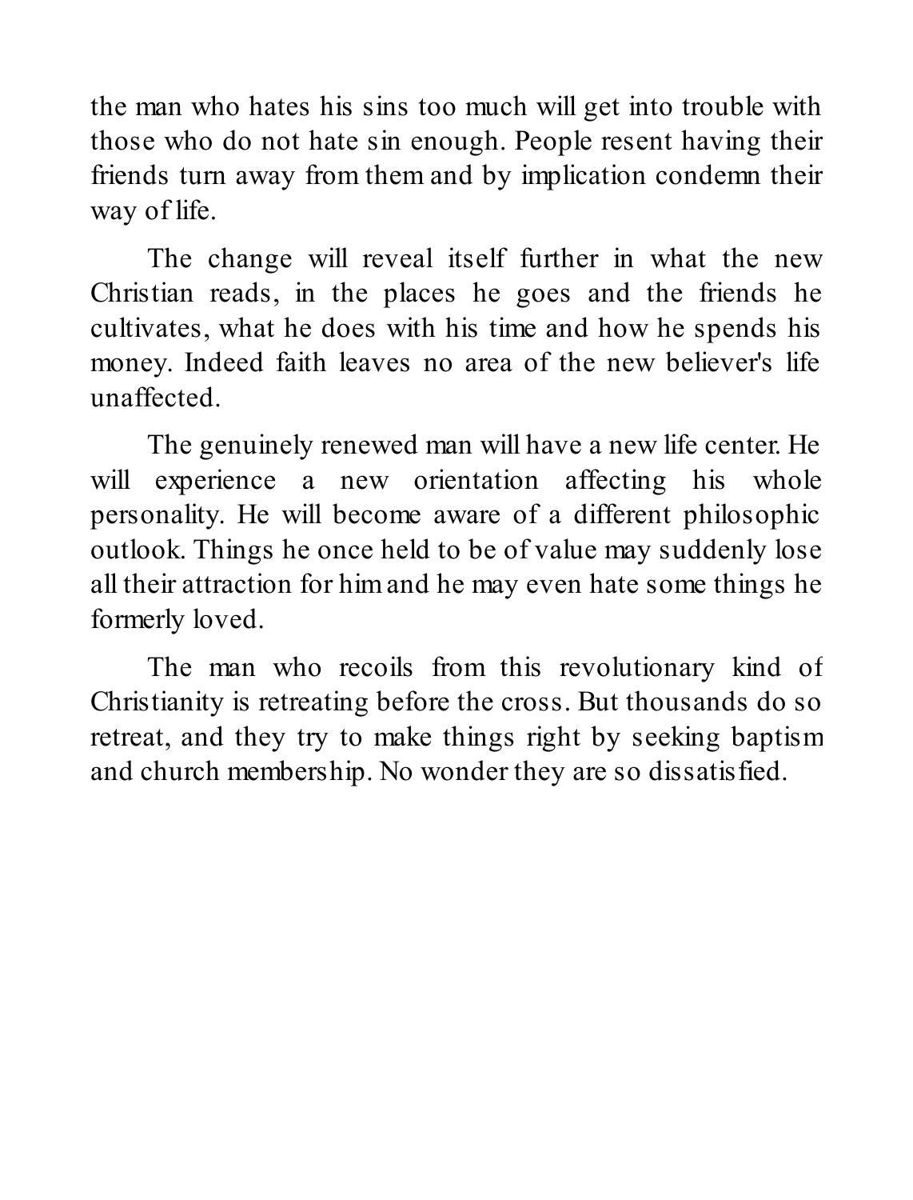the man who hates his sins too much will get into trouble with those who do not hate sin enough. People resent having their friends turn away from them and by implication condemn their way of life.

The change will reveal itself further in what the new Christian reads, in the places he goes and the friends he cultivates, what he does with his time and how he spends his money. Indeed faith leaves no area of the new believer's life unaffected.

The genuinely renewed man will have a new life center. He will experience a new orientation affecting his whole personality. He will become aware of a different philosophic outlook. Things he once held to be of value may suddenly lose all their attraction for him and he may even hate some things he formerly loved.

The man who recoils from this revolutionary kind of Christianity is retreating before the cross. But thousands do so retreat, and they try to make things right by seeking baptism and church membership. No wonder they are so dissatisfied.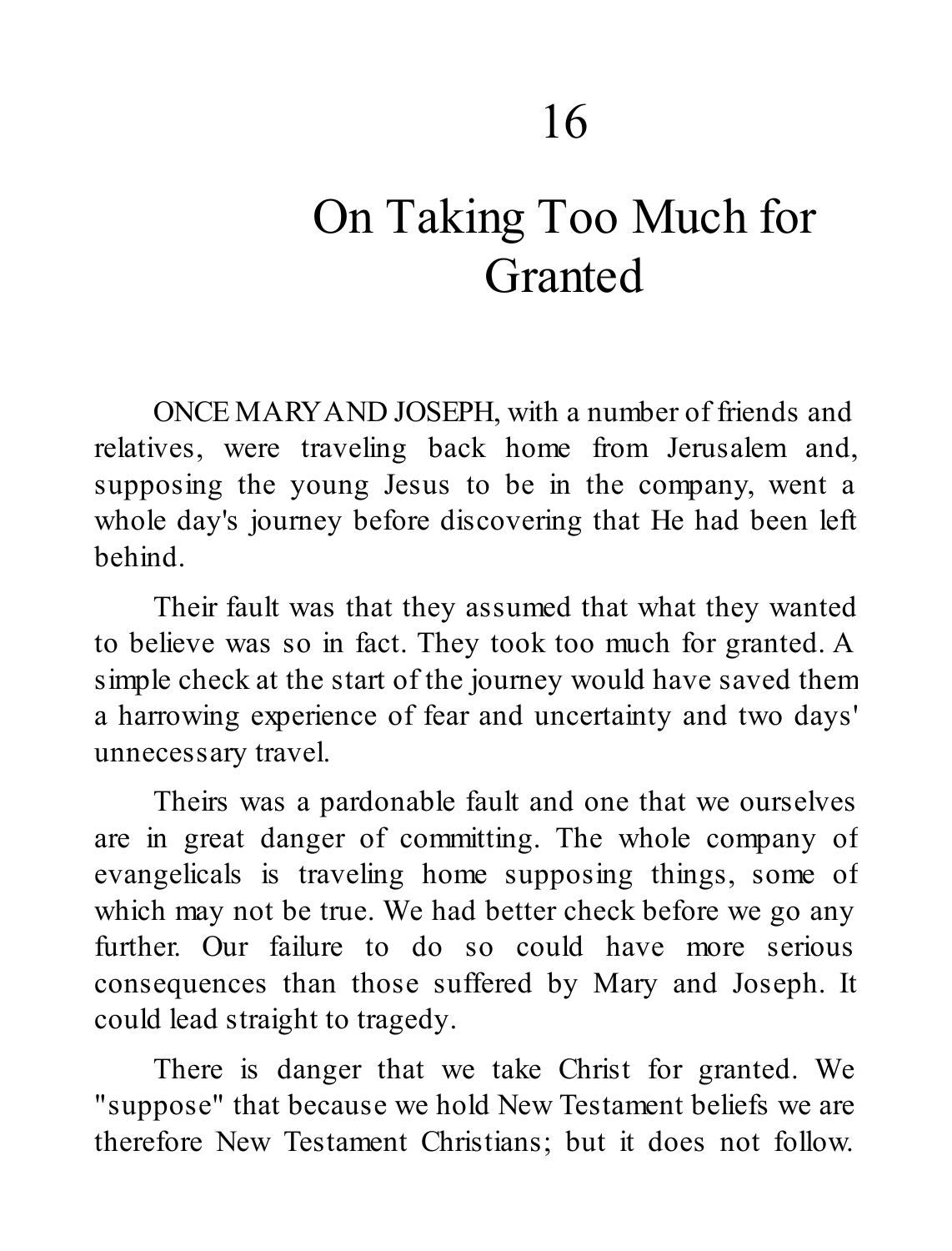# 16

# On Taking Too Much for Granted

ONCE MARY AND JOSEPH, with a number of friends and relatives, were traveling back home from Jerusalem and, supposing the young Jesus to be in the company, went a whole day's journey before discovering that He had been left behind.

Their fault was that they assumed that what they wanted to believe was so in fact. They took too much for granted. A simple check at the start of the journey would have saved them a harrowing experience of fear and uncertainty and two days' unnecessary travel.

Theirs was a pardonable fault and one that we ourselves are in great danger of committing. The whole company of evangelicals is traveling home supposing things, some of which may not be true. We had better check before we go any further. Our failure to do so could have more serious consequences than those suffered by Mary and Joseph. It could lead straight to tragedy.

There is danger that we take Christ for granted. We "suppose" that because we hold New Testament beliefs we are therefore New Testament Christians; but it does not follow.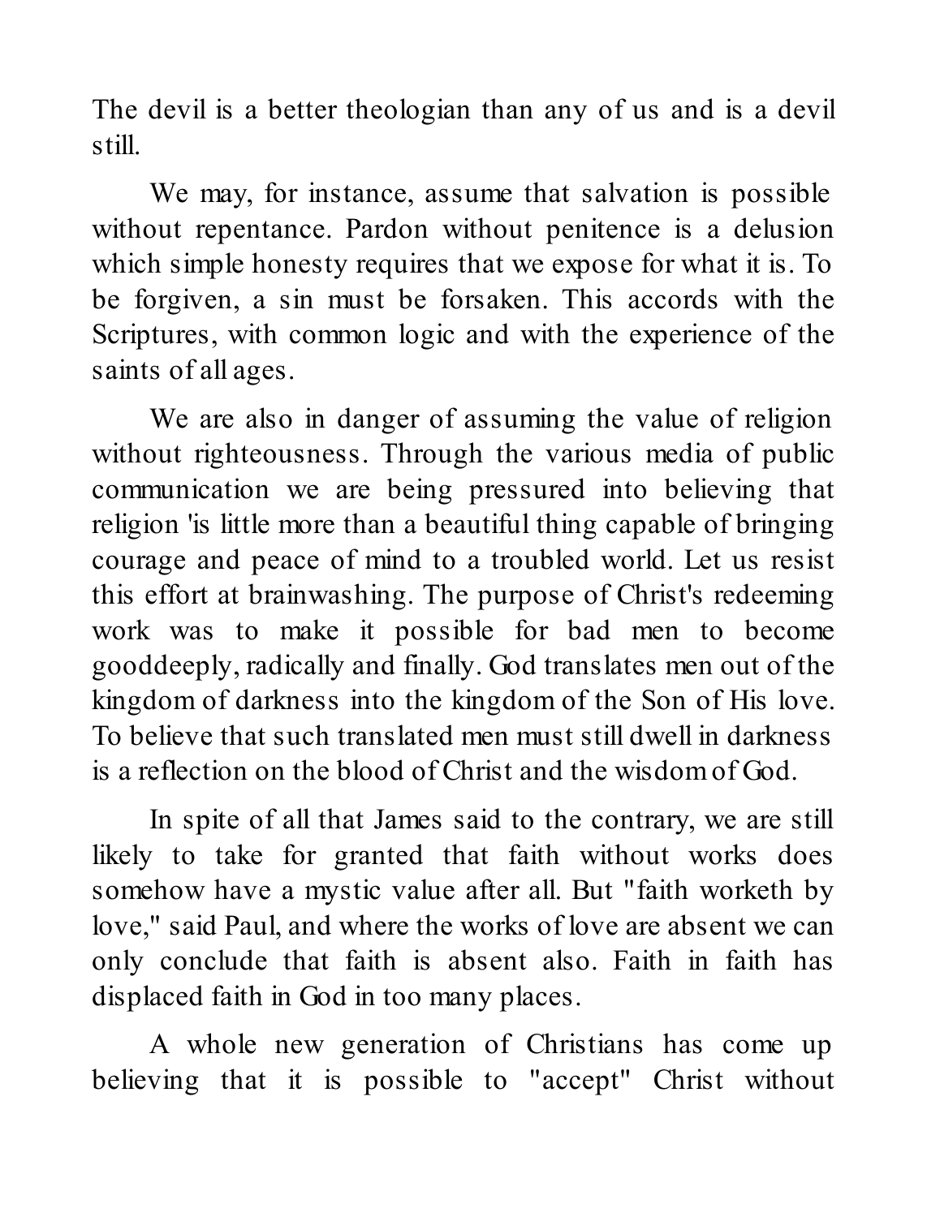The devil is a better theologian than any of us and is a devil still.

We may, for instance, assume that salvation is possible without repentance. Pardon without penitence is a delusion which simple honesty requires that we expose for what it is. To be forgiven, a sin must be forsaken. This accords with the Scriptures, with common logic and with the experience of the saints of all ages.

We are also in danger of assuming the value of religion without righteousness. Through the various media of public communication we are being pressured into believing that religion 'is little more than a beautiful thing capable of bringing courage and peace of mind to a troubled world. Let us resist this effort at brainwashing. The purpose of Christ's redeeming work was to make it possible for bad men to become gooddeeply, radically and finally. God translates men out of the kingdom of darkness into the kingdom of the Son of His love. To believe that such translated men must still dwell in darkness is a reflection on the blood of Christ and the wisdom of God.

In spite of all that James said to the contrary, we are still likely to take for granted that faith without works does somehow have a mystic value after all. But "faith worketh by love," said Paul, and where the works of love are absent we can only conclude that faith is absent also. Faith in faith has displaced faith in God in too many places.

A whole new generation of Christians has come up believing that it is possible to "accept" Christ without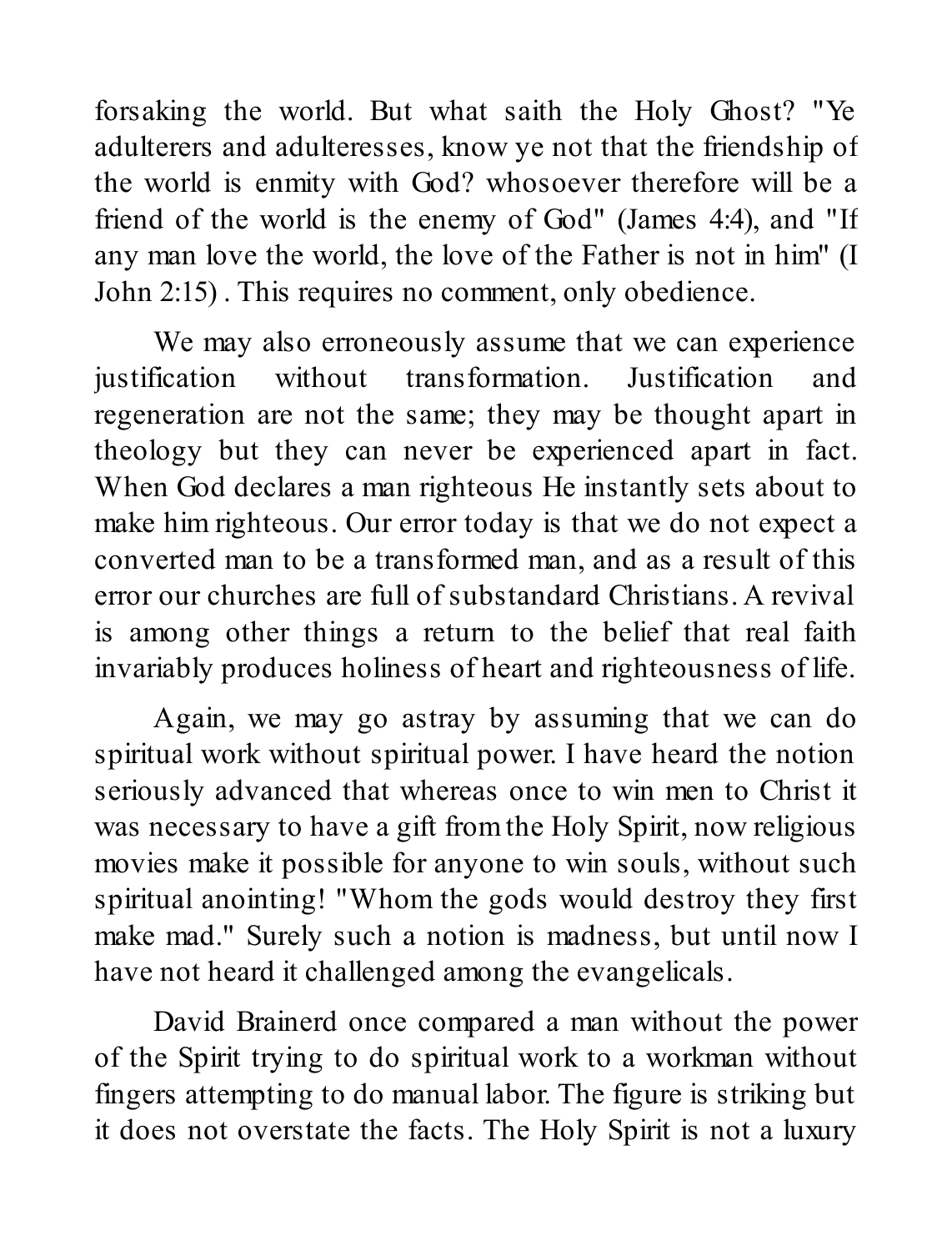forsaking the world. But what saith the Holy Ghost? "Ye adulterers and adulteresses, know ye not that the friendship of the world is enmity with God? whosoever therefore will be a friend of the world is the enemy of God" (James 4:4), and "If any man love the world, the love of the Father is not in him" (I John 2:15) . This requires no comment, only obedience.

We may also erroneously assume that we can experience justification without transformation. Justification and regeneration are not the same; they may be thought apart in theology but they can never be experienced apart in fact. When God declares a man righteous He instantly sets about to make him righteous. Our error today is that we do not expect a converted man to be a transformed man, and as a result of this error our churches are full of substandard Christians. A revival is among other things a return to the belief that real faith invariably produces holiness of heart and righteousness of life.

Again, we may go astray by assuming that we can do spiritual work without spiritual power. I have heard the notion seriously advanced that whereas once to win men to Christ it was necessary to have a gift from the Holy Spirit, now religious movies make it possible for anyone to win souls, without such spiritual anointing! "Whom the gods would destroy they first make mad." Surely such a notion is madness, but until now I have not heard it challenged among the evangelicals.

David Brainerd once compared a man without the power of the Spirit trying to do spiritual work to a workman without fingers attempting to do manual labor. The figure is striking but it does not overstate the facts. The Holy Spirit is not a luxury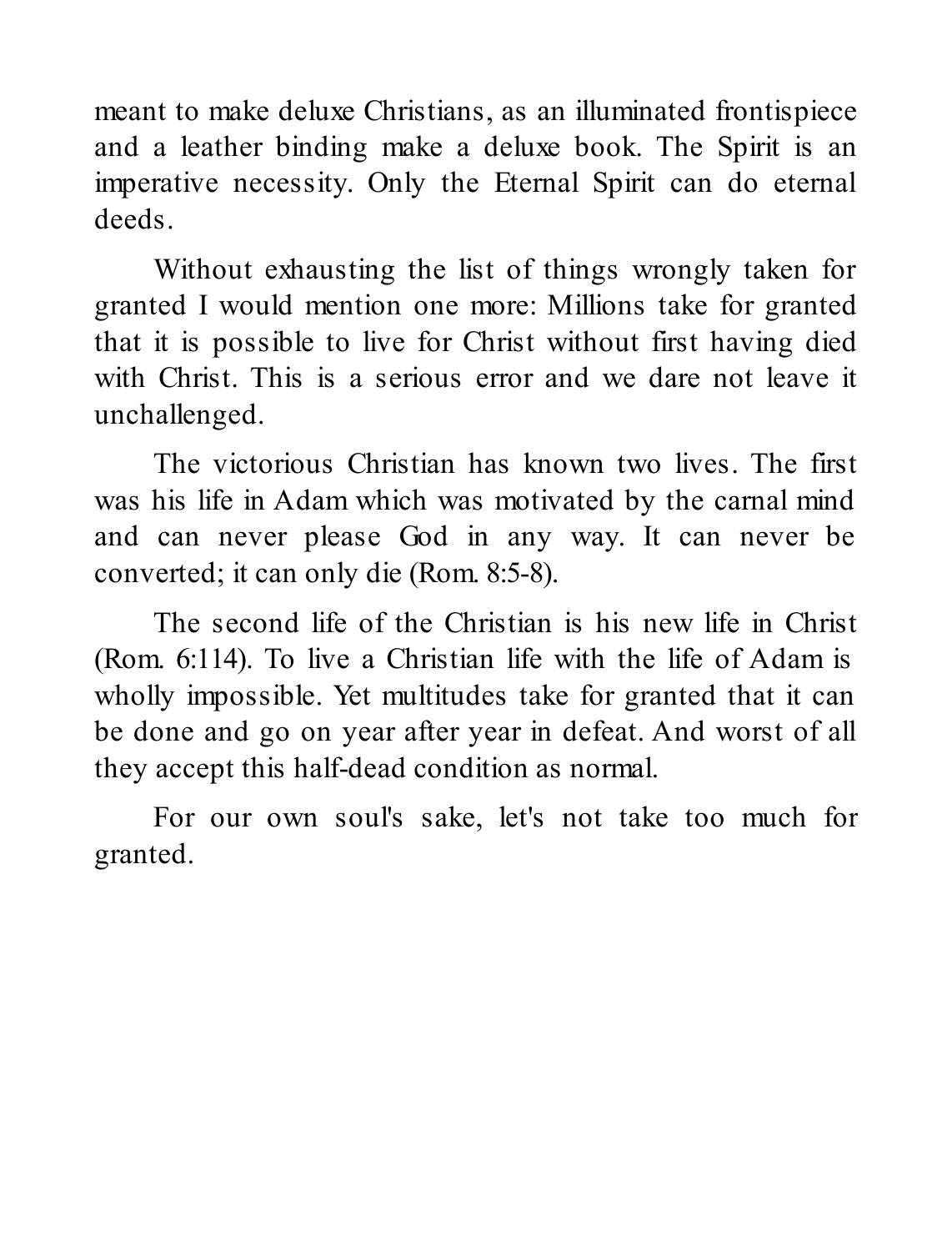meant to make deluxe Christians, as an illuminated frontispiece and a leather binding make a deluxe book. The Spirit is an imperative necessity. Only the Eternal Spirit can do eternal deeds.

Without exhausting the list of things wrongly taken for granted I would mention one more: Millions take for granted that it is possible to live for Christ without first having died with Christ. This is a serious error and we dare not leave it unchallenged.

The victorious Christian has known two lives. The first was his life in Adam which was motivated by the carnal mind and can never please God in any way. It can never be converted; it can only die (Rom. 8:5-8).

The second life of the Christian is his new life in Christ (Rom. 6:114). To live a Christian life with the life of Adam is wholly impossible. Yet multitudes take for granted that it can be done and go on year after year in defeat. And worst of all they accept this half-dead condition as normal.

For our own soul's sake, let's not take too much for granted.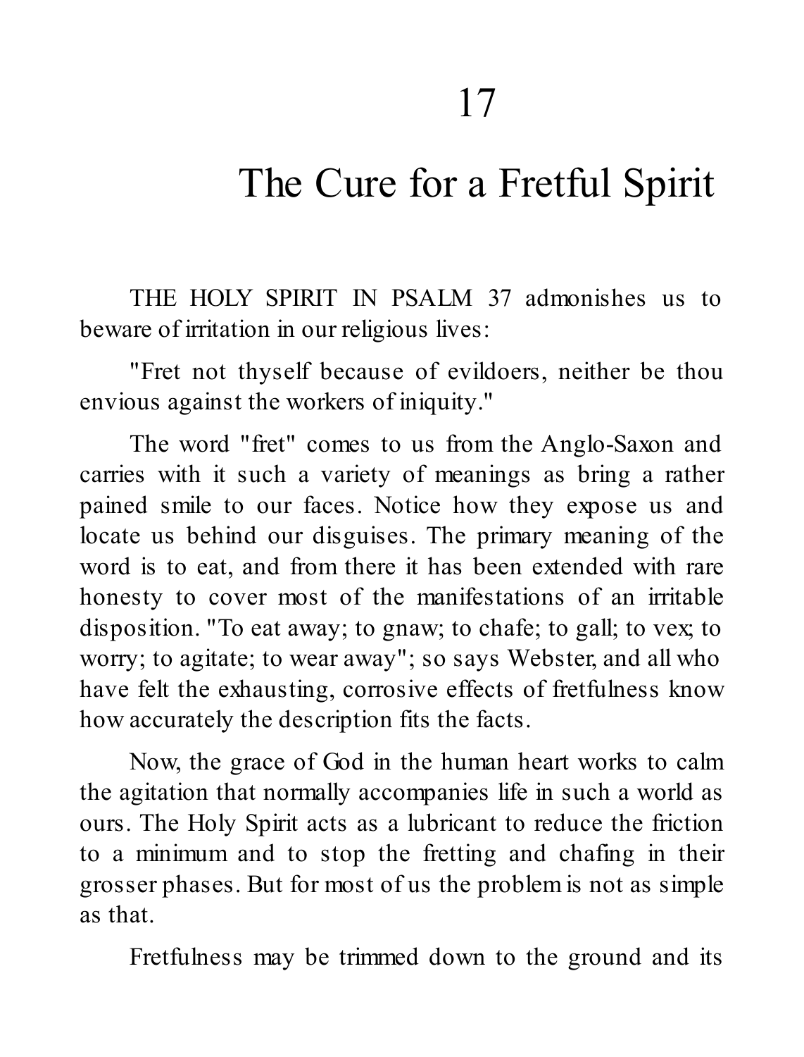# 17

# The Cure for a Fretful Spirit

THE HOLY SPIRIT IN PSALM 37 admonishes us to beware of irritation in our religious lives:

"Fret not thyself because of evildoers, neither be thou envious against the workers of iniquity."

The word "fret" comes to us from the Anglo-Saxon and carries with it such a variety of meanings as bring a rather pained smile to our faces. Notice how they expose us and locate us behind our disguises. The primary meaning of the word is to eat, and from there it has been extended with rare honesty to cover most of the manifestations of an irritable disposition. "To eat away; to gnaw; to chafe; to gall; to vex; to worry; to agitate; to wear away"; so says Webster, and all who have felt the exhausting, corrosive effects of fretfulness know how accurately the description fits the facts.

Now, the grace of God in the human heart works to calm the agitation that normally accompanies life in such a world as ours. The Holy Spirit acts as a lubricant to reduce the friction to a minimum and to stop the fretting and chafing in their grosser phases. But for most of us the problem is not as simple as that.

Fretfulness may be trimmed down to the ground and its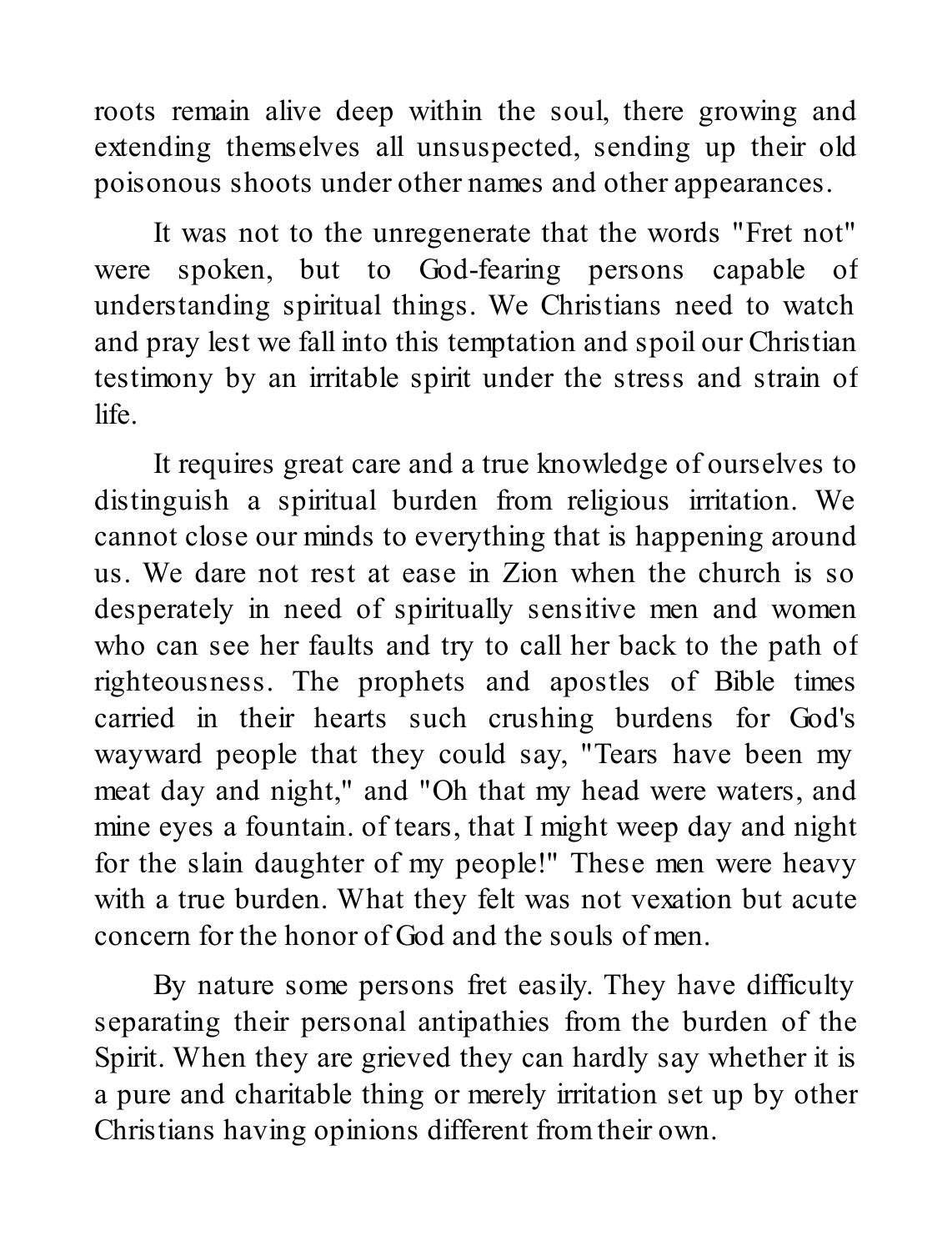roots remain alive deep within the soul, there growing and extending themselves all unsuspected, sending up their old poisonous shoots under other names and other appearances.

It was not to the unregenerate that the words "Fret not" were spoken, but to God-fearing persons capable of understanding spiritual things. We Christians need to watch and pray lest we fall into this temptation and spoil our Christian testimony by an irritable spirit under the stress and strain of life.

It requires great care and a true knowledge of ourselves to distinguish a spiritual burden from religious irritation. We cannot close our minds to everything that is happening around us. We dare not rest at ease in Zion when the church is so desperately in need of spiritually sensitive men and women who can see her faults and try to call her back to the path of righteousness. The prophets and apostles of Bible times carried in their hearts such crushing burdens for God's wayward people that they could say, "Tears have been my meat day and night," and "Oh that my head were waters, and mine eyes a fountain. of tears, that I might weep day and night for the slain daughter of my people!" These men were heavy with a true burden. What they felt was not vexation but acute concern for the honor of God and the souls of men.

By nature some persons fret easily. They have difficulty separating their personal antipathies from the burden of the Spirit. When they are grieved they can hardly say whether it is a pure and charitable thing or merely irritation set up by other Christians having opinions different from their own.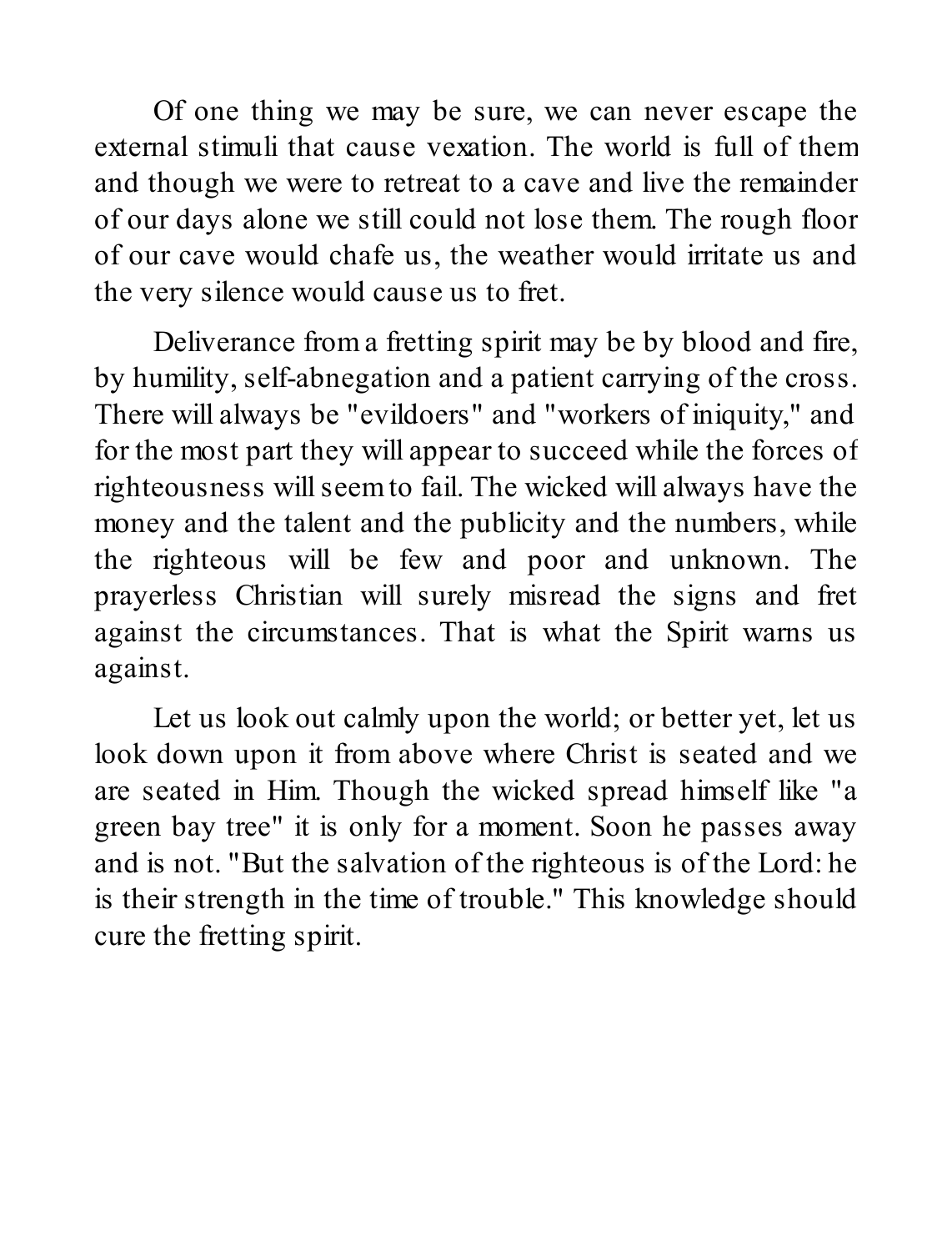Of one thing we may be sure, we can never escape the external stimuli that cause vexation. The world is full of them and though we were to retreat to a cave and live the remainder of our days alone we still could not lose them. The rough floor of our cave would chafe us, the weather would irritate us and the very silence would cause us to fret.

Deliverance from a fretting spirit may be by blood and fire, by humility, self-abnegation and a patient carrying of the cross. There will always be "evildoers" and "workers of iniquity," and for the most part they will appear to succeed while the forces of righteousness will seem to fail. The wicked will always have the money and the talent and the publicity and the numbers, while the righteous will be few and poor and unknown. The prayerless Christian will surely misread the signs and fret against the circumstances. That is what the Spirit warns us against.

Let us look out calmly upon the world; or better yet, let us look down upon it from above where Christ is seated and we are seated in Him. Though the wicked spread himself like "a green bay tree" it is only for a moment. Soon he passes away and is not. "But the salvation of the righteous is of the Lord: he is their strength in the time of trouble." This knowledge should cure the fretting spirit.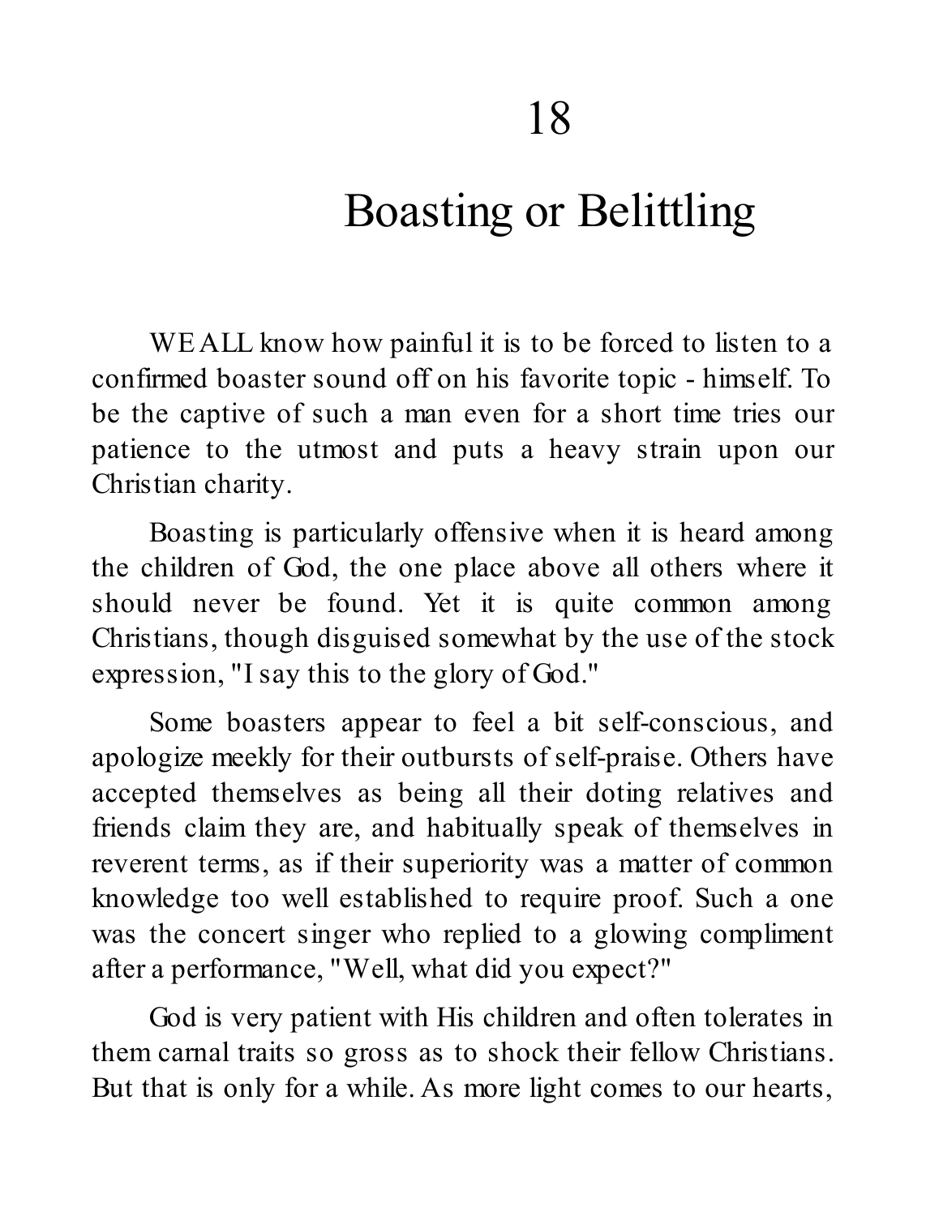# 18

# Boasting or Belittling

WE ALL know how painful it is to be forced to listen to a confirmed boaster sound off on his favorite topic - himself. To be the captive of such a man even for a short time tries our patience to the utmost and puts a heavy strain upon our Christian charity.

Boasting is particularly offensive when it is heard among the children of God, the one place above all others where it should never be found. Yet it is quite common among Christians, though disguised somewhat by the use of the stock expression, "I say this to the glory of God."

Some boasters appear to feel a bit self-conscious, and apologize meekly for their outbursts of self-praise. Others have accepted themselves as being all their doting relatives and friends claim they are, and habitually speak of themselves in reverent terms, as if their superiority was a matter of common knowledge too well established to require proof. Such a one was the concert singer who replied to a glowing compliment after a performance, "Well, what did you expect?"

God is very patient with His children and often tolerates in them carnal traits so gross as to shock their fellow Christians. But that is only for a while. As more light comes to our hearts,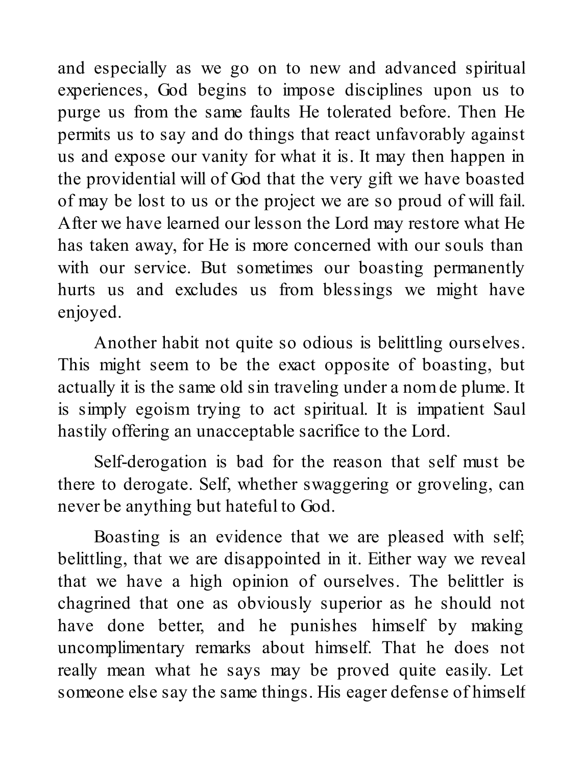and especially as we go on to new and advanced spiritual experiences, God begins to impose disciplines upon us to purge us from the same faults He tolerated before. Then He permits us to say and do things that react unfavorably against us and expose our vanity for what it is. It may then happen in the providential will of God that the very gift we have boasted of may be lost to us or the project we are so proud of will fail. After we have learned our lesson the Lord may restore what He has taken away, for He is more concerned with our souls than with our service. But sometimes our boasting permanently hurts us and excludes us from blessings we might have enjoyed.

Another habit not quite so odious is belittling ourselves. This might seem to be the exact opposite of boasting, but actually it is the same old sin traveling under a nom de plume. It is simply egoism trying to act spiritual. It is impatient Saul hastily offering an unacceptable sacrifice to the Lord.

Self-derogation is bad for the reason that self must be there to derogate. Self, whether swaggering or groveling, can never be anything but hateful to God.

Boasting is an evidence that we are pleased with self; belittling, that we are disappointed in it. Either way we reveal that we have a high opinion of ourselves. The belittler is chagrined that one as obviously superior as he should not have done better, and he punishes himself by making uncomplimentary remarks about himself. That he does not really mean what he says may be proved quite easily. Let someone else say the same things. His eager defense of himself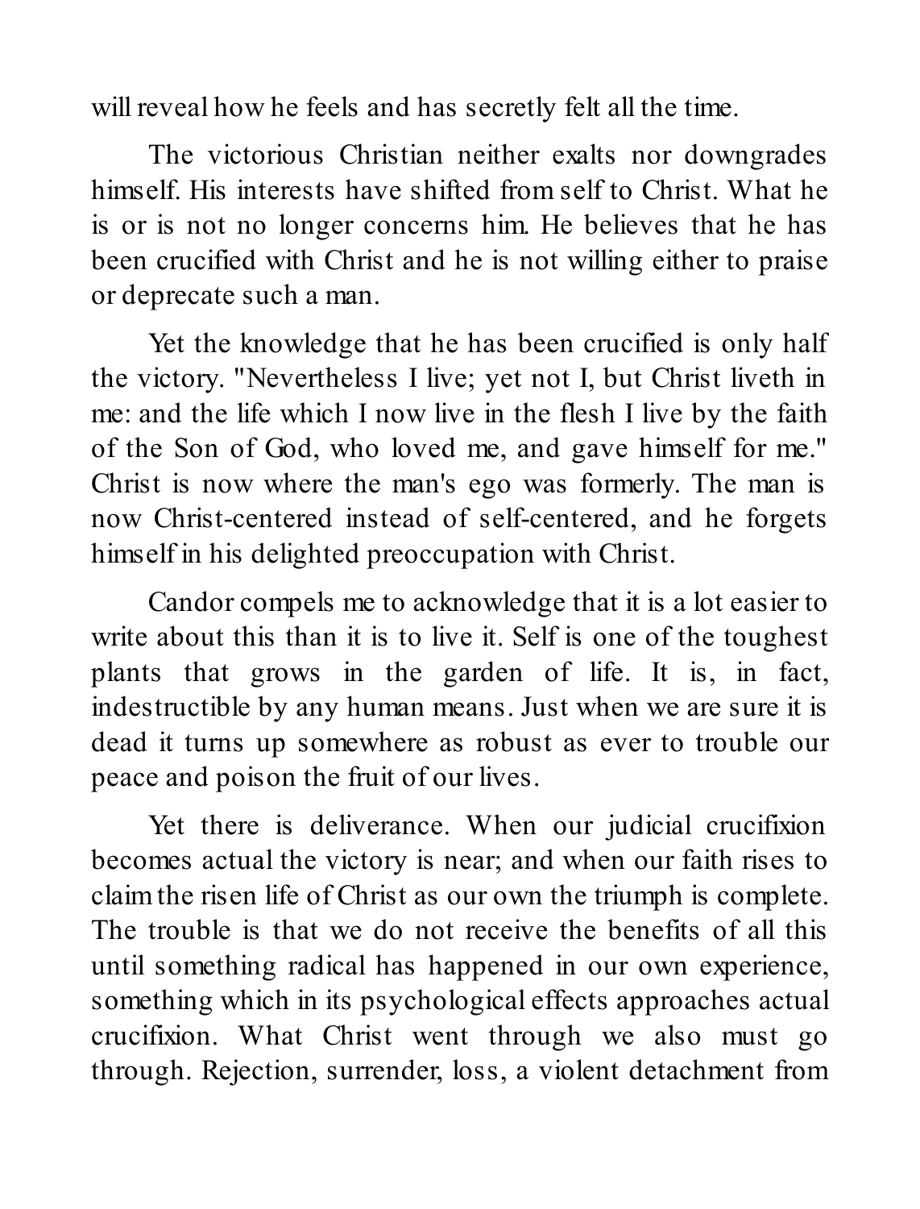will reveal how he feels and has secretly felt all the time.

The victorious Christian neither exalts nor downgrades himself. His interests have shifted from self to Christ. What he is or is not no longer concerns him. He believes that he has been crucified with Christ and he is not willing either to praise or deprecate such a man.

Yet the knowledge that he has been crucified is only half the victory. "Nevertheless I live; yet not I, but Christ liveth in me: and the life which I now live in the flesh I live by the faith of the Son of God, who loved me, and gave himself for me." Christ is now where the man's ego was formerly. The man is now Christ-centered instead of self-centered, and he forgets himself in his delighted preoccupation with Christ.

Candor compels me to acknowledge that it is a lot easier to write about this than it is to live it. Self is one of the toughest plants that grows in the garden of life. It is, in fact, indestructible by any human means. Just when we are sure it is dead it turns up somewhere as robust as ever to trouble our peace and poison the fruit of our lives.

Yet there is deliverance. When our judicial crucifixion becomes actual the victory is near; and when our faith rises to claim the risen life of Christ as our own the triumph is complete. The trouble is that we do not receive the benefits of all this until something radical has happened in our own experience, something which in its psychological effects approaches actual crucifixion. What Christ went through we also must go through. Rejection, surrender, loss, a violent detachment from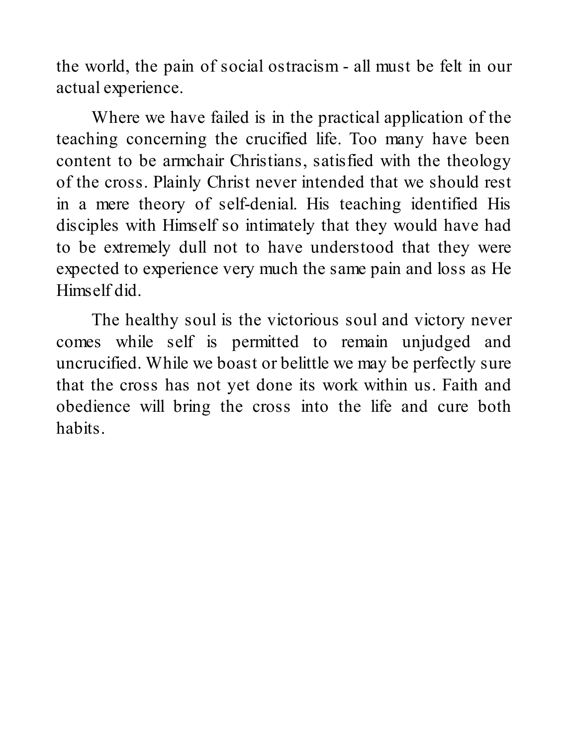the world, the pain of social ostracism - all must be felt in our actual experience.

Where we have failed is in the practical application of the teaching concerning the crucified life. Too many have been content to be armchair Christians, satisfied with the theology of the cross. Plainly Christ never intended that we should rest in a mere theory of self-denial. His teaching identified His disciples with Himself so intimately that they would have had to be extremely dull not to have understood that they were expected to experience very much the same pain and loss as He Himself did.

The healthy soul is the victorious soul and victory never comes while self is permitted to remain unjudged and uncrucified. While we boast or belittle we may be perfectly sure that the cross has not yet done its work within us. Faith and obedience will bring the cross into the life and cure both habits.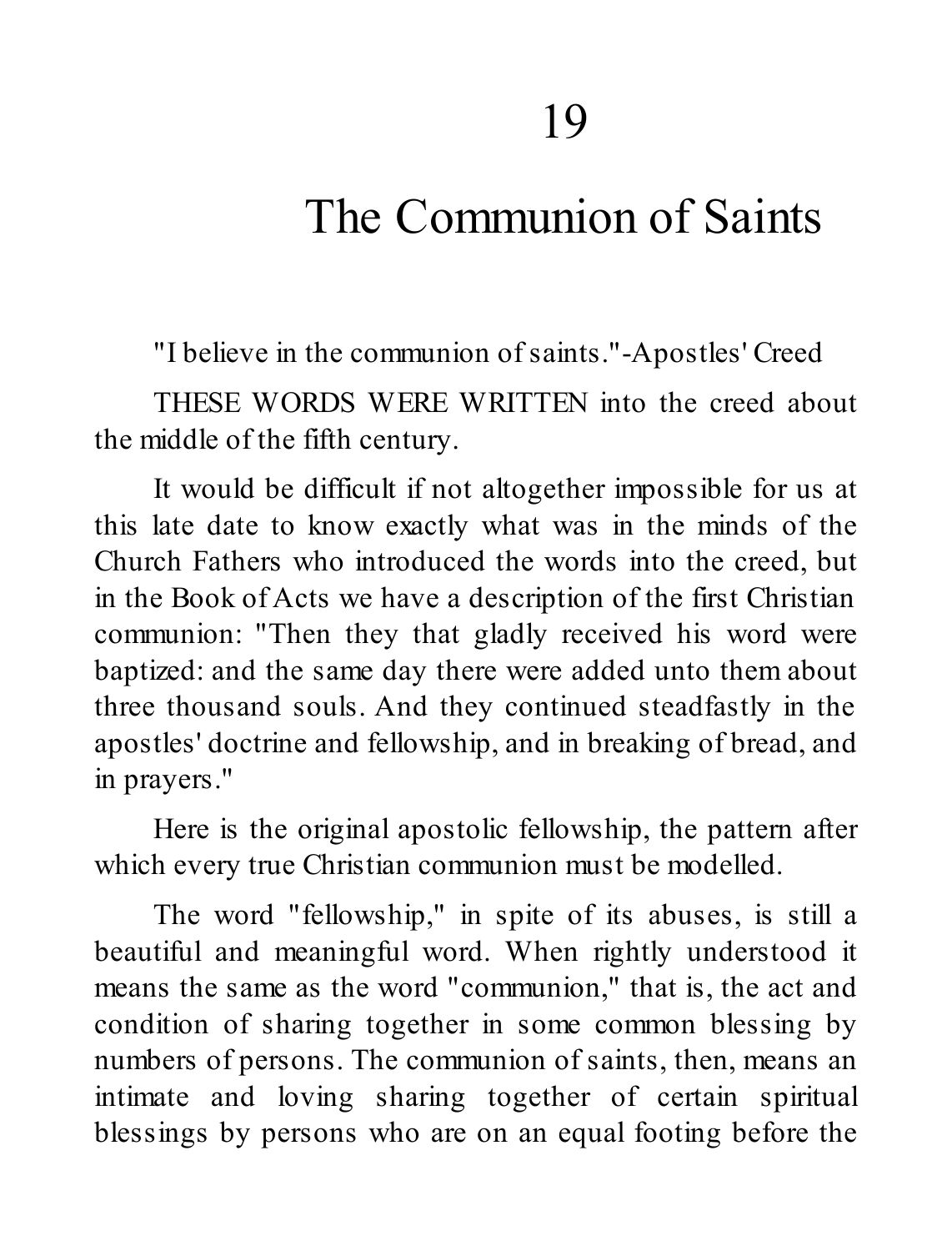# 19

# The Communion of Saints

"I believe in the communion of saints."-Apostles' Creed

THESE WORDS WERE WRITTEN into the creed about the middle of the fifth century.

It would be difficult if not altogether impossible for us at this late date to know exactly what was in the minds of the Church Fathers who introduced the words into the creed, but in the Book of Acts we have a description of the first Christian communion: "Then they that gladly received his word were baptized: and the same day there were added unto them about three thousand souls. And they continued steadfastly in the apostles' doctrine and fellowship, and in breaking of bread, and in prayers."

Here is the original apostolic fellowship, the pattern after which every true Christian communion must be modelled.

The word "fellowship," in spite of its abuses, is still a beautiful and meaningful word. When rightly understood it means the same as the word "communion," that is, the act and condition of sharing together in some common blessing by numbers of persons. The communion of saints, then, means an intimate and loving sharing together of certain spiritual blessings by persons who are on an equal footing before the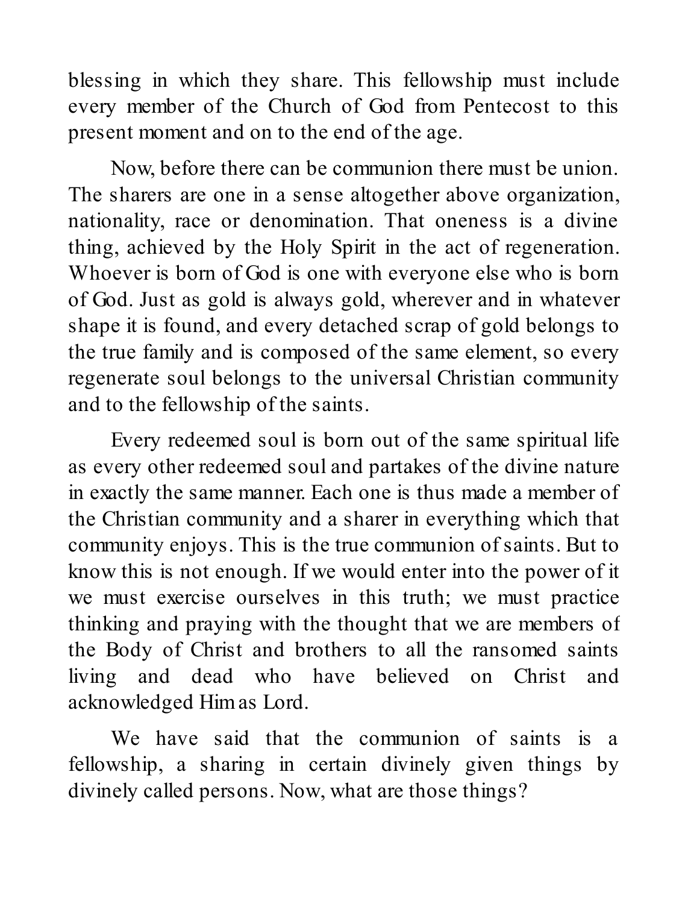blessing in which they share. This fellowship must include every member of the Church of God from Pentecost to this present moment and on to the end of the age.

Now, before there can be communion there must be union. The sharers are one in a sense altogether above organization, nationality, race or denomination. That oneness is a divine thing, achieved by the Holy Spirit in the act of regeneration. Whoever is born of God is one with everyone else who is born of God. Just as gold is always gold, wherever and in whatever shape it is found, and every detached scrap of gold belongs to the true family and is composed of the same element, so every regenerate soul belongs to the universal Christian community and to the fellowship of the saints.

Every redeemed soul is born out of the same spiritual life as every other redeemed soul and partakes of the divine nature in exactly the same manner. Each one is thus made a member of the Christian community and a sharer in everything which that community enjoys. This is the true communion of saints. But to know this is not enough. If we would enter into the power of it we must exercise ourselves in this truth; we must practice thinking and praying with the thought that we are members of the Body of Christ and brothers to all the ransomed saints living and dead who have believed on Christ and acknowledged Him as Lord.

We have said that the communion of saints is a fellowship, a sharing in certain divinely given things by divinely called persons. Now, what are those things?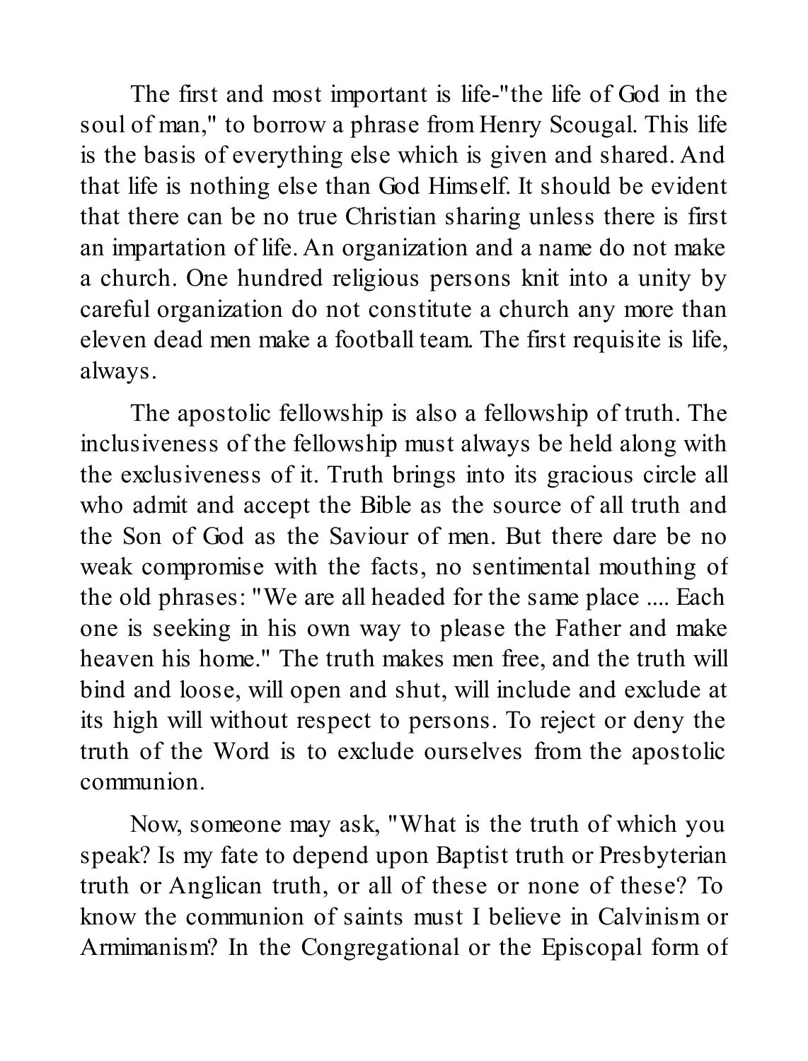The first and most important is life-"the life of God in the soul of man," to borrow a phrase from Henry Scougal. This life is the basis of everything else which is given and shared. And that life is nothing else than God Himself. It should be evident that there can be no true Christian sharing unless there is first an impartation of life. An organization and a name do not make a church. One hundred religious persons knit into a unity by careful organization do not constitute a church any more than eleven dead men make a football team. The first requisite is life, always.

The apostolic fellowship is also a fellowship of truth. The inclusiveness of the fellowship must always be held along with the exclusiveness of it. Truth brings into its gracious circle all who admit and accept the Bible as the source of all truth and the Son of God as the Saviour of men. But there dare be no weak compromise with the facts, no sentimental mouthing of the old phrases: "We are all headed for the same place .... Each one is seeking in his own way to please the Father and make heaven his home." The truth makes men free, and the truth will bind and loose, will open and shut, will include and exclude at its high will without respect to persons. To reject or deny the truth of the Word is to exclude ourselves from the apostolic communion.

Now, someone may ask, "What is the truth of which you speak? Is my fate to depend upon Baptist truth or Presbyterian truth or Anglican truth, or all of these or none of these? To know the communion of saints must I believe in Calvinism or Armimanism? In the Congregational or the Episcopal form of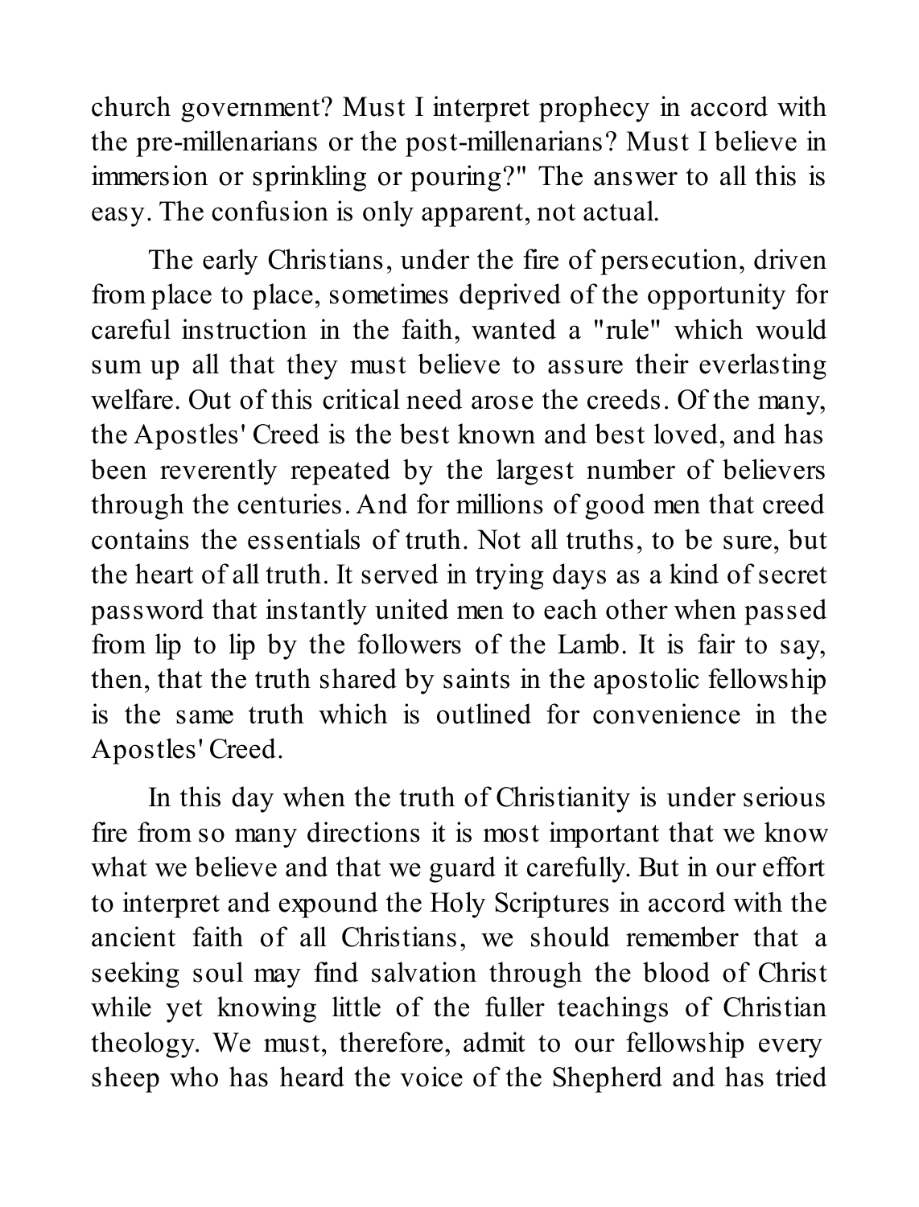church government? Must I interpret prophecy in accord with the pre-millenarians or the post-millenarians? Must I believe in immersion or sprinkling or pouring?" The answer to all this is easy. The confusion is only apparent, not actual.

The early Christians, under the fire of persecution, driven from place to place, sometimes deprived of the opportunity for careful instruction in the faith, wanted a "rule" which would sum up all that they must believe to assure their everlasting welfare. Out of this critical need arose the creeds. Of the many, the Apostles' Creed is the best known and best loved, and has been reverently repeated by the largest number of believers through the centuries. And for millions of good men that creed contains the essentials of truth. Not all truths, to be sure, but the heart of all truth. It served in trying days as a kind of secret password that instantly united men to each other when passed from lip to lip by the followers of the Lamb. It is fair to say, then, that the truth shared by saints in the apostolic fellowship is the same truth which is outlined for convenience in the Apostles' Creed.

In this day when the truth of Christianity is under serious fire from so many directions it is most important that we know what we believe and that we guard it carefully. But in our effort to interpret and expound the Holy Scriptures in accord with the ancient faith of all Christians, we should remember that a seeking soul may find salvation through the blood of Christ while yet knowing little of the fuller teachings of Christian theology. We must, therefore, admit to our fellowship every sheep who has heard the voice of the Shepherd and has tried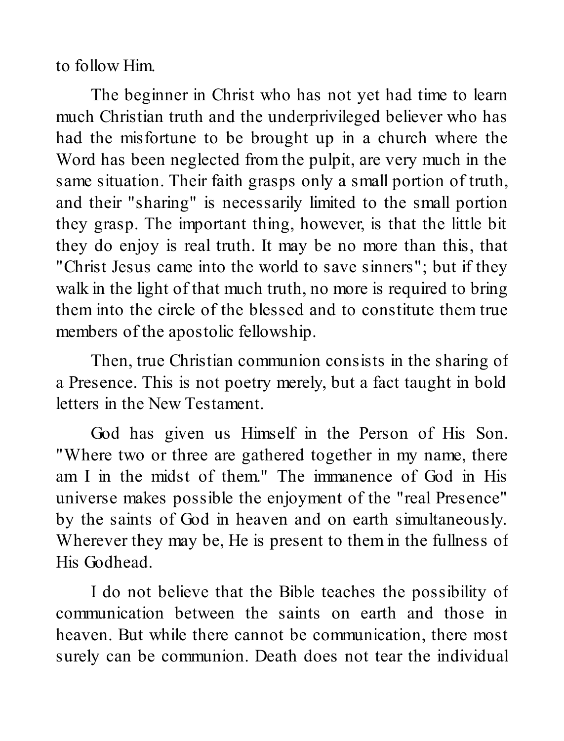to follow Him.

The beginner in Christ who has not yet had time to learn much Christian truth and the underprivileged believer who has had the misfortune to be brought up in a church where the Word has been neglected from the pulpit, are very much in the same situation. Their faith grasps only a small portion of truth, and their "sharing" is necessarily limited to the small portion they grasp. The important thing, however, is that the little bit they do enjoy is real truth. It may be no more than this, that "Christ Jesus came into the world to save sinners"; but if they walk in the light of that much truth, no more is required to bring them into the circle of the blessed and to constitute them true members of the apostolic fellowship.

Then, true Christian communion consists in the sharing of a Presence. This is not poetry merely, but a fact taught in bold letters in the New Testament.

God has given us Himself in the Person of His Son. "Where two or three are gathered together in my name, there am I in the midst of them." The immanence of God in His universe makes possible the enjoyment of the "real Presence" by the saints of God in heaven and on earth simultaneously. Wherever they may be, He is present to them in the fullness of His Godhead.

I do not believe that the Bible teaches the possibility of communication between the saints on earth and those in heaven. But while there cannot be communication, there most surely can be communion. Death does not tear the individual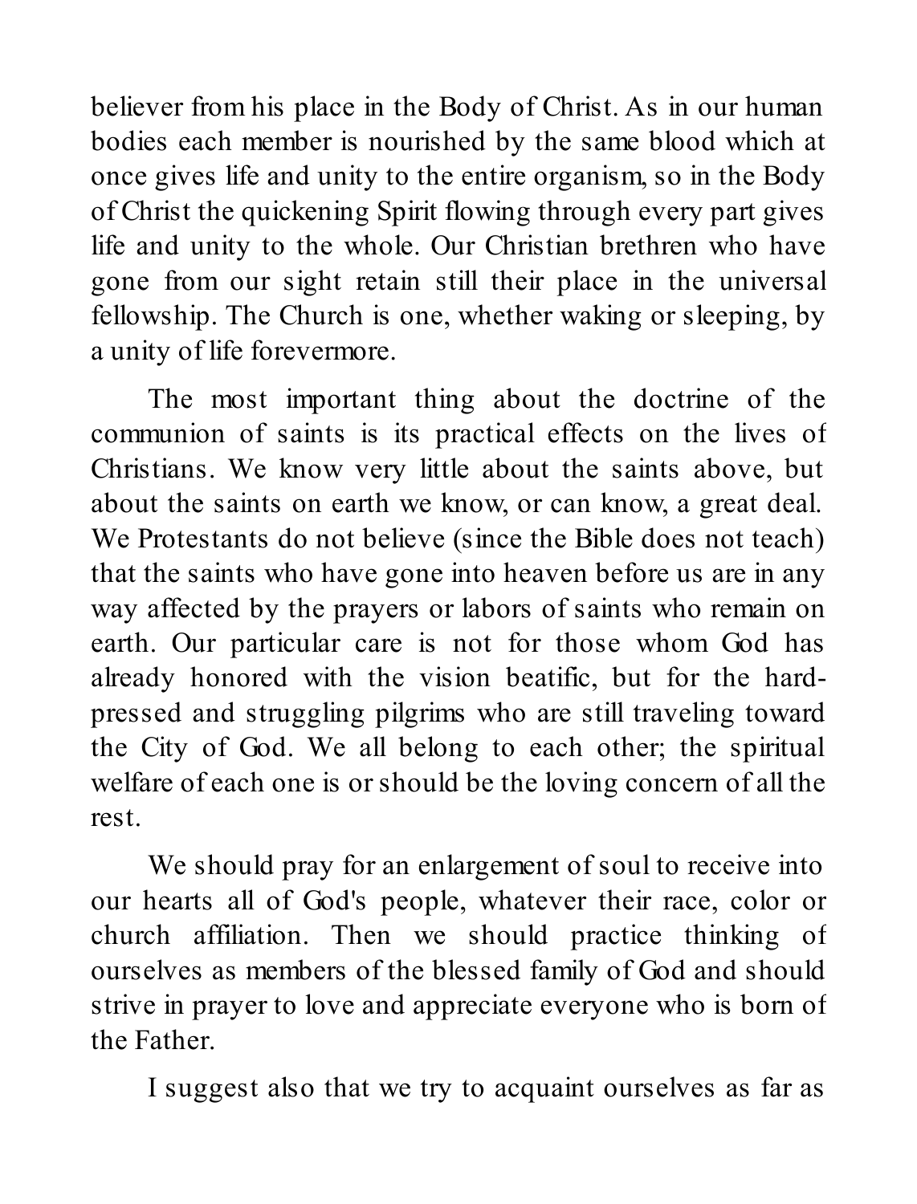believer from his place in the Body of Christ. As in our human bodies each member is nourished by the same blood which at once gives life and unity to the entire organism, so in the Body of Christ the quickening Spirit flowing through every part gives life and unity to the whole. Our Christian brethren who have gone from our sight retain still their place in the universal fellowship. The Church is one, whether waking or sleeping, by a unity of life forevermore.

The most important thing about the doctrine of the communion of saints is its practical effects on the lives of Christians. We know very little about the saints above, but about the saints on earth we know, or can know, a great deal. We Protestants do not believe (since the Bible does not teach) that the saints who have gone into heaven before us are in any way affected by the prayers or labors of saints who remain on earth. Our particular care is not for those whom God has already honored with the vision beatific, but for the hard-pressed and struggling pilgrims who are still traveling toward the City of God. We all belong to each other; the spiritual welfare of each one is or should be the loving concern of all the rest.

We should pray for an enlargement of soul to receive into our hearts all of God's people, whatever their race, color or church affiliation. Then we should practice thinking of ourselves as members of the blessed family of God and should strive in prayer to love and appreciate everyone who is born of the Father.

I suggest also that we try to acquaint ourselves as far as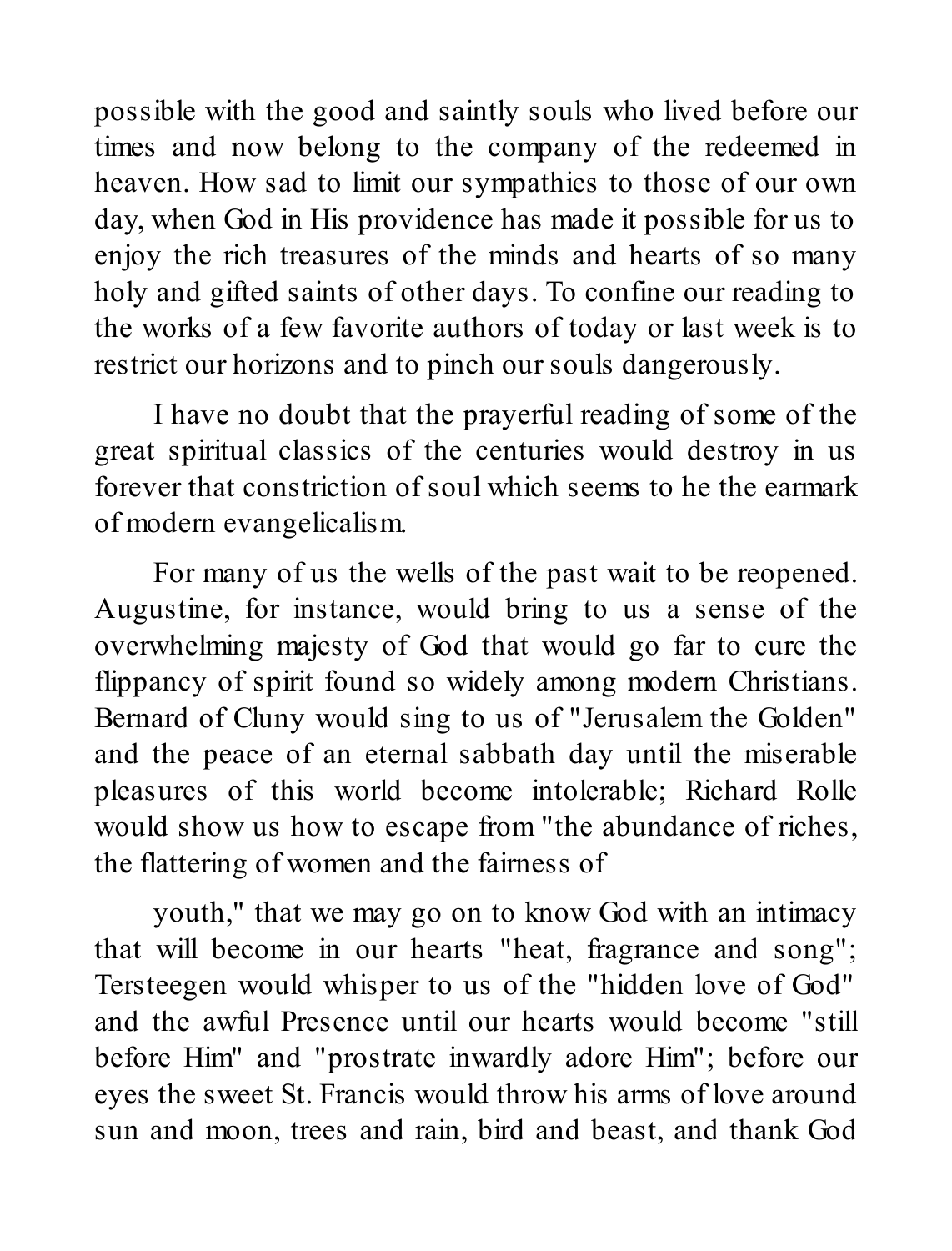possible with the good and saintly souls who lived before our times and now belong to the company of the redeemed in heaven. How sad to limit our sympathies to those of our own day, when God in His providence has made it possible for us to enjoy the rich treasures of the minds and hearts of so many holy and gifted saints of other days. To confine our reading to the works of a few favorite authors of today or last week is to restrict our horizons and to pinch our souls dangerously.

I have no doubt that the prayerful reading of some of the great spiritual classics of the centuries would destroy in us forever that constriction of soul which seems to he the earmark of modern evangelicalism.

For many of us the wells of the past wait to be reopened. Augustine, for instance, would bring to us a sense of the overwhelming majesty of God that would go far to cure the flippancy of spirit found so widely among modern Christians. Bernard of Cluny would sing to us of "Jerusalem the Golden" and the peace of an eternal sabbath day until the miserable pleasures of this world become intolerable; Richard Rolle would show us how to escape from "the abundance of riches, the flattering of women and the fairness of youth," that we may go on to know God with an intimacy that will become in our hearts "heat, fragrance and song"; Tersteegen would whisper to us of the "hidden love of God" and the awful Presence until our hearts would become "still before Him" and "prostrate inwardly adore Him"; before our eyes the sweet St. Francis would throw his arms of love around sun and moon, trees and rain, bird and beast, and thank God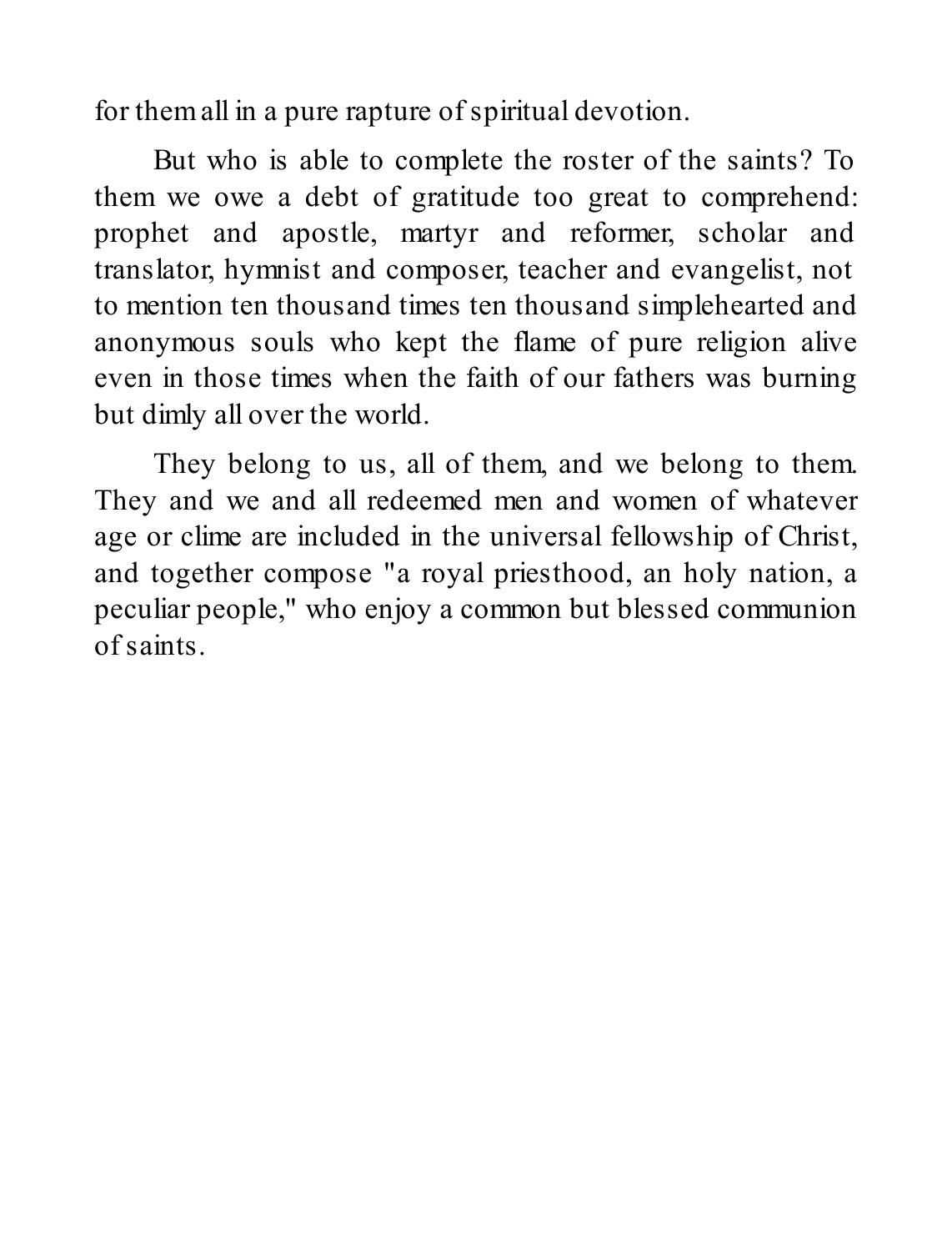for them all in a pure rapture of spiritual devotion.

But who is able to complete the roster of the saints? To them we owe a debt of gratitude too great to comprehend: prophet and apostle, martyr and reformer, scholar and translator, hymnist and composer, teacher and evangelist, not to mention ten thousand times ten thousand simplehearted and anonymous souls who kept the flame of pure religion alive even in those times when the faith of our fathers was burning but dimly all over the world.

They belong to us, all of them, and we belong to them. They and we and all redeemed men and women of whatever age or clime are included in the universal fellowship of Christ, and together compose "a royal priesthood, an holy nation, a peculiar people," who enjoy a common but blessed communion of saints.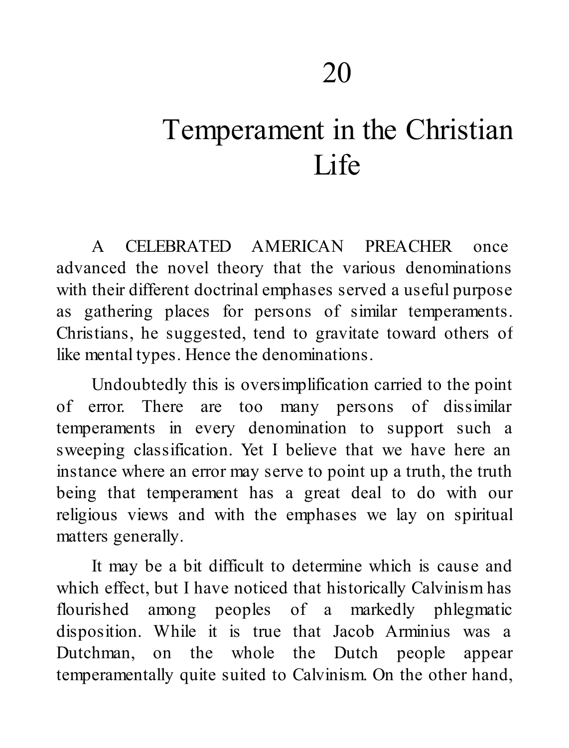# 20

# Temperament in the Christian Life

A CELEBRATED AMERICAN PREACHER once advanced the novel theory that the various denominations with their different doctrinal emphases served a useful purpose as gathering places for persons of similar temperaments. Christians, he suggested, tend to gravitate toward others of like mental types. Hence the denominations.

Undoubtedly this is oversimplification carried to the point of error. There are too many persons of dissimilar temperaments in every denomination to support such a sweeping classification. Yet I believe that we have here an instance where an error may serve to point up a truth, the truth being that temperament has a great deal to do with our religious views and with the emphases we lay on spiritual matters generally.

It may be a bit difficult to determine which is cause and which effect, but I have noticed that historically Calvinism has flourished among peoples of a markedly phlegmatic disposition. While it is true that Jacob Arminius was a Dutchman, on the whole the Dutch people appear temperamentally quite suited to Calvinism. On the other hand,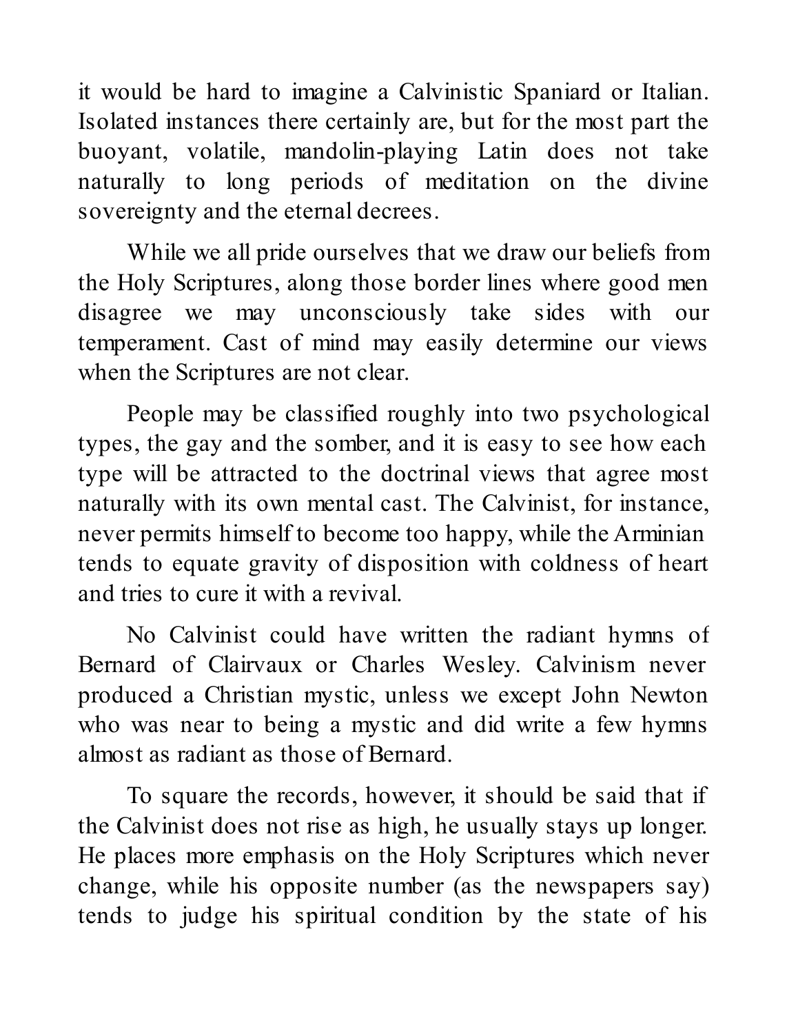it would be hard to imagine a Calvinistic Spaniard or Italian. Isolated instances there certainly are, but for the most part the buoyant, volatile, mandolin-playing Latin does not take naturally to long periods of meditation on the divine sovereignty and the eternal decrees.

While we all pride ourselves that we draw our beliefs from the Holy Scriptures, along those border lines where good men disagree we may unconsciously take sides with our temperament. Cast of mind may easily determine our views when the Scriptures are not clear.

People may be classified roughly into two psychological types, the gay and the somber, and it is easy to see how each type will be attracted to the doctrinal views that agree most naturally with its own mental cast. The Calvinist, for instance, never permits himself to become too happy, while the Arminian tends to equate gravity of disposition with coldness of heart and tries to cure it with a revival.

No Calvinist could have written the radiant hymns of Bernard of Clairvaux or Charles Wesley. Calvinism never produced a Christian mystic, unless we except John Newton who was near to being a mystic and did write a few hymns almost as radiant as those of Bernard.

To square the records, however, it should be said that if the Calvinist does not rise as high, he usually stays up longer. He places more emphasis on the Holy Scriptures which never change, while his opposite number (as the newspapers say) tends to judge his spiritual condition by the state of his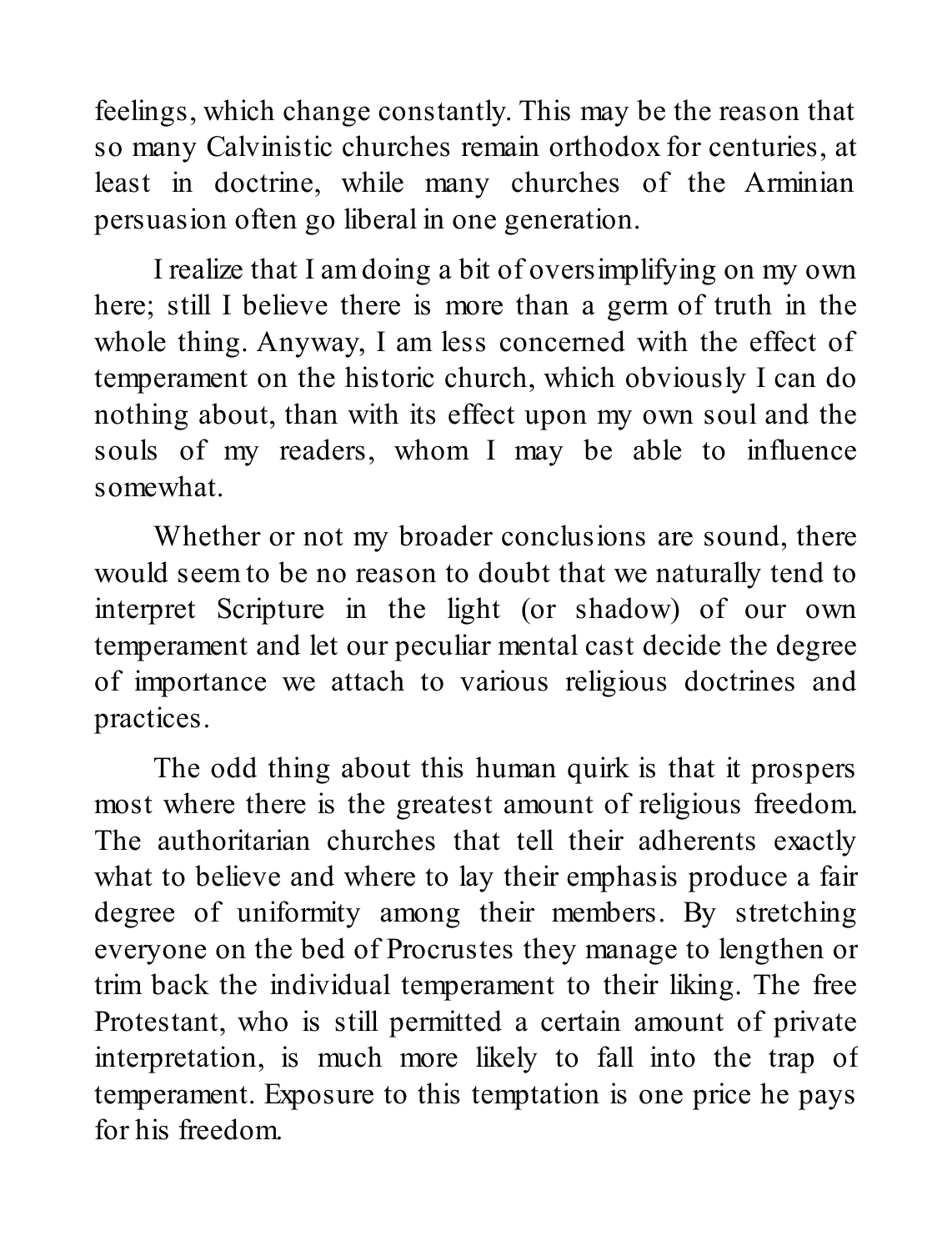feelings, which change constantly. This may be the reason that so many Calvinistic churches remain orthodox for centuries, at least in doctrine, while many churches of the Arminian persuasion often go liberal in one generation.

I realize that I am doing a bit of oversimplifying on my own here; still I believe there is more than a germ of truth in the whole thing. Anyway, I am less concerned with the effect of temperament on the historic church, which obviously I can do nothing about, than with its effect upon my own soul and the souls of my readers, whom I may be able to influence somewhat.

Whether or not my broader conclusions are sound, there would seem to be no reason to doubt that we naturally tend to interpret Scripture in the light (or shadow) of our own temperament and let our peculiar mental cast decide the degree of importance we attach to various religious doctrines and practices.

The odd thing about this human quirk is that it prospers most where there is the greatest amount of religious freedom. The authoritarian churches that tell their adherents exactly what to believe and where to lay their emphasis produce a fair degree of uniformity among their members. By stretching everyone on the bed of Procrustes they manage to lengthen or trim back the individual temperament to their liking. The free Protestant, who is still permitted a certain amount of private interpretation, is much more likely to fall into the trap of temperament. Exposure to this temptation is one price he pays for his freedom.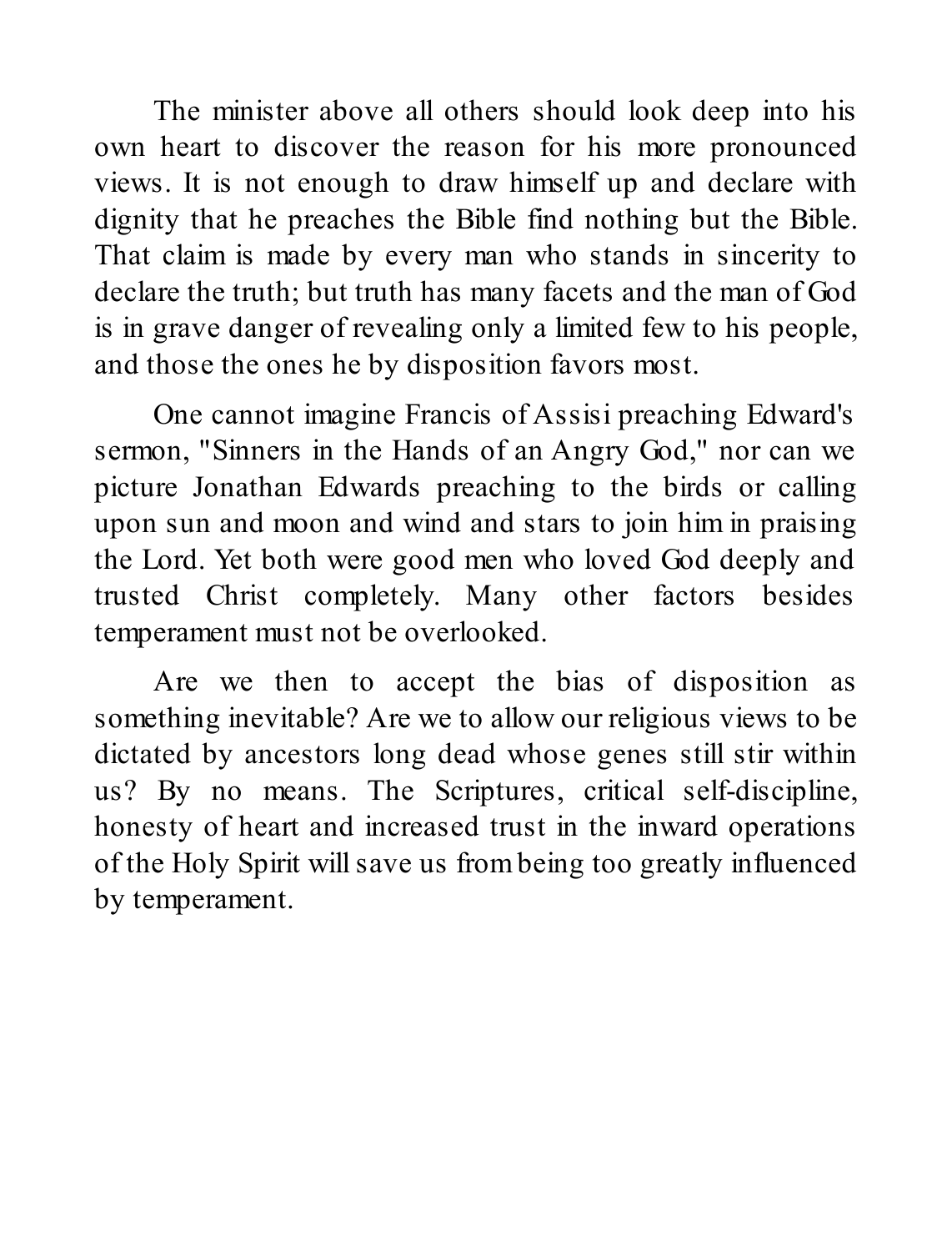The minister above all others should look deep into his own heart to discover the reason for his more pronounced views. It is not enough to draw himself up and declare with dignity that he preaches the Bible find nothing but the Bible. That claim is made by every man who stands in sincerity to declare the truth; but truth has many facets and the man of God is in grave danger of revealing only a limited few to his people, and those the ones he by disposition favors most.

One cannot imagine Francis of Assisi preaching Edward's sermon, "Sinners in the Hands of an Angry God," nor can we picture Jonathan Edwards preaching to the birds or calling upon sun and moon and wind and stars to join him in praising the Lord. Yet both were good men who loved God deeply and trusted Christ completely. Many other factors besides temperament must not be overlooked.

Are we then to accept the bias of disposition as something inevitable? Are we to allow our religious views to be dictated by ancestors long dead whose genes still stir within us? By no means. The Scriptures, critical self-discipline, honesty of heart and increased trust in the inward operations of the Holy Spirit will save us from being too greatly influenced by temperament.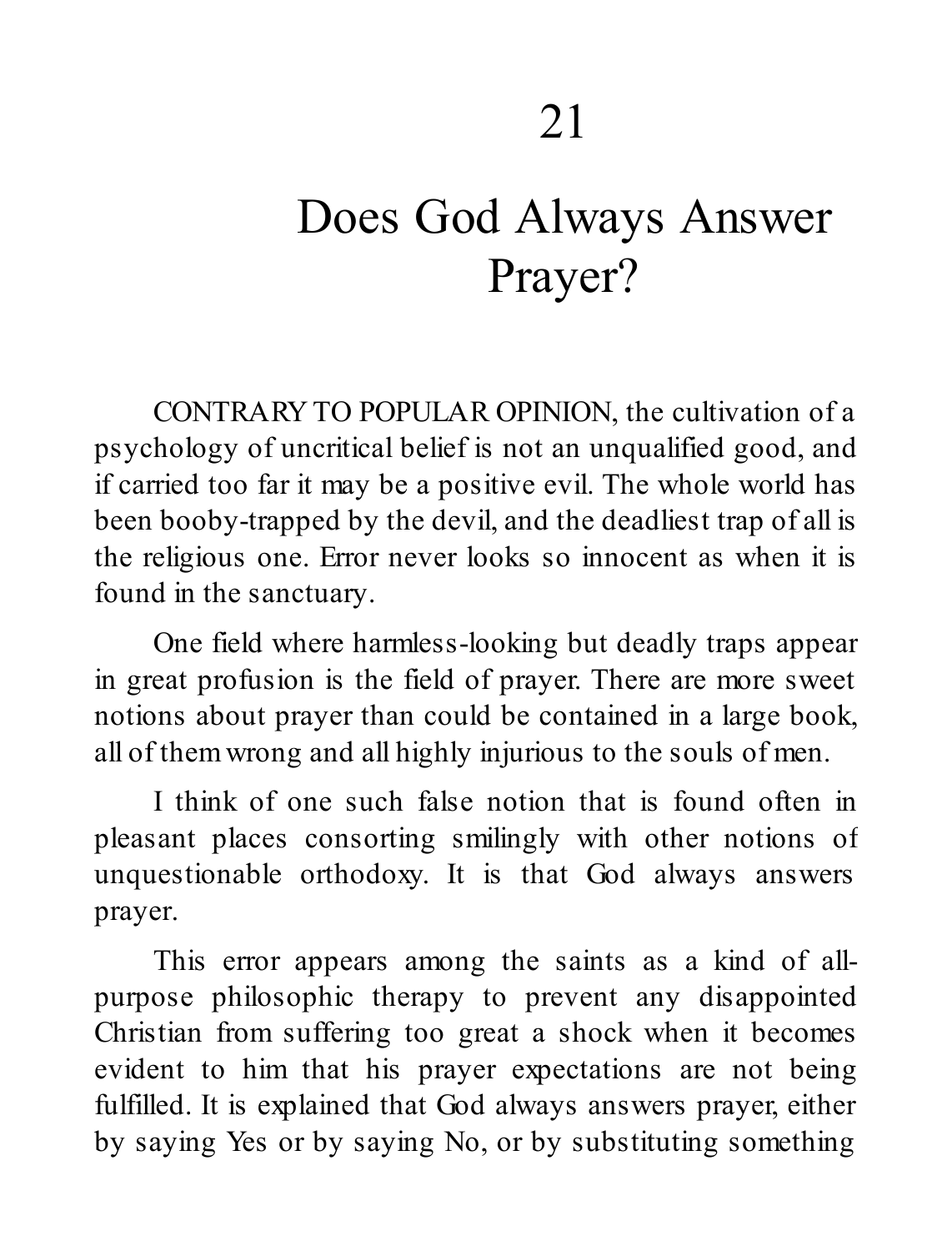# 21

# Does God Always Answer Prayer?

CONTRARY TO POPULAR OPINION, the cultivation of a psychology of uncritical belief is not an unqualified good, and if carried too far it may be a positive evil. The whole world has been booby-trapped by the devil, and the deadliest trap of all is the religious one. Error never looks so innocent as when it is found in the sanctuary.

One field where harmless-looking but deadly traps appear in great profusion is the field of prayer. There are more sweet notions about prayer than could be contained in a large book, all of them wrong and all highly injurious to the souls of men.

I think of one such false notion that is found often in pleasant places consorting smilingly with other notions of unquestionable orthodoxy. It is that God always answers prayer.

This error appears among the saints as a kind of all-purpose philosophic therapy to prevent any disappointed Christian from suffering too great a shock when it becomes evident to him that his prayer expectations are not being fulfilled. It is explained that God always answers prayer, either by saying Yes or by saying No, or by substituting something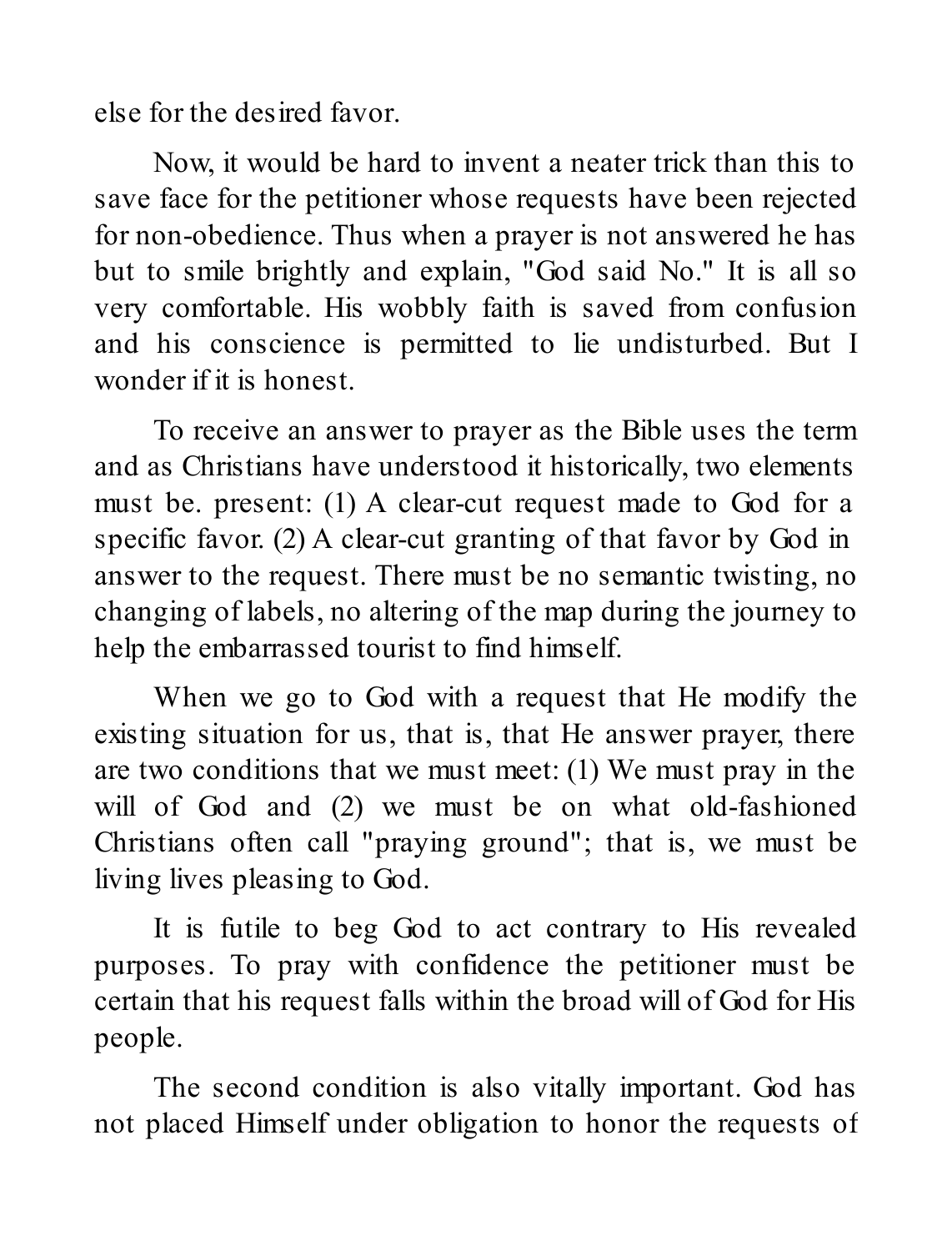else for the desired favor.

Now, it would be hard to invent a neater trick than this to save face for the petitioner whose requests have been rejected for non-obedience. Thus when a prayer is not answered he has but to smile brightly and explain, "God said No." It is all so very comfortable. His wobbly faith is saved from confusion and his conscience is permitted to lie undisturbed. But I wonder if it is honest.

To receive an answer to prayer as the Bible uses the term and as Christians have understood it historically, two elements must be. present: (1) A clear-cut request made to God for a specific favor. (2) A clear-cut granting of that favor by God in answer to the request. There must be no semantic twisting, no changing of labels, no altering of the map during the journey to help the embarrassed tourist to find himself.

When we go to God with a request that He modify the existing situation for us, that is, that He answer prayer, there are two conditions that we must meet: (1) We must pray in the will of God and (2) we must be on what old-fashioned Christians often call "praying ground"; that is, we must be living lives pleasing to God.

It is futile to beg God to act contrary to His revealed purposes. To pray with confidence the petitioner must be certain that his request falls within the broad will of God for His people.

The second condition is also vitally important. God has not placed Himself under obligation to honor the requests of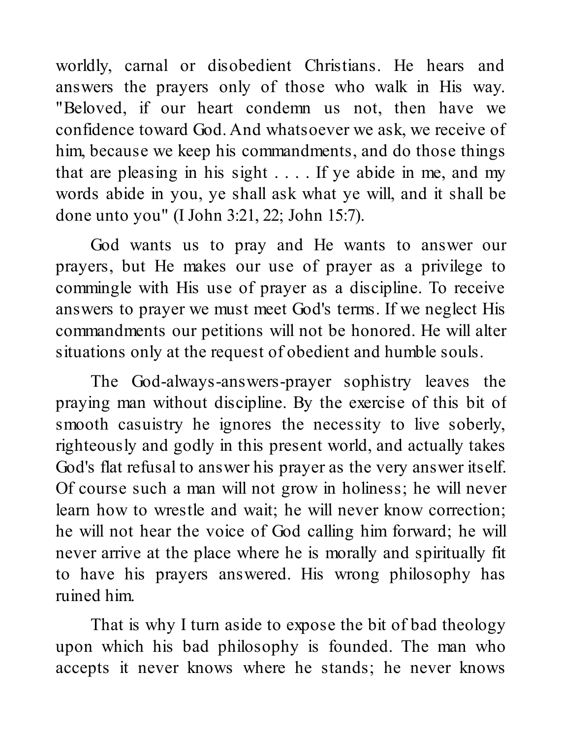worldly, carnal or disobedient Christians. He hears and answers the prayers only of those who walk in His way. "Beloved, if our heart condemn us not, then have we confidence toward God. And whatsoever we ask, we receive of him, because we keep his commandments, and do those things that are pleasing in his sight . . . . If ye abide in me, and my words abide in you, ye shall ask what ye will, and it shall be done unto you" (I John 3:21, 22; John 15:7).

God wants us to pray and He wants to answer our prayers, but He makes our use of prayer as a privilege to commingle with His use of prayer as a discipline. To receive answers to prayer we must meet God's terms. If we neglect His commandments our petitions will not be honored. He will alter situations only at the request of obedient and humble souls.

The God-always-answers-prayer sophistry leaves the praying man without discipline. By the exercise of this bit of smooth casuistry he ignores the necessity to live soberly, righteously and godly in this present world, and actually takes God's flat refusal to answer his prayer as the very answer itself. Of course such a man will not grow in holiness; he will never learn how to wrestle and wait; he will never know correction; he will not hear the voice of God calling him forward; he will never arrive at the place where he is morally and spiritually fit to have his prayers answered. His wrong philosophy has ruined him.

That is why I turn aside to expose the bit of bad theology upon which his bad philosophy is founded. The man who accepts it never knows where he stands; he never knows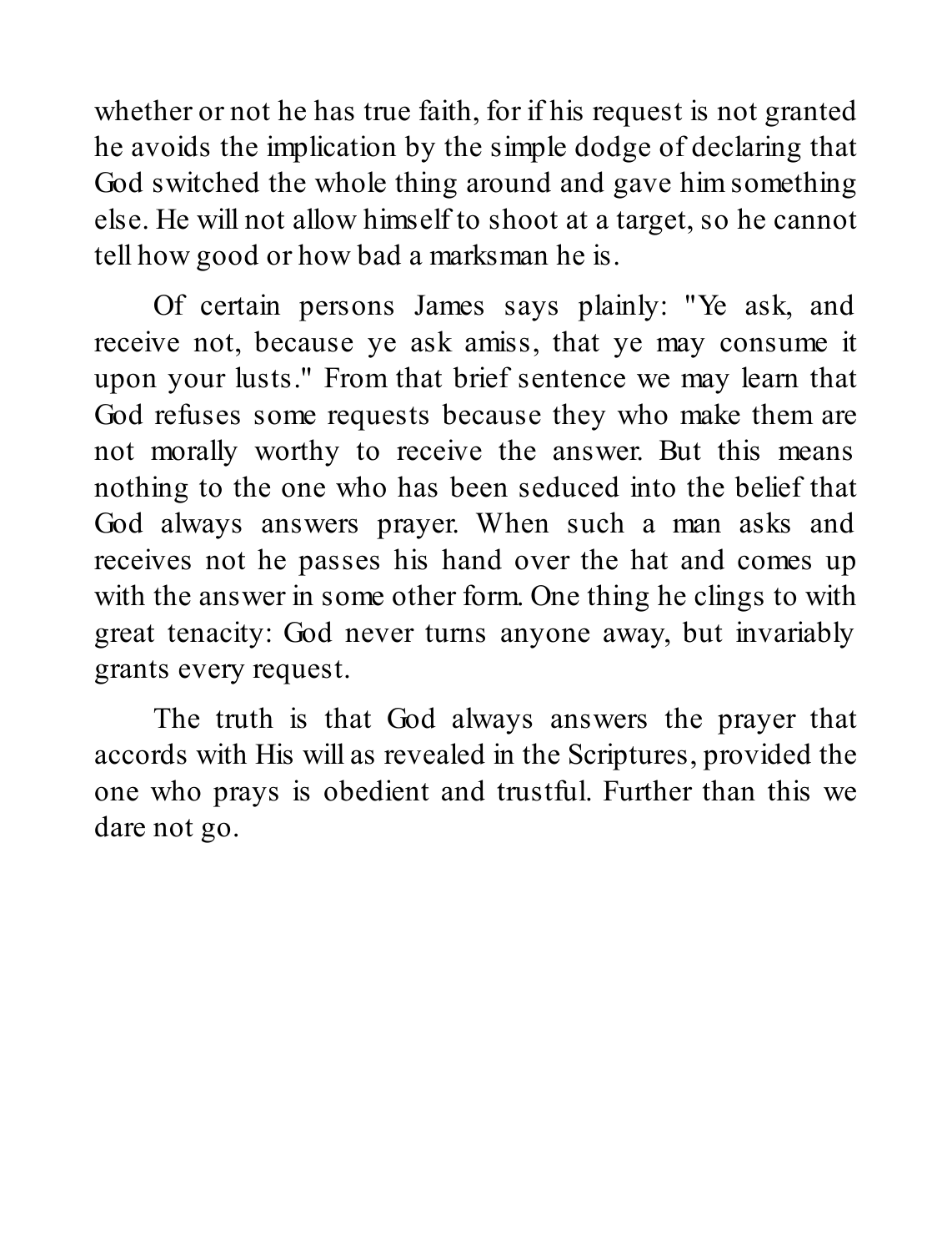whether or not he has true faith, for if his request is not granted he avoids the implication by the simple dodge of declaring that God switched the whole thing around and gave him something else. He will not allow himself to shoot at a target, so he cannot tell how good or how bad a marksman he is.

Of certain persons James says plainly: "Ye ask, and receive not, because ye ask amiss, that ye may consume it upon your lusts." From that brief sentence we may learn that God refuses some requests because they who make them are not morally worthy to receive the answer. But this means nothing to the one who has been seduced into the belief that God always answers prayer. When such a man asks and receives not he passes his hand over the hat and comes up with the answer in some other form. One thing he clings to with great tenacity: God never turns anyone away, but invariably grants every request.

The truth is that God always answers the prayer that accords with His will as revealed in the Scriptures, provided the one who prays is obedient and trustful. Further than this we dare not go.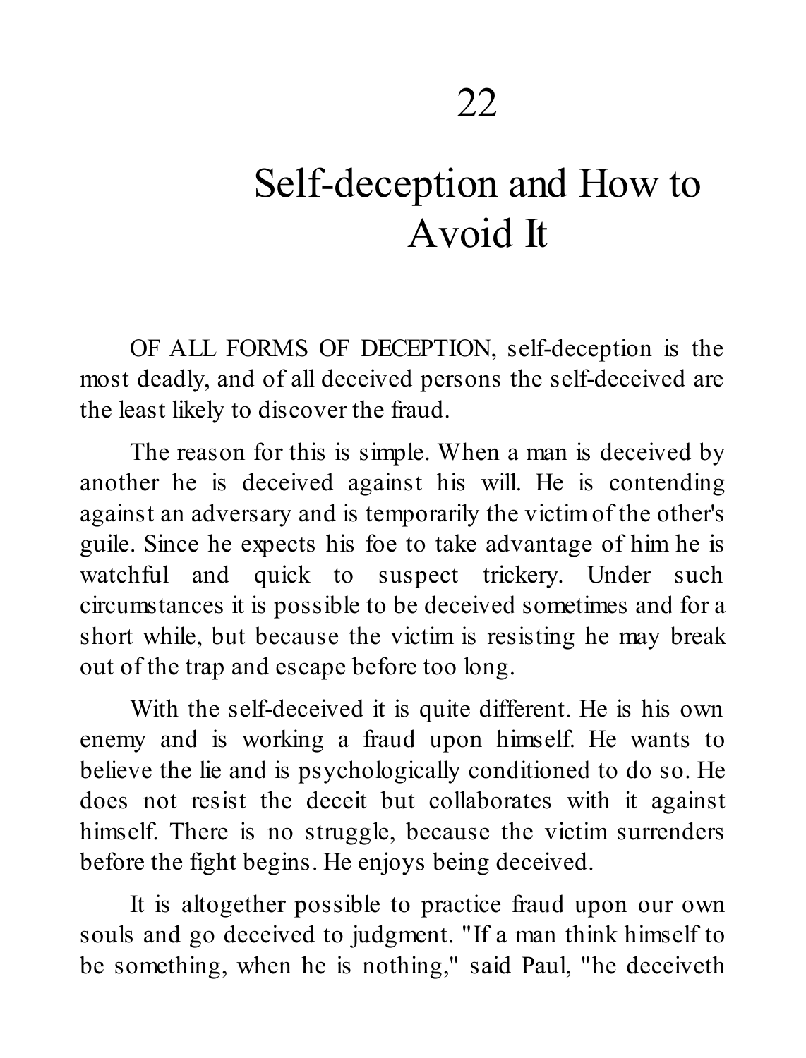# 22

# Self-deception and How to Avoid It

OF ALL FORMS OF DECEPTION, self-deception is the most deadly, and of all deceived persons the self-deceived are the least likely to discover the fraud.

The reason for this is simple. When a man is deceived by another he is deceived against his will. He is contending against an adversary and is temporarily the victim of the other's guile. Since he expects his foe to take advantage of him he is watchful and quick to suspect trickery. Under such circumstances it is possible to be deceived sometimes and for a short while, but because the victim is resisting he may break out of the trap and escape before too long.

With the self-deceived it is quite different. He is his own enemy and is working a fraud upon himself. He wants to believe the lie and is psychologically conditioned to do so. He does not resist the deceit but collaborates with it against himself. There is no struggle, because the victim surrenders before the fight begins. He enjoys being deceived.

It is altogether possible to practice fraud upon our own souls and go deceived to judgment. "If a man think himself to be something, when he is nothing," said Paul, "he deceiveth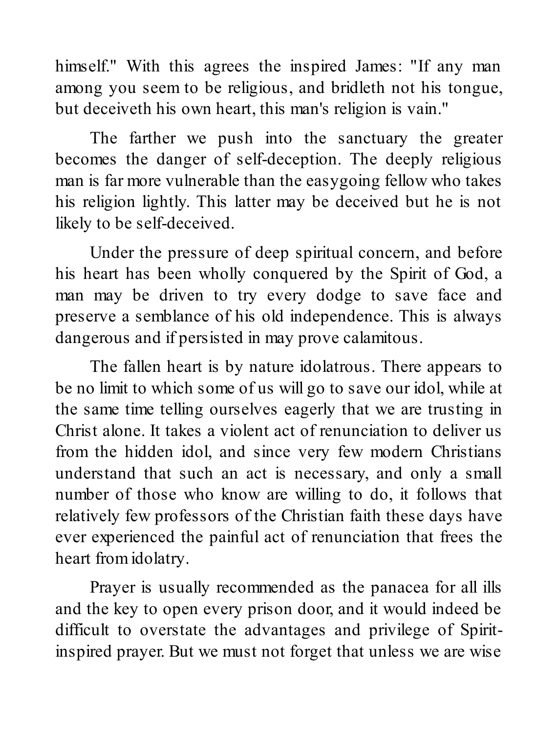himself." With this agrees the inspired James: "If any man among you seem to be religious, and bridleth not his tongue, but deceiveth his own heart, this man's religion is vain."

The farther we push into the sanctuary the greater becomes the danger of self-deception. The deeply religious man is far more vulnerable than the easygoing fellow who takes his religion lightly. This latter may be deceived but he is not likely to be self-deceived.

Under the pressure of deep spiritual concern, and before his heart has been wholly conquered by the Spirit of God, a man may be driven to try every dodge to save face and preserve a semblance of his old independence. This is always dangerous and if persisted in may prove calamitous.

The fallen heart is by nature idolatrous. There appears to be no limit to which some of us will go to save our idol, while at the same time telling ourselves eagerly that we are trusting in Christ alone. It takes a violent act of renunciation to deliver us from the hidden idol, and since very few modern Christians understand that such an act is necessary, and only a small number of those who know are willing to do, it follows that relatively few professors of the Christian faith these days have ever experienced the painful act of renunciation that frees the heart from idolatry.

Prayer is usually recommended as the panacea for all ills and the key to open every prison door, and it would indeed be difficult to overstate the advantages and privilege of Spirit-inspired prayer. But we must not forget that unless we are wise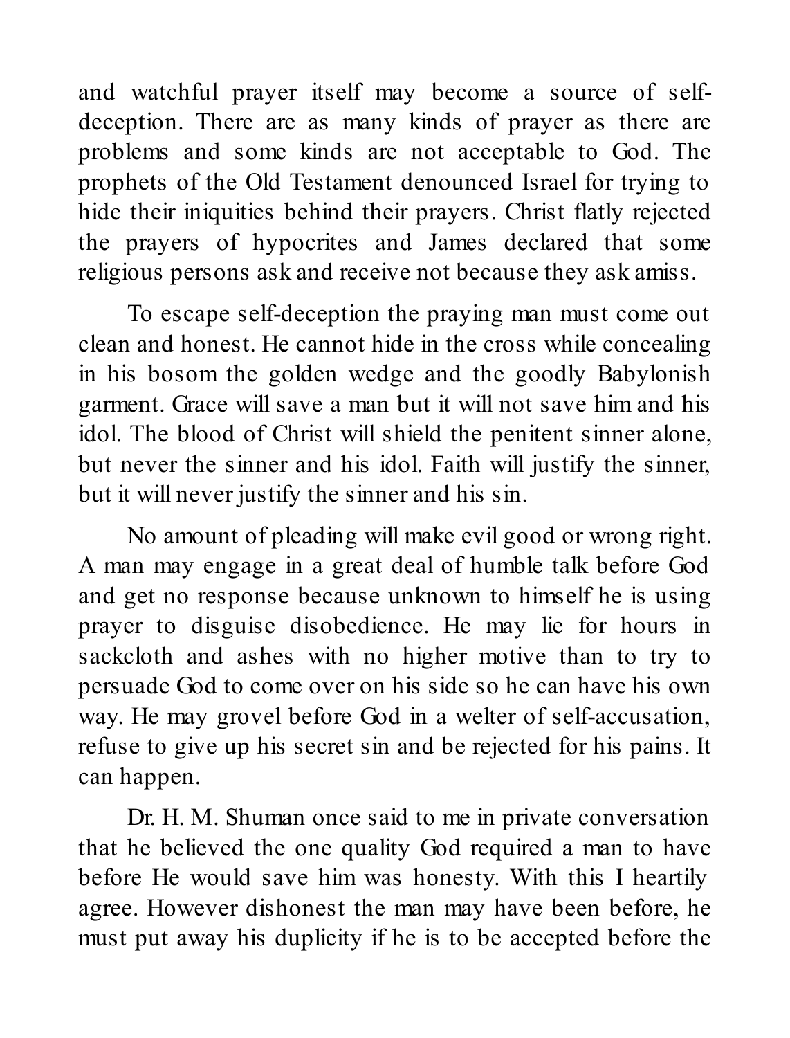and watchful prayer itself may become a source of self-deception. There are as many kinds of prayer as there are problems and some kinds are not acceptable to God. The prophets of the Old Testament denounced Israel for trying to hide their iniquities behind their prayers. Christ flatly rejected the prayers of hypocrites and James declared that some religious persons ask and receive not because they ask amiss.

To escape self-deception the praying man must come out clean and honest. He cannot hide in the cross while concealing in his bosom the golden wedge and the goodly Babylonish garment. Grace will save a man but it will not save him and his idol. The blood of Christ will shield the penitent sinner alone, but never the sinner and his idol. Faith will justify the sinner, but it will never justify the sinner and his sin.

No amount of pleading will make evil good or wrong right. A man may engage in a great deal of humble talk before God and get no response because unknown to himself he is using prayer to disguise disobedience. He may lie for hours in sackcloth and ashes with no higher motive than to try to persuade God to come over on his side so he can have his own way. He may grovel before God in a welter of self-accusation, refuse to give up his secret sin and be rejected for his pains. It can happen.

Dr. H. M. Shuman once said to me in private conversation that he believed the one quality God required a man to have before He would save him was honesty. With this I heartily agree. However dishonest the man may have been before, he must put away his duplicity if he is to be accepted before the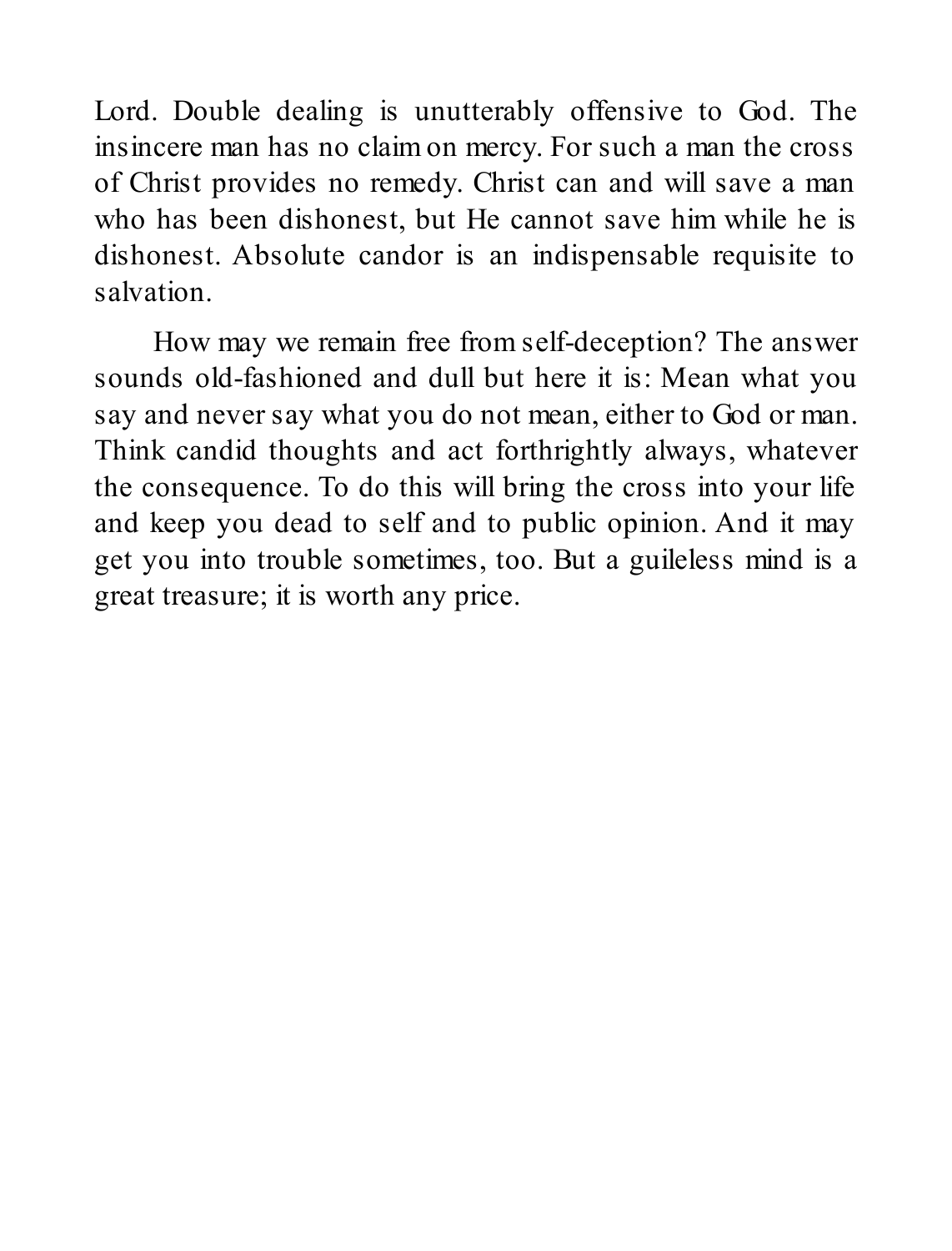Lord. Double dealing is unutterably offensive to God. The insincere man has no claim on mercy. For such a man the cross of Christ provides no remedy. Christ can and will save a man who has been dishonest, but He cannot save him while he is dishonest. Absolute candor is an indispensable requisite to salvation.

How may we remain free from self-deception? The answer sounds old-fashioned and dull but here it is: Mean what you say and never say what you do not mean, either to God or man. Think candid thoughts and act forthrightly always, whatever the consequence. To do this will bring the cross into your life and keep you dead to self and to public opinion. And it may get you into trouble sometimes, too. But a guileless mind is a great treasure; it is worth any price.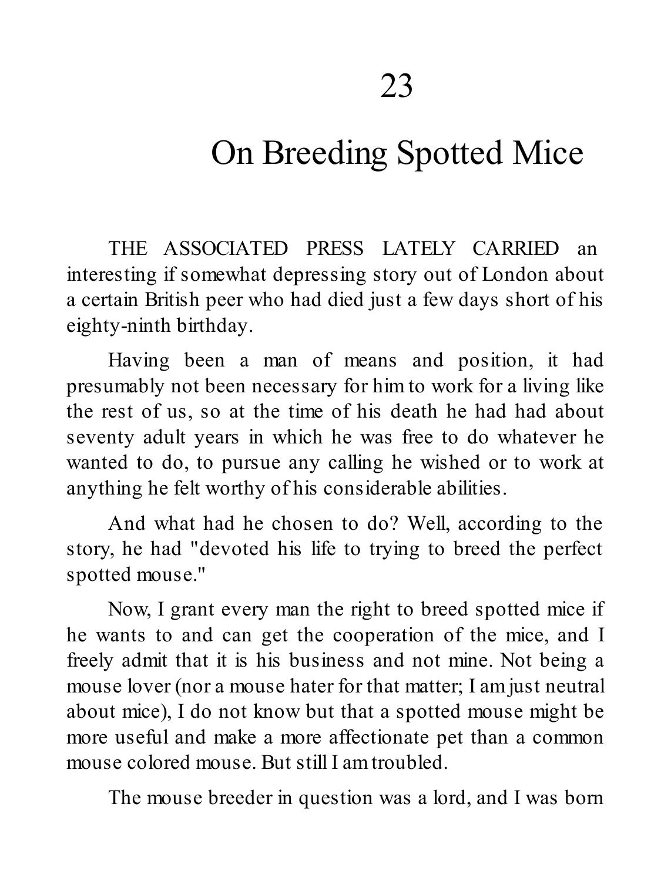# 23

# On Breeding Spotted Mice

THE ASSOCIATED PRESS LATELY CARRIED an interesting if somewhat depressing story out of London about a certain British peer who had died just a few days short of his eighty-ninth birthday.

Having been a man of means and position, it had presumably not been necessary for him to work for a living like the rest of us, so at the time of his death he had had about seventy adult years in which he was free to do whatever he wanted to do, to pursue any calling he wished or to work at anything he felt worthy of his considerable abilities.

And what had he chosen to do? Well, according to the story, he had "devoted his life to trying to breed the perfect spotted mouse."

Now, I grant every man the right to breed spotted mice if he wants to and can get the cooperation of the mice, and I freely admit that it is his business and not mine. Not being a mouse lover (nor a mouse hater for that matter; I am just neutral about mice), I do not know but that a spotted mouse might be more useful and make a more affectionate pet than a common mouse colored mouse. But still I am troubled.

The mouse breeder in question was a lord, and I was born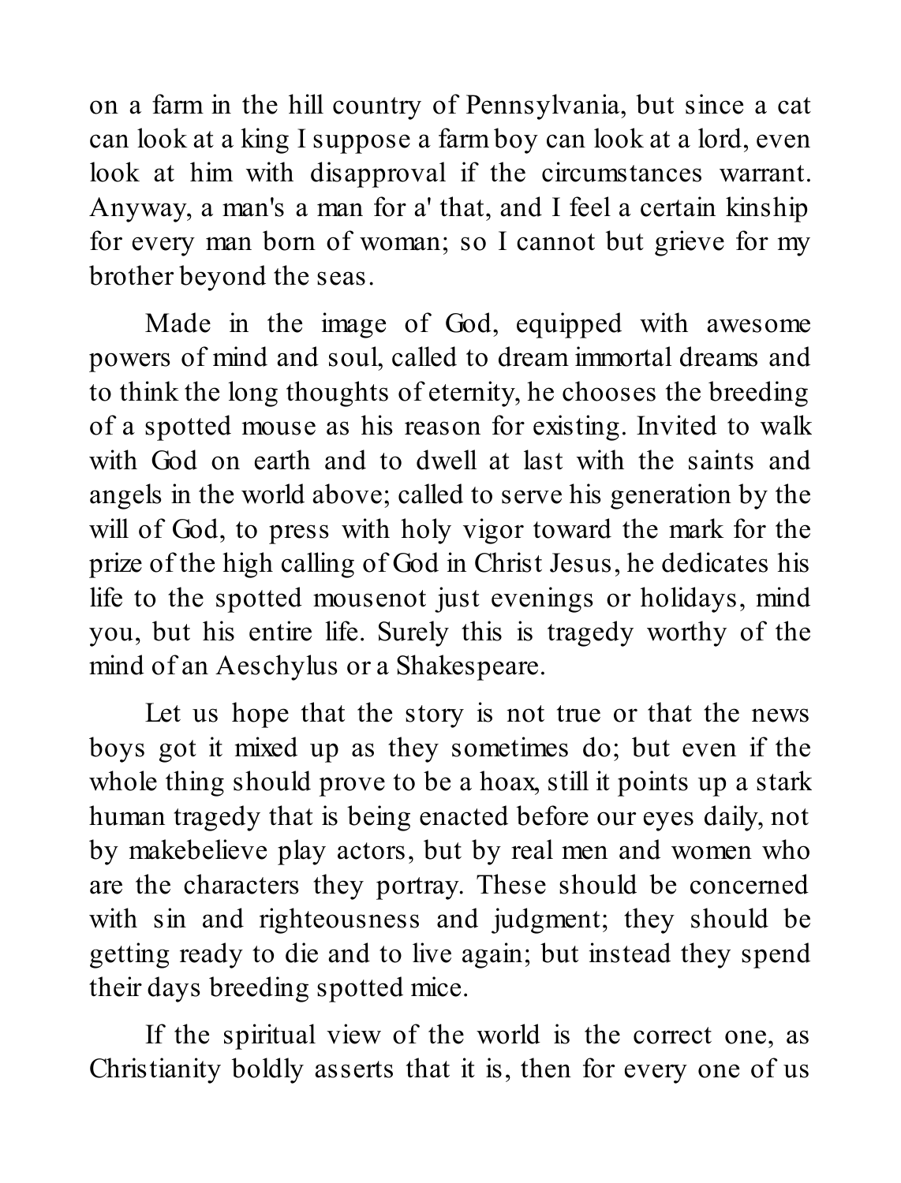on a farm in the hill country of Pennsylvania, but since a cat can look at a king I suppose a farm boy can look at a lord, even look at him with disapproval if the circumstances warrant. Anyway, a man's a man for a' that, and I feel a certain kinship for every man born of woman; so I cannot but grieve for my brother beyond the seas.

Made in the image of God, equipped with awesome powers of mind and soul, called to dream immortal dreams and to think the long thoughts of eternity, he chooses the breeding of a spotted mouse as his reason for existing. Invited to walk with God on earth and to dwell at last with the saints and angels in the world above; called to serve his generation by the will of God, to press with holy vigor toward the mark for the prize of the high calling of God in Christ Jesus, he dedicates his life to the spotted mousenot just evenings or holidays, mind you, but his entire life. Surely this is tragedy worthy of the mind of an Aeschylus or a Shakespeare.

Let us hope that the story is not true or that the news boys got it mixed up as they sometimes do; but even if the whole thing should prove to be a hoax, still it points up a stark human tragedy that is being enacted before our eyes daily, not by makebelieve play actors, but by real men and women who are the characters they portray. These should be concerned with sin and righteousness and judgment; they should be getting ready to die and to live again; but instead they spend their days breeding spotted mice.

If the spiritual view of the world is the correct one, as Christianity boldly asserts that it is, then for every one of us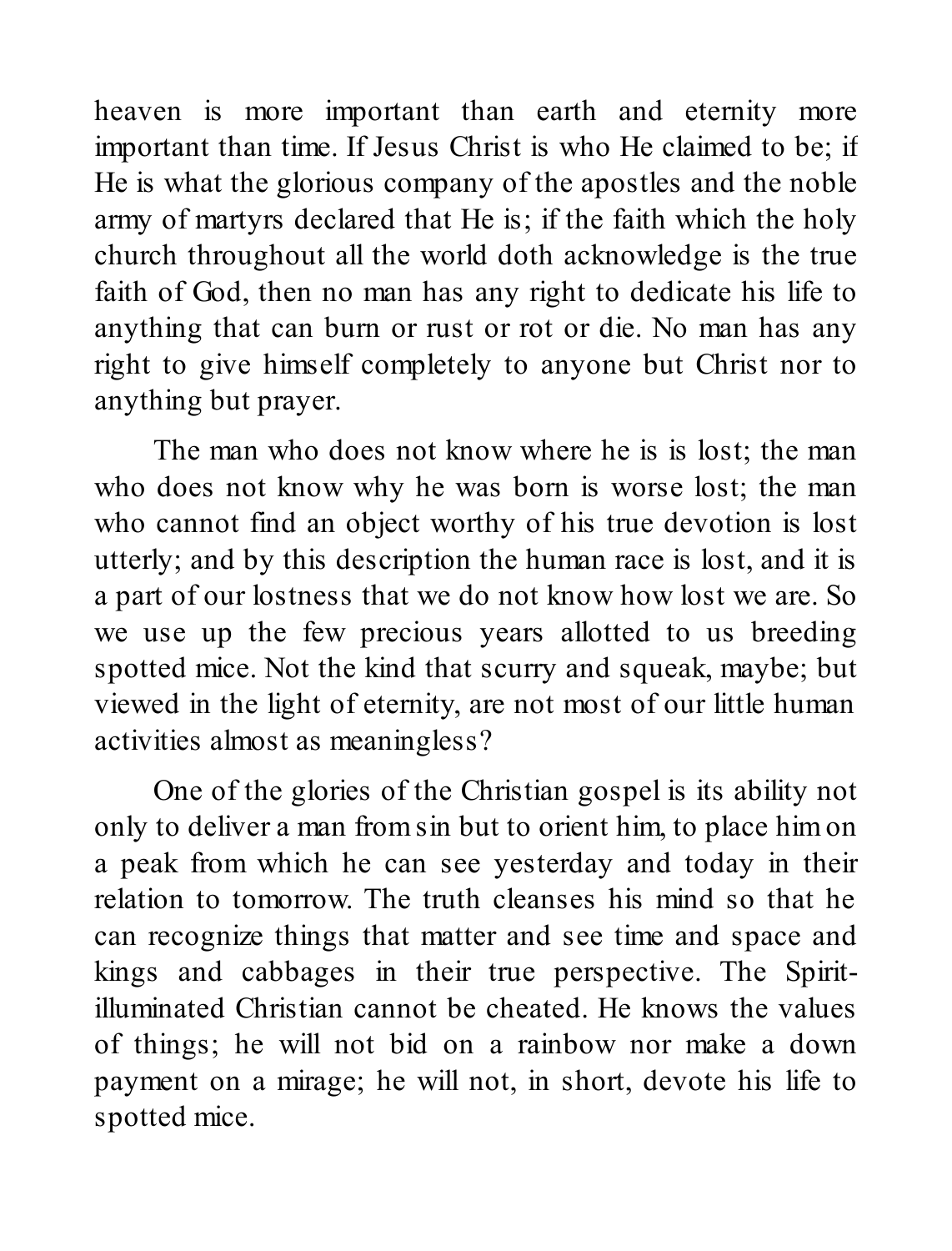heaven is more important than earth and eternity more important than time. If Jesus Christ is who He claimed to be; if He is what the glorious company of the apostles and the noble army of martyrs declared that He is; if the faith which the holy church throughout all the world doth acknowledge is the true faith of God, then no man has any right to dedicate his life to anything that can burn or rust or rot or die. No man has any right to give himself completely to anyone but Christ nor to anything but prayer.

The man who does not know where he is is lost; the man who does not know why he was born is worse lost; the man who cannot find an object worthy of his true devotion is lost utterly; and by this description the human race is lost, and it is a part of our lostness that we do not know how lost we are. So we use up the few precious years allotted to us breeding spotted mice. Not the kind that scurry and squeak, maybe; but viewed in the light of eternity, are not most of our little human activities almost as meaningless?

One of the glories of the Christian gospel is its ability not only to deliver a man from sin but to orient him, to place him on a peak from which he can see yesterday and today in their relation to tomorrow. The truth cleanses his mind so that he can recognize things that matter and see time and space and kings and cabbages in their true perspective. The Spirit-illuminated Christian cannot be cheated. He knows the values of things; he will not bid on a rainbow nor make a down payment on a mirage; he will not, in short, devote his life to spotted mice.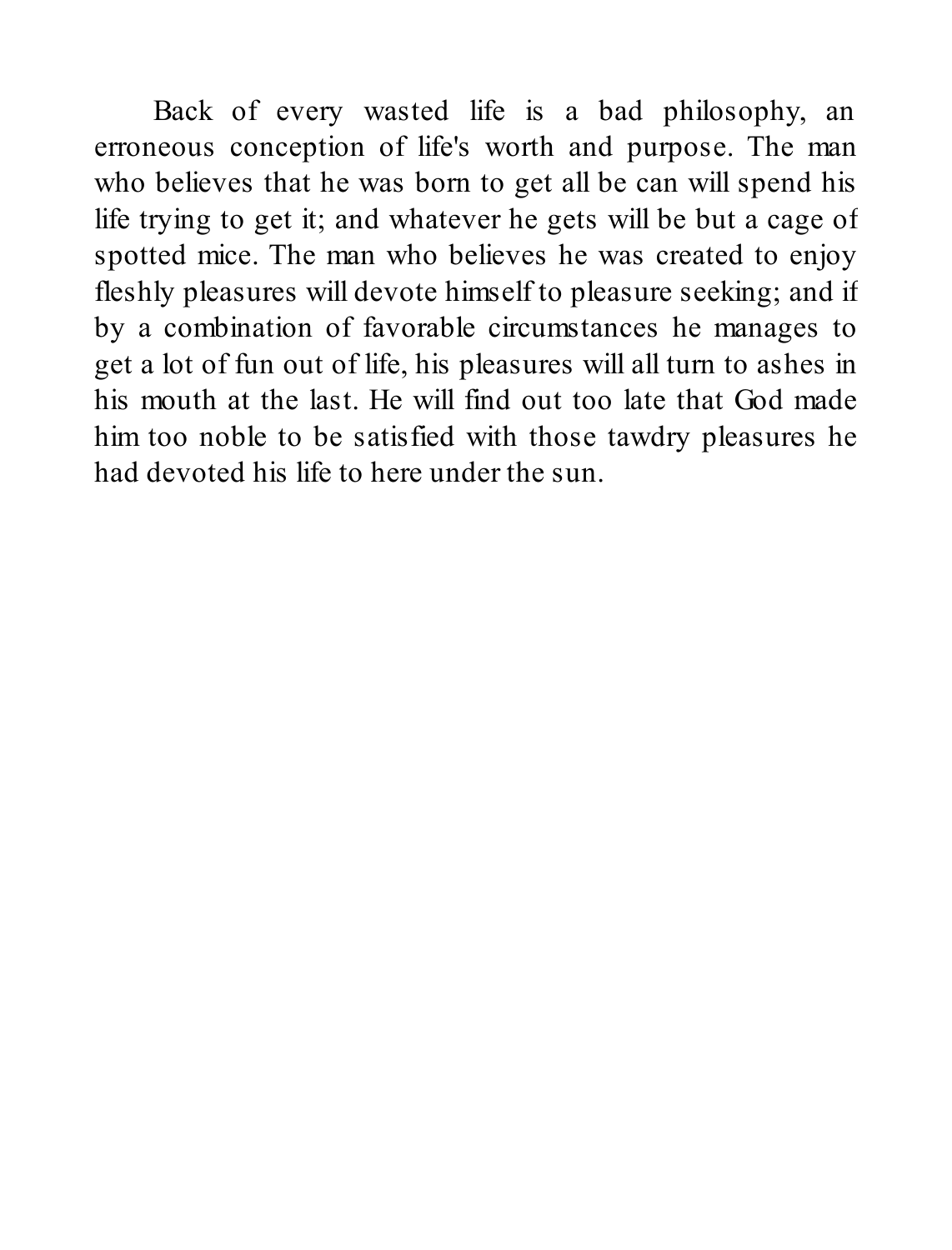Back of every wasted life is a bad philosophy, an erroneous conception of life's worth and purpose. The man who believes that he was born to get all be can will spend his life trying to get it; and whatever he gets will be but a cage of spotted mice. The man who believes he was created to enjoy fleshly pleasures will devote himself to pleasure seeking; and if by a combination of favorable circumstances he manages to get a lot of fun out of life, his pleasures will all turn to ashes in his mouth at the last. He will find out too late that God made him too noble to be satisfied with those tawdry pleasures he had devoted his life to here under the sun.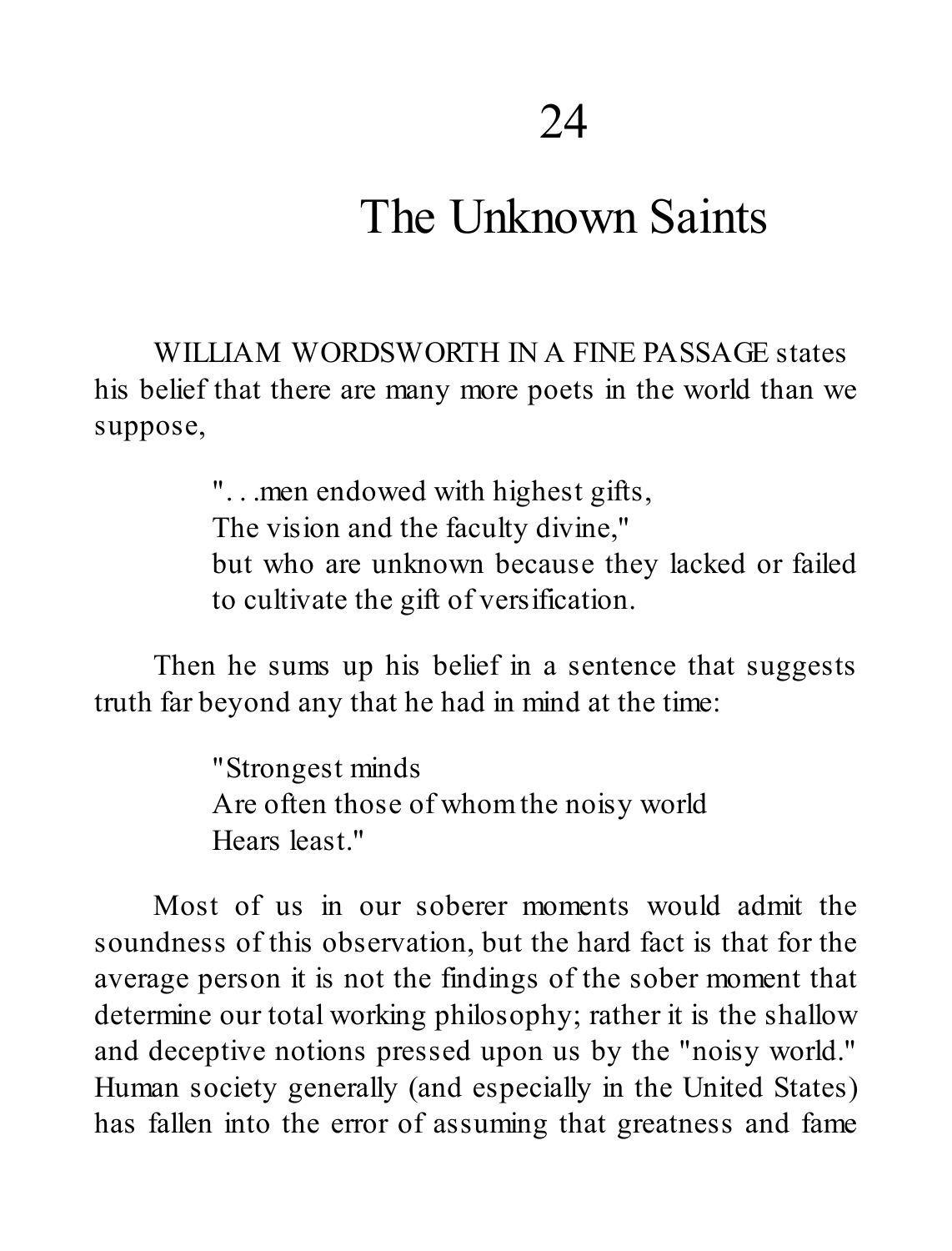# 24

# The Unknown Saints

WILLIAM WORDSWORTH IN A FINE PASSAGE states his belief that there are many more poets in the world than we suppose,

> ". . .men endowed with highest gifts,
> The vision and the faculty divine,"
> but who are unknown because they lacked or failed to cultivate the gift of versification.

Then he sums up his belief in a sentence that suggests truth far beyond any that he had in mind at the time:

> "Strongest minds
> Are often those of whom the noisy world
> Hears least."

Most of us in our soberer moments would admit the soundness of this observation, but the hard fact is that for the average person it is not the findings of the sober moment that determine our total working philosophy; rather it is the shallow and deceptive notions pressed upon us by the "noisy world." Human society generally (and especially in the United States) has fallen into the error of assuming that greatness and fame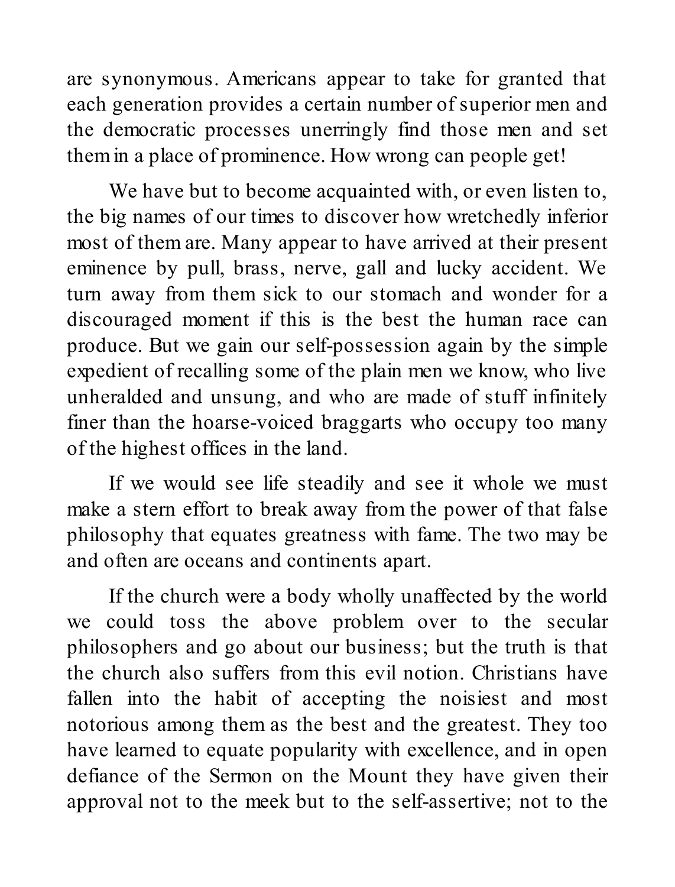are synonymous. Americans appear to take for granted that each generation provides a certain number of superior men and the democratic processes unerringly find those men and set them in a place of prominence. How wrong can people get!

We have but to become acquainted with, or even listen to, the big names of our times to discover how wretchedly inferior most of them are. Many appear to have arrived at their present eminence by pull, brass, nerve, gall and lucky accident. We turn away from them sick to our stomach and wonder for a discouraged moment if this is the best the human race can produce. But we gain our self-possession again by the simple expedient of recalling some of the plain men we know, who live unheralded and unsung, and who are made of stuff infinitely finer than the hoarse-voiced braggarts who occupy too many of the highest offices in the land.

If we would see life steadily and see it whole we must make a stern effort to break away from the power of that false philosophy that equates greatness with fame. The two may be and often are oceans and continents apart.

If the church were a body wholly unaffected by the world we could toss the above problem over to the secular philosophers and go about our business; but the truth is that the church also suffers from this evil notion. Christians have fallen into the habit of accepting the noisiest and most notorious among them as the best and the greatest. They too have learned to equate popularity with excellence, and in open defiance of the Sermon on the Mount they have given their approval not to the meek but to the self-assertive; not to the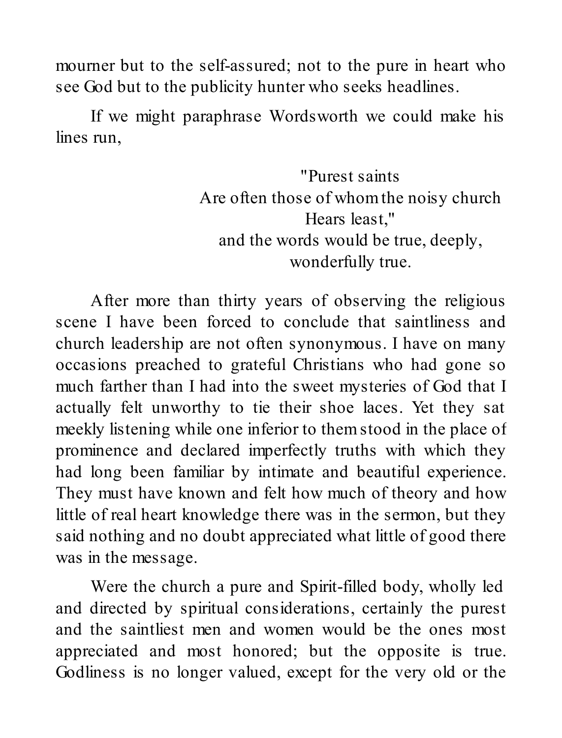mourner but to the self-assured; not to the pure in heart who see God but to the publicity hunter who seeks headlines.

If we might paraphrase Wordsworth we could make his lines run,

> "Purest saints
> Are often those of whom the noisy church
> Hears least,"
> and the words would be true, deeply, wonderfully true.

After more than thirty years of observing the religious scene I have been forced to conclude that saintliness and church leadership are not often synonymous. I have on many occasions preached to grateful Christians who had gone so much farther than I had into the sweet mysteries of God that I actually felt unworthy to tie their shoe laces. Yet they sat meekly listening while one inferior to them stood in the place of prominence and declared imperfectly truths with which they had long been familiar by intimate and beautiful experience. They must have known and felt how much of theory and how little of real heart knowledge there was in the sermon, but they said nothing and no doubt appreciated what little of good there was in the message.

Were the church a pure and Spirit-filled body, wholly led and directed by spiritual considerations, certainly the purest and the saintliest men and women would be the ones most appreciated and most honored; but the opposite is true. Godliness is no longer valued, except for the very old or the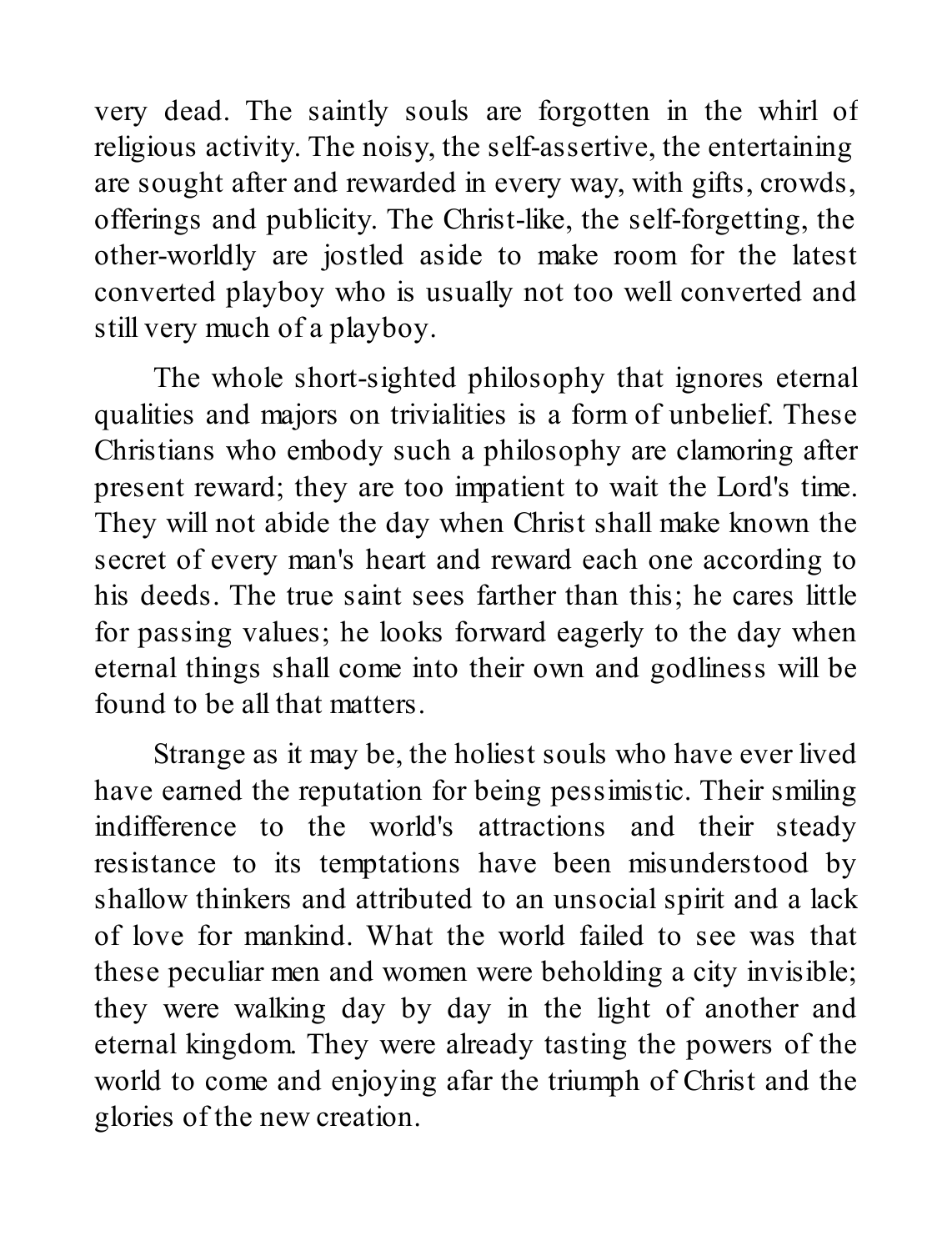very dead. The saintly souls are forgotten in the whirl of religious activity. The noisy, the self-assertive, the entertaining are sought after and rewarded in every way, with gifts, crowds, offerings and publicity. The Christ-like, the self-forgetting, the other-worldly are jostled aside to make room for the latest converted playboy who is usually not too well converted and still very much of a playboy.

The whole short-sighted philosophy that ignores eternal qualities and majors on trivialities is a form of unbelief. These Christians who embody such a philosophy are clamoring after present reward; they are too impatient to wait the Lord's time. They will not abide the day when Christ shall make known the secret of every man's heart and reward each one according to his deeds. The true saint sees farther than this; he cares little for passing values; he looks forward eagerly to the day when eternal things shall come into their own and godliness will be found to be all that matters.

Strange as it may be, the holiest souls who have ever lived have earned the reputation for being pessimistic. Their smiling indifference to the world's attractions and their steady resistance to its temptations have been misunderstood by shallow thinkers and attributed to an unsocial spirit and a lack of love for mankind. What the world failed to see was that these peculiar men and women were beholding a city invisible; they were walking day by day in the light of another and eternal kingdom. They were already tasting the powers of the world to come and enjoying afar the triumph of Christ and the glories of the new creation.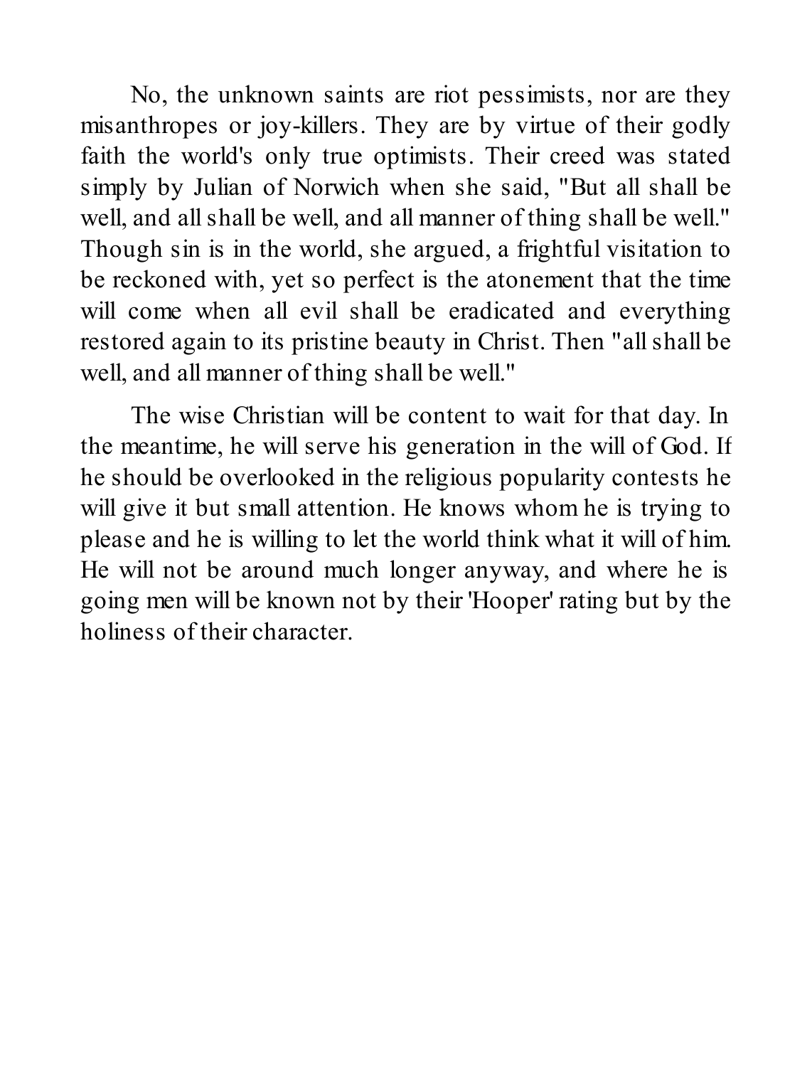No, the unknown saints are riot pessimists, nor are they misanthropes or joy-killers. They are by virtue of their godly faith the world's only true optimists. Their creed was stated simply by Julian of Norwich when she said, "But all shall be well, and all shall be well, and all manner of thing shall be well." Though sin is in the world, she argued, a frightful visitation to be reckoned with, yet so perfect is the atonement that the time will come when all evil shall be eradicated and everything restored again to its pristine beauty in Christ. Then "all shall be well, and all manner of thing shall be well."

The wise Christian will be content to wait for that day. In the meantime, he will serve his generation in the will of God. If he should be overlooked in the religious popularity contests he will give it but small attention. He knows whom he is trying to please and he is willing to let the world think what it will of him. He will not be around much longer anyway, and where he is going men will be known not by their 'Hooper' rating but by the holiness of their character.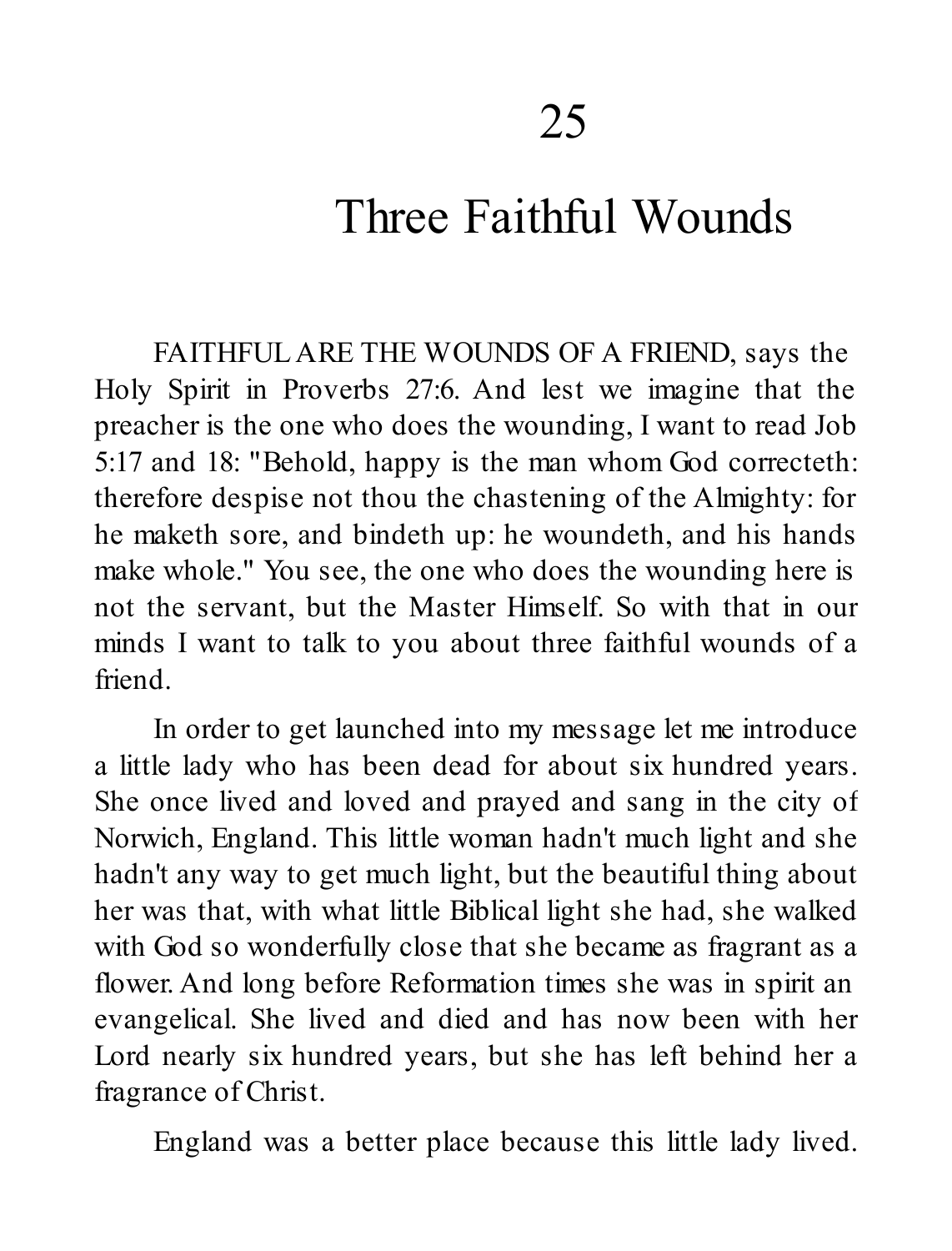# 25

# Three Faithful Wounds

FAITHFUL ARE THE WOUNDS OF A FRIEND, says the Holy Spirit in Proverbs 27:6. And lest we imagine that the preacher is the one who does the wounding, I want to read Job 5:17 and 18: "Behold, happy is the man whom God correcteth: therefore despise not thou the chastening of the Almighty: for he maketh sore, and bindeth up: he woundeth, and his hands make whole." You see, the one who does the wounding here is not the servant, but the Master Himself. So with that in our minds I want to talk to you about three faithful wounds of a friend.

In order to get launched into my message let me introduce a little lady who has been dead for about six hundred years. She once lived and loved and prayed and sang in the city of Norwich, England. This little woman hadn't much light and she hadn't any way to get much light, but the beautiful thing about her was that, with what little Biblical light she had, she walked with God so wonderfully close that she became as fragrant as a flower. And long before Reformation times she was in spirit an evangelical. She lived and died and has now been with her Lord nearly six hundred years, but she has left behind her a fragrance of Christ.

England was a better place because this little lady lived.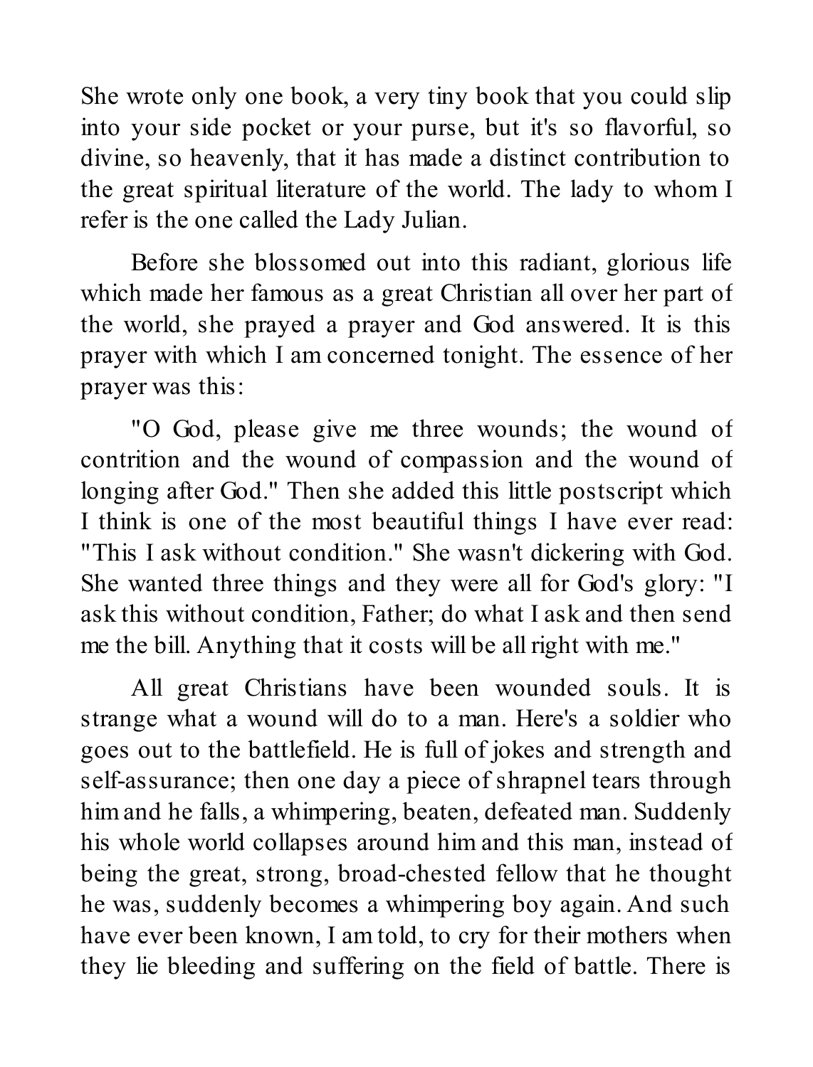She wrote only one book, a very tiny book that you could slip into your side pocket or your purse, but it's so flavorful, so divine, so heavenly, that it has made a distinct contribution to the great spiritual literature of the world. The lady to whom I refer is the one called the Lady Julian.

Before she blossomed out into this radiant, glorious life which made her famous as a great Christian all over her part of the world, she prayed a prayer and God answered. It is this prayer with which I am concerned tonight. The essence of her prayer was this:

"O God, please give me three wounds; the wound of contrition and the wound of compassion and the wound of longing after God." Then she added this little postscript which I think is one of the most beautiful things I have ever read: "This I ask without condition." She wasn't dickering with God. She wanted three things and they were all for God's glory: "I ask this without condition, Father; do what I ask and then send me the bill. Anything that it costs will be all right with me."

All great Christians have been wounded souls. It is strange what a wound will do to a man. Here's a soldier who goes out to the battlefield. He is full of jokes and strength and self-assurance; then one day a piece of shrapnel tears through him and he falls, a whimpering, beaten, defeated man. Suddenly his whole world collapses around him and this man, instead of being the great, strong, broad-chested fellow that he thought he was, suddenly becomes a whimpering boy again. And such have ever been known, I am told, to cry for their mothers when they lie bleeding and suffering on the field of battle. There is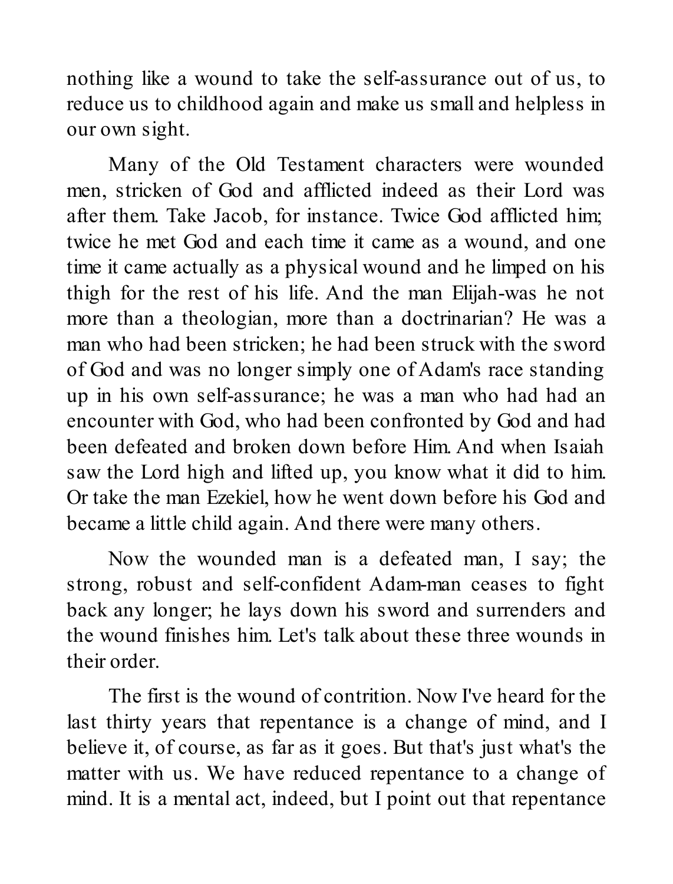nothing like a wound to take the self-assurance out of us, to reduce us to childhood again and make us small and helpless in our own sight.

Many of the Old Testament characters were wounded men, stricken of God and afflicted indeed as their Lord was after them. Take Jacob, for instance. Twice God afflicted him; twice he met God and each time it came as a wound, and one time it came actually as a physical wound and he limped on his thigh for the rest of his life. And the man Elijah-was he not more than a theologian, more than a doctrinarian? He was a man who had been stricken; he had been struck with the sword of God and was no longer simply one of Adam's race standing up in his own self-assurance; he was a man who had had an encounter with God, who had been confronted by God and had been defeated and broken down before Him. And when Isaiah saw the Lord high and lifted up, you know what it did to him. Or take the man Ezekiel, how he went down before his God and became a little child again. And there were many others.

Now the wounded man is a defeated man, I say; the strong, robust and self-confident Adam-man ceases to fight back any longer; he lays down his sword and surrenders and the wound finishes him. Let's talk about these three wounds in their order.

The first is the wound of contrition. Now I've heard for the last thirty years that repentance is a change of mind, and I believe it, of course, as far as it goes. But that's just what's the matter with us. We have reduced repentance to a change of mind. It is a mental act, indeed, but I point out that repentance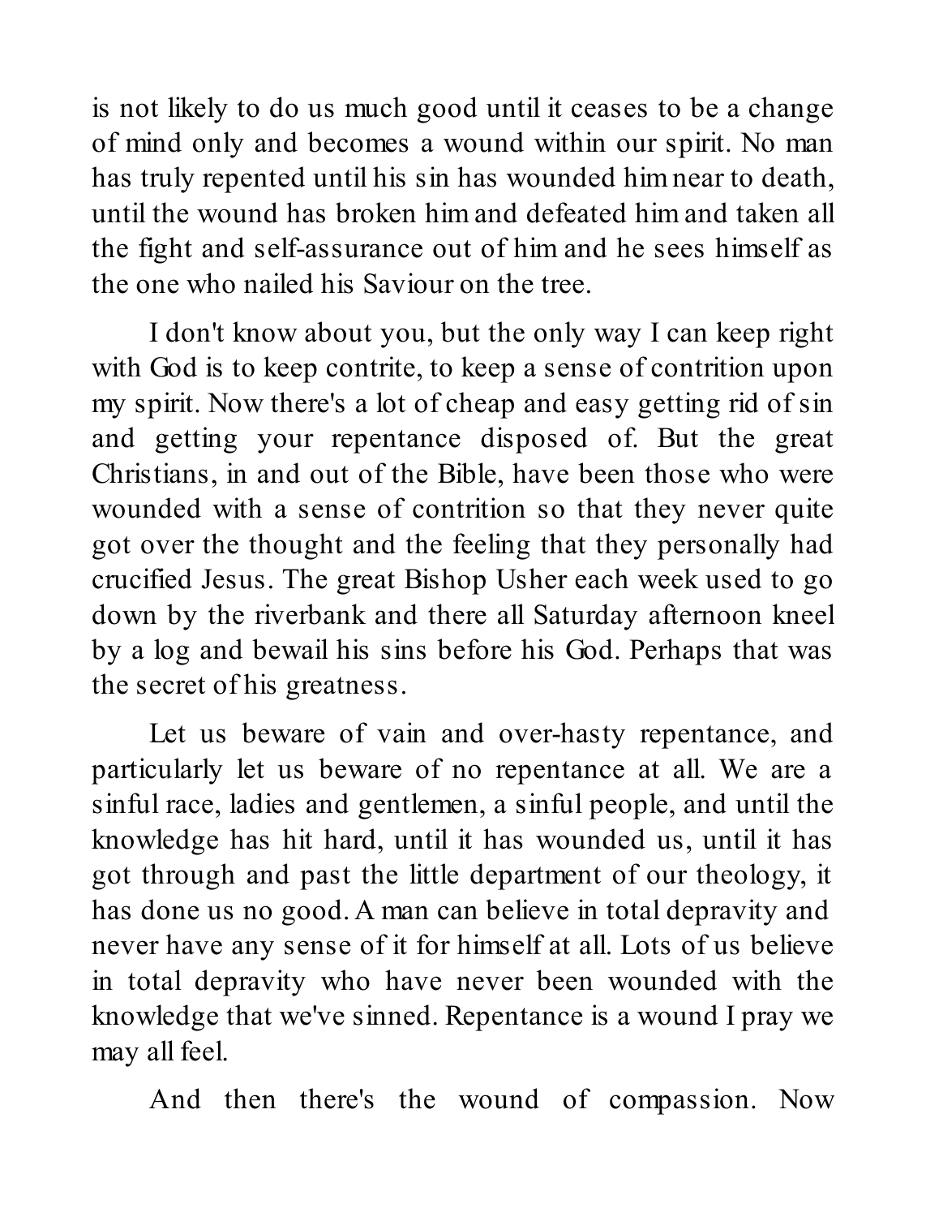is not likely to do us much good until it ceases to be a change of mind only and becomes a wound within our spirit. No man has truly repented until his sin has wounded him near to death, until the wound has broken him and defeated him and taken all the fight and self-assurance out of him and he sees himself as the one who nailed his Saviour on the tree.

I don't know about you, but the only way I can keep right with God is to keep contrite, to keep a sense of contrition upon my spirit. Now there's a lot of cheap and easy getting rid of sin and getting your repentance disposed of. But the great Christians, in and out of the Bible, have been those who were wounded with a sense of contrition so that they never quite got over the thought and the feeling that they personally had crucified Jesus. The great Bishop Usher each week used to go down by the riverbank and there all Saturday afternoon kneel by a log and bewail his sins before his God. Perhaps that was the secret of his greatness.

Let us beware of vain and over-hasty repentance, and particularly let us beware of no repentance at all. We are a sinful race, ladies and gentlemen, a sinful people, and until the knowledge has hit hard, until it has wounded us, until it has got through and past the little department of our theology, it has done us no good. A man can believe in total depravity and never have any sense of it for himself at all. Lots of us believe in total depravity who have never been wounded with the knowledge that we've sinned. Repentance is a wound I pray we may all feel.

And then there's the wound of compassion. Now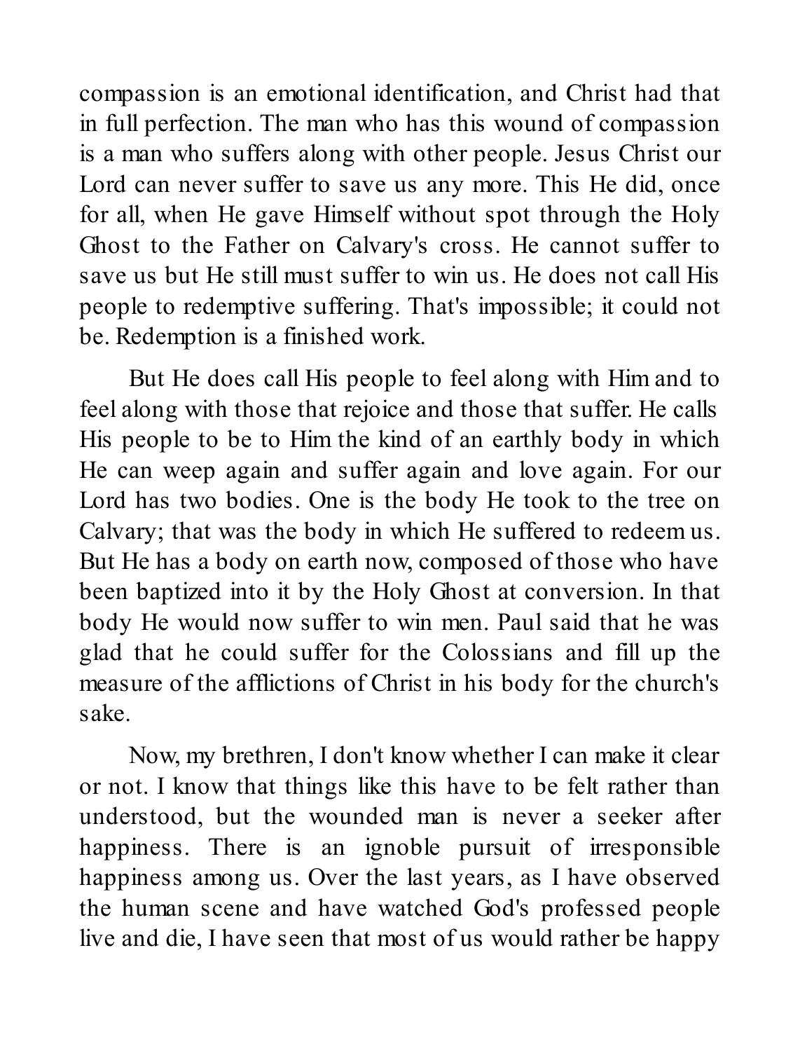compassion is an emotional identification, and Christ had that in full perfection. The man who has this wound of compassion is a man who suffers along with other people. Jesus Christ our Lord can never suffer to save us any more. This He did, once for all, when He gave Himself without spot through the Holy Ghost to the Father on Calvary's cross. He cannot suffer to save us but He still must suffer to win us. He does not call His people to redemptive suffering. That's impossible; it could not be. Redemption is a finished work.

But He does call His people to feel along with Him and to feel along with those that rejoice and those that suffer. He calls His people to be to Him the kind of an earthly body in which He can weep again and suffer again and love again. For our Lord has two bodies. One is the body He took to the tree on Calvary; that was the body in which He suffered to redeem us. But He has a body on earth now, composed of those who have been baptized into it by the Holy Ghost at conversion. In that body He would now suffer to win men. Paul said that he was glad that he could suffer for the Colossians and fill up the measure of the afflictions of Christ in his body for the church's sake.

Now, my brethren, I don't know whether I can make it clear or not. I know that things like this have to be felt rather than understood, but the wounded man is never a seeker after happiness. There is an ignoble pursuit of irresponsible happiness among us. Over the last years, as I have observed the human scene and have watched God's professed people live and die, I have seen that most of us would rather be happy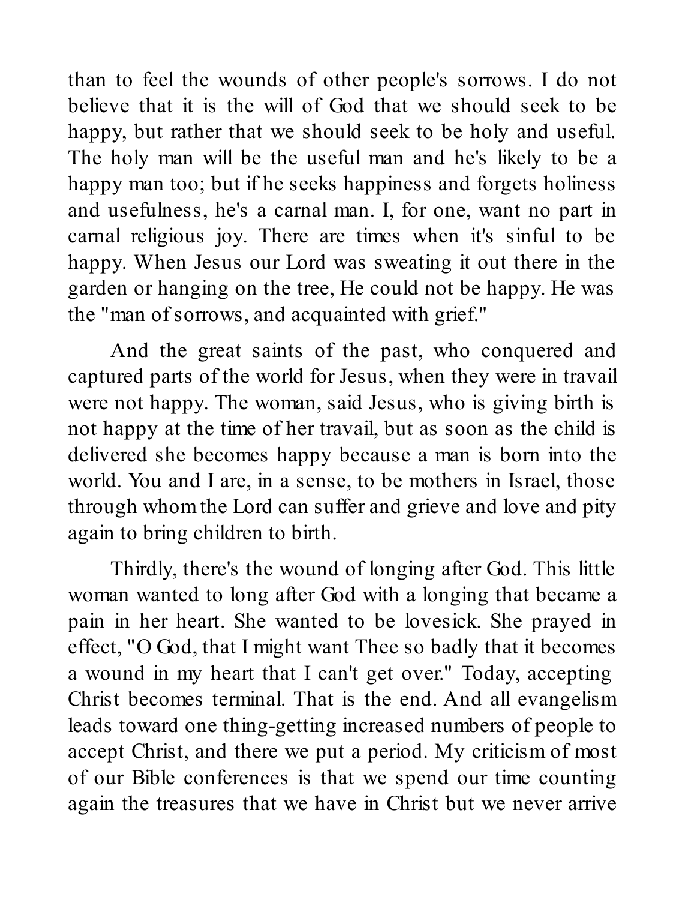than to feel the wounds of other people's sorrows. I do not believe that it is the will of God that we should seek to be happy, but rather that we should seek to be holy and useful. The holy man will be the useful man and he's likely to be a happy man too; but if he seeks happiness and forgets holiness and usefulness, he's a carnal man. I, for one, want no part in carnal religious joy. There are times when it's sinful to be happy. When Jesus our Lord was sweating it out there in the garden or hanging on the tree, He could not be happy. He was the "man of sorrows, and acquainted with grief."

And the great saints of the past, who conquered and captured parts of the world for Jesus, when they were in travail were not happy. The woman, said Jesus, who is giving birth is not happy at the time of her travail, but as soon as the child is delivered she becomes happy because a man is born into the world. You and I are, in a sense, to be mothers in Israel, those through whom the Lord can suffer and grieve and love and pity again to bring children to birth.

Thirdly, there's the wound of longing after God. This little woman wanted to long after God with a longing that became a pain in her heart. She wanted to be lovesick. She prayed in effect, "O God, that I might want Thee so badly that it becomes a wound in my heart that I can't get over." Today, accepting Christ becomes terminal. That is the end. And all evangelism leads toward one thing-getting increased numbers of people to accept Christ, and there we put a period. My criticism of most of our Bible conferences is that we spend our time counting again the treasures that we have in Christ but we never arrive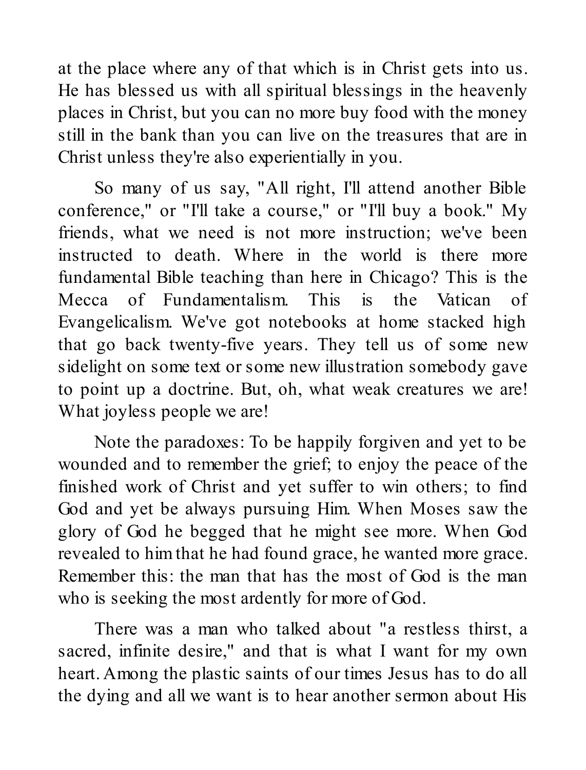at the place where any of that which is in Christ gets into us. He has blessed us with all spiritual blessings in the heavenly places in Christ, but you can no more buy food with the money still in the bank than you can live on the treasures that are in Christ unless they're also experientially in you.

So many of us say, "All right, I'll attend another Bible conference," or "I'll take a course," or "I'll buy a book." My friends, what we need is not more instruction; we've been instructed to death. Where in the world is there more fundamental Bible teaching than here in Chicago? This is the Mecca of Fundamentalism. This is the Vatican of Evangelicalism. We've got notebooks at home stacked high that go back twenty-five years. They tell us of some new sidelight on some text or some new illustration somebody gave to point up a doctrine. But, oh, what weak creatures we are! What joyless people we are!

Note the paradoxes: To be happily forgiven and yet to be wounded and to remember the grief; to enjoy the peace of the finished work of Christ and yet suffer to win others; to find God and yet be always pursuing Him. When Moses saw the glory of God he begged that he might see more. When God revealed to him that he had found grace, he wanted more grace. Remember this: the man that has the most of God is the man who is seeking the most ardently for more of God.

There was a man who talked about "a restless thirst, a sacred, infinite desire," and that is what I want for my own heart. Among the plastic saints of our times Jesus has to do all the dying and all we want is to hear another sermon about His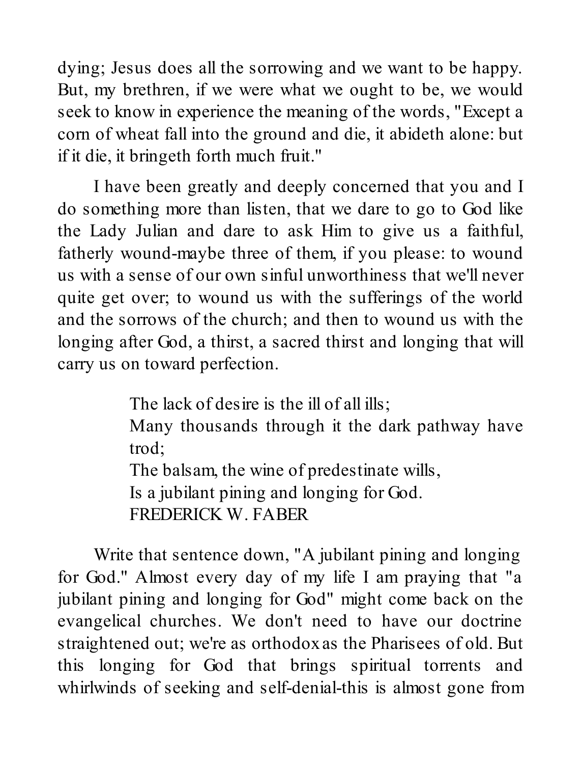dying; Jesus does all the sorrowing and we want to be happy. But, my brethren, if we were what we ought to be, we would seek to know in experience the meaning of the words, "Except a corn of wheat fall into the ground and die, it abideth alone: but if it die, it bringeth forth much fruit."

I have been greatly and deeply concerned that you and I do something more than listen, that we dare to go to God like the Lady Julian and dare to ask Him to give us a faithful, fatherly wound-maybe three of them, if you please: to wound us with a sense of our own sinful unworthiness that we'll never quite get over; to wound us with the sufferings of the world and the sorrows of the church; and then to wound us with the longing after God, a thirst, a sacred thirst and longing that will carry us on toward perfection.

> The lack of desire is the ill of all ills;
> Many thousands through it the dark pathway have trod;
> The balsam, the wine of predestinate wills,
> Is a jubilant pining and longing for God.
> FREDERICK W. FABER

Write that sentence down, "A jubilant pining and longing for God." Almost every day of my life I am praying that "a jubilant pining and longing for God" might come back on the evangelical churches. We don't need to have our doctrine straightened out; we're as orthodox as the Pharisees of old. But this longing for God that brings spiritual torrents and whirlwinds of seeking and self-denial-this is almost gone from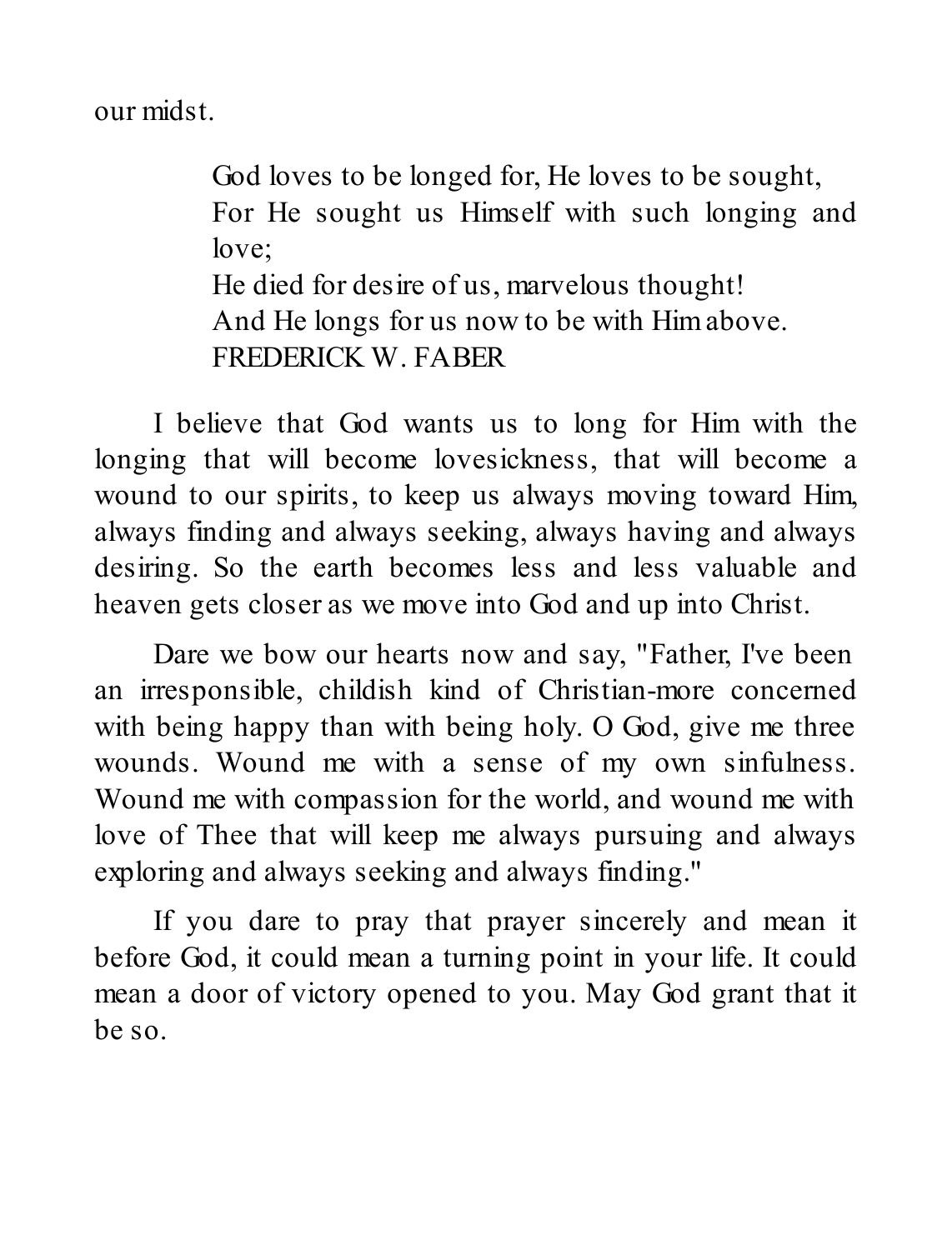our midst.

> God loves to be longed for, He loves to be sought,  
> For He sought us Himself with such longing and love;  
> He died for desire of us, marvelous thought!  
> And He longs for us now to be with Him above.  
> FREDERICK W. FABER

I believe that God wants us to long for Him with the longing that will become lovesickness, that will become a wound to our spirits, to keep us always moving toward Him, always finding and always seeking, always having and always desiring. So the earth becomes less and less valuable and heaven gets closer as we move into God and up into Christ.

Dare we bow our hearts now and say, "Father, I've been an irresponsible, childish kind of Christian-more concerned with being happy than with being holy. O God, give me three wounds. Wound me with a sense of my own sinfulness. Wound me with compassion for the world, and wound me with love of Thee that will keep me always pursuing and always exploring and always seeking and always finding."

If you dare to pray that prayer sincerely and mean it before God, it could mean a turning point in your life. It could mean a door of victory opened to you. May God grant that it be so.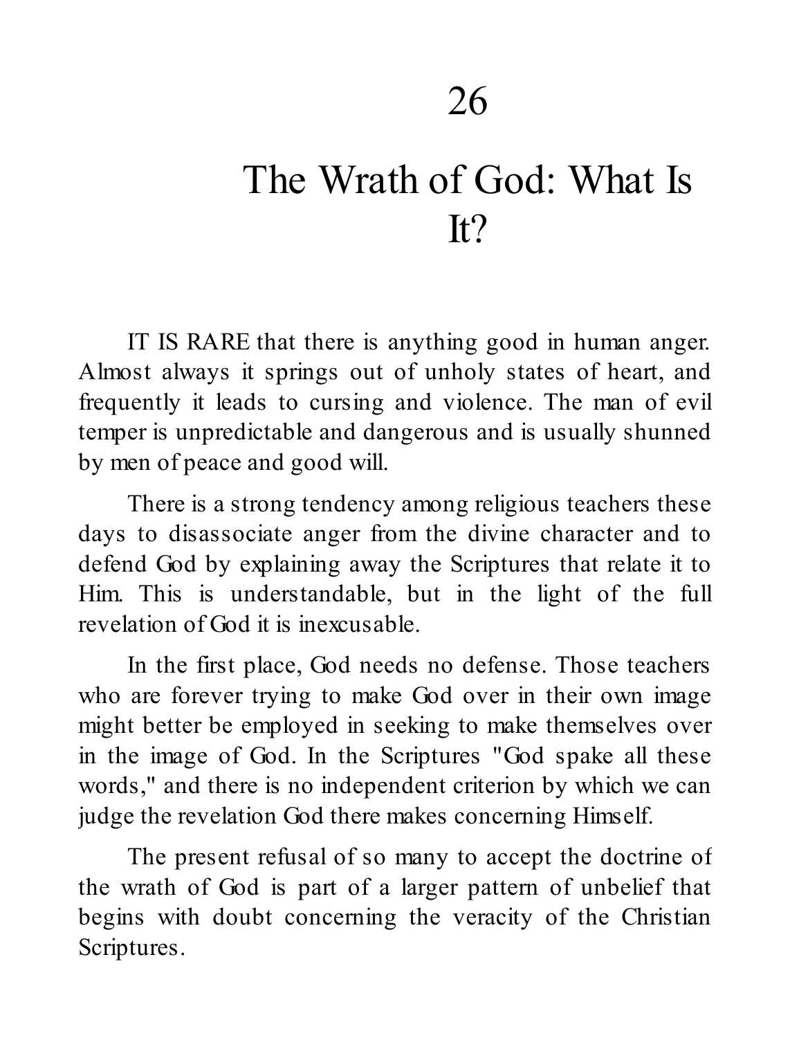# 26

# The Wrath of God: What Is It?

IT IS RARE that there is anything good in human anger. Almost always it springs out of unholy states of heart, and frequently it leads to cursing and violence. The man of evil temper is unpredictable and dangerous and is usually shunned by men of peace and good will.

There is a strong tendency among religious teachers these days to disassociate anger from the divine character and to defend God by explaining away the Scriptures that relate it to Him. This is understandable, but in the light of the full revelation of God it is inexcusable.

In the first place, God needs no defense. Those teachers who are forever trying to make God over in their own image might better be employed in seeking to make themselves over in the image of God. In the Scriptures "God spake all these words," and there is no independent criterion by which we can judge the revelation God there makes concerning Himself.

The present refusal of so many to accept the doctrine of the wrath of God is part of a larger pattern of unbelief that begins with doubt concerning the veracity of the Christian Scriptures.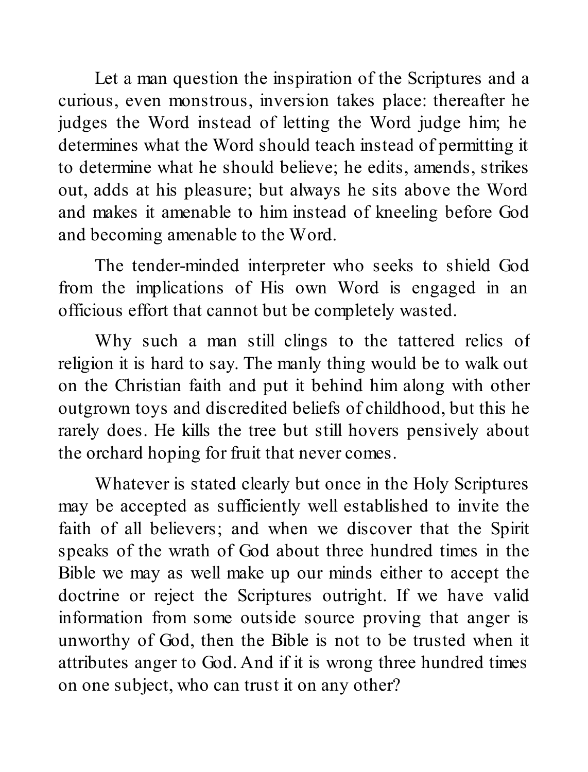Let a man question the inspiration of the Scriptures and a curious, even monstrous, inversion takes place: thereafter he judges the Word instead of letting the Word judge him; he determines what the Word should teach instead of permitting it to determine what he should believe; he edits, amends, strikes out, adds at his pleasure; but always he sits above the Word and makes it amenable to him instead of kneeling before God and becoming amenable to the Word.

The tender-minded interpreter who seeks to shield God from the implications of His own Word is engaged in an officious effort that cannot but be completely wasted.

Why such a man still clings to the tattered relics of religion it is hard to say. The manly thing would be to walk out on the Christian faith and put it behind him along with other outgrown toys and discredited beliefs of childhood, but this he rarely does. He kills the tree but still hovers pensively about the orchard hoping for fruit that never comes.

Whatever is stated clearly but once in the Holy Scriptures may be accepted as sufficiently well established to invite the faith of all believers; and when we discover that the Spirit speaks of the wrath of God about three hundred times in the Bible we may as well make up our minds either to accept the doctrine or reject the Scriptures outright. If we have valid information from some outside source proving that anger is unworthy of God, then the Bible is not to be trusted when it attributes anger to God. And if it is wrong three hundred times on one subject, who can trust it on any other?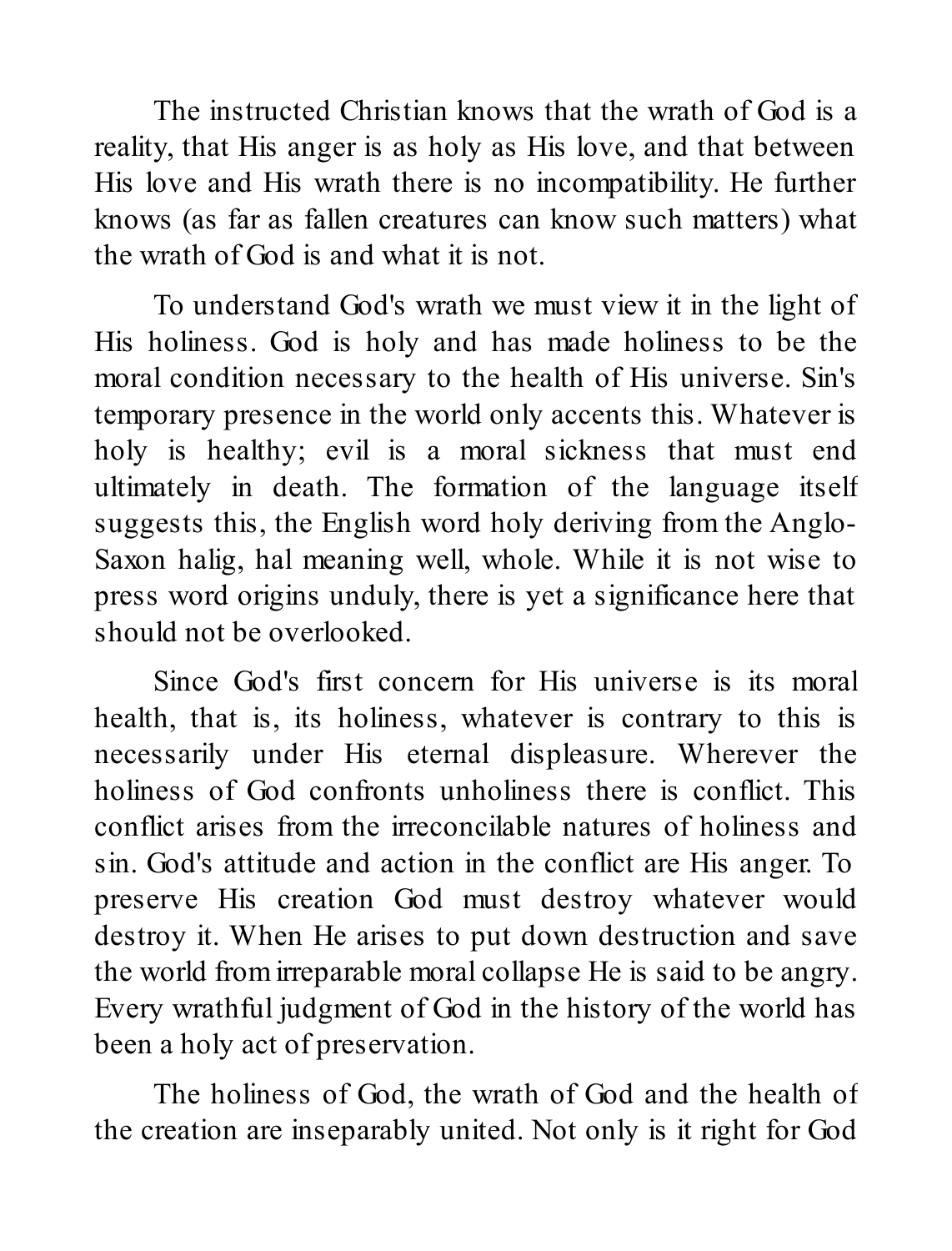The instructed Christian knows that the wrath of God is a reality, that His anger is as holy as His love, and that between His love and His wrath there is no incompatibility. He further knows (as far as fallen creatures can know such matters) what the wrath of God is and what it is not.

To understand God's wrath we must view it in the light of His holiness. God is holy and has made holiness to be the moral condition necessary to the health of His universe. Sin's temporary presence in the world only accents this. Whatever is holy is healthy; evil is a moral sickness that must end ultimately in death. The formation of the language itself suggests this, the English word holy deriving from the Anglo-Saxon halig, hal meaning well, whole. While it is not wise to press word origins unduly, there is yet a significance here that should not be overlooked.

Since God's first concern for His universe is its moral health, that is, its holiness, whatever is contrary to this is necessarily under His eternal displeasure. Wherever the holiness of God confronts unholiness there is conflict. This conflict arises from the irreconcilable natures of holiness and sin. God's attitude and action in the conflict are His anger. To preserve His creation God must destroy whatever would destroy it. When He arises to put down destruction and save the world from irreparable moral collapse He is said to be angry. Every wrathful judgment of God in the history of the world has been a holy act of preservation.

The holiness of God, the wrath of God and the health of the creation are inseparably united. Not only is it right for God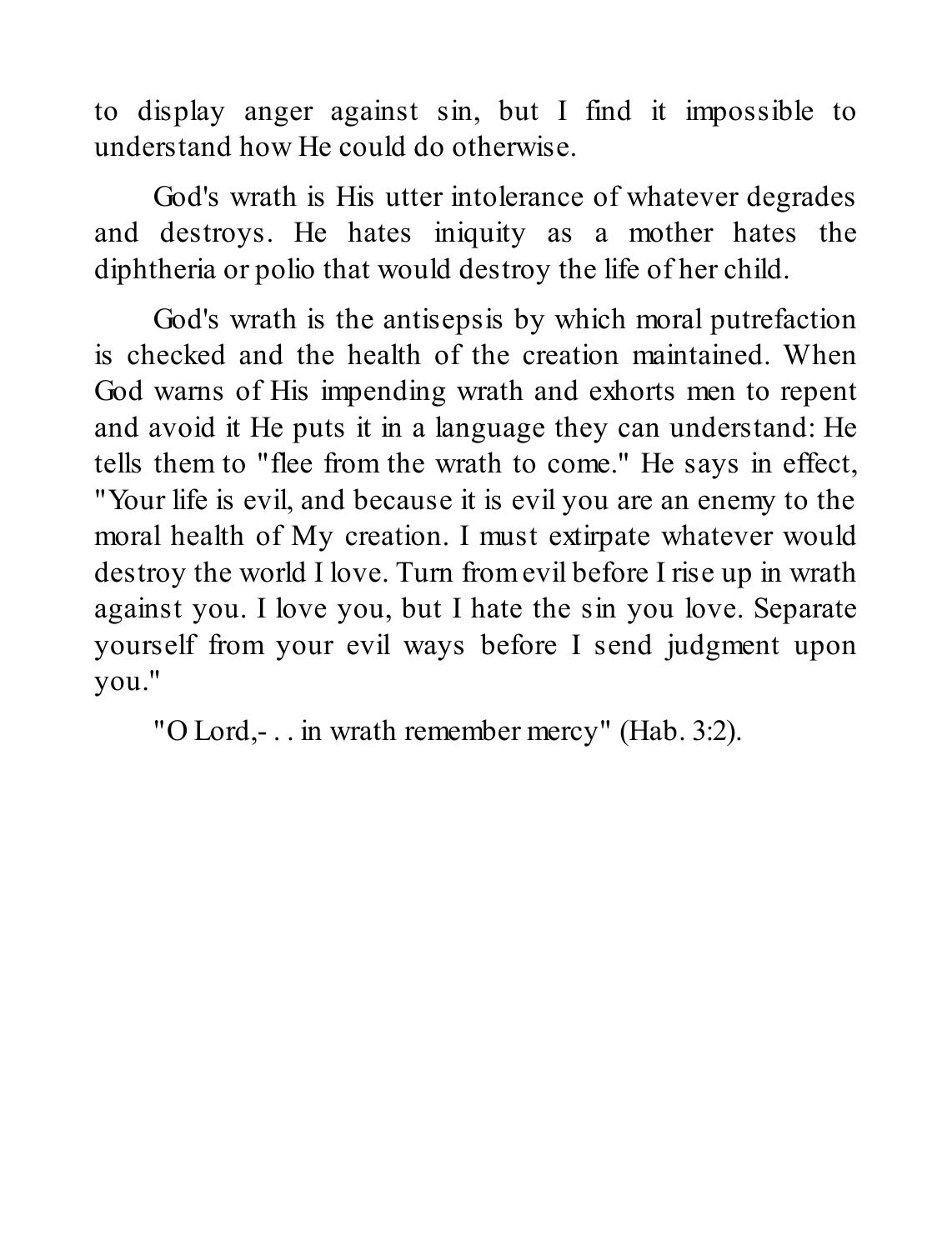to display anger against sin, but I find it impossible to understand how He could do otherwise.

God's wrath is His utter intolerance of whatever degrades and destroys. He hates iniquity as a mother hates the diphtheria or polio that would destroy the life of her child.

God's wrath is the antisepsis by which moral putrefaction is checked and the health of the creation maintained. When God warns of His impending wrath and exhorts men to repent and avoid it He puts it in a language they can understand: He tells them to "flee from the wrath to come." He says in effect, "Your life is evil, and because it is evil you are an enemy to the moral health of My creation. I must extirpate whatever would destroy the world I love. Turn from evil before I rise up in wrath against you. I love you, but I hate the sin you love. Separate yourself from your evil ways before I send judgment upon you."

"O Lord,- . . in wrath remember mercy" (Hab. 3:2).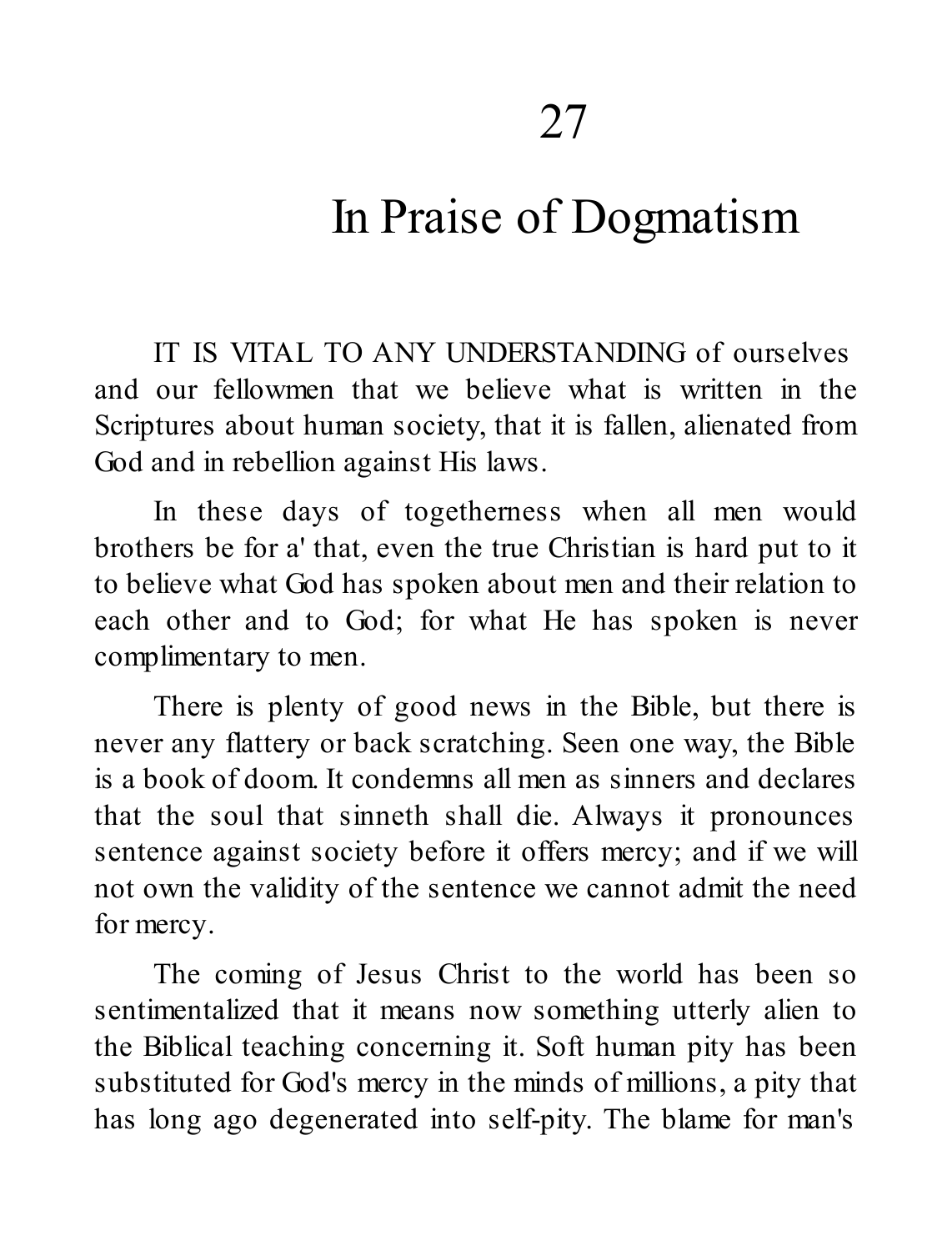# 27

# In Praise of Dogmatism

IT IS VITAL TO ANY UNDERSTANDING of ourselves and our fellowmen that we believe what is written in the Scriptures about human society, that it is fallen, alienated from God and in rebellion against His laws.

In these days of togetherness when all men would brothers be for a' that, even the true Christian is hard put to it to believe what God has spoken about men and their relation to each other and to God; for what He has spoken is never complimentary to men.

There is plenty of good news in the Bible, but there is never any flattery or back scratching. Seen one way, the Bible is a book of doom. It condemns all men as sinners and declares that the soul that sinneth shall die. Always it pronounces sentence against society before it offers mercy; and if we will not own the validity of the sentence we cannot admit the need for mercy.

The coming of Jesus Christ to the world has been so sentimentalized that it means now something utterly alien to the Biblical teaching concerning it. Soft human pity has been substituted for God's mercy in the minds of millions, a pity that has long ago degenerated into self-pity. The blame for man's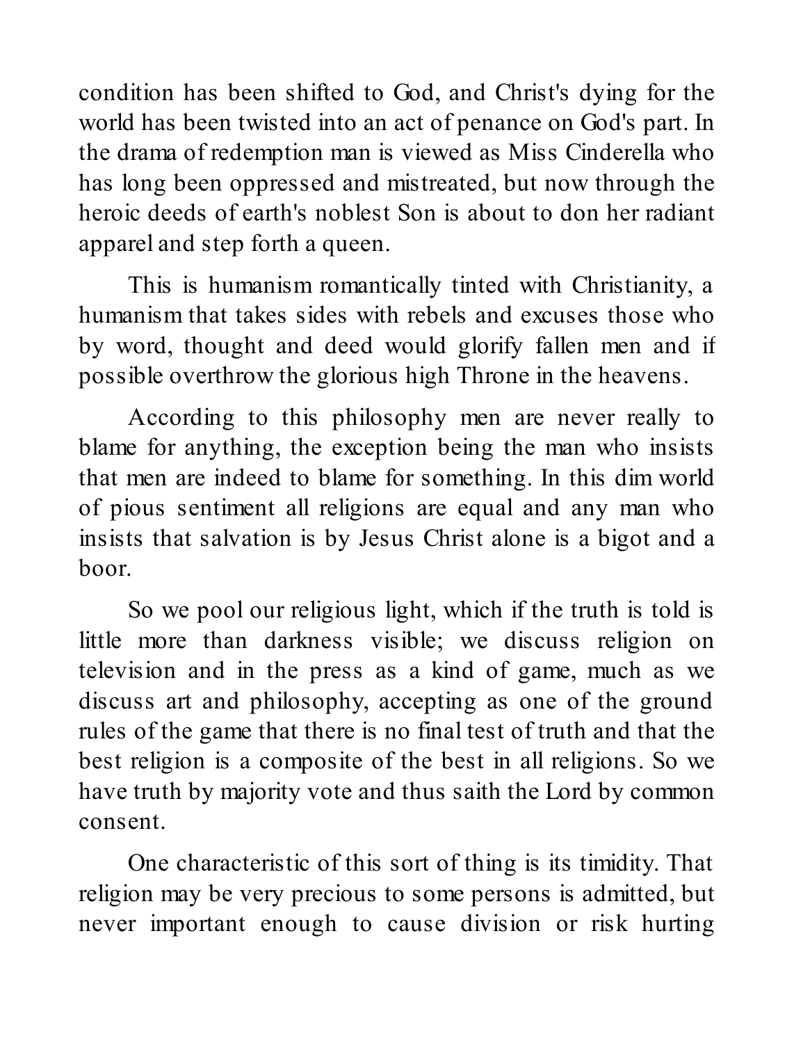condition has been shifted to God, and Christ's dying for the world has been twisted into an act of penance on God's part. In the drama of redemption man is viewed as Miss Cinderella who has long been oppressed and mistreated, but now through the heroic deeds of earth's noblest Son is about to don her radiant apparel and step forth a queen.

This is humanism romantically tinted with Christianity, a humanism that takes sides with rebels and excuses those who by word, thought and deed would glorify fallen men and if possible overthrow the glorious high Throne in the heavens.

According to this philosophy men are never really to blame for anything, the exception being the man who insists that men are indeed to blame for something. In this dim world of pious sentiment all religions are equal and any man who insists that salvation is by Jesus Christ alone is a bigot and a boor.

So we pool our religious light, which if the truth is told is little more than darkness visible; we discuss religion on television and in the press as a kind of game, much as we discuss art and philosophy, accepting as one of the ground rules of the game that there is no final test of truth and that the best religion is a composite of the best in all religions. So we have truth by majority vote and thus saith the Lord by common consent.

One characteristic of this sort of thing is its timidity. That religion may be very precious to some persons is admitted, but never important enough to cause division or risk hurting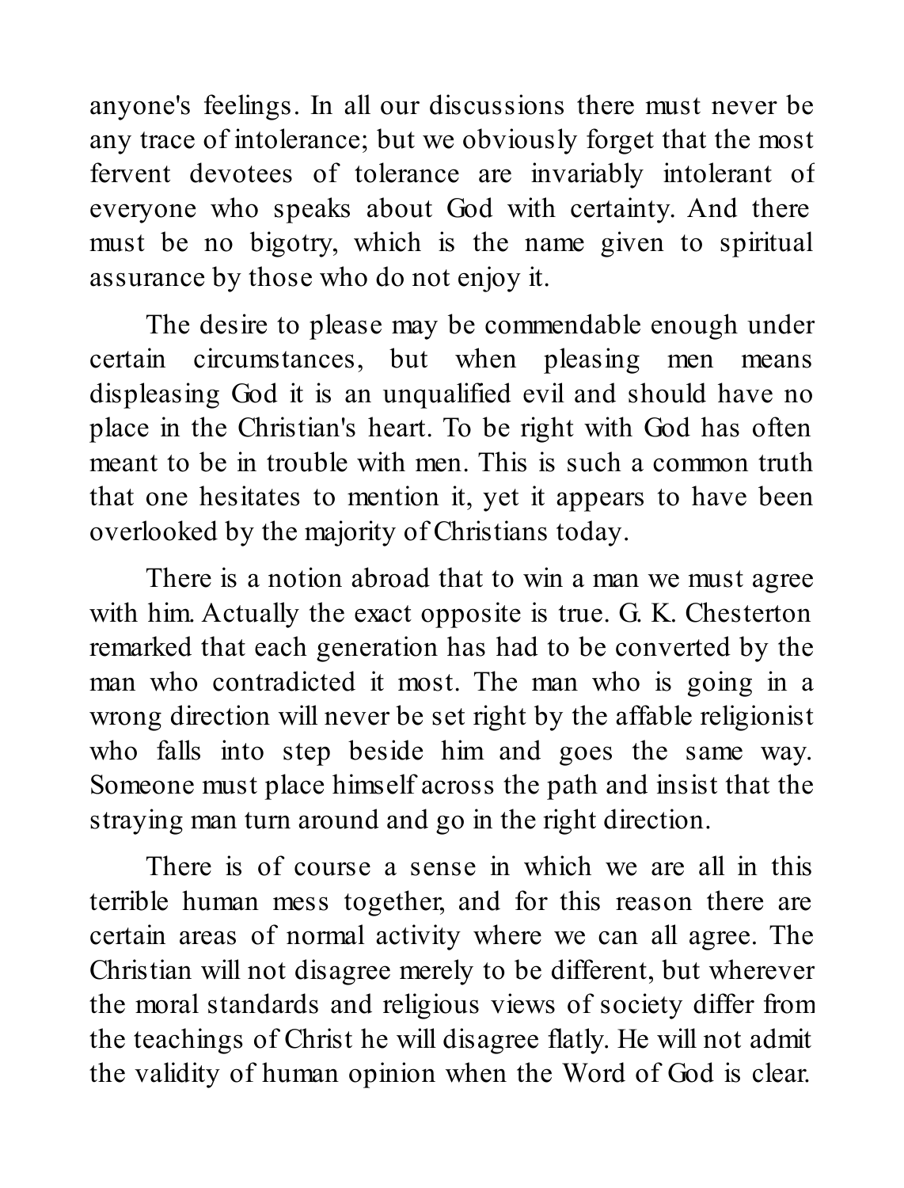anyone's feelings. In all our discussions there must never be any trace of intolerance; but we obviously forget that the most fervent devotees of tolerance are invariably intolerant of everyone who speaks about God with certainty. And there must be no bigotry, which is the name given to spiritual assurance by those who do not enjoy it.

The desire to please may be commendable enough under certain circumstances, but when pleasing men means displeasing God it is an unqualified evil and should have no place in the Christian's heart. To be right with God has often meant to be in trouble with men. This is such a common truth that one hesitates to mention it, yet it appears to have been overlooked by the majority of Christians today.

There is a notion abroad that to win a man we must agree with him. Actually the exact opposite is true. G. K. Chesterton remarked that each generation has had to be converted by the man who contradicted it most. The man who is going in a wrong direction will never be set right by the affable religionist who falls into step beside him and goes the same way. Someone must place himself across the path and insist that the straying man turn around and go in the right direction.

There is of course a sense in which we are all in this terrible human mess together, and for this reason there are certain areas of normal activity where we can all agree. The Christian will not disagree merely to be different, but wherever the moral standards and religious views of society differ from the teachings of Christ he will disagree flatly. He will not admit the validity of human opinion when the Word of God is clear.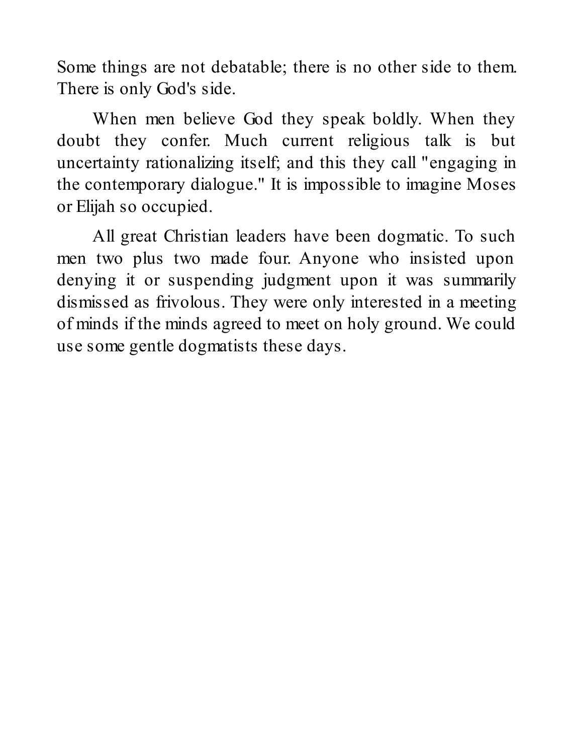Some things are not debatable; there is no other side to them. There is only God's side.

When men believe God they speak boldly. When they doubt they confer. Much current religious talk is but uncertainty rationalizing itself; and this they call "engaging in the contemporary dialogue." It is impossible to imagine Moses or Elijah so occupied.

All great Christian leaders have been dogmatic. To such men two plus two made four. Anyone who insisted upon denying it or suspending judgment upon it was summarily dismissed as frivolous. They were only interested in a meeting of minds if the minds agreed to meet on holy ground. We could use some gentle dogmatists these days.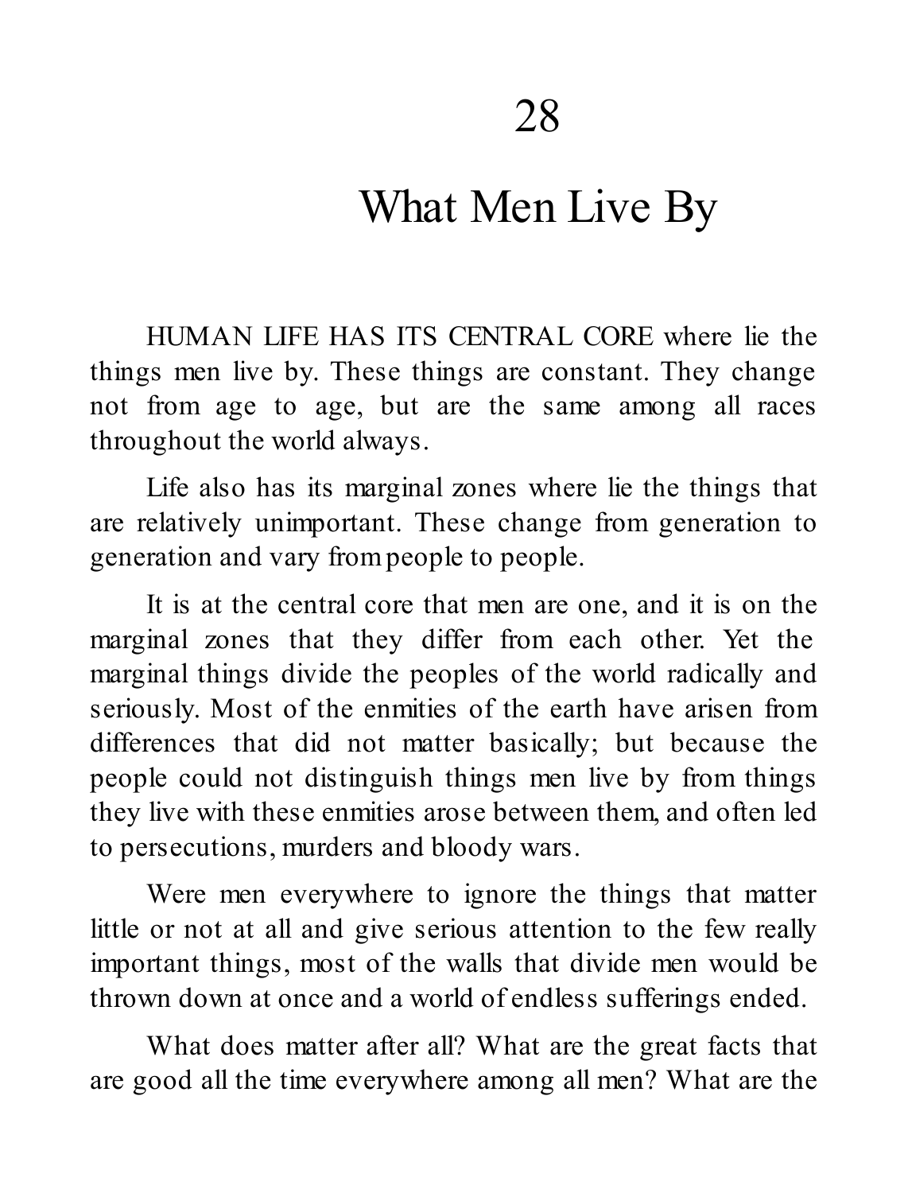# 28

# What Men Live By

HUMAN LIFE HAS ITS CENTRAL CORE where lie the things men live by. These things are constant. They change not from age to age, but are the same among all races throughout the world always.

Life also has its marginal zones where lie the things that are relatively unimportant. These change from generation to generation and vary from people to people.

It is at the central core that men are one, and it is on the marginal zones that they differ from each other. Yet the marginal things divide the peoples of the world radically and seriously. Most of the enmities of the earth have arisen from differences that did not matter basically; but because the people could not distinguish things men live by from things they live with these enmities arose between them, and often led to persecutions, murders and bloody wars.

Were men everywhere to ignore the things that matter little or not at all and give serious attention to the few really important things, most of the walls that divide men would be thrown down at once and a world of endless sufferings ended.

What does matter after all? What are the great facts that are good all the time everywhere among all men? What are the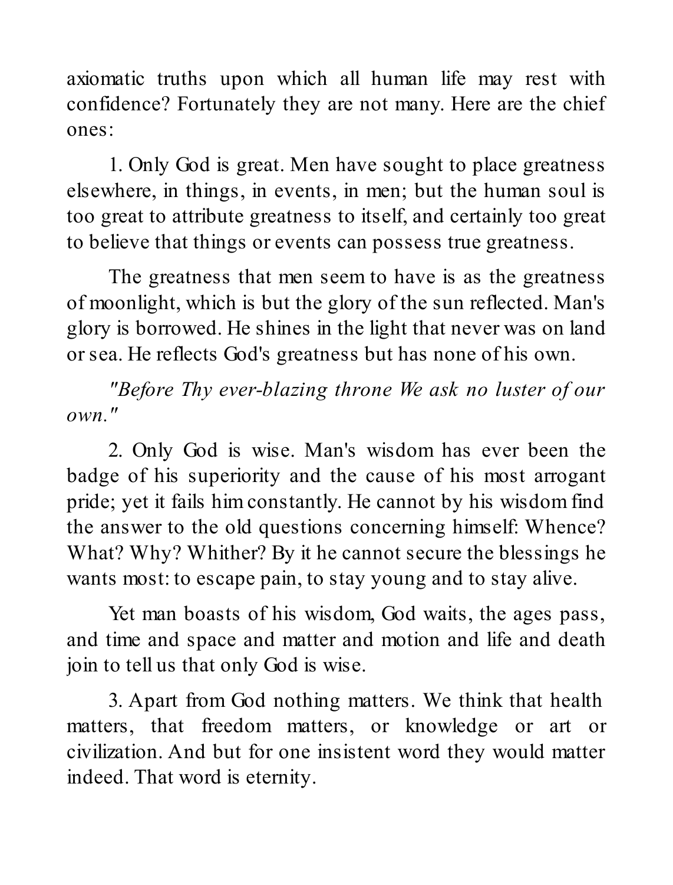axiomatic truths upon which all human life may rest with confidence? Fortunately they are not many. Here are the chief ones:

1. Only God is great. Men have sought to place greatness elsewhere, in things, in events, in men; but the human soul is too great to attribute greatness to itself, and certainly too great to believe that things or events can possess true greatness.

The greatness that men seem to have is as the greatness of moonlight, which is but the glory of the sun reflected. Man's glory is borrowed. He shines in the light that never was on land or sea. He reflects God's greatness but has none of his own.

*"Before Thy ever-blazing throne We ask no luster of our own."*

2. Only God is wise. Man's wisdom has ever been the badge of his superiority and the cause of his most arrogant pride; yet it fails him constantly. He cannot by his wisdom find the answer to the old questions concerning himself: Whence? What? Why? Whither? By it he cannot secure the blessings he wants most: to escape pain, to stay young and to stay alive.

Yet man boasts of his wisdom, God waits, the ages pass, and time and space and matter and motion and life and death join to tell us that only God is wise.

3. Apart from God nothing matters. We think that health matters, that freedom matters, or knowledge or art or civilization. And but for one insistent word they would matter indeed. That word is eternity.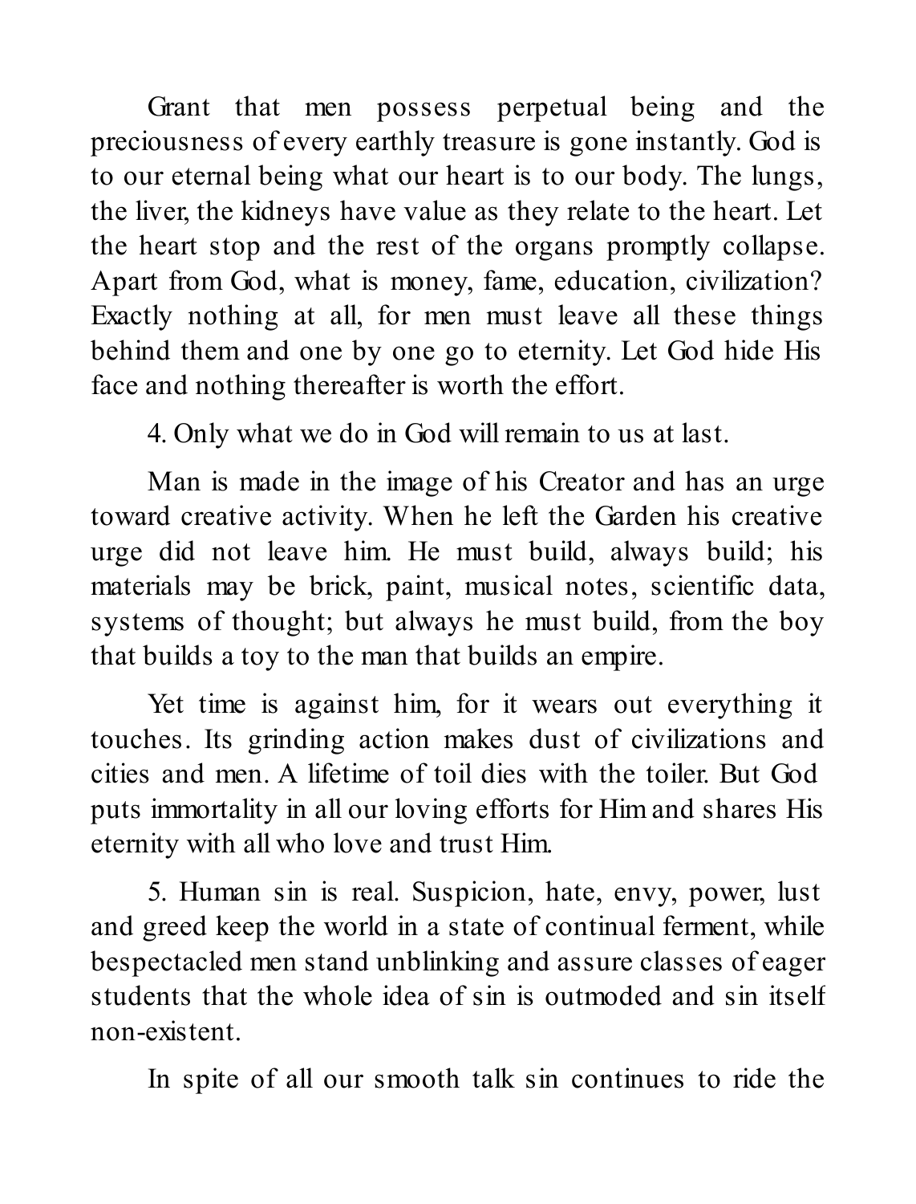Grant that men possess perpetual being and the preciousness of every earthly treasure is gone instantly. God is to our eternal being what our heart is to our body. The lungs, the liver, the kidneys have value as they relate to the heart. Let the heart stop and the rest of the organs promptly collapse. Apart from God, what is money, fame, education, civilization? Exactly nothing at all, for men must leave all these things behind them and one by one go to eternity. Let God hide His face and nothing thereafter is worth the effort.

4. Only what we do in God will remain to us at last.

Man is made in the image of his Creator and has an urge toward creative activity. When he left the Garden his creative urge did not leave him. He must build, always build; his materials may be brick, paint, musical notes, scientific data, systems of thought; but always he must build, from the boy that builds a toy to the man that builds an empire.

Yet time is against him, for it wears out everything it touches. Its grinding action makes dust of civilizations and cities and men. A lifetime of toil dies with the toiler. But God puts immortality in all our loving efforts for Him and shares His eternity with all who love and trust Him.

5. Human sin is real. Suspicion, hate, envy, power, lust and greed keep the world in a state of continual ferment, while bespectacled men stand unblinking and assure classes of eager students that the whole idea of sin is outmoded and sin itself non-existent.

In spite of all our smooth talk sin continues to ride the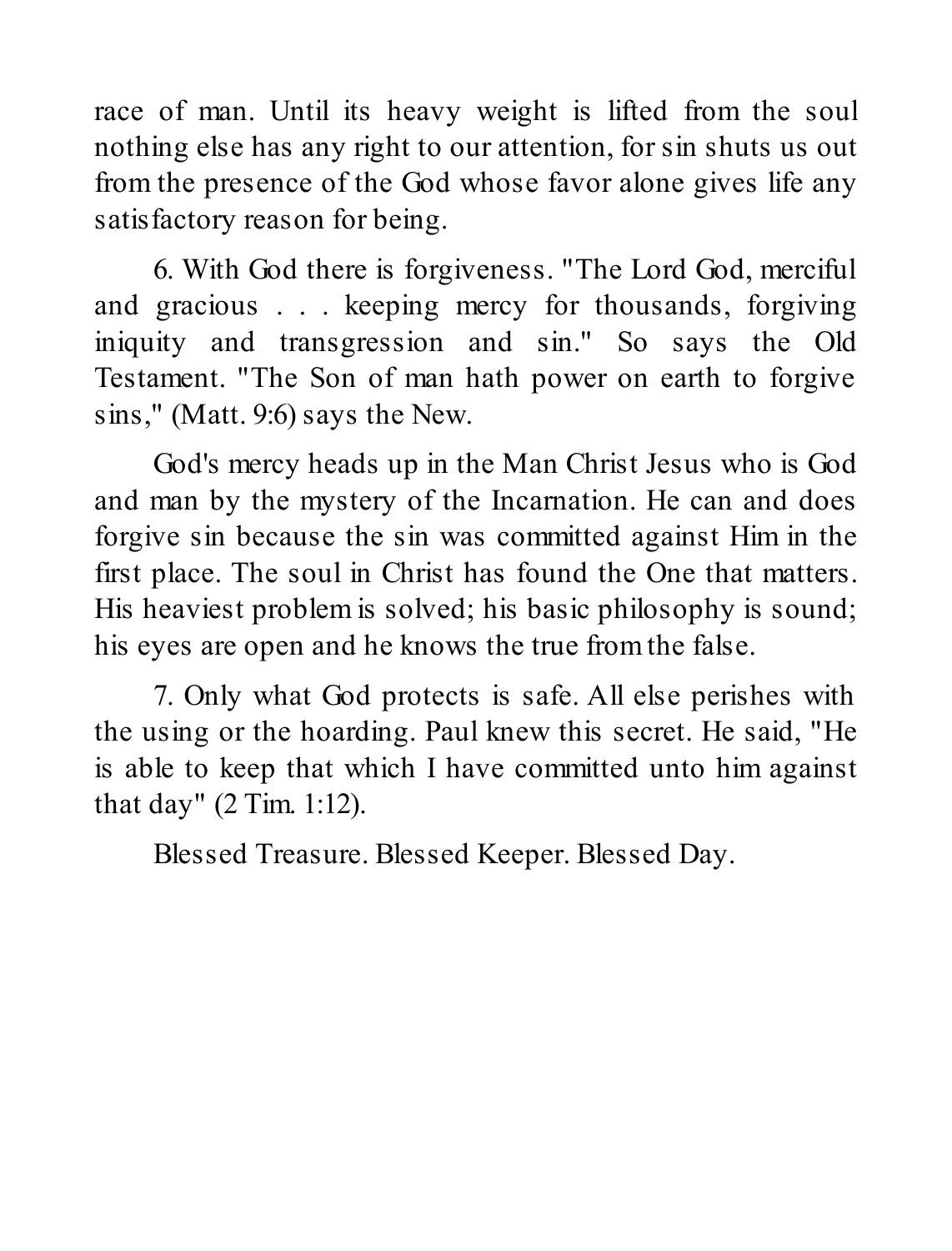race of man. Until its heavy weight is lifted from the soul nothing else has any right to our attention, for sin shuts us out from the presence of the God whose favor alone gives life any satisfactory reason for being.

6. With God there is forgiveness. "The Lord God, merciful and gracious . . . keeping mercy for thousands, forgiving iniquity and transgression and sin." So says the Old Testament. "The Son of man hath power on earth to forgive sins," (Matt. 9:6) says the New.

God's mercy heads up in the Man Christ Jesus who is God and man by the mystery of the Incarnation. He can and does forgive sin because the sin was committed against Him in the first place. The soul in Christ has found the One that matters. His heaviest problem is solved; his basic philosophy is sound; his eyes are open and he knows the true from the false.

7. Only what God protects is safe. All else perishes with the using or the hoarding. Paul knew this secret. He said, "He is able to keep that which I have committed unto him against that day" (2 Tim. 1:12).

Blessed Treasure. Blessed Keeper. Blessed Day.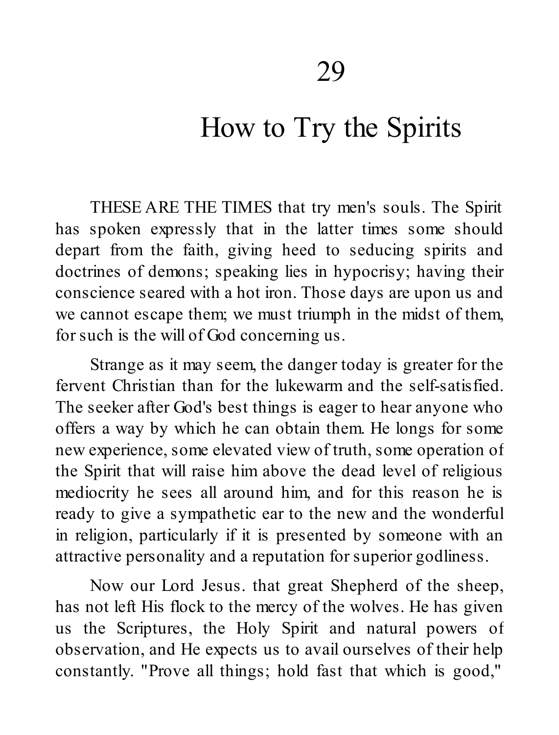# 29

# How to Try the Spirits

THESE ARE THE TIMES that try men's souls. The Spirit has spoken expressly that in the latter times some should depart from the faith, giving heed to seducing spirits and doctrines of demons; speaking lies in hypocrisy; having their conscience seared with a hot iron. Those days are upon us and we cannot escape them; we must triumph in the midst of them, for such is the will of God concerning us.

Strange as it may seem, the danger today is greater for the fervent Christian than for the lukewarm and the self-satisfied. The seeker after God's best things is eager to hear anyone who offers a way by which he can obtain them. He longs for some new experience, some elevated view of truth, some operation of the Spirit that will raise him above the dead level of religious mediocrity he sees all around him, and for this reason he is ready to give a sympathetic ear to the new and the wonderful in religion, particularly if it is presented by someone with an attractive personality and a reputation for superior godliness.

Now our Lord Jesus. that great Shepherd of the sheep, has not left His flock to the mercy of the wolves. He has given us the Scriptures, the Holy Spirit and natural powers of observation, and He expects us to avail ourselves of their help constantly. "Prove all things; hold fast that which is good,"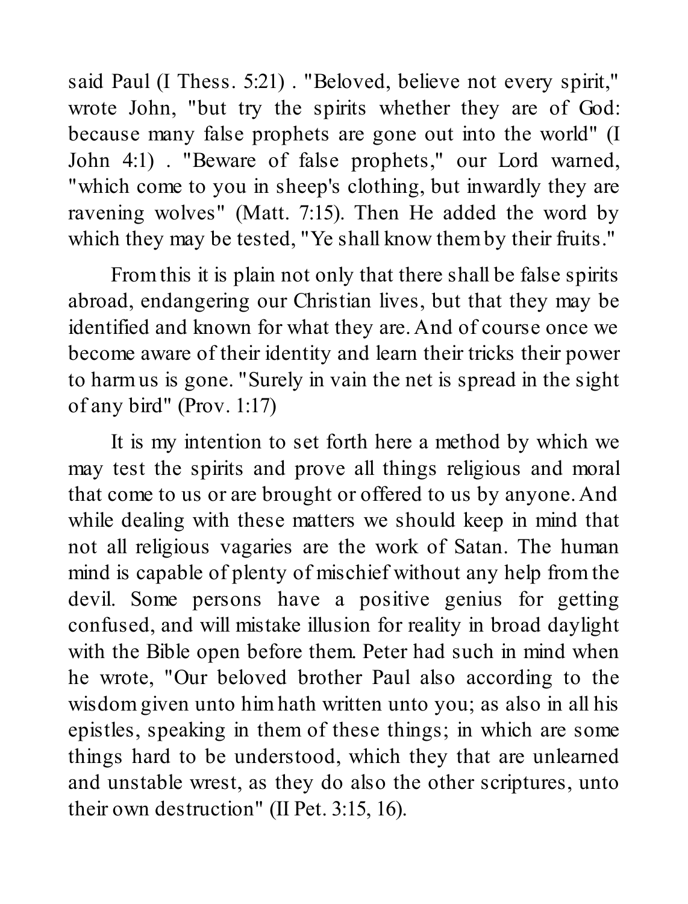said Paul (I Thess. 5:21) . "Beloved, believe not every spirit," wrote John, "but try the spirits whether they are of God: because many false prophets are gone out into the world" (I John 4:1) . "Beware of false prophets," our Lord warned, "which come to you in sheep's clothing, but inwardly they are ravening wolves" (Matt. 7:15). Then He added the word by which they may be tested, "Ye shall know them by their fruits."

From this it is plain not only that there shall be false spirits abroad, endangering our Christian lives, but that they may be identified and known for what they are. And of course once we become aware of their identity and learn their tricks their power to harm us is gone. "Surely in vain the net is spread in the sight of any bird" (Prov. 1:17)

It is my intention to set forth here a method by which we may test the spirits and prove all things religious and moral that come to us or are brought or offered to us by anyone. And while dealing with these matters we should keep in mind that not all religious vagaries are the work of Satan. The human mind is capable of plenty of mischief without any help from the devil. Some persons have a positive genius for getting confused, and will mistake illusion for reality in broad daylight with the Bible open before them. Peter had such in mind when he wrote, "Our beloved brother Paul also according to the wisdom given unto him hath written unto you; as also in all his epistles, speaking in them of these things; in which are some things hard to be understood, which they that are unlearned and unstable wrest, as they do also the other scriptures, unto their own destruction" (II Pet. 3:15, 16).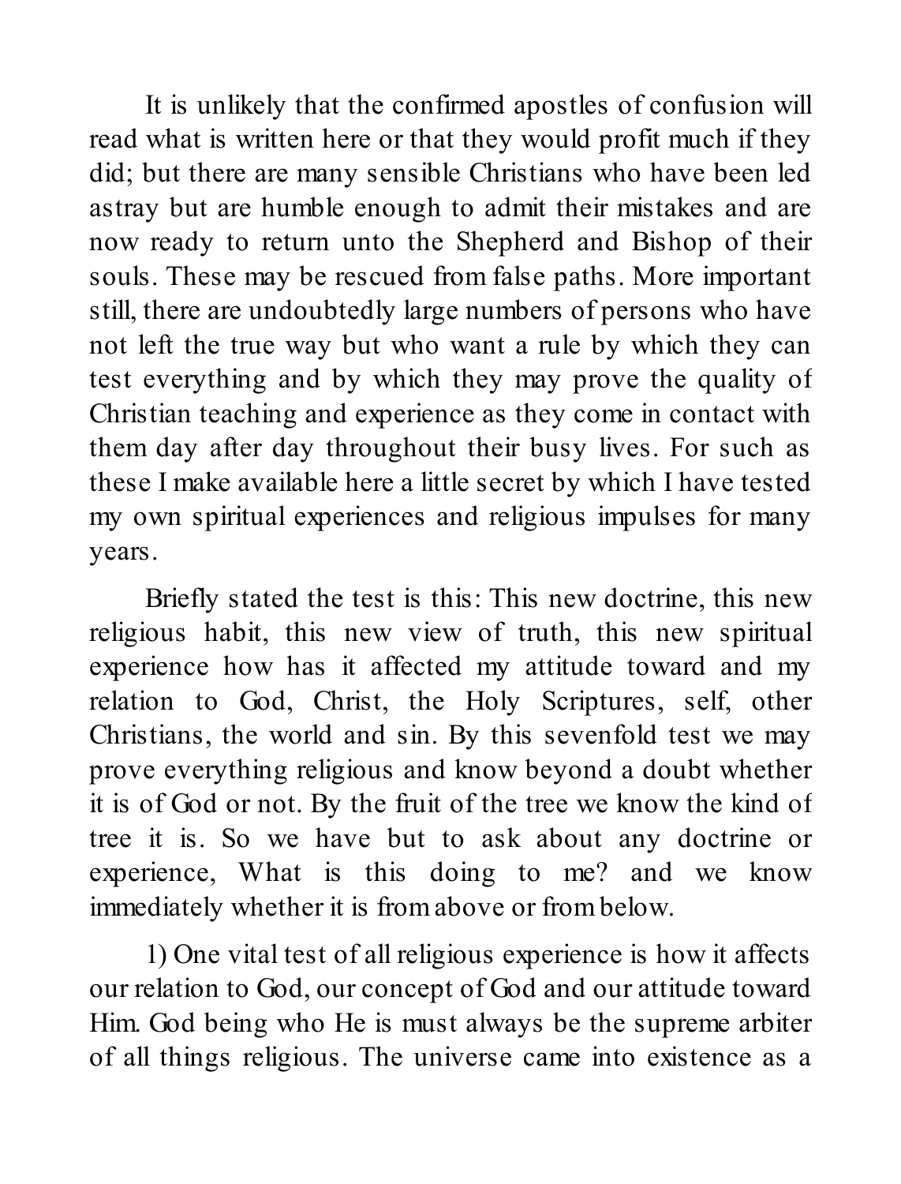It is unlikely that the confirmed apostles of confusion will read what is written here or that they would profit much if they did; but there are many sensible Christians who have been led astray but are humble enough to admit their mistakes and are now ready to return unto the Shepherd and Bishop of their souls. These may be rescued from false paths. More important still, there are undoubtedly large numbers of persons who have not left the true way but who want a rule by which they can test everything and by which they may prove the quality of Christian teaching and experience as they come in contact with them day after day throughout their busy lives. For such as these I make available here a little secret by which I have tested my own spiritual experiences and religious impulses for many years.

Briefly stated the test is this: This new doctrine, this new religious habit, this new view of truth, this new spiritual experience how has it affected my attitude toward and my relation to God, Christ, the Holy Scriptures, self, other Christians, the world and sin. By this sevenfold test we may prove everything religious and know beyond a doubt whether it is of God or not. By the fruit of the tree we know the kind of tree it is. So we have but to ask about any doctrine or experience, What is this doing to me? and we know immediately whether it is from above or from below.

1) One vital test of all religious experience is how it affects our relation to God, our concept of God and our attitude toward Him. God being who He is must always be the supreme arbiter of all things religious. The universe came into existence as a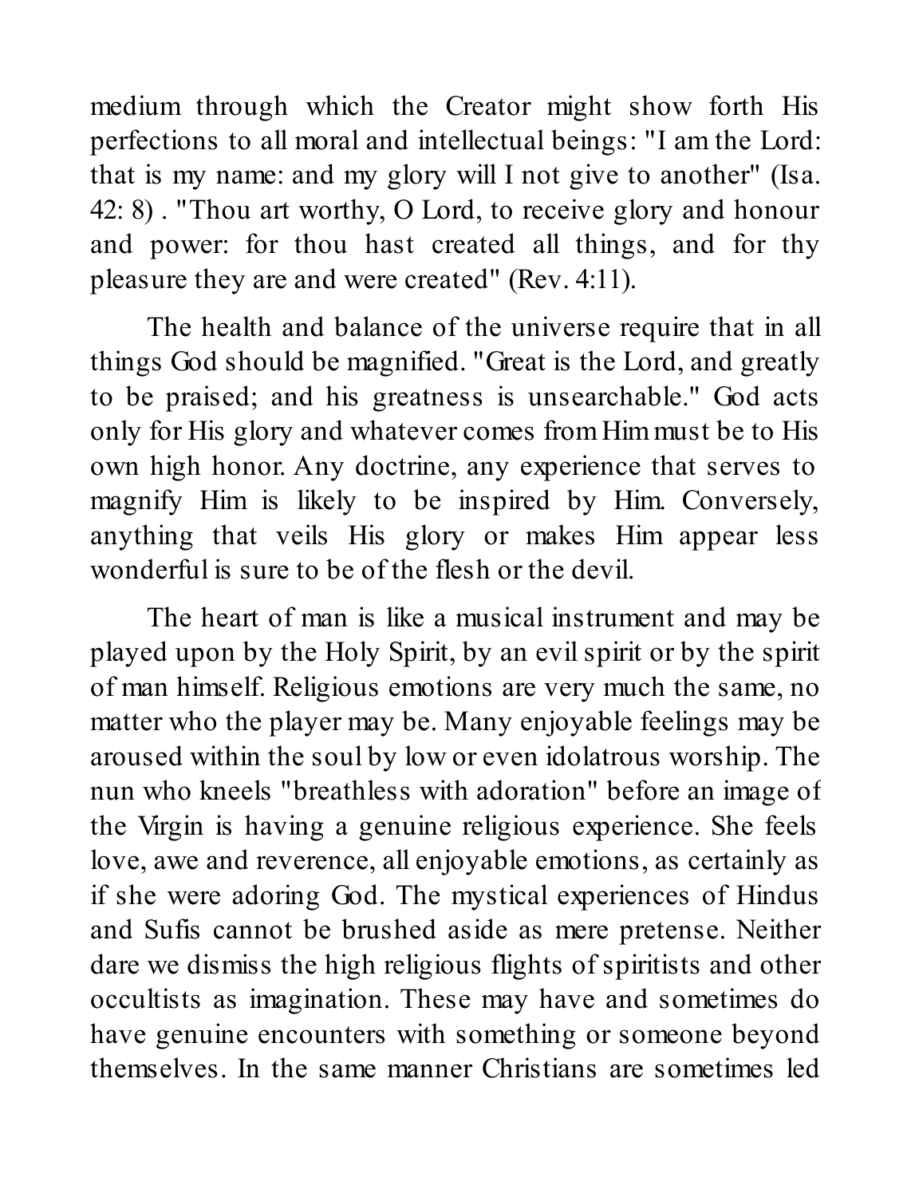medium through which the Creator might show forth His perfections to all moral and intellectual beings: "I am the Lord: that is my name: and my glory will I not give to another" (Isa. 42: 8) . "Thou art worthy, O Lord, to receive glory and honour and power: for thou hast created all things, and for thy pleasure they are and were created" (Rev. 4:11).

The health and balance of the universe require that in all things God should be magnified. "Great is the Lord, and greatly to be praised; and his greatness is unsearchable." God acts only for His glory and whatever comes from Him must be to His own high honor. Any doctrine, any experience that serves to magnify Him is likely to be inspired by Him. Conversely, anything that veils His glory or makes Him appear less wonderful is sure to be of the flesh or the devil.

The heart of man is like a musical instrument and may be played upon by the Holy Spirit, by an evil spirit or by the spirit of man himself. Religious emotions are very much the same, no matter who the player may be. Many enjoyable feelings may be aroused within the soul by low or even idolatrous worship. The nun who kneels "breathless with adoration" before an image of the Virgin is having a genuine religious experience. She feels love, awe and reverence, all enjoyable emotions, as certainly as if she were adoring God. The mystical experiences of Hindus and Sufis cannot be brushed aside as mere pretense. Neither dare we dismiss the high religious flights of spiritists and other occultists as imagination. These may have and sometimes do have genuine encounters with something or someone beyond themselves. In the same manner Christians are sometimes led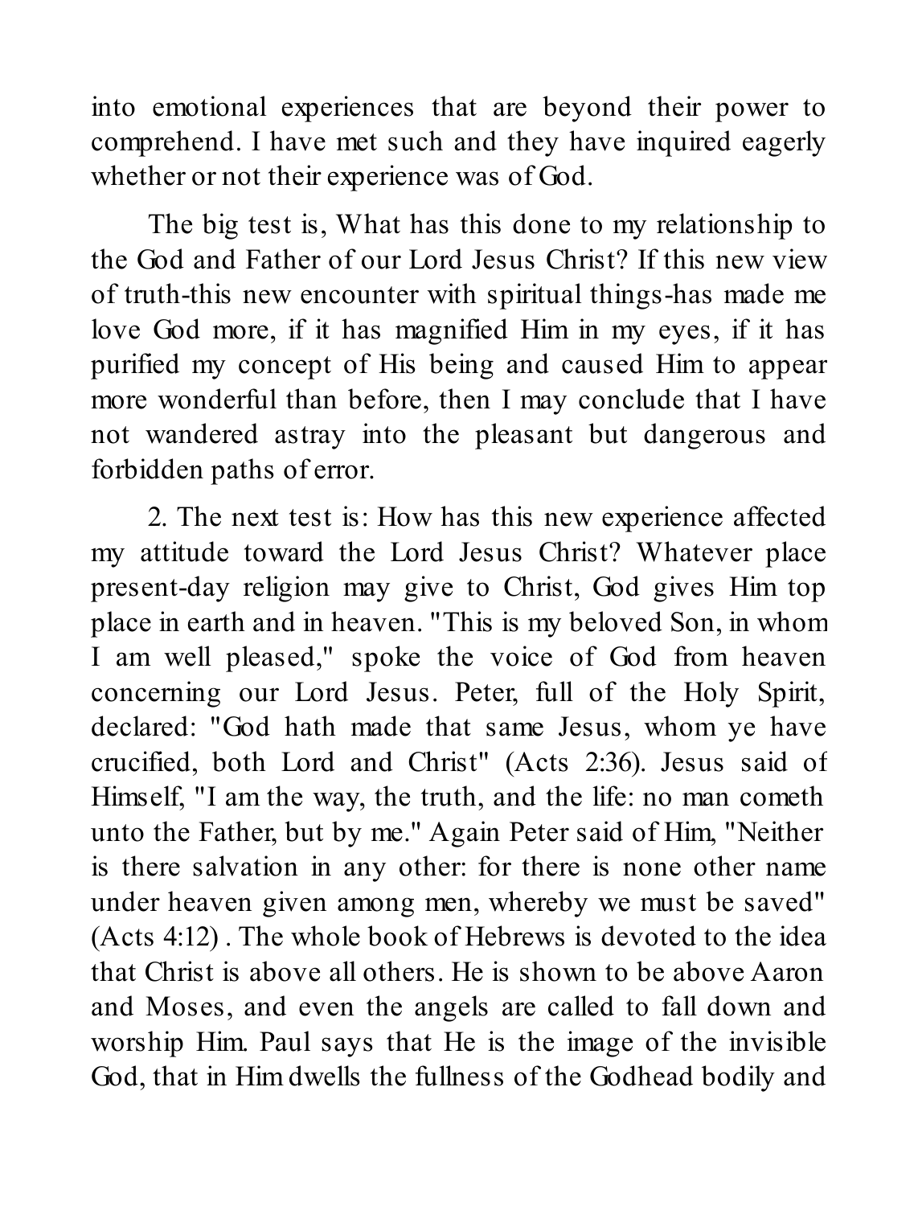into emotional experiences that are beyond their power to comprehend. I have met such and they have inquired eagerly whether or not their experience was of God.

The big test is, What has this done to my relationship to the God and Father of our Lord Jesus Christ? If this new view of truth-this new encounter with spiritual things-has made me love God more, if it has magnified Him in my eyes, if it has purified my concept of His being and caused Him to appear more wonderful than before, then I may conclude that I have not wandered astray into the pleasant but dangerous and forbidden paths of error.

2. The next test is: How has this new experience affected my attitude toward the Lord Jesus Christ? Whatever place present-day religion may give to Christ, God gives Him top place in earth and in heaven. "This is my beloved Son, in whom I am well pleased," spoke the voice of God from heaven concerning our Lord Jesus. Peter, full of the Holy Spirit, declared: "God hath made that same Jesus, whom ye have crucified, both Lord and Christ" (Acts 2:36). Jesus said of Himself, "I am the way, the truth, and the life: no man cometh unto the Father, but by me." Again Peter said of Him, "Neither is there salvation in any other: for there is none other name under heaven given among men, whereby we must be saved" (Acts 4:12) . The whole book of Hebrews is devoted to the idea that Christ is above all others. He is shown to be above Aaron and Moses, and even the angels are called to fall down and worship Him. Paul says that He is the image of the invisible God, that in Him dwells the fullness of the Godhead bodily and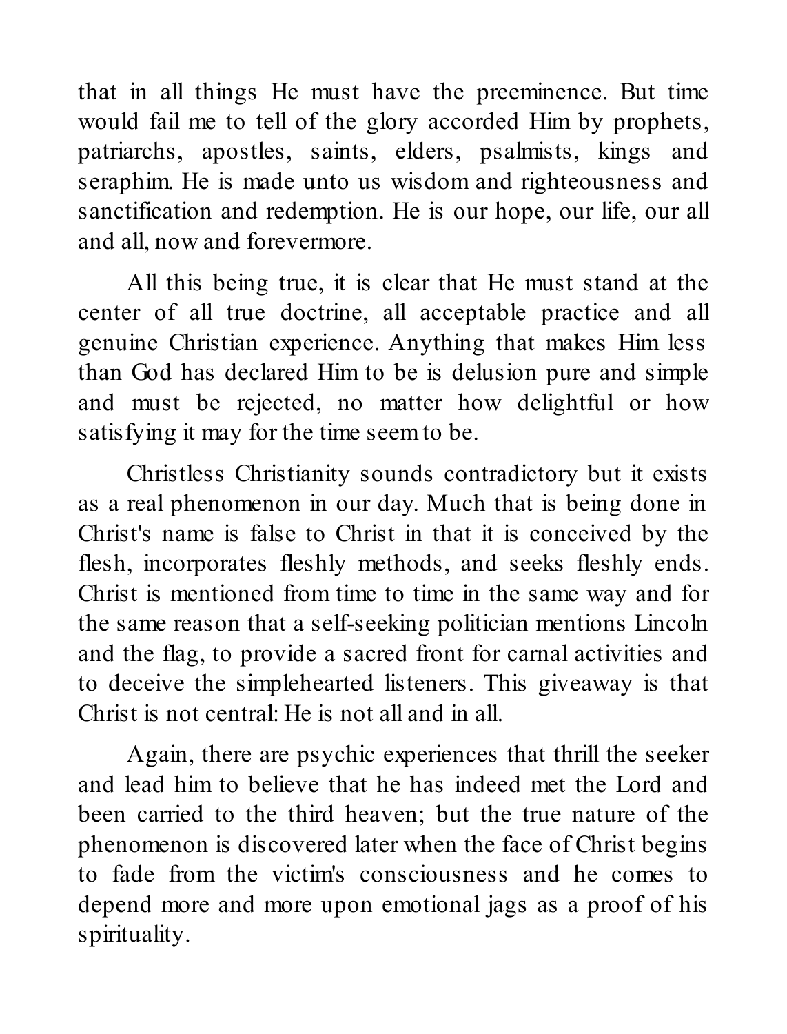that in all things He must have the preeminence. But time would fail me to tell of the glory accorded Him by prophets, patriarchs, apostles, saints, elders, psalmists, kings and seraphim. He is made unto us wisdom and righteousness and sanctification and redemption. He is our hope, our life, our all and all, now and forevermore.

All this being true, it is clear that He must stand at the center of all true doctrine, all acceptable practice and all genuine Christian experience. Anything that makes Him less than God has declared Him to be is delusion pure and simple and must be rejected, no matter how delightful or how satisfying it may for the time seem to be.

Christless Christianity sounds contradictory but it exists as a real phenomenon in our day. Much that is being done in Christ's name is false to Christ in that it is conceived by the flesh, incorporates fleshly methods, and seeks fleshly ends. Christ is mentioned from time to time in the same way and for the same reason that a self-seeking politician mentions Lincoln and the flag, to provide a sacred front for carnal activities and to deceive the simplehearted listeners. This giveaway is that Christ is not central: He is not all and in all.

Again, there are psychic experiences that thrill the seeker and lead him to believe that he has indeed met the Lord and been carried to the third heaven; but the true nature of the phenomenon is discovered later when the face of Christ begins to fade from the victim's consciousness and he comes to depend more and more upon emotional jags as a proof of his spirituality.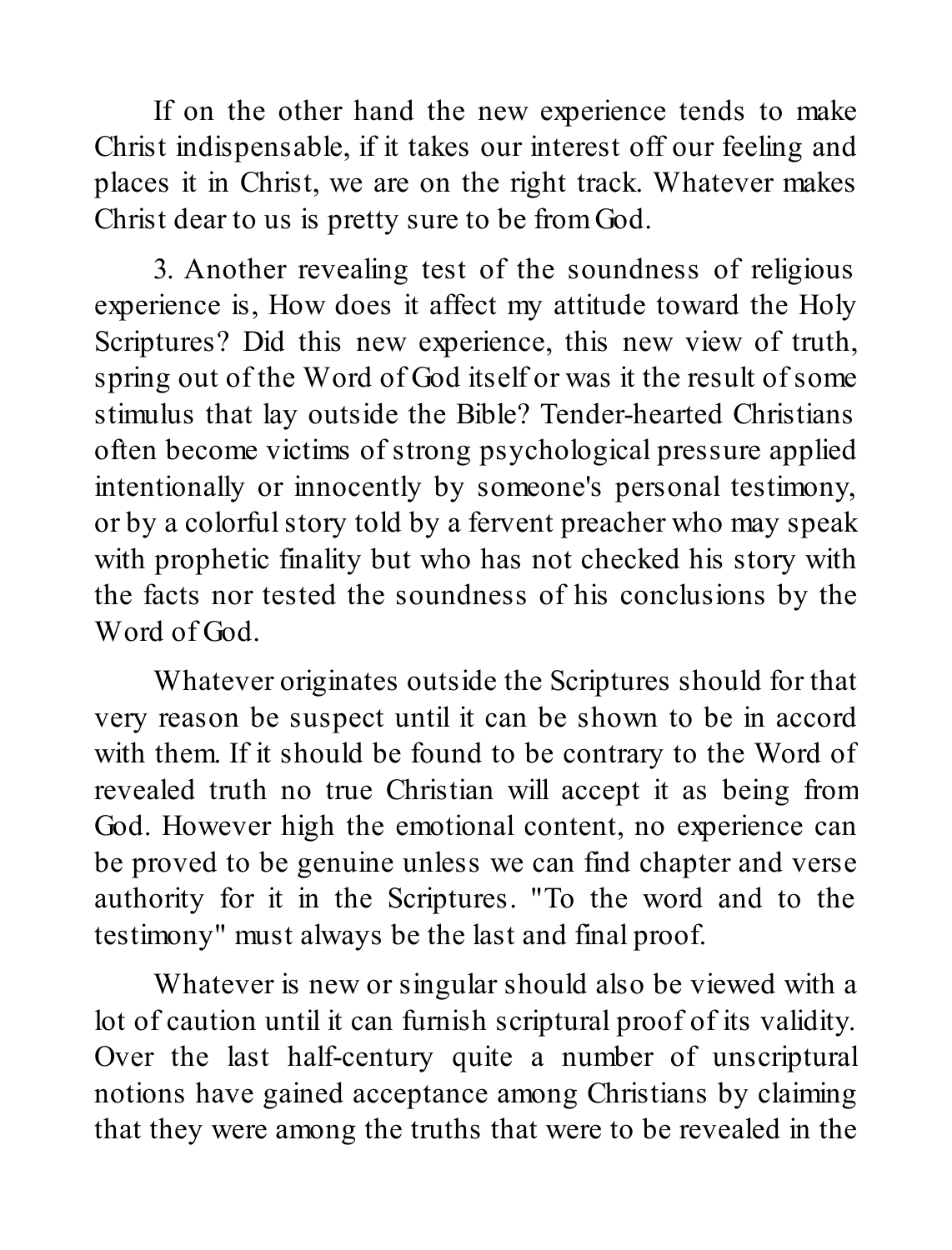If on the other hand the new experience tends to make Christ indispensable, if it takes our interest off our feeling and places it in Christ, we are on the right track. Whatever makes Christ dear to us is pretty sure to be from God.

3. Another revealing test of the soundness of religious experience is, How does it affect my attitude toward the Holy Scriptures? Did this new experience, this new view of truth, spring out of the Word of God itself or was it the result of some stimulus that lay outside the Bible? Tender-hearted Christians often become victims of strong psychological pressure applied intentionally or innocently by someone's personal testimony, or by a colorful story told by a fervent preacher who may speak with prophetic finality but who has not checked his story with the facts nor tested the soundness of his conclusions by the Word of God.

Whatever originates outside the Scriptures should for that very reason be suspect until it can be shown to be in accord with them. If it should be found to be contrary to the Word of revealed truth no true Christian will accept it as being from God. However high the emotional content, no experience can be proved to be genuine unless we can find chapter and verse authority for it in the Scriptures. "To the word and to the testimony" must always be the last and final proof.

Whatever is new or singular should also be viewed with a lot of caution until it can furnish scriptural proof of its validity. Over the last half-century quite a number of unscriptural notions have gained acceptance among Christians by claiming that they were among the truths that were to be revealed in the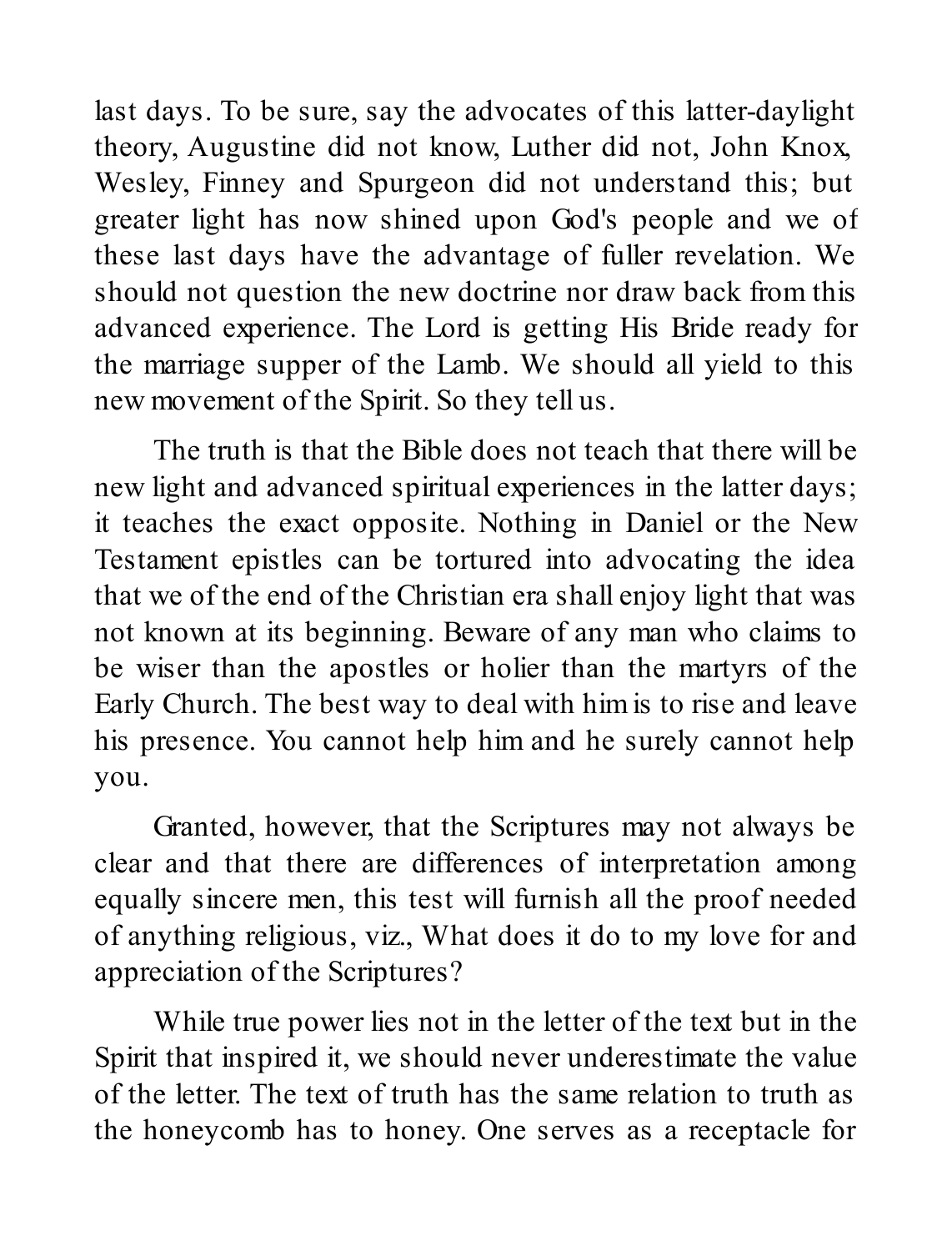last days. To be sure, say the advocates of this latter-daylight theory, Augustine did not know, Luther did not, John Knox, Wesley, Finney and Spurgeon did not understand this; but greater light has now shined upon God's people and we of these last days have the advantage of fuller revelation. We should not question the new doctrine nor draw back from this advanced experience. The Lord is getting His Bride ready for the marriage supper of the Lamb. We should all yield to this new movement of the Spirit. So they tell us.

The truth is that the Bible does not teach that there will be new light and advanced spiritual experiences in the latter days; it teaches the exact opposite. Nothing in Daniel or the New Testament epistles can be tortured into advocating the idea that we of the end of the Christian era shall enjoy light that was not known at its beginning. Beware of any man who claims to be wiser than the apostles or holier than the martyrs of the Early Church. The best way to deal with him is to rise and leave his presence. You cannot help him and he surely cannot help you.

Granted, however, that the Scriptures may not always be clear and that there are differences of interpretation among equally sincere men, this test will furnish all the proof needed of anything religious, viz., What does it do to my love for and appreciation of the Scriptures?

While true power lies not in the letter of the text but in the Spirit that inspired it, we should never underestimate the value of the letter. The text of truth has the same relation to truth as the honeycomb has to honey. One serves as a receptacle for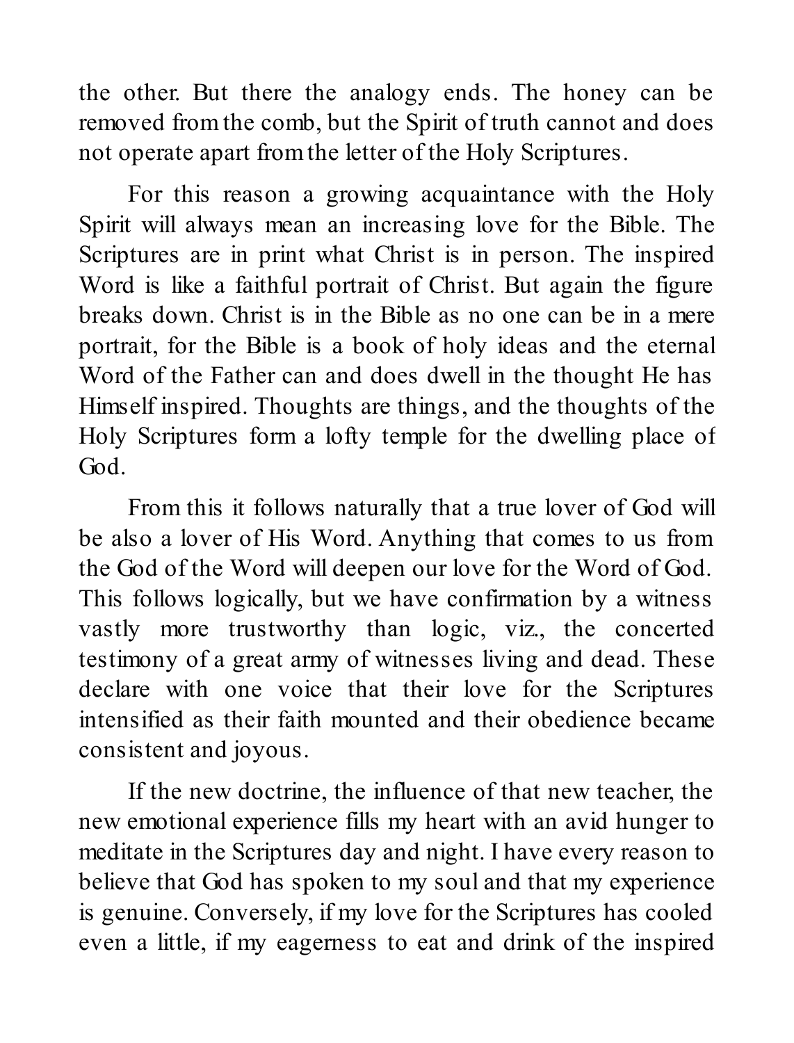the other. But there the analogy ends. The honey can be removed from the comb, but the Spirit of truth cannot and does not operate apart from the letter of the Holy Scriptures.

For this reason a growing acquaintance with the Holy Spirit will always mean an increasing love for the Bible. The Scriptures are in print what Christ is in person. The inspired Word is like a faithful portrait of Christ. But again the figure breaks down. Christ is in the Bible as no one can be in a mere portrait, for the Bible is a book of holy ideas and the eternal Word of the Father can and does dwell in the thought He has Himself inspired. Thoughts are things, and the thoughts of the Holy Scriptures form a lofty temple for the dwelling place of God.

From this it follows naturally that a true lover of God will be also a lover of His Word. Anything that comes to us from the God of the Word will deepen our love for the Word of God. This follows logically, but we have confirmation by a witness vastly more trustworthy than logic, viz., the concerted testimony of a great army of witnesses living and dead. These declare with one voice that their love for the Scriptures intensified as their faith mounted and their obedience became consistent and joyous.

If the new doctrine, the influence of that new teacher, the new emotional experience fills my heart with an avid hunger to meditate in the Scriptures day and night. I have every reason to believe that God has spoken to my soul and that my experience is genuine. Conversely, if my love for the Scriptures has cooled even a little, if my eagerness to eat and drink of the inspired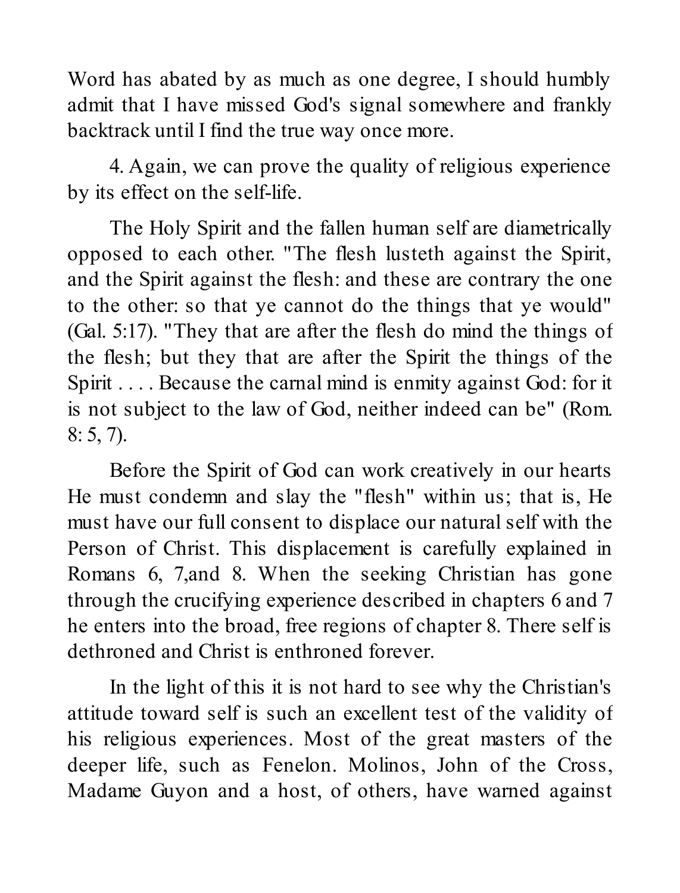Word has abated by as much as one degree, I should humbly admit that I have missed God's signal somewhere and frankly backtrack until I find the true way once more.

4. Again, we can prove the quality of religious experience by its effect on the self-life.

The Holy Spirit and the fallen human self are diametrically opposed to each other. "The flesh lusteth against the Spirit, and the Spirit against the flesh: and these are contrary the one to the other: so that ye cannot do the things that ye would" (Gal. 5:17). "They that are after the flesh do mind the things of the flesh; but they that are after the Spirit the things of the Spirit . . . . Because the carnal mind is enmity against God: for it is not subject to the law of God, neither indeed can be" (Rom. 8: 5, 7).

Before the Spirit of God can work creatively in our hearts He must condemn and slay the "flesh" within us; that is, He must have our full consent to displace our natural self with the Person of Christ. This displacement is carefully explained in Romans 6, 7,and 8. When the seeking Christian has gone through the crucifying experience described in chapters 6 and 7 he enters into the broad, free regions of chapter 8. There self is dethroned and Christ is enthroned forever.

In the light of this it is not hard to see why the Christian's attitude toward self is such an excellent test of the validity of his religious experiences. Most of the great masters of the deeper life, such as Fenelon. Molinos, John of the Cross, Madame Guyon and a host, of others, have warned against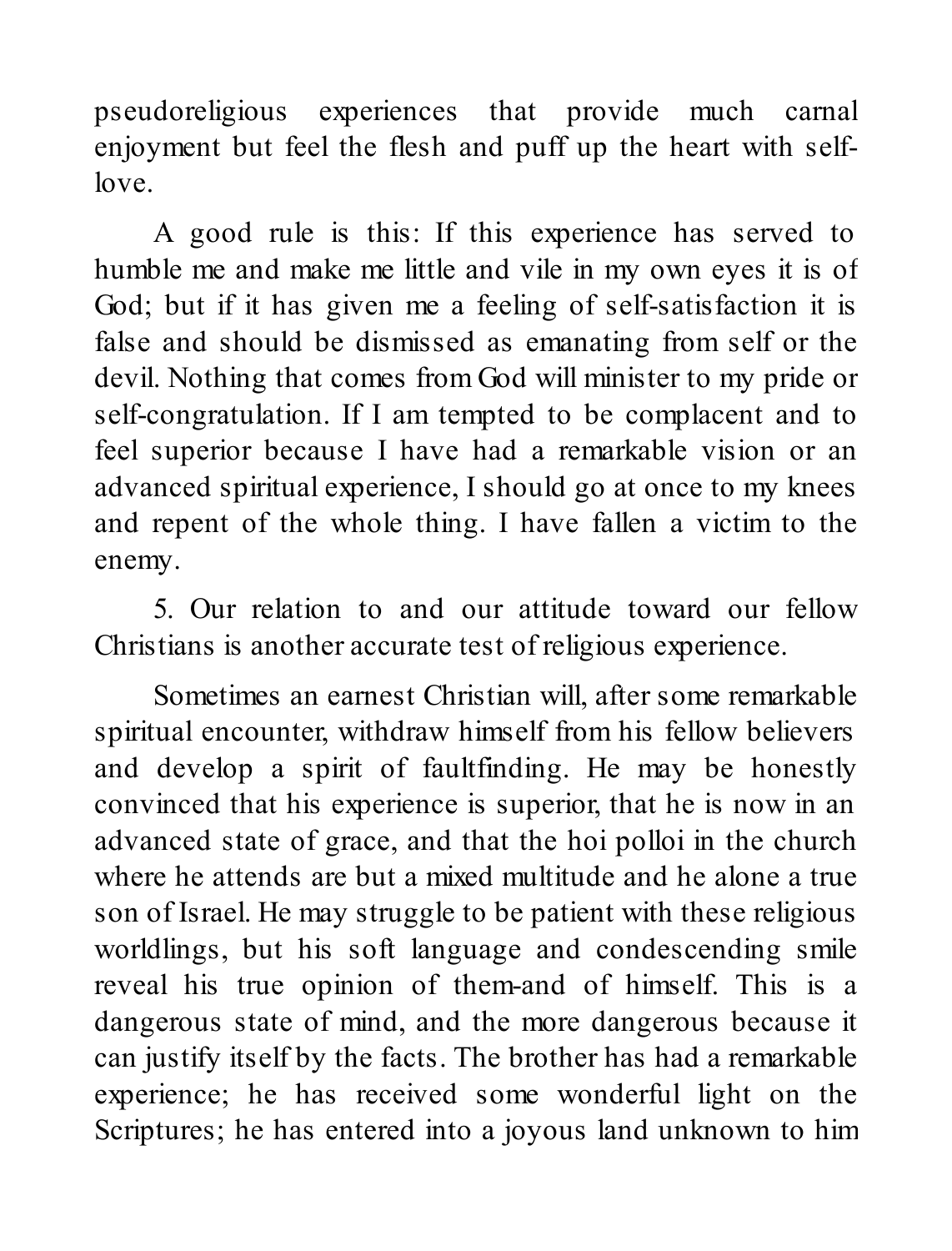pseudoreligious experiences that provide much carnal enjoyment but feel the flesh and puff up the heart with self-love.

A good rule is this: If this experience has served to humble me and make me little and vile in my own eyes it is of God; but if it has given me a feeling of self-satisfaction it is false and should be dismissed as emanating from self or the devil. Nothing that comes from God will minister to my pride or self-congratulation. If I am tempted to be complacent and to feel superior because I have had a remarkable vision or an advanced spiritual experience, I should go at once to my knees and repent of the whole thing. I have fallen a victim to the enemy.

5. Our relation to and our attitude toward our fellow Christians is another accurate test of religious experience.

Sometimes an earnest Christian will, after some remarkable spiritual encounter, withdraw himself from his fellow believers and develop a spirit of faultfinding. He may be honestly convinced that his experience is superior, that he is now in an advanced state of grace, and that the hoi polloi in the church where he attends are but a mixed multitude and he alone a true son of Israel. He may struggle to be patient with these religious worldlings, but his soft language and condescending smile reveal his true opinion of them-and of himself. This is a dangerous state of mind, and the more dangerous because it can justify itself by the facts. The brother has had a remarkable experience; he has received some wonderful light on the Scriptures; he has entered into a joyous land unknown to him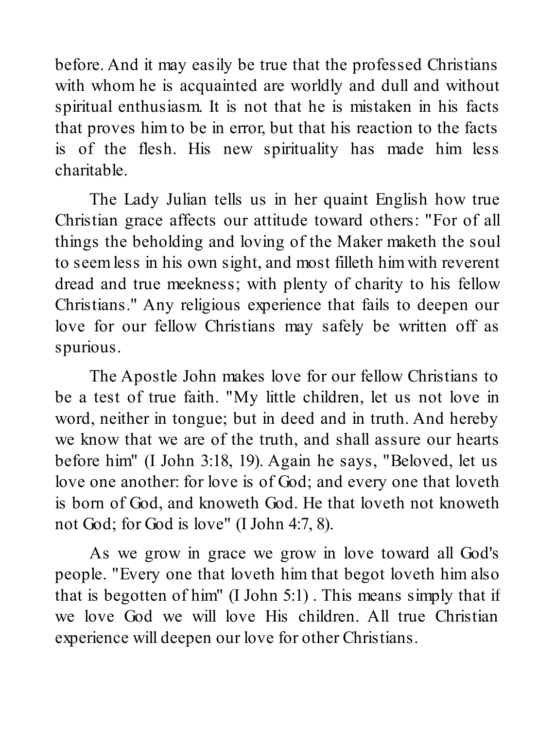before. And it may easily be true that the professed Christians with whom he is acquainted are worldly and dull and without spiritual enthusiasm. It is not that he is mistaken in his facts that proves him to be in error, but that his reaction to the facts is of the flesh. His new spirituality has made him less charitable.

The Lady Julian tells us in her quaint English how true Christian grace affects our attitude toward others: "For of all things the beholding and loving of the Maker maketh the soul to seem less in his own sight, and most filleth him with reverent dread and true meekness; with plenty of charity to his fellow Christians." Any religious experience that fails to deepen our love for our fellow Christians may safely be written off as spurious.

The Apostle John makes love for our fellow Christians to be a test of true faith. "My little children, let us not love in word, neither in tongue; but in deed and in truth. And hereby we know that we are of the truth, and shall assure our hearts before him" (I John 3:18, 19). Again he says, "Beloved, let us love one another: for love is of God; and every one that loveth is born of God, and knoweth God. He that loveth not knoweth not God; for God is love" (I John 4:7, 8).

As we grow in grace we grow in love toward all God's people. "Every one that loveth him that begot loveth him also that is begotten of him" (I John 5:1) . This means simply that if we love God we will love His children. All true Christian experience will deepen our love for other Christians.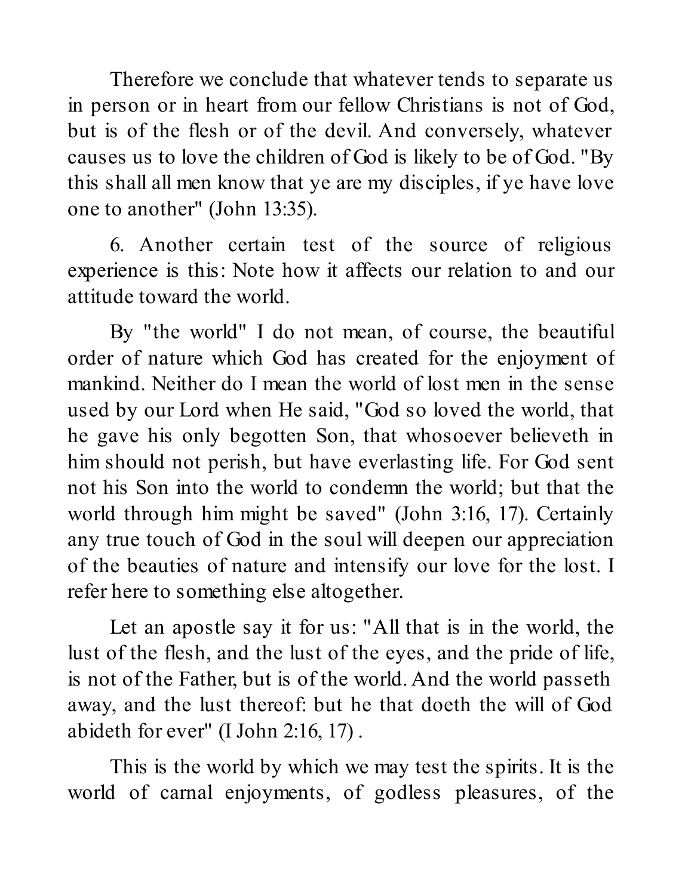Therefore we conclude that whatever tends to separate us in person or in heart from our fellow Christians is not of God, but is of the flesh or of the devil. And conversely, whatever causes us to love the children of God is likely to be of God. "By this shall all men know that ye are my disciples, if ye have love one to another" (John 13:35).

6. Another certain test of the source of religious experience is this: Note how it affects our relation to and our attitude toward the world.

By "the world" I do not mean, of course, the beautiful order of nature which God has created for the enjoyment of mankind. Neither do I mean the world of lost men in the sense used by our Lord when He said, "God so loved the world, that he gave his only begotten Son, that whosoever believeth in him should not perish, but have everlasting life. For God sent not his Son into the world to condemn the world; but that the world through him might be saved" (John 3:16, 17). Certainly any true touch of God in the soul will deepen our appreciation of the beauties of nature and intensify our love for the lost. I refer here to something else altogether.

Let an apostle say it for us: "All that is in the world, the lust of the flesh, and the lust of the eyes, and the pride of life, is not of the Father, but is of the world. And the world passeth away, and the lust thereof: but he that doeth the will of God abideth for ever" (I John 2:16, 17) .

This is the world by which we may test the spirits. It is the world of carnal enjoyments, of godless pleasures, of the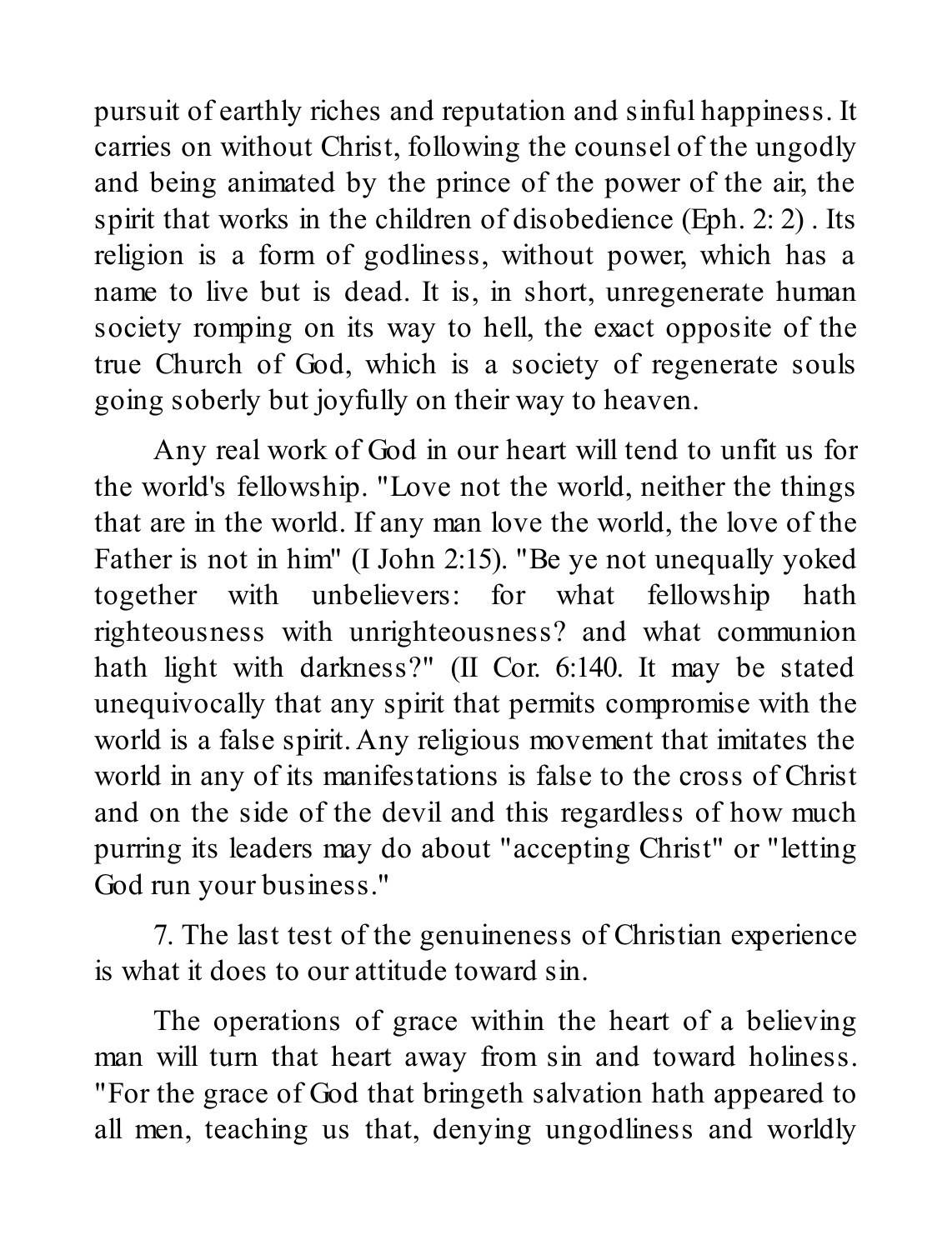pursuit of earthly riches and reputation and sinful happiness. It carries on without Christ, following the counsel of the ungodly and being animated by the prince of the power of the air, the spirit that works in the children of disobedience (Eph. 2: 2) . Its religion is a form of godliness, without power, which has a name to live but is dead. It is, in short, unregenerate human society romping on its way to hell, the exact opposite of the true Church of God, which is a society of regenerate souls going soberly but joyfully on their way to heaven.

Any real work of God in our heart will tend to unfit us for the world's fellowship. "Love not the world, neither the things that are in the world. If any man love the world, the love of the Father is not in him" (I John 2:15). "Be ye not unequally yoked together with unbelievers: for what fellowship hath righteousness with unrighteousness? and what communion hath light with darkness?" (II Cor. 6:140. It may be stated unequivocally that any spirit that permits compromise with the world is a false spirit. Any religious movement that imitates the world in any of its manifestations is false to the cross of Christ and on the side of the devil and this regardless of how much purring its leaders may do about "accepting Christ" or "letting God run your business."

7. The last test of the genuineness of Christian experience is what it does to our attitude toward sin.

The operations of grace within the heart of a believing man will turn that heart away from sin and toward holiness. "For the grace of God that bringeth salvation hath appeared to all men, teaching us that, denying ungodliness and worldly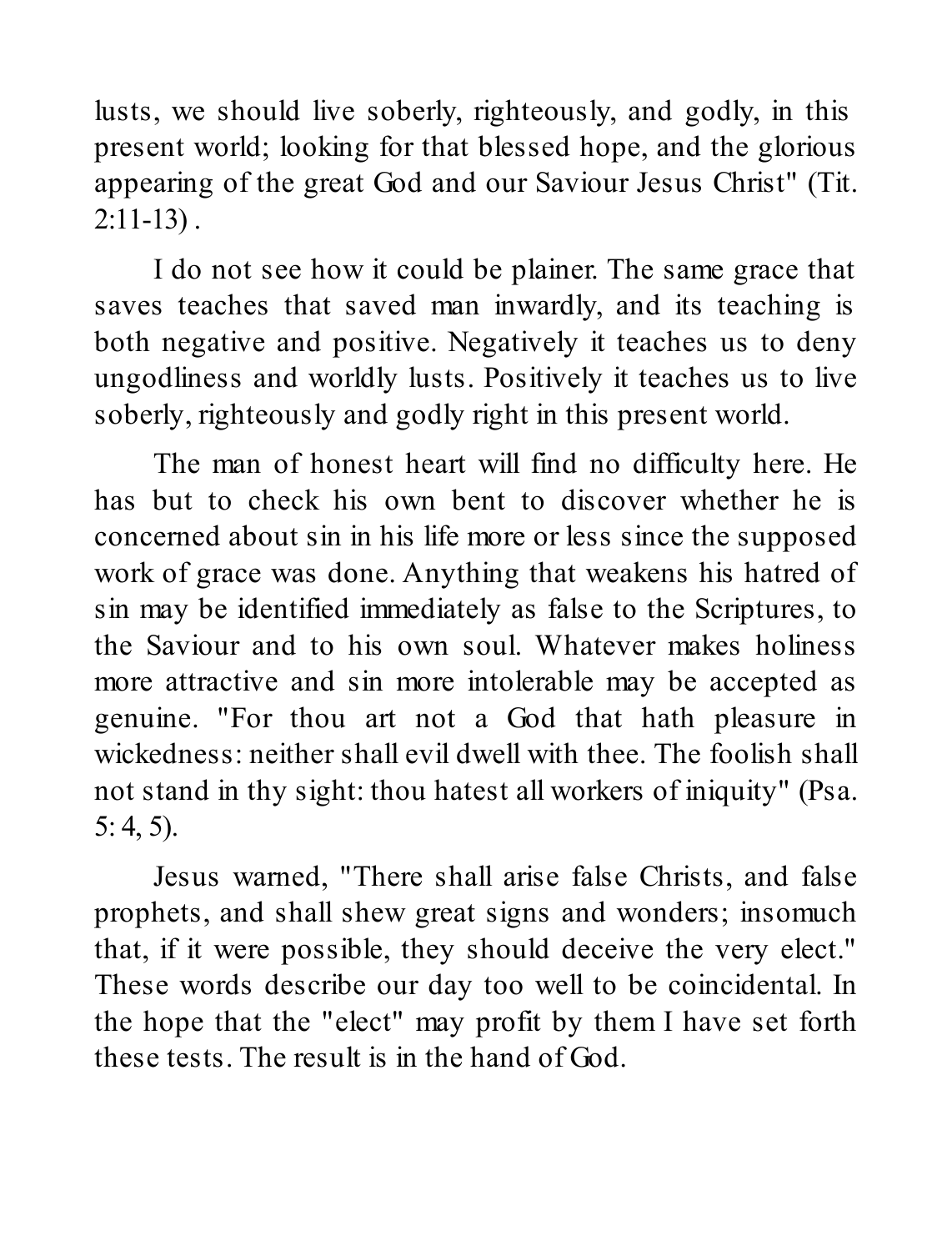lusts, we should live soberly, righteously, and godly, in this present world; looking for that blessed hope, and the glorious appearing of the great God and our Saviour Jesus Christ" (Tit. 2:11-13) .

I do not see how it could be plainer. The same grace that saves teaches that saved man inwardly, and its teaching is both negative and positive. Negatively it teaches us to deny ungodliness and worldly lusts. Positively it teaches us to live soberly, righteously and godly right in this present world.

The man of honest heart will find no difficulty here. He has but to check his own bent to discover whether he is concerned about sin in his life more or less since the supposed work of grace was done. Anything that weakens his hatred of sin may be identified immediately as false to the Scriptures, to the Saviour and to his own soul. Whatever makes holiness more attractive and sin more intolerable may be accepted as genuine. "For thou art not a God that hath pleasure in wickedness: neither shall evil dwell with thee. The foolish shall not stand in thy sight: thou hatest all workers of iniquity" (Psa. 5: 4, 5).

Jesus warned, "There shall arise false Christs, and false prophets, and shall shew great signs and wonders; insomuch that, if it were possible, they should deceive the very elect." These words describe our day too well to be coincidental. In the hope that the "elect" may profit by them I have set forth these tests. The result is in the hand of God.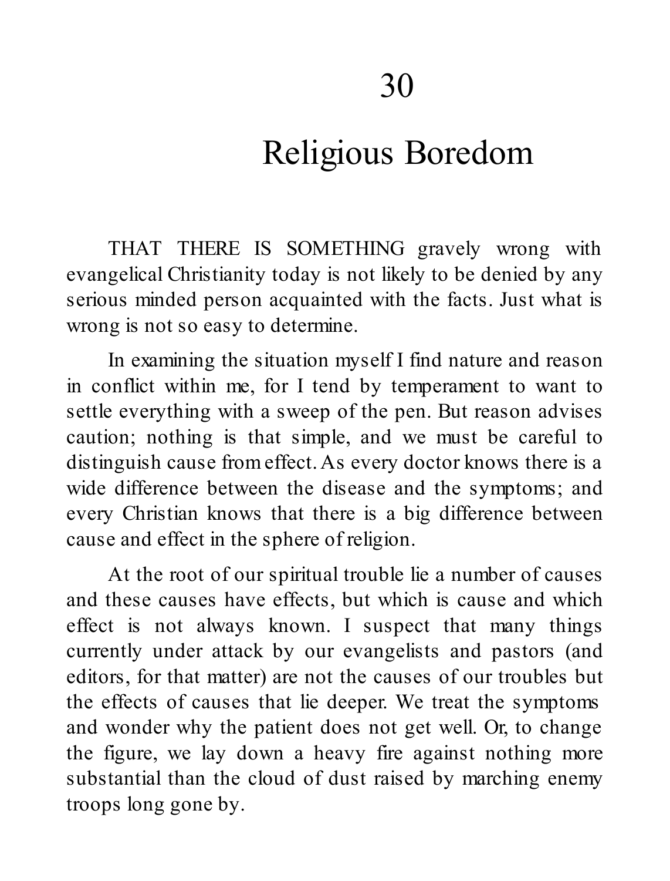# 30

# Religious Boredom

THAT THERE IS SOMETHING gravely wrong with evangelical Christianity today is not likely to be denied by any serious minded person acquainted with the facts. Just what is wrong is not so easy to determine.

In examining the situation myself I find nature and reason in conflict within me, for I tend by temperament to want to settle everything with a sweep of the pen. But reason advises caution; nothing is that simple, and we must be careful to distinguish cause from effect. As every doctor knows there is a wide difference between the disease and the symptoms; and every Christian knows that there is a big difference between cause and effect in the sphere of religion.

At the root of our spiritual trouble lie a number of causes and these causes have effects, but which is cause and which effect is not always known. I suspect that many things currently under attack by our evangelists and pastors (and editors, for that matter) are not the causes of our troubles but the effects of causes that lie deeper. We treat the symptoms and wonder why the patient does not get well. Or, to change the figure, we lay down a heavy fire against nothing more substantial than the cloud of dust raised by marching enemy troops long gone by.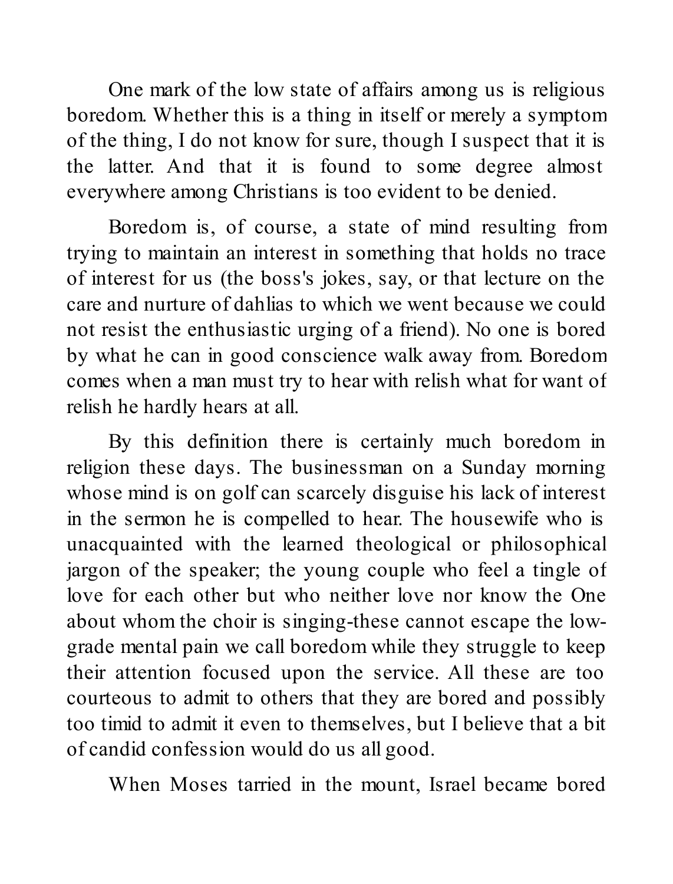One mark of the low state of affairs among us is religious boredom. Whether this is a thing in itself or merely a symptom of the thing, I do not know for sure, though I suspect that it is the latter. And that it is found to some degree almost everywhere among Christians is too evident to be denied.

Boredom is, of course, a state of mind resulting from trying to maintain an interest in something that holds no trace of interest for us (the boss's jokes, say, or that lecture on the care and nurture of dahlias to which we went because we could not resist the enthusiastic urging of a friend). No one is bored by what he can in good conscience walk away from. Boredom comes when a man must try to hear with relish what for want of relish he hardly hears at all.

By this definition there is certainly much boredom in religion these days. The businessman on a Sunday morning whose mind is on golf can scarcely disguise his lack of interest in the sermon he is compelled to hear. The housewife who is unacquainted with the learned theological or philosophical jargon of the speaker; the young couple who feel a tingle of love for each other but who neither love nor know the One about whom the choir is singing-these cannot escape the low-grade mental pain we call boredom while they struggle to keep their attention focused upon the service. All these are too courteous to admit to others that they are bored and possibly too timid to admit it even to themselves, but I believe that a bit of candid confession would do us all good.

When Moses tarried in the mount, Israel became bored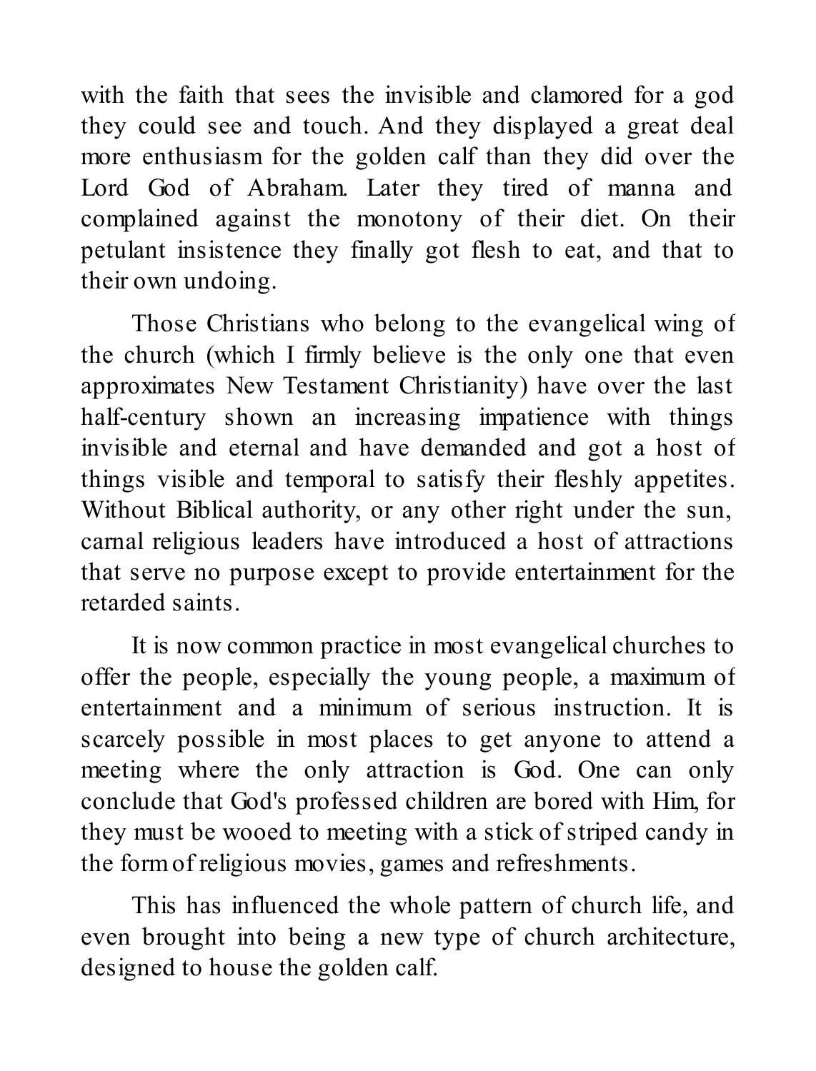with the faith that sees the invisible and clamored for a god they could see and touch. And they displayed a great deal more enthusiasm for the golden calf than they did over the Lord God of Abraham. Later they tired of manna and complained against the monotony of their diet. On their petulant insistence they finally got flesh to eat, and that to their own undoing.

Those Christians who belong to the evangelical wing of the church (which I firmly believe is the only one that even approximates New Testament Christianity) have over the last half-century shown an increasing impatience with things invisible and eternal and have demanded and got a host of things visible and temporal to satisfy their fleshly appetites. Without Biblical authority, or any other right under the sun, carnal religious leaders have introduced a host of attractions that serve no purpose except to provide entertainment for the retarded saints.

It is now common practice in most evangelical churches to offer the people, especially the young people, a maximum of entertainment and a minimum of serious instruction. It is scarcely possible in most places to get anyone to attend a meeting where the only attraction is God. One can only conclude that God's professed children are bored with Him, for they must be wooed to meeting with a stick of striped candy in the form of religious movies, games and refreshments.

This has influenced the whole pattern of church life, and even brought into being a new type of church architecture, designed to house the golden calf.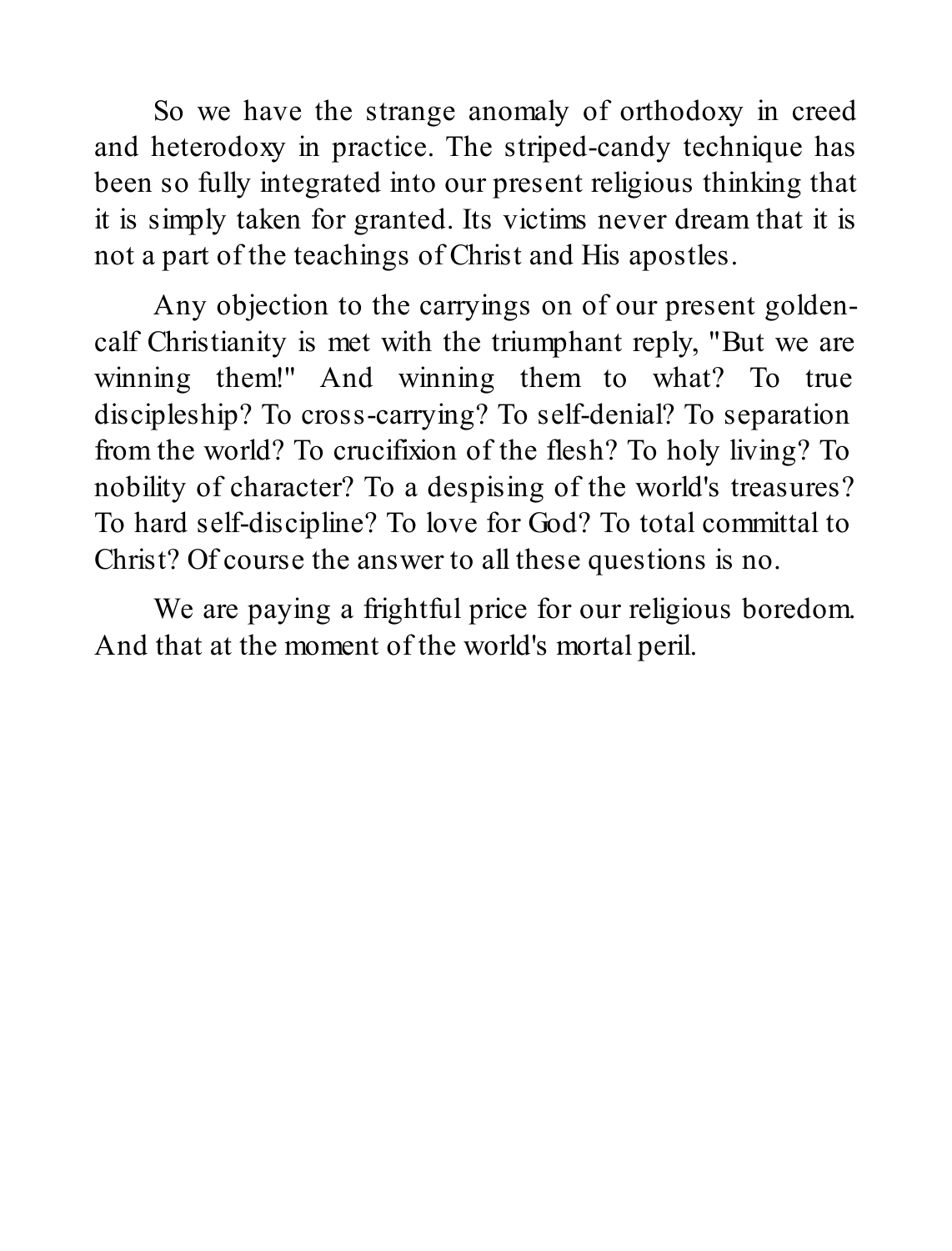So we have the strange anomaly of orthodoxy in creed and heterodoxy in practice. The striped-candy technique has been so fully integrated into our present religious thinking that it is simply taken for granted. Its victims never dream that it is not a part of the teachings of Christ and His apostles.

Any objection to the carryings on of our present golden-calf Christianity is met with the triumphant reply, "But we are winning them!" And winning them to what? To true discipleship? To cross-carrying? To self-denial? To separation from the world? To crucifixion of the flesh? To holy living? To nobility of character? To a despising of the world's treasures? To hard self-discipline? To love for God? To total committal to Christ? Of course the answer to all these questions is no.

We are paying a frightful price for our religious boredom. And that at the moment of the world's mortal peril.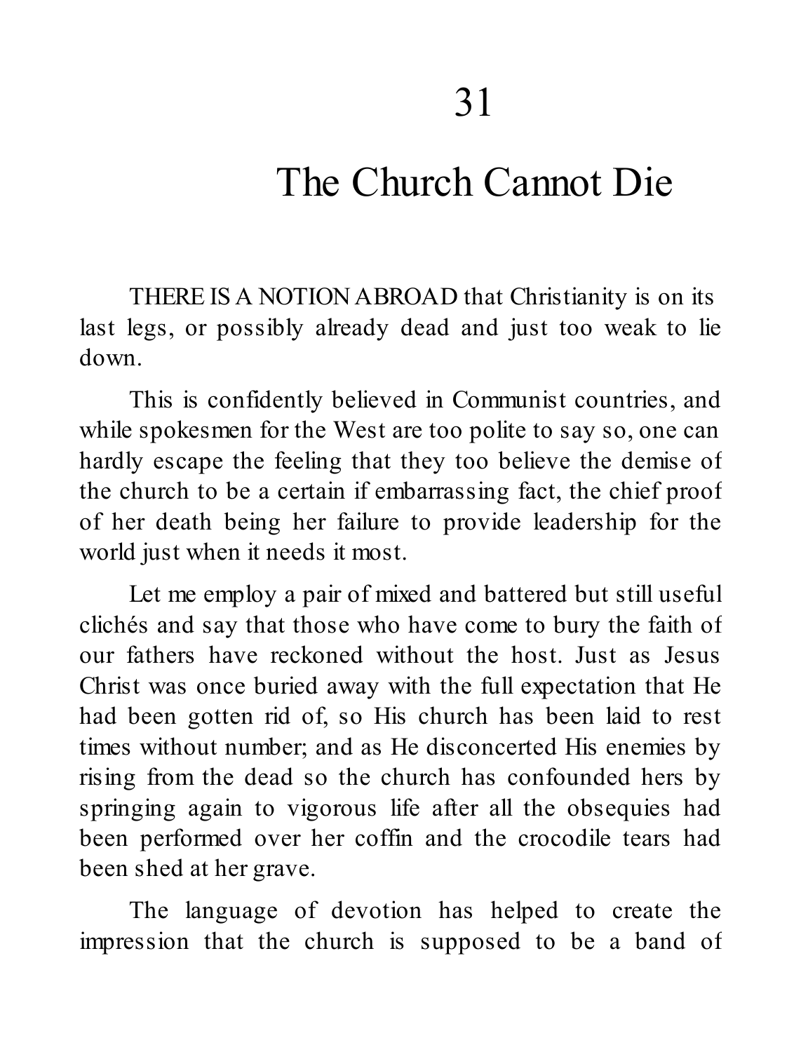# 31

# The Church Cannot Die

THERE IS A NOTION ABROAD that Christianity is on its last legs, or possibly already dead and just too weak to lie down.

This is confidently believed in Communist countries, and while spokesmen for the West are too polite to say so, one can hardly escape the feeling that they too believe the demise of the church to be a certain if embarrassing fact, the chief proof of her death being her failure to provide leadership for the world just when it needs it most.

Let me employ a pair of mixed and battered but still useful clichés and say that those who have come to bury the faith of our fathers have reckoned without the host. Just as Jesus Christ was once buried away with the full expectation that He had been gotten rid of, so His church has been laid to rest times without number; and as He disconcerted His enemies by rising from the dead so the church has confounded hers by springing again to vigorous life after all the obsequies had been performed over her coffin and the crocodile tears had been shed at her grave.

The language of devotion has helped to create the impression that the church is supposed to be a band of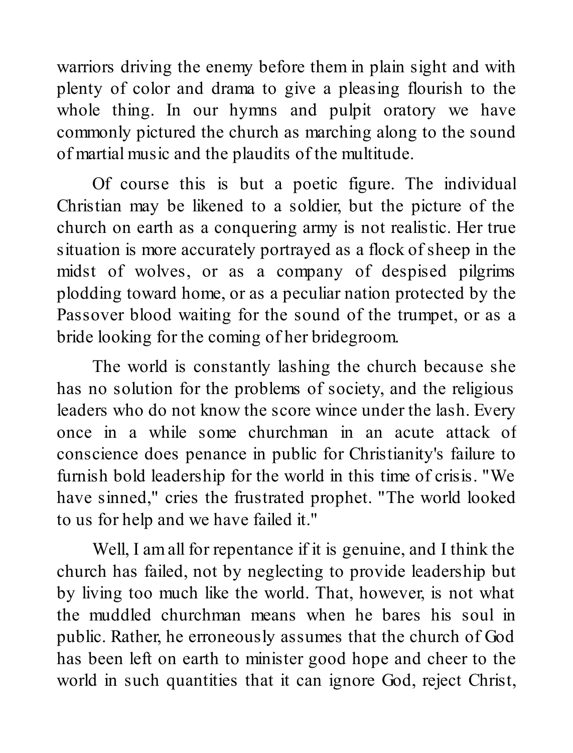warriors driving the enemy before them in plain sight and with plenty of color and drama to give a pleasing flourish to the whole thing. In our hymns and pulpit oratory we have commonly pictured the church as marching along to the sound of martial music and the plaudits of the multitude.

Of course this is but a poetic figure. The individual Christian may be likened to a soldier, but the picture of the church on earth as a conquering army is not realistic. Her true situation is more accurately portrayed as a flock of sheep in the midst of wolves, or as a company of despised pilgrims plodding toward home, or as a peculiar nation protected by the Passover blood waiting for the sound of the trumpet, or as a bride looking for the coming of her bridegroom.

The world is constantly lashing the church because she has no solution for the problems of society, and the religious leaders who do not know the score wince under the lash. Every once in a while some churchman in an acute attack of conscience does penance in public for Christianity's failure to furnish bold leadership for the world in this time of crisis. "We have sinned," cries the frustrated prophet. "The world looked to us for help and we have failed it."

Well, I am all for repentance if it is genuine, and I think the church has failed, not by neglecting to provide leadership but by living too much like the world. That, however, is not what the muddled churchman means when he bares his soul in public. Rather, he erroneously assumes that the church of God has been left on earth to minister good hope and cheer to the world in such quantities that it can ignore God, reject Christ,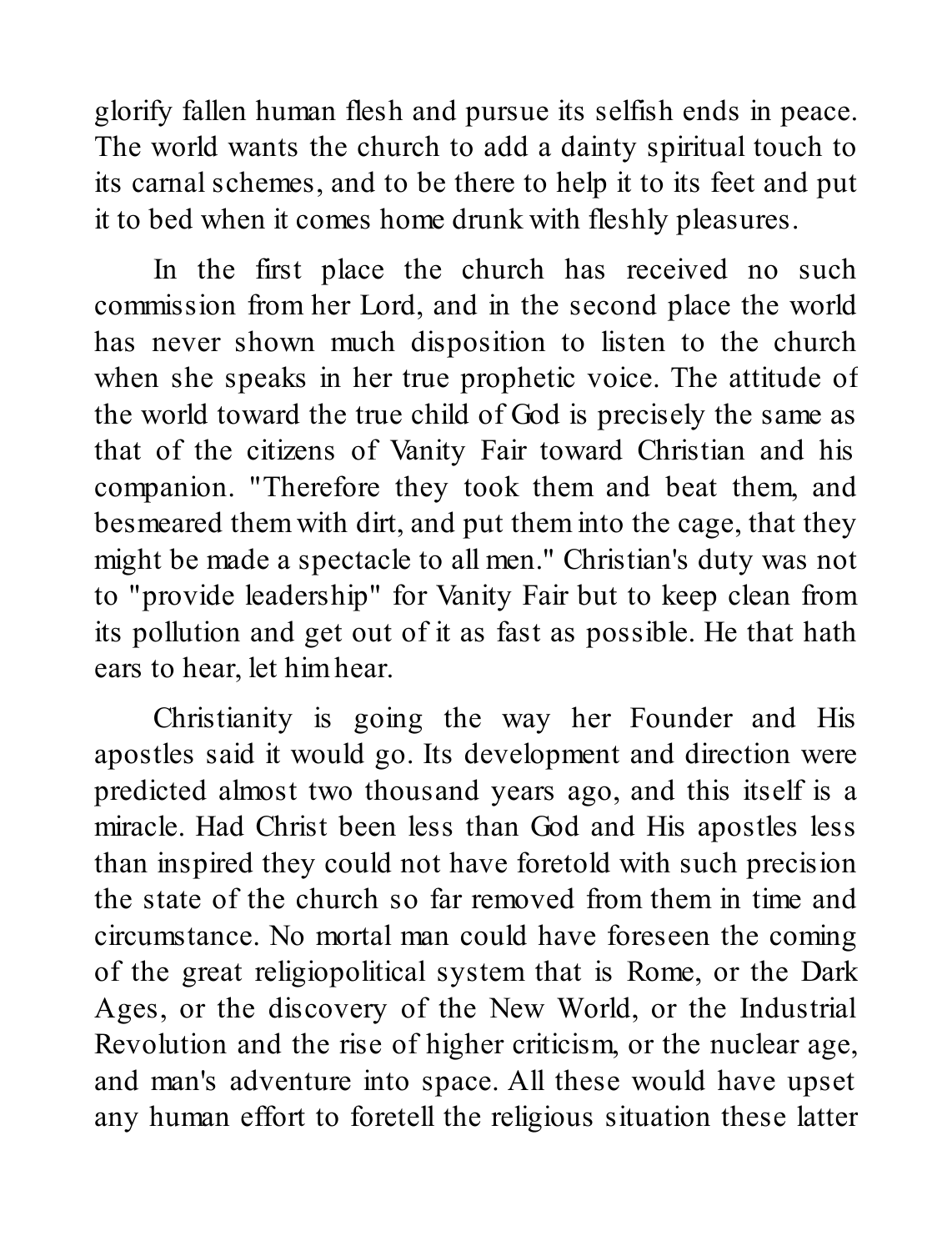glorify fallen human flesh and pursue its selfish ends in peace. The world wants the church to add a dainty spiritual touch to its carnal schemes, and to be there to help it to its feet and put it to bed when it comes home drunk with fleshly pleasures.

In the first place the church has received no such commission from her Lord, and in the second place the world has never shown much disposition to listen to the church when she speaks in her true prophetic voice. The attitude of the world toward the true child of God is precisely the same as that of the citizens of Vanity Fair toward Christian and his companion. "Therefore they took them and beat them, and besmeared them with dirt, and put them into the cage, that they might be made a spectacle to all men." Christian's duty was not to "provide leadership" for Vanity Fair but to keep clean from its pollution and get out of it as fast as possible. He that hath ears to hear, let him hear.

Christianity is going the way her Founder and His apostles said it would go. Its development and direction were predicted almost two thousand years ago, and this itself is a miracle. Had Christ been less than God and His apostles less than inspired they could not have foretold with such precision the state of the church so far removed from them in time and circumstance. No mortal man could have foreseen the coming of the great religiopolitical system that is Rome, or the Dark Ages, or the discovery of the New World, or the Industrial Revolution and the rise of higher criticism, or the nuclear age, and man's adventure into space. All these would have upset any human effort to foretell the religious situation these latter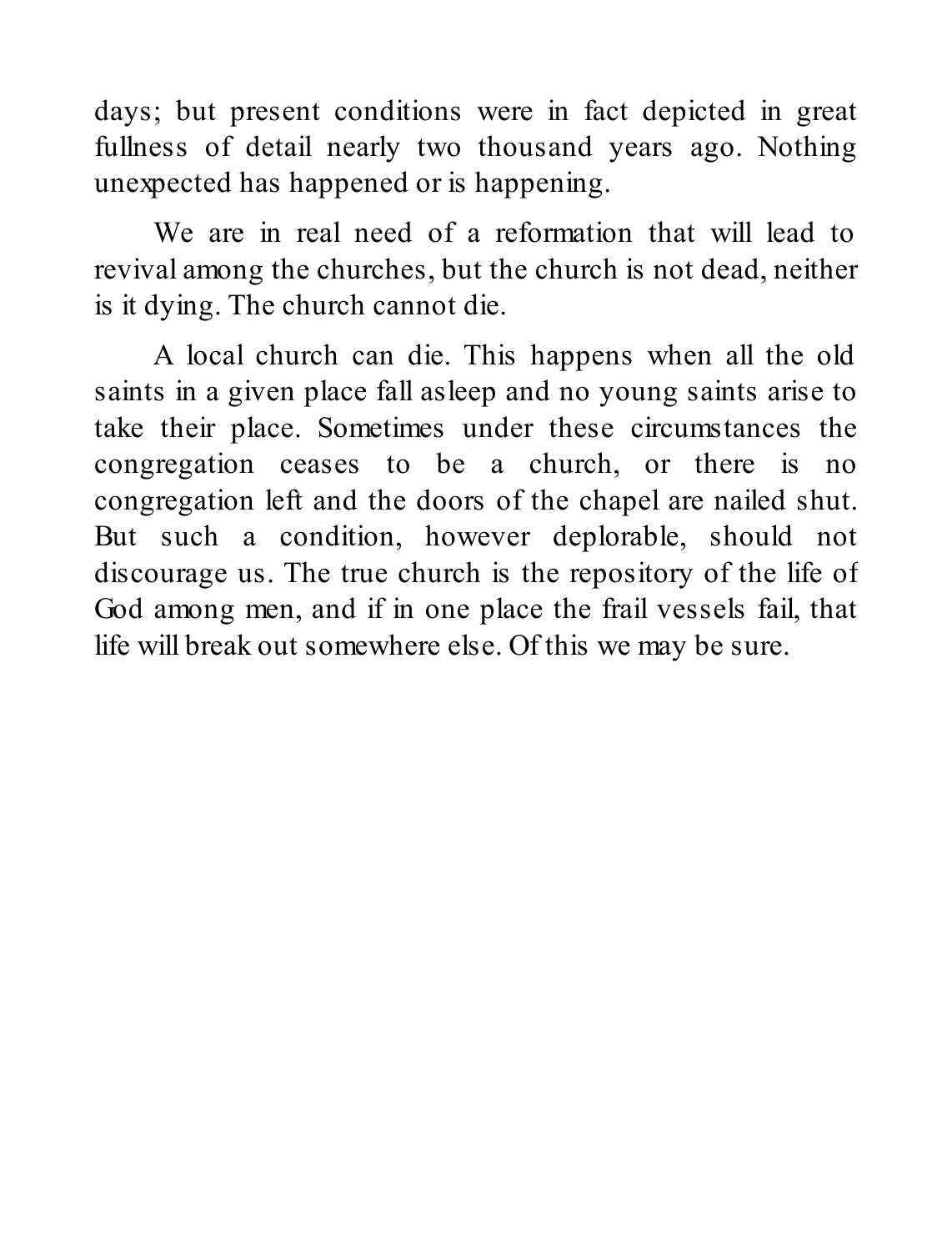days; but present conditions were in fact depicted in great fullness of detail nearly two thousand years ago. Nothing unexpected has happened or is happening.

We are in real need of a reformation that will lead to revival among the churches, but the church is not dead, neither is it dying. The church cannot die.

A local church can die. This happens when all the old saints in a given place fall asleep and no young saints arise to take their place. Sometimes under these circumstances the congregation ceases to be a church, or there is no congregation left and the doors of the chapel are nailed shut. But such a condition, however deplorable, should not discourage us. The true church is the repository of the life of God among men, and if in one place the frail vessels fail, that life will break out somewhere else. Of this we may be sure.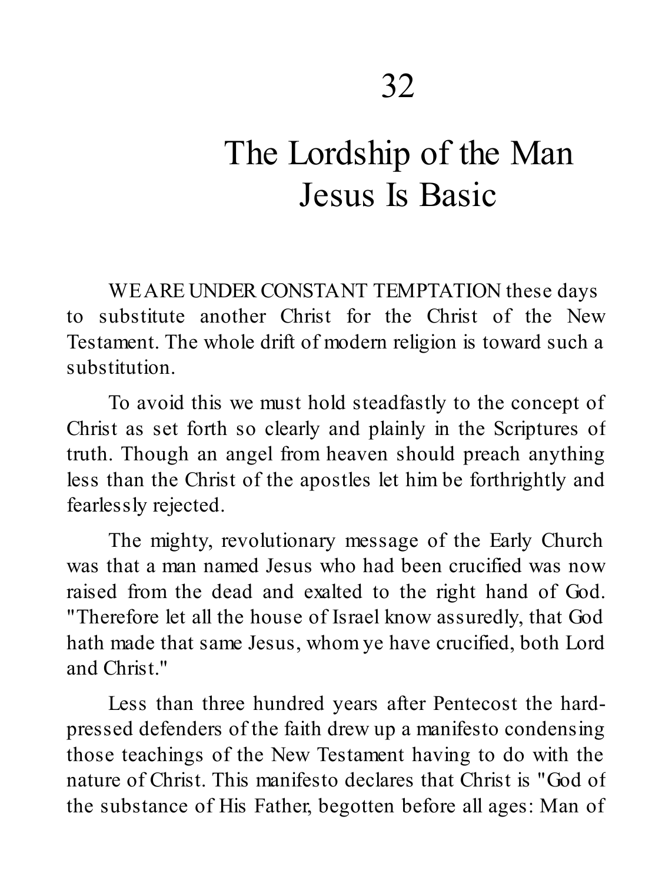# 32

# The Lordship of the Man Jesus Is Basic

WE ARE UNDER CONSTANT TEMPTATION these days to substitute another Christ for the Christ of the New Testament. The whole drift of modern religion is toward such a substitution.

To avoid this we must hold steadfastly to the concept of Christ as set forth so clearly and plainly in the Scriptures of truth. Though an angel from heaven should preach anything less than the Christ of the apostles let him be forthrightly and fearlessly rejected.

The mighty, revolutionary message of the Early Church was that a man named Jesus who had been crucified was now raised from the dead and exalted to the right hand of God. "Therefore let all the house of Israel know assuredly, that God hath made that same Jesus, whom ye have crucified, both Lord and Christ."

Less than three hundred years after Pentecost the hard-pressed defenders of the faith drew up a manifesto condensing those teachings of the New Testament having to do with the nature of Christ. This manifesto declares that Christ is "God of the substance of His Father, begotten before all ages: Man of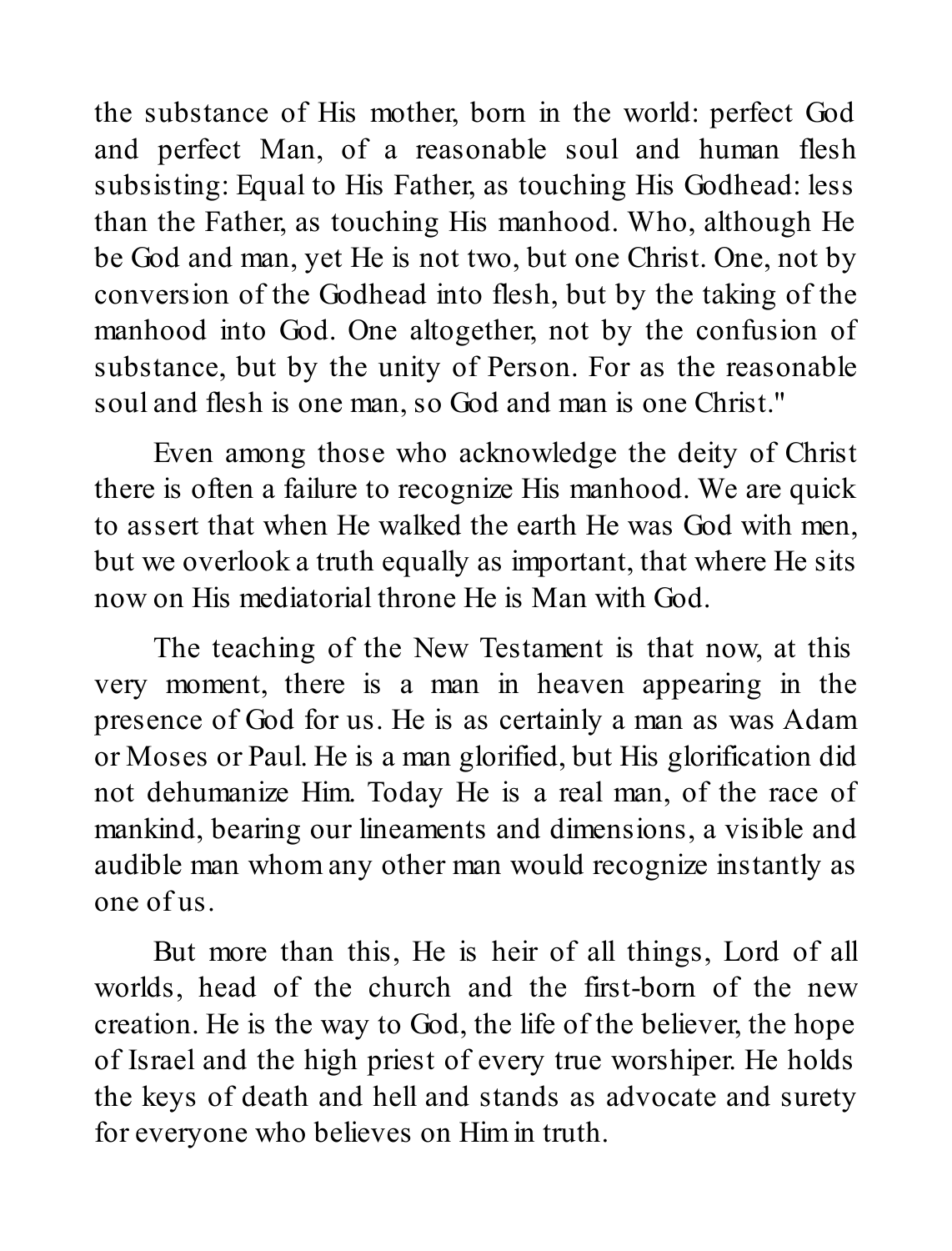the substance of His mother, born in the world: perfect God and perfect Man, of a reasonable soul and human flesh subsisting: Equal to His Father, as touching His Godhead: less than the Father, as touching His manhood. Who, although He be God and man, yet He is not two, but one Christ. One, not by conversion of the Godhead into flesh, but by the taking of the manhood into God. One altogether, not by the confusion of substance, but by the unity of Person. For as the reasonable soul and flesh is one man, so God and man is one Christ."

Even among those who acknowledge the deity of Christ there is often a failure to recognize His manhood. We are quick to assert that when He walked the earth He was God with men, but we overlook a truth equally as important, that where He sits now on His mediatorial throne He is Man with God.

The teaching of the New Testament is that now, at this very moment, there is a man in heaven appearing in the presence of God for us. He is as certainly a man as was Adam or Moses or Paul. He is a man glorified, but His glorification did not dehumanize Him. Today He is a real man, of the race of mankind, bearing our lineaments and dimensions, a visible and audible man whom any other man would recognize instantly as one of us.

But more than this, He is heir of all things, Lord of all worlds, head of the church and the first-born of the new creation. He is the way to God, the life of the believer, the hope of Israel and the high priest of every true worshiper. He holds the keys of death and hell and stands as advocate and surety for everyone who believes on Him in truth.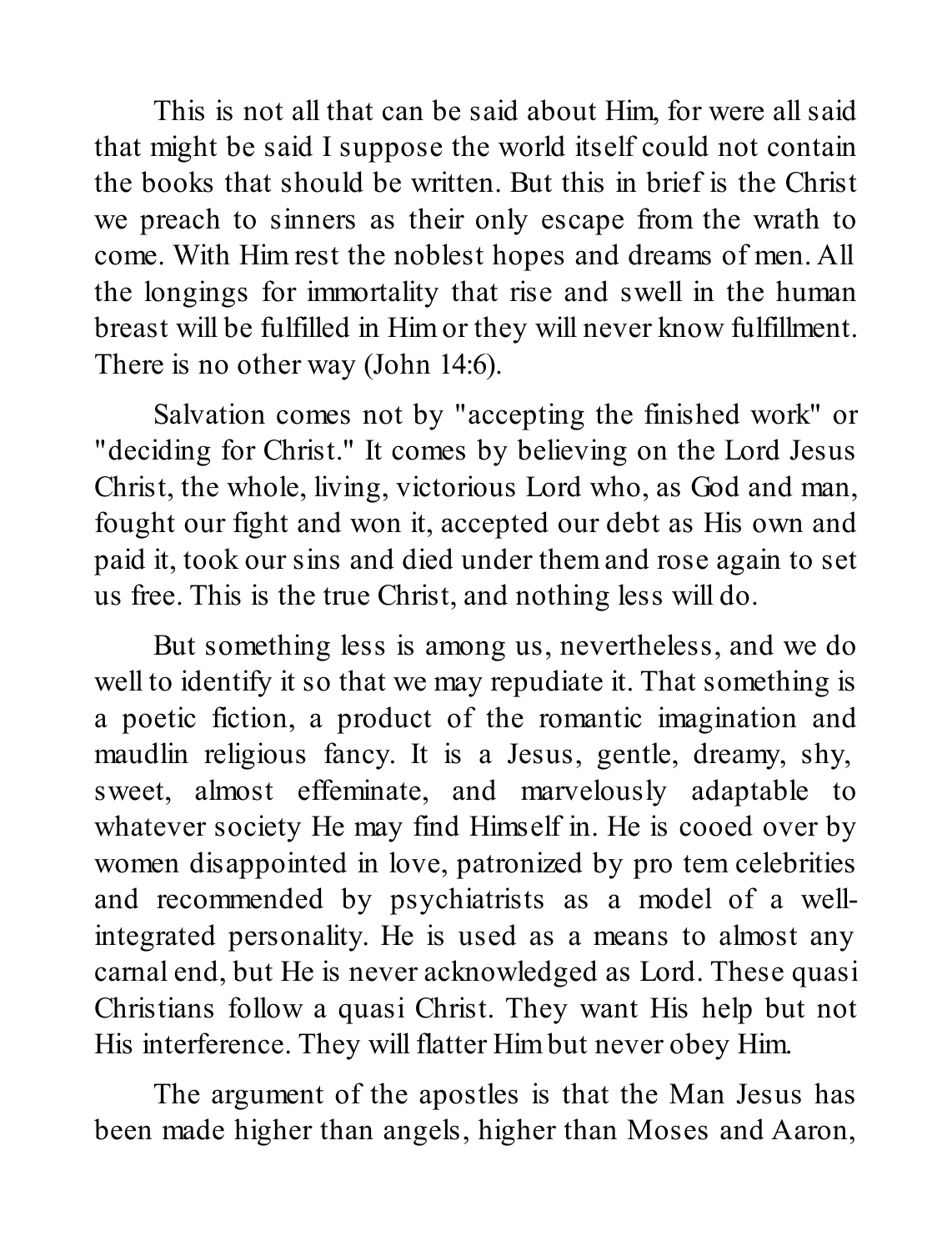This is not all that can be said about Him, for were all said that might be said I suppose the world itself could not contain the books that should be written. But this in brief is the Christ we preach to sinners as their only escape from the wrath to come. With Him rest the noblest hopes and dreams of men. All the longings for immortality that rise and swell in the human breast will be fulfilled in Him or they will never know fulfillment. There is no other way (John 14:6).

Salvation comes not by "accepting the finished work" or "deciding for Christ." It comes by believing on the Lord Jesus Christ, the whole, living, victorious Lord who, as God and man, fought our fight and won it, accepted our debt as His own and paid it, took our sins and died under them and rose again to set us free. This is the true Christ, and nothing less will do.

But something less is among us, nevertheless, and we do well to identify it so that we may repudiate it. That something is a poetic fiction, a product of the romantic imagination and maudlin religious fancy. It is a Jesus, gentle, dreamy, shy, sweet, almost effeminate, and marvelously adaptable to whatever society He may find Himself in. He is cooed over by women disappointed in love, patronized by pro tem celebrities and recommended by psychiatrists as a model of a well-integrated personality. He is used as a means to almost any carnal end, but He is never acknowledged as Lord. These quasi Christians follow a quasi Christ. They want His help but not His interference. They will flatter Him but never obey Him.

The argument of the apostles is that the Man Jesus has been made higher than angels, higher than Moses and Aaron,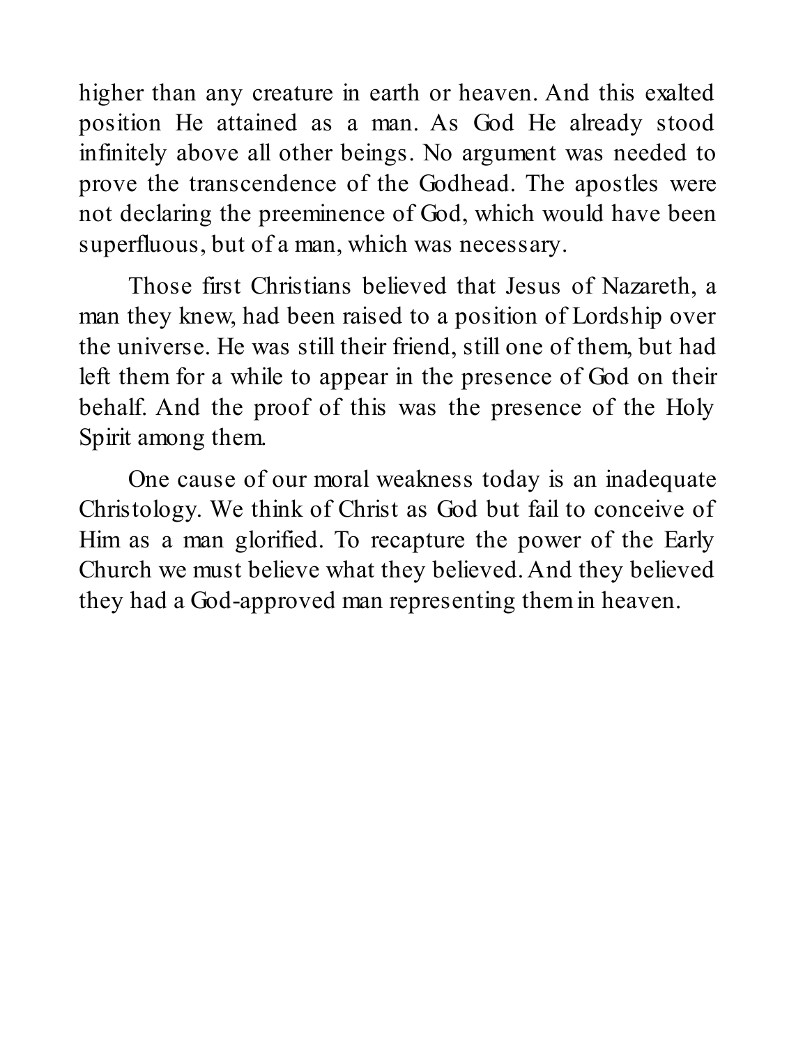higher than any creature in earth or heaven. And this exalted position He attained as a man. As God He already stood infinitely above all other beings. No argument was needed to prove the transcendence of the Godhead. The apostles were not declaring the preeminence of God, which would have been superfluous, but of a man, which was necessary.

Those first Christians believed that Jesus of Nazareth, a man they knew, had been raised to a position of Lordship over the universe. He was still their friend, still one of them, but had left them for a while to appear in the presence of God on their behalf. And the proof of this was the presence of the Holy Spirit among them.

One cause of our moral weakness today is an inadequate Christology. We think of Christ as God but fail to conceive of Him as a man glorified. To recapture the power of the Early Church we must believe what they believed. And they believed they had a God-approved man representing them in heaven.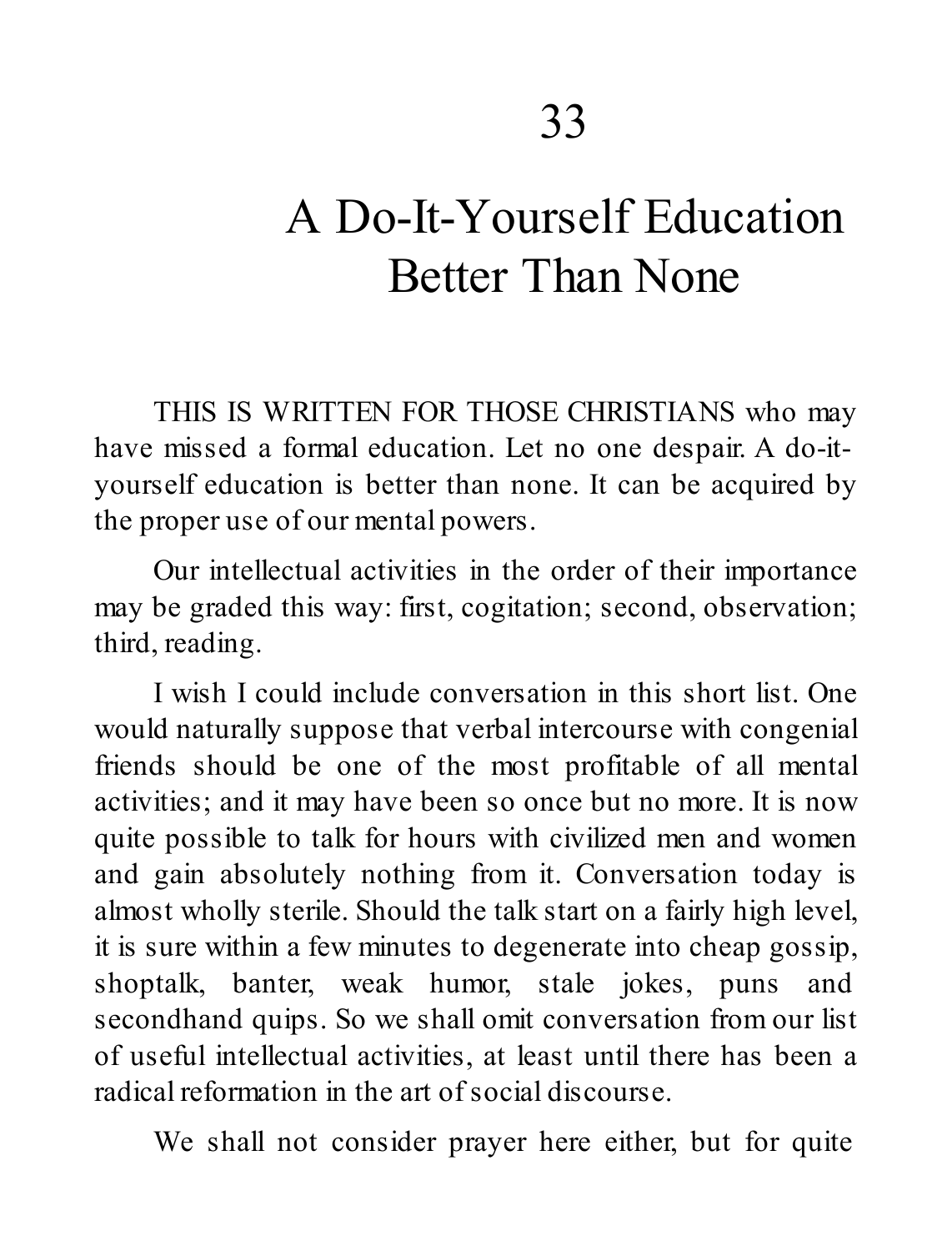# 33

# A Do-It-Yourself Education Better Than None

THIS IS WRITTEN FOR THOSE CHRISTIANS who may have missed a formal education. Let no one despair. A do-it-yourself education is better than none. It can be acquired by the proper use of our mental powers.

Our intellectual activities in the order of their importance may be graded this way: first, cogitation; second, observation; third, reading.

I wish I could include conversation in this short list. One would naturally suppose that verbal intercourse with congenial friends should be one of the most profitable of all mental activities; and it may have been so once but no more. It is now quite possible to talk for hours with civilized men and women and gain absolutely nothing from it. Conversation today is almost wholly sterile. Should the talk start on a fairly high level, it is sure within a few minutes to degenerate into cheap gossip, shoptalk, banter, weak humor, stale jokes, puns and secondhand quips. So we shall omit conversation from our list of useful intellectual activities, at least until there has been a radical reformation in the art of social discourse.

We shall not consider prayer here either, but for quite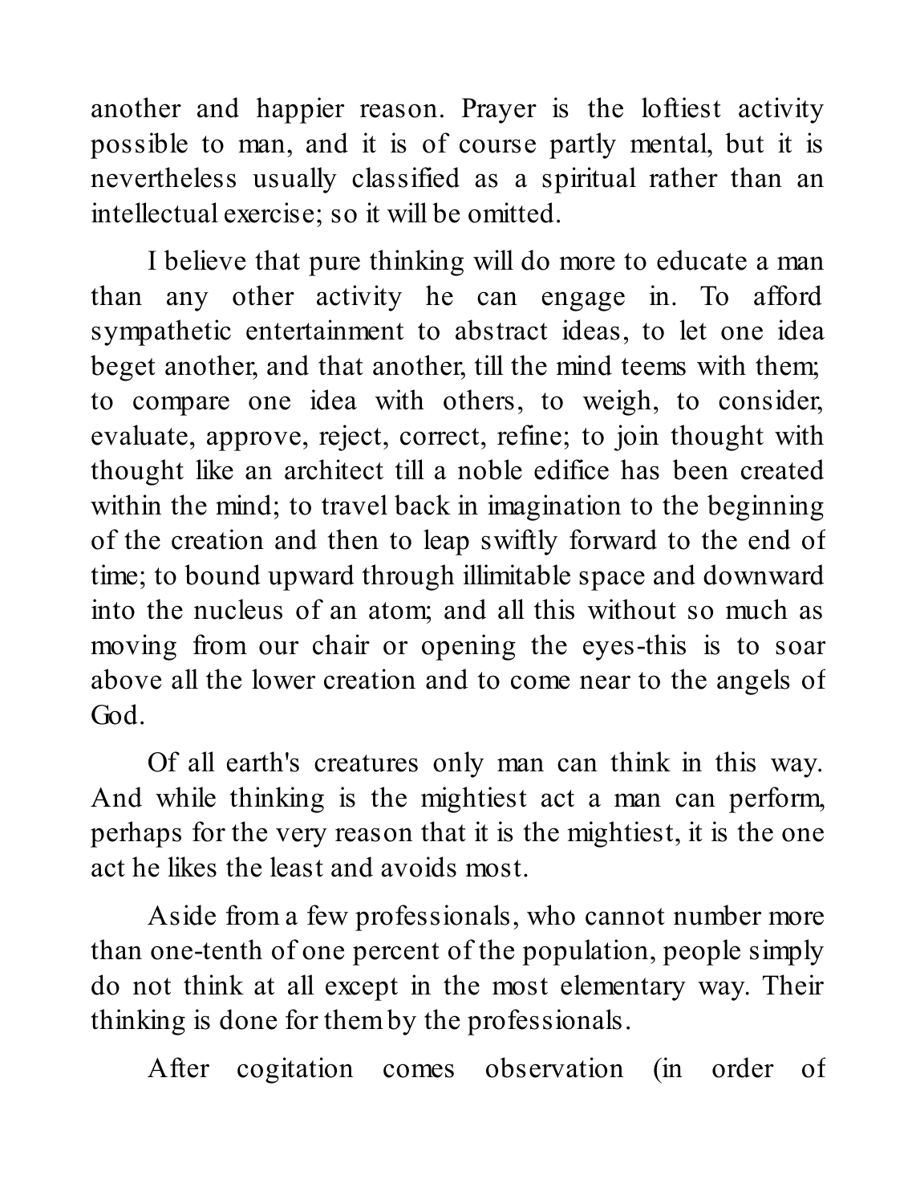another and happier reason. Prayer is the loftiest activity possible to man, and it is of course partly mental, but it is nevertheless usually classified as a spiritual rather than an intellectual exercise; so it will be omitted.

I believe that pure thinking will do more to educate a man than any other activity he can engage in. To afford sympathetic entertainment to abstract ideas, to let one idea beget another, and that another, till the mind teems with them; to compare one idea with others, to weigh, to consider, evaluate, approve, reject, correct, refine; to join thought with thought like an architect till a noble edifice has been created within the mind; to travel back in imagination to the beginning of the creation and then to leap swiftly forward to the end of time; to bound upward through illimitable space and downward into the nucleus of an atom; and all this without so much as moving from our chair or opening the eyes-this is to soar above all the lower creation and to come near to the angels of God.

Of all earth's creatures only man can think in this way. And while thinking is the mightiest act a man can perform, perhaps for the very reason that it is the mightiest, it is the one act he likes the least and avoids most.

Aside from a few professionals, who cannot number more than one-tenth of one percent of the population, people simply do not think at all except in the most elementary way. Their thinking is done for them by the professionals.

After cogitation comes observation (in order of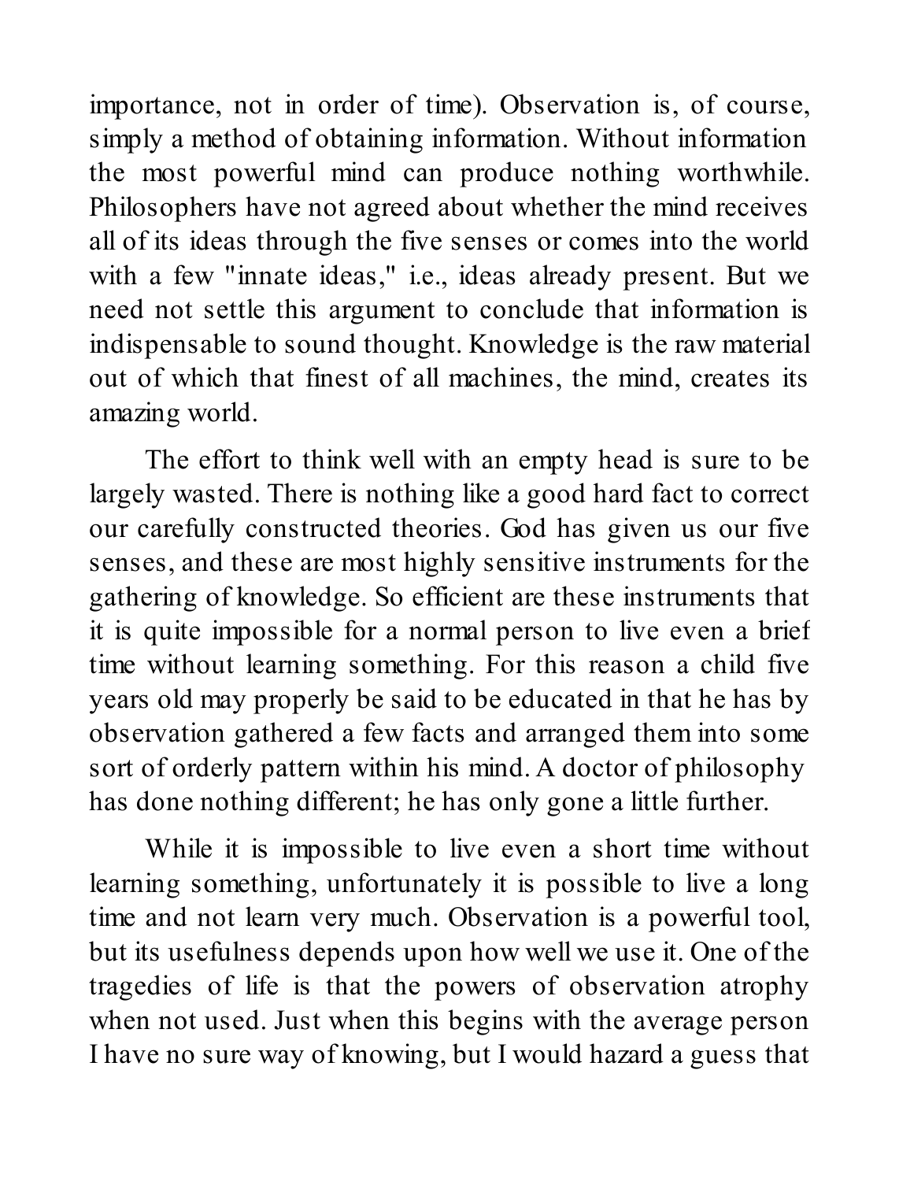importance, not in order of time). Observation is, of course, simply a method of obtaining information. Without information the most powerful mind can produce nothing worthwhile. Philosophers have not agreed about whether the mind receives all of its ideas through the five senses or comes into the world with a few "innate ideas," i.e., ideas already present. But we need not settle this argument to conclude that information is indispensable to sound thought. Knowledge is the raw material out of which that finest of all machines, the mind, creates its amazing world.

The effort to think well with an empty head is sure to be largely wasted. There is nothing like a good hard fact to correct our carefully constructed theories. God has given us our five senses, and these are most highly sensitive instruments for the gathering of knowledge. So efficient are these instruments that it is quite impossible for a normal person to live even a brief time without learning something. For this reason a child five years old may properly be said to be educated in that he has by observation gathered a few facts and arranged them into some sort of orderly pattern within his mind. A doctor of philosophy has done nothing different; he has only gone a little further.

While it is impossible to live even a short time without learning something, unfortunately it is possible to live a long time and not learn very much. Observation is a powerful tool, but its usefulness depends upon how well we use it. One of the tragedies of life is that the powers of observation atrophy when not used. Just when this begins with the average person I have no sure way of knowing, but I would hazard a guess that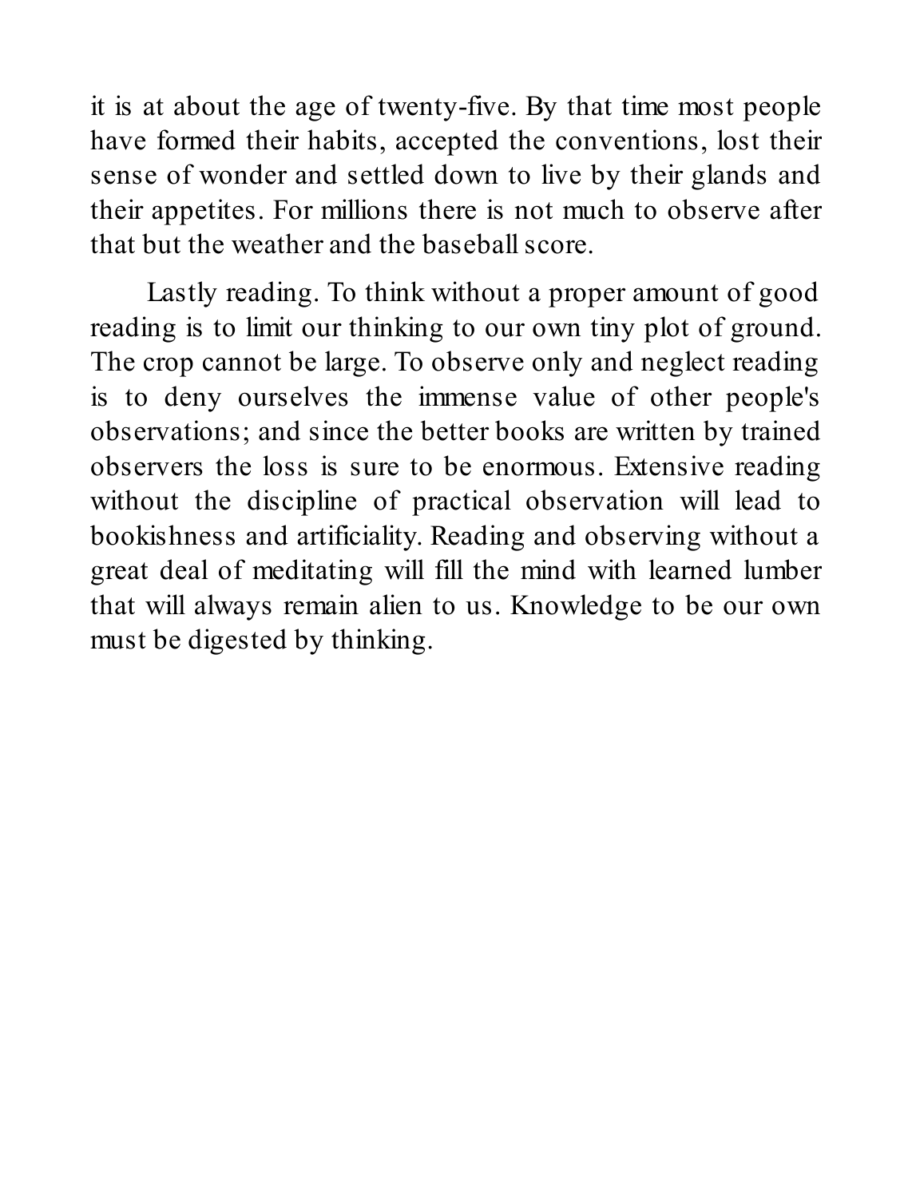it is at about the age of twenty-five. By that time most people have formed their habits, accepted the conventions, lost their sense of wonder and settled down to live by their glands and their appetites. For millions there is not much to observe after that but the weather and the baseball score.

Lastly reading. To think without a proper amount of good reading is to limit our thinking to our own tiny plot of ground. The crop cannot be large. To observe only and neglect reading is to deny ourselves the immense value of other people's observations; and since the better books are written by trained observers the loss is sure to be enormous. Extensive reading without the discipline of practical observation will lead to bookishness and artificiality. Reading and observing without a great deal of meditating will fill the mind with learned lumber that will always remain alien to us. Knowledge to be our own must be digested by thinking.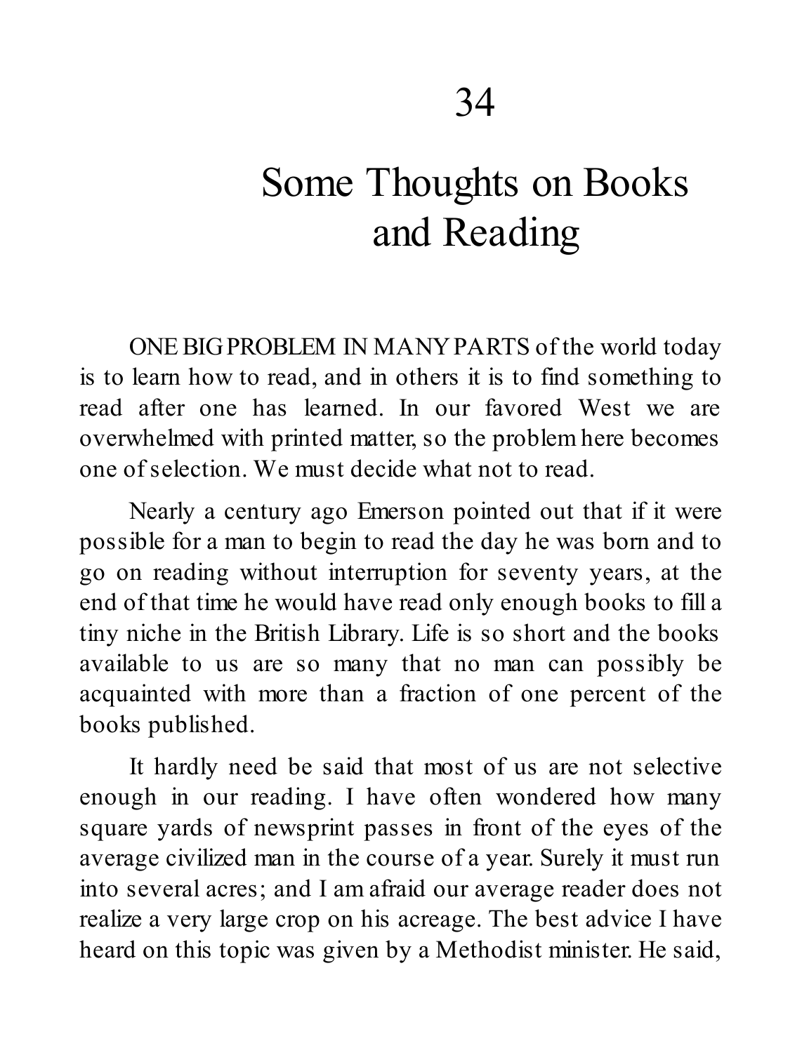# 34

# Some Thoughts on Books and Reading

ONE BIG PROBLEM IN MANY PARTS of the world today is to learn how to read, and in others it is to find something to read after one has learned. In our favored West we are overwhelmed with printed matter, so the problem here becomes one of selection. We must decide what not to read.

Nearly a century ago Emerson pointed out that if it were possible for a man to begin to read the day he was born and to go on reading without interruption for seventy years, at the end of that time he would have read only enough books to fill a tiny niche in the British Library. Life is so short and the books available to us are so many that no man can possibly be acquainted with more than a fraction of one percent of the books published.

It hardly need be said that most of us are not selective enough in our reading. I have often wondered how many square yards of newsprint passes in front of the eyes of the average civilized man in the course of a year. Surely it must run into several acres; and I am afraid our average reader does not realize a very large crop on his acreage. The best advice I have heard on this topic was given by a Methodist minister. He said,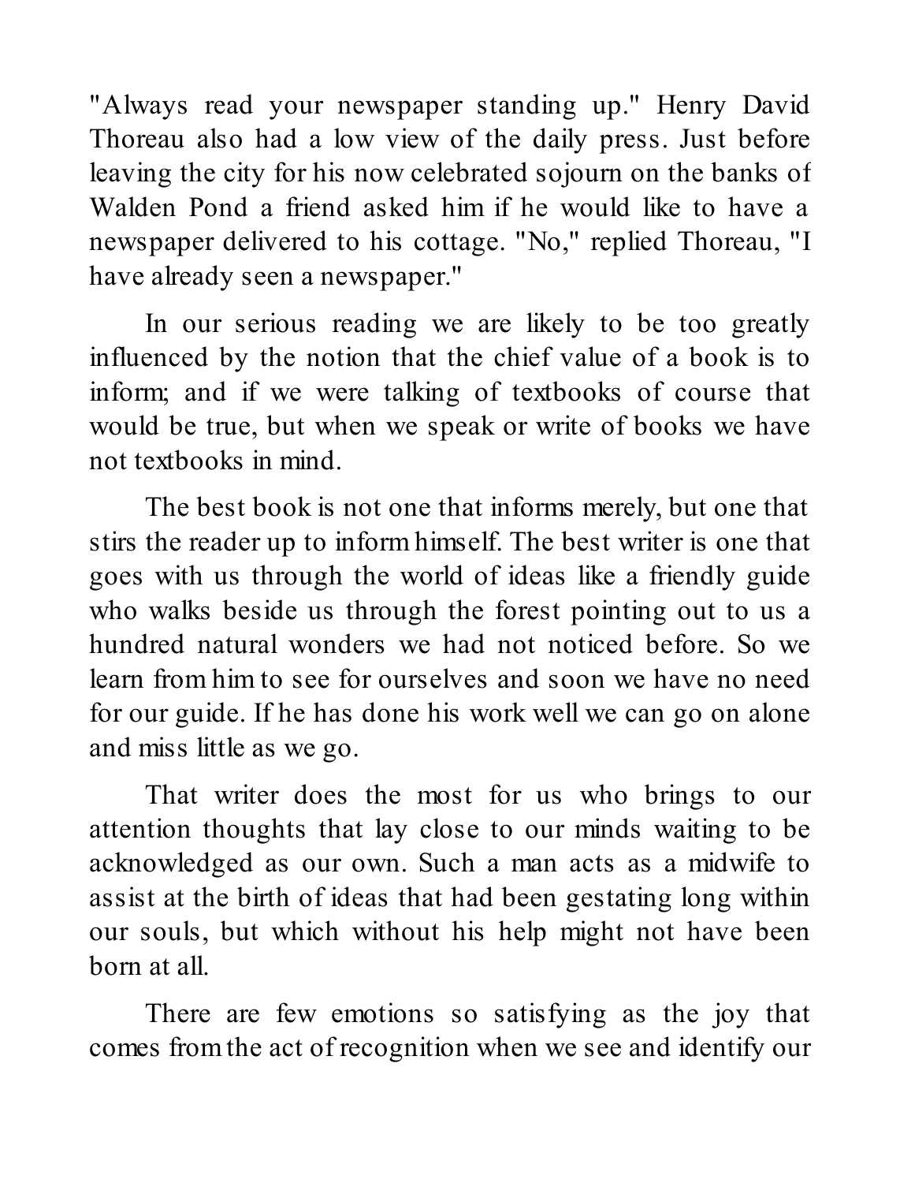"Always read your newspaper standing up." Henry David Thoreau also had a low view of the daily press. Just before leaving the city for his now celebrated sojourn on the banks of Walden Pond a friend asked him if he would like to have a newspaper delivered to his cottage. "No," replied Thoreau, "I have already seen a newspaper."

In our serious reading we are likely to be too greatly influenced by the notion that the chief value of a book is to inform; and if we were talking of textbooks of course that would be true, but when we speak or write of books we have not textbooks in mind.

The best book is not one that informs merely, but one that stirs the reader up to inform himself. The best writer is one that goes with us through the world of ideas like a friendly guide who walks beside us through the forest pointing out to us a hundred natural wonders we had not noticed before. So we learn from him to see for ourselves and soon we have no need for our guide. If he has done his work well we can go on alone and miss little as we go.

That writer does the most for us who brings to our attention thoughts that lay close to our minds waiting to be acknowledged as our own. Such a man acts as a midwife to assist at the birth of ideas that had been gestating long within our souls, but which without his help might not have been born at all.

There are few emotions so satisfying as the joy that comes from the act of recognition when we see and identify our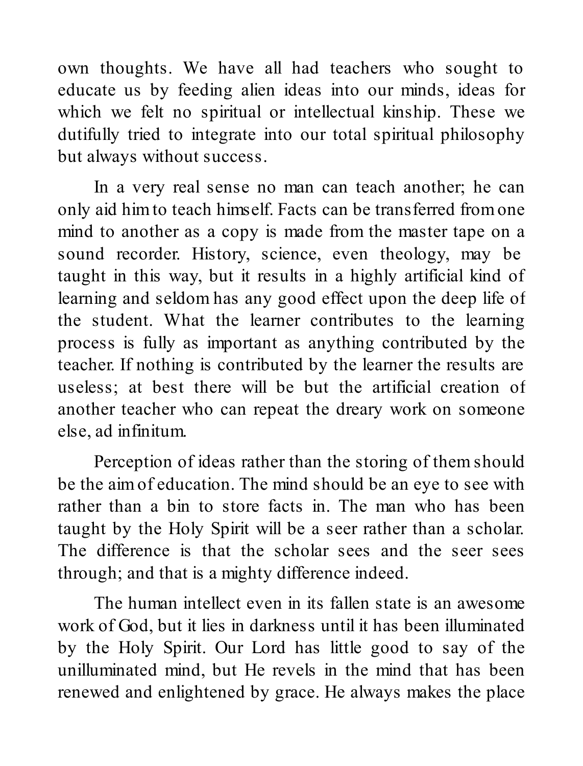own thoughts. We have all had teachers who sought to educate us by feeding alien ideas into our minds, ideas for which we felt no spiritual or intellectual kinship. These we dutifully tried to integrate into our total spiritual philosophy but always without success.

In a very real sense no man can teach another; he can only aid him to teach himself. Facts can be transferred from one mind to another as a copy is made from the master tape on a sound recorder. History, science, even theology, may be taught in this way, but it results in a highly artificial kind of learning and seldom has any good effect upon the deep life of the student. What the learner contributes to the learning process is fully as important as anything contributed by the teacher. If nothing is contributed by the learner the results are useless; at best there will be but the artificial creation of another teacher who can repeat the dreary work on someone else, ad infinitum.

Perception of ideas rather than the storing of them should be the aim of education. The mind should be an eye to see with rather than a bin to store facts in. The man who has been taught by the Holy Spirit will be a seer rather than a scholar. The difference is that the scholar sees and the seer sees through; and that is a mighty difference indeed.

The human intellect even in its fallen state is an awesome work of God, but it lies in darkness until it has been illuminated by the Holy Spirit. Our Lord has little good to say of the unilluminated mind, but He revels in the mind that has been renewed and enlightened by grace. He always makes the place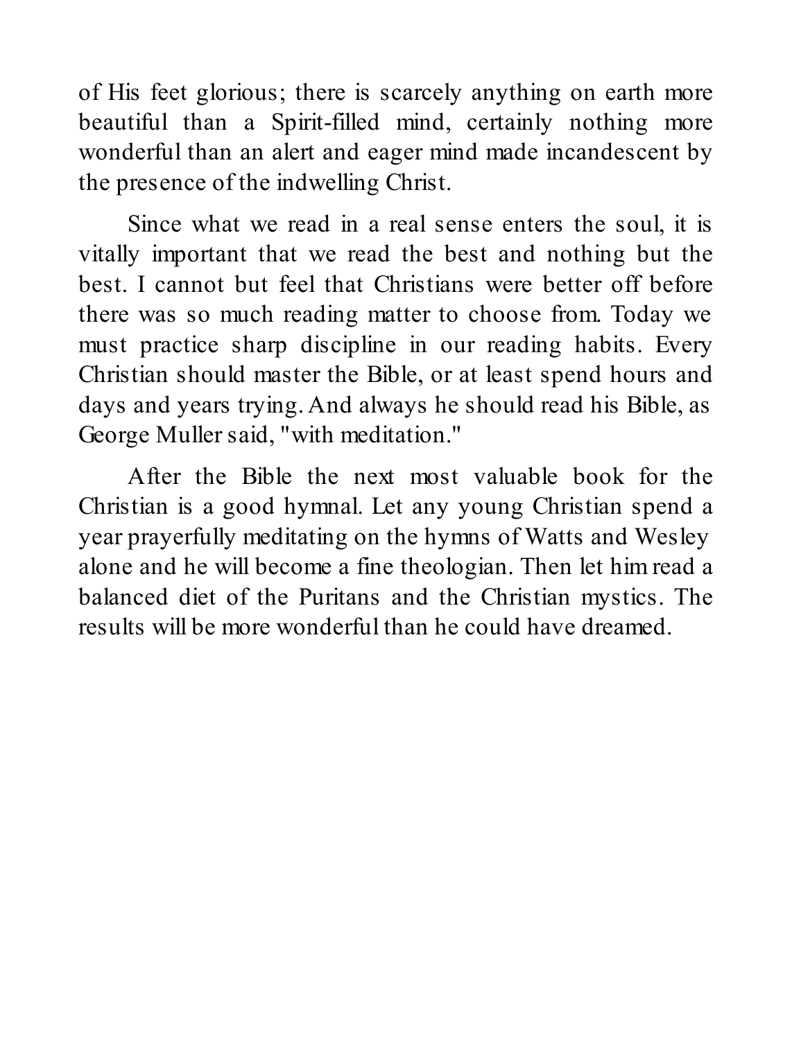of His feet glorious; there is scarcely anything on earth more beautiful than a Spirit-filled mind, certainly nothing more wonderful than an alert and eager mind made incandescent by the presence of the indwelling Christ.

Since what we read in a real sense enters the soul, it is vitally important that we read the best and nothing but the best. I cannot but feel that Christians were better off before there was so much reading matter to choose from. Today we must practice sharp discipline in our reading habits. Every Christian should master the Bible, or at least spend hours and days and years trying. And always he should read his Bible, as George Muller said, "with meditation."

After the Bible the next most valuable book for the Christian is a good hymnal. Let any young Christian spend a year prayerfully meditating on the hymns of Watts and Wesley alone and he will become a fine theologian. Then let him read a balanced diet of the Puritans and the Christian mystics. The results will be more wonderful than he could have dreamed.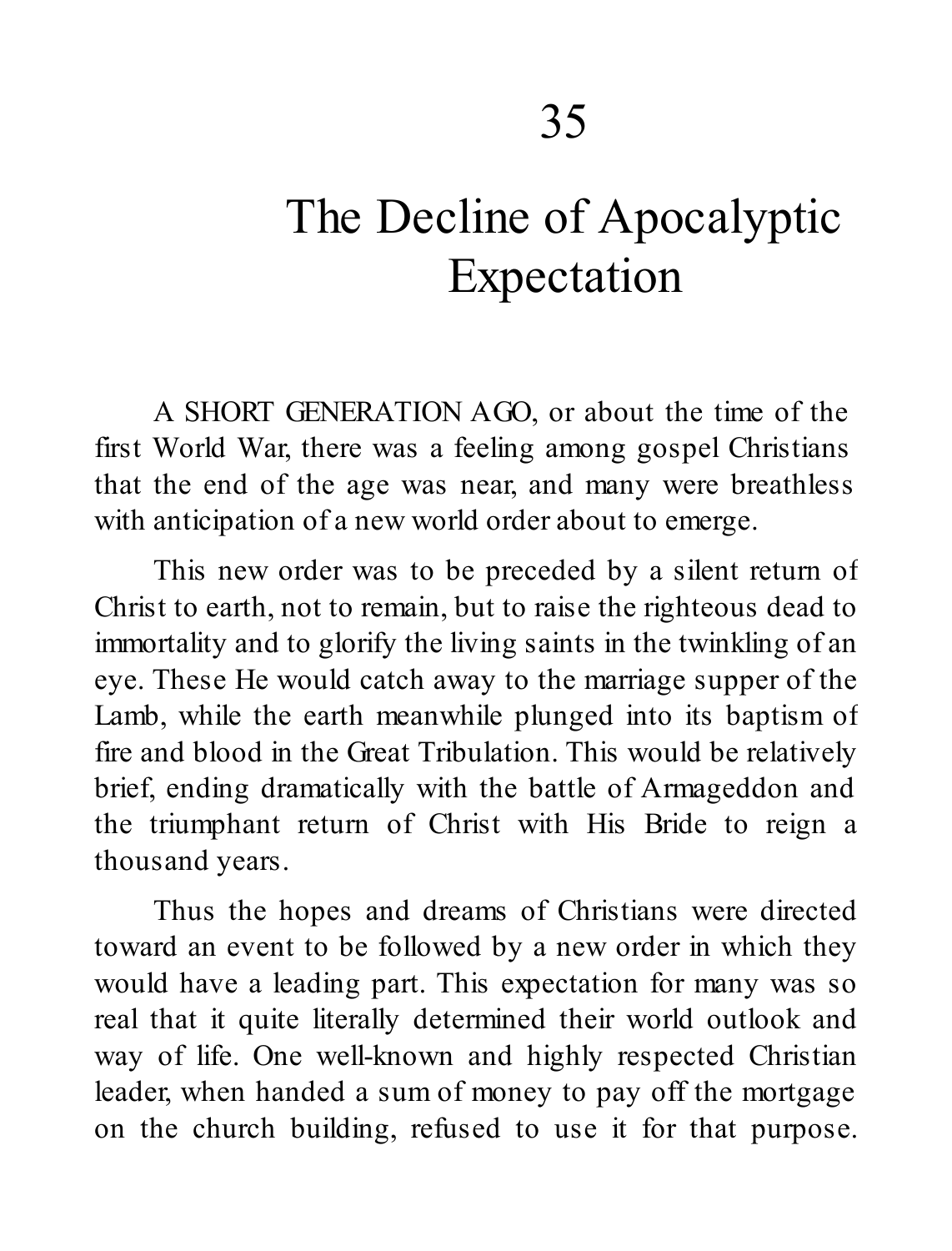# 35

# The Decline of Apocalyptic Expectation

A SHORT GENERATION AGO, or about the time of the first World War, there was a feeling among gospel Christians that the end of the age was near, and many were breathless with anticipation of a new world order about to emerge.

This new order was to be preceded by a silent return of Christ to earth, not to remain, but to raise the righteous dead to immortality and to glorify the living saints in the twinkling of an eye. These He would catch away to the marriage supper of the Lamb, while the earth meanwhile plunged into its baptism of fire and blood in the Great Tribulation. This would be relatively brief, ending dramatically with the battle of Armageddon and the triumphant return of Christ with His Bride to reign a thousand years.

Thus the hopes and dreams of Christians were directed toward an event to be followed by a new order in which they would have a leading part. This expectation for many was so real that it quite literally determined their world outlook and way of life. One well-known and highly respected Christian leader, when handed a sum of money to pay off the mortgage on the church building, refused to use it for that purpose.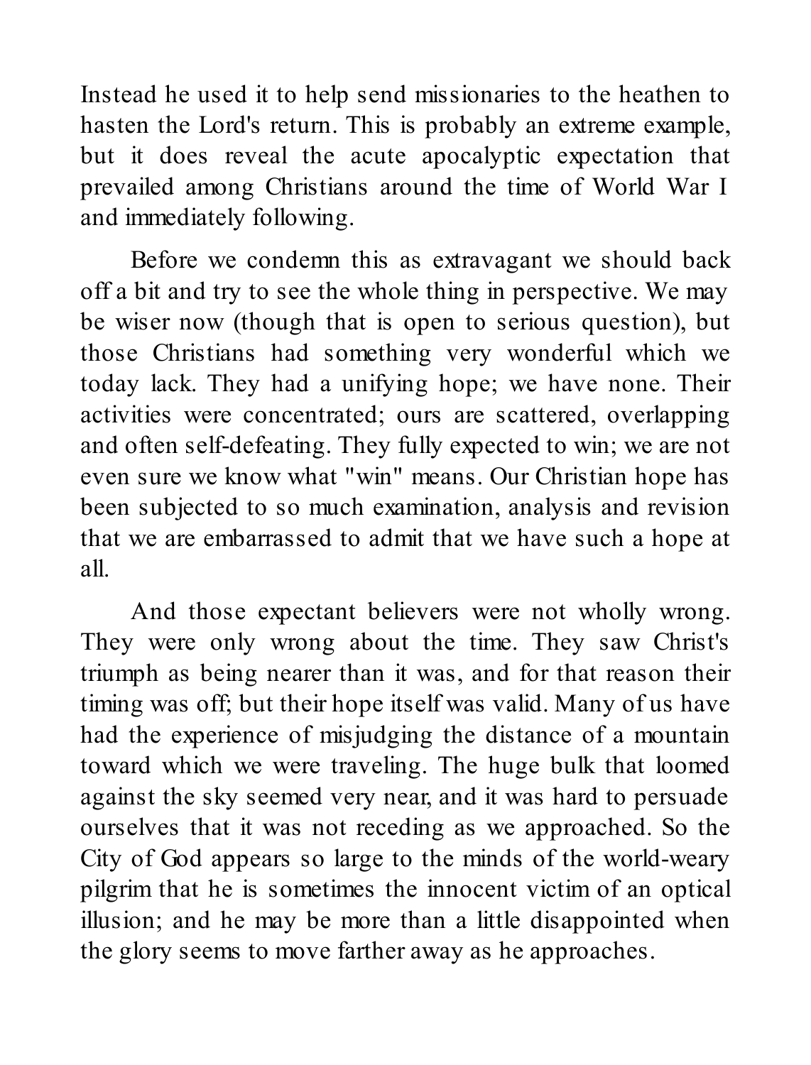Instead he used it to help send missionaries to the heathen to hasten the Lord's return. This is probably an extreme example, but it does reveal the acute apocalyptic expectation that prevailed among Christians around the time of World War I and immediately following.

Before we condemn this as extravagant we should back off a bit and try to see the whole thing in perspective. We may be wiser now (though that is open to serious question), but those Christians had something very wonderful which we today lack. They had a unifying hope; we have none. Their activities were concentrated; ours are scattered, overlapping and often self-defeating. They fully expected to win; we are not even sure we know what "win" means. Our Christian hope has been subjected to so much examination, analysis and revision that we are embarrassed to admit that we have such a hope at all.

And those expectant believers were not wholly wrong. They were only wrong about the time. They saw Christ's triumph as being nearer than it was, and for that reason their timing was off; but their hope itself was valid. Many of us have had the experience of misjudging the distance of a mountain toward which we were traveling. The huge bulk that loomed against the sky seemed very near, and it was hard to persuade ourselves that it was not receding as we approached. So the City of God appears so large to the minds of the world-weary pilgrim that he is sometimes the innocent victim of an optical illusion; and he may be more than a little disappointed when the glory seems to move farther away as he approaches.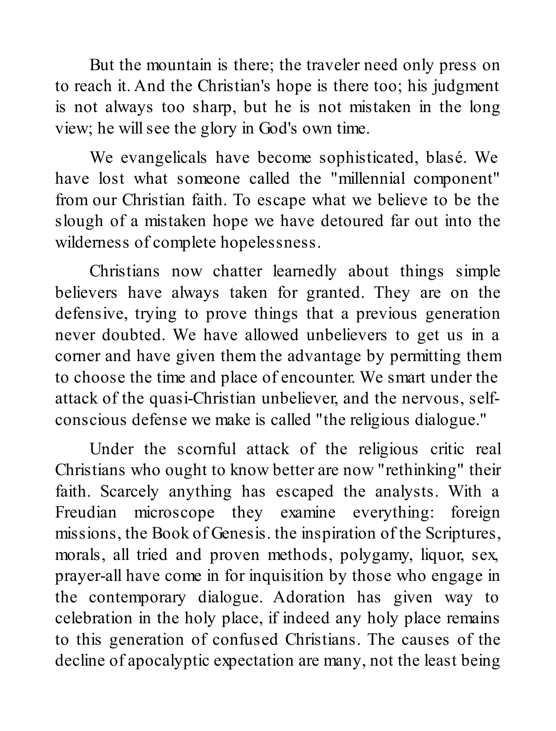But the mountain is there; the traveler need only press on to reach it. And the Christian's hope is there too; his judgment is not always too sharp, but he is not mistaken in the long view; he will see the glory in God's own time.

We evangelicals have become sophisticated, blasé. We have lost what someone called the "millennial component" from our Christian faith. To escape what we believe to be the slough of a mistaken hope we have detoured far out into the wilderness of complete hopelessness.

Christians now chatter learnedly about things simple believers have always taken for granted. They are on the defensive, trying to prove things that a previous generation never doubted. We have allowed unbelievers to get us in a corner and have given them the advantage by permitting them to choose the time and place of encounter. We smart under the attack of the quasi-Christian unbeliever, and the nervous, self-conscious defense we make is called "the religious dialogue."

Under the scornful attack of the religious critic real Christians who ought to know better are now "rethinking" their faith. Scarcely anything has escaped the analysts. With a Freudian microscope they examine everything: foreign missions, the Book of Genesis. the inspiration of the Scriptures, morals, all tried and proven methods, polygamy, liquor, sex, prayer-all have come in for inquisition by those who engage in the contemporary dialogue. Adoration has given way to celebration in the holy place, if indeed any holy place remains to this generation of confused Christians. The causes of the decline of apocalyptic expectation are many, not the least being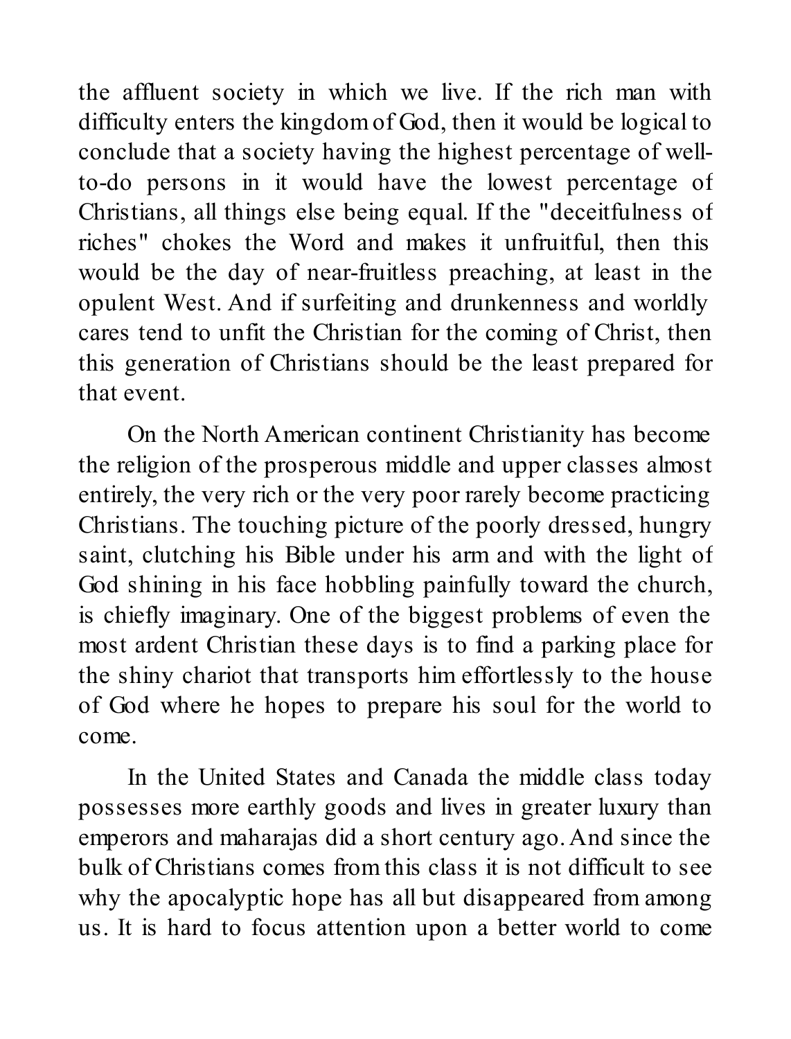the affluent society in which we live. If the rich man with difficulty enters the kingdom of God, then it would be logical to conclude that a society having the highest percentage of well-to-do persons in it would have the lowest percentage of Christians, all things else being equal. If the "deceitfulness of riches" chokes the Word and makes it unfruitful, then this would be the day of near-fruitless preaching, at least in the opulent West. And if surfeiting and drunkenness and worldly cares tend to unfit the Christian for the coming of Christ, then this generation of Christians should be the least prepared for that event.

On the North American continent Christianity has become the religion of the prosperous middle and upper classes almost entirely, the very rich or the very poor rarely become practicing Christians. The touching picture of the poorly dressed, hungry saint, clutching his Bible under his arm and with the light of God shining in his face hobbling painfully toward the church, is chiefly imaginary. One of the biggest problems of even the most ardent Christian these days is to find a parking place for the shiny chariot that transports him effortlessly to the house of God where he hopes to prepare his soul for the world to come.

In the United States and Canada the middle class today possesses more earthly goods and lives in greater luxury than emperors and maharajas did a short century ago. And since the bulk of Christians comes from this class it is not difficult to see why the apocalyptic hope has all but disappeared from among us. It is hard to focus attention upon a better world to come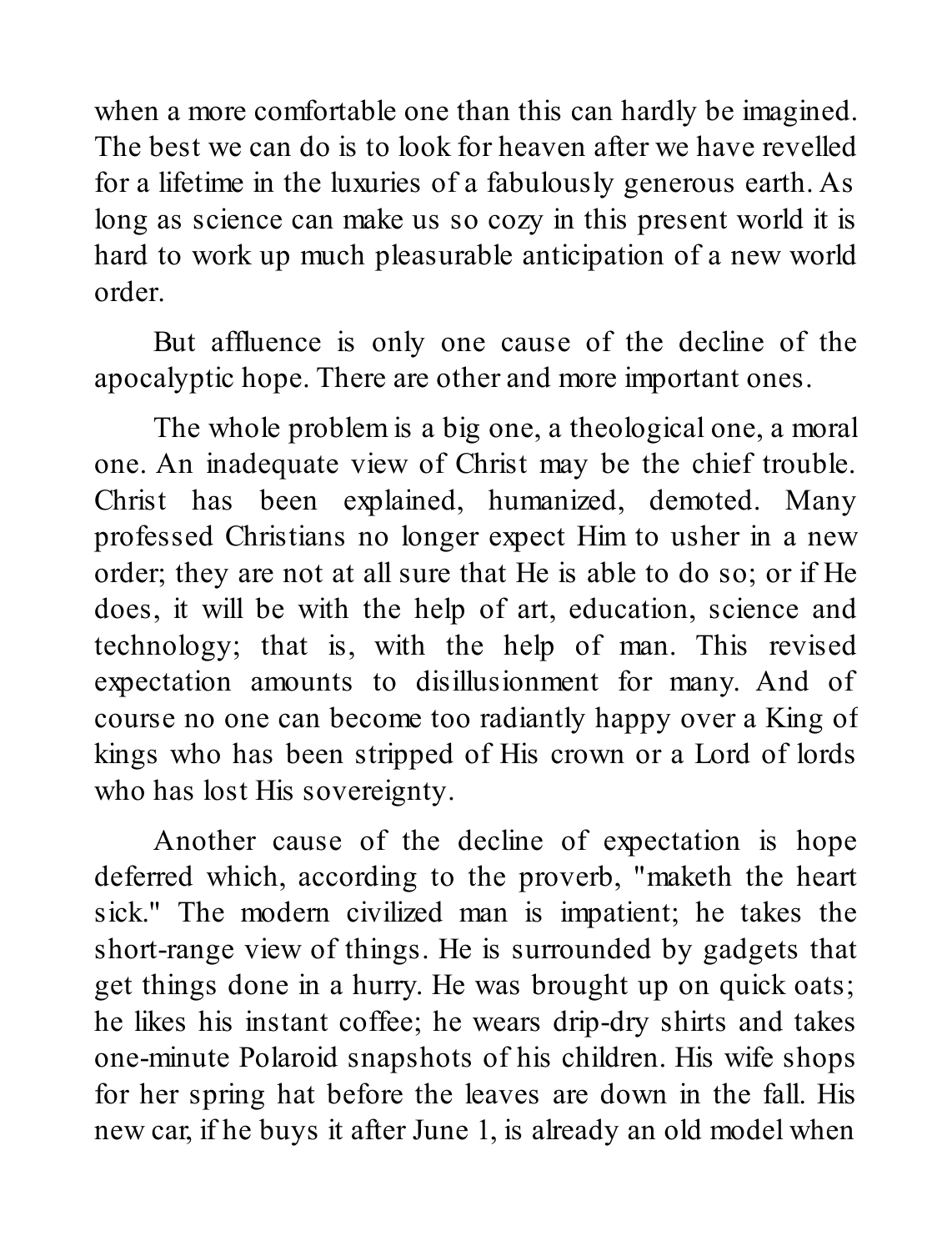when a more comfortable one than this can hardly be imagined. The best we can do is to look for heaven after we have revelled for a lifetime in the luxuries of a fabulously generous earth. As long as science can make us so cozy in this present world it is hard to work up much pleasurable anticipation of a new world order.

But affluence is only one cause of the decline of the apocalyptic hope. There are other and more important ones.

The whole problem is a big one, a theological one, a moral one. An inadequate view of Christ may be the chief trouble. Christ has been explained, humanized, demoted. Many professed Christians no longer expect Him to usher in a new order; they are not at all sure that He is able to do so; or if He does, it will be with the help of art, education, science and technology; that is, with the help of man. This revised expectation amounts to disillusionment for many. And of course no one can become too radiantly happy over a King of kings who has been stripped of His crown or a Lord of lords who has lost His sovereignty.

Another cause of the decline of expectation is hope deferred which, according to the proverb, "maketh the heart sick." The modern civilized man is impatient; he takes the short-range view of things. He is surrounded by gadgets that get things done in a hurry. He was brought up on quick oats; he likes his instant coffee; he wears drip-dry shirts and takes one-minute Polaroid snapshots of his children. His wife shops for her spring hat before the leaves are down in the fall. His new car, if he buys it after June 1, is already an old model when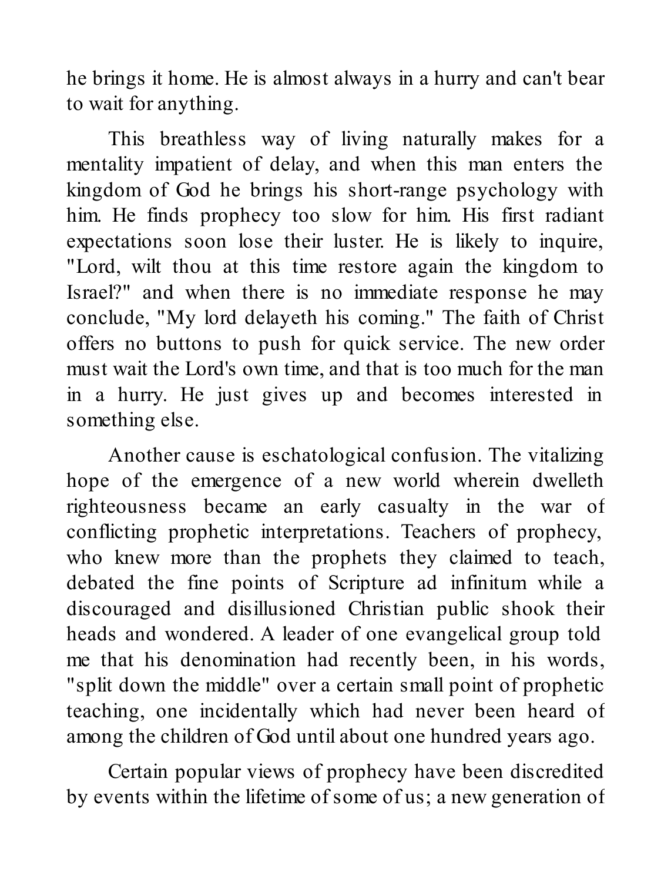he brings it home. He is almost always in a hurry and can't bear to wait for anything.

This breathless way of living naturally makes for a mentality impatient of delay, and when this man enters the kingdom of God he brings his short-range psychology with him. He finds prophecy too slow for him. His first radiant expectations soon lose their luster. He is likely to inquire, "Lord, wilt thou at this time restore again the kingdom to Israel?" and when there is no immediate response he may conclude, "My lord delayeth his coming." The faith of Christ offers no buttons to push for quick service. The new order must wait the Lord's own time, and that is too much for the man in a hurry. He just gives up and becomes interested in something else.

Another cause is eschatological confusion. The vitalizing hope of the emergence of a new world wherein dwelleth righteousness became an early casualty in the war of conflicting prophetic interpretations. Teachers of prophecy, who knew more than the prophets they claimed to teach, debated the fine points of Scripture ad infinitum while a discouraged and disillusioned Christian public shook their heads and wondered. A leader of one evangelical group told me that his denomination had recently been, in his words, "split down the middle" over a certain small point of prophetic teaching, one incidentally which had never been heard of among the children of God until about one hundred years ago.

Certain popular views of prophecy have been discredited by events within the lifetime of some of us; a new generation of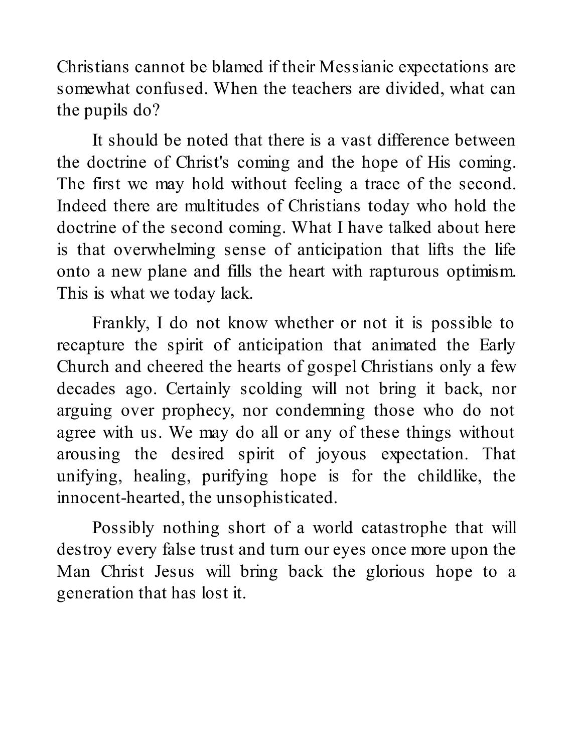Christians cannot be blamed if their Messianic expectations are somewhat confused. When the teachers are divided, what can the pupils do?

It should be noted that there is a vast difference between the doctrine of Christ's coming and the hope of His coming. The first we may hold without feeling a trace of the second. Indeed there are multitudes of Christians today who hold the doctrine of the second coming. What I have talked about here is that overwhelming sense of anticipation that lifts the life onto a new plane and fills the heart with rapturous optimism. This is what we today lack.

Frankly, I do not know whether or not it is possible to recapture the spirit of anticipation that animated the Early Church and cheered the hearts of gospel Christians only a few decades ago. Certainly scolding will not bring it back, nor arguing over prophecy, nor condemning those who do not agree with us. We may do all or any of these things without arousing the desired spirit of joyous expectation. That unifying, healing, purifying hope is for the childlike, the innocent-hearted, the unsophisticated.

Possibly nothing short of a world catastrophe that will destroy every false trust and turn our eyes once more upon the Man Christ Jesus will bring back the glorious hope to a generation that has lost it.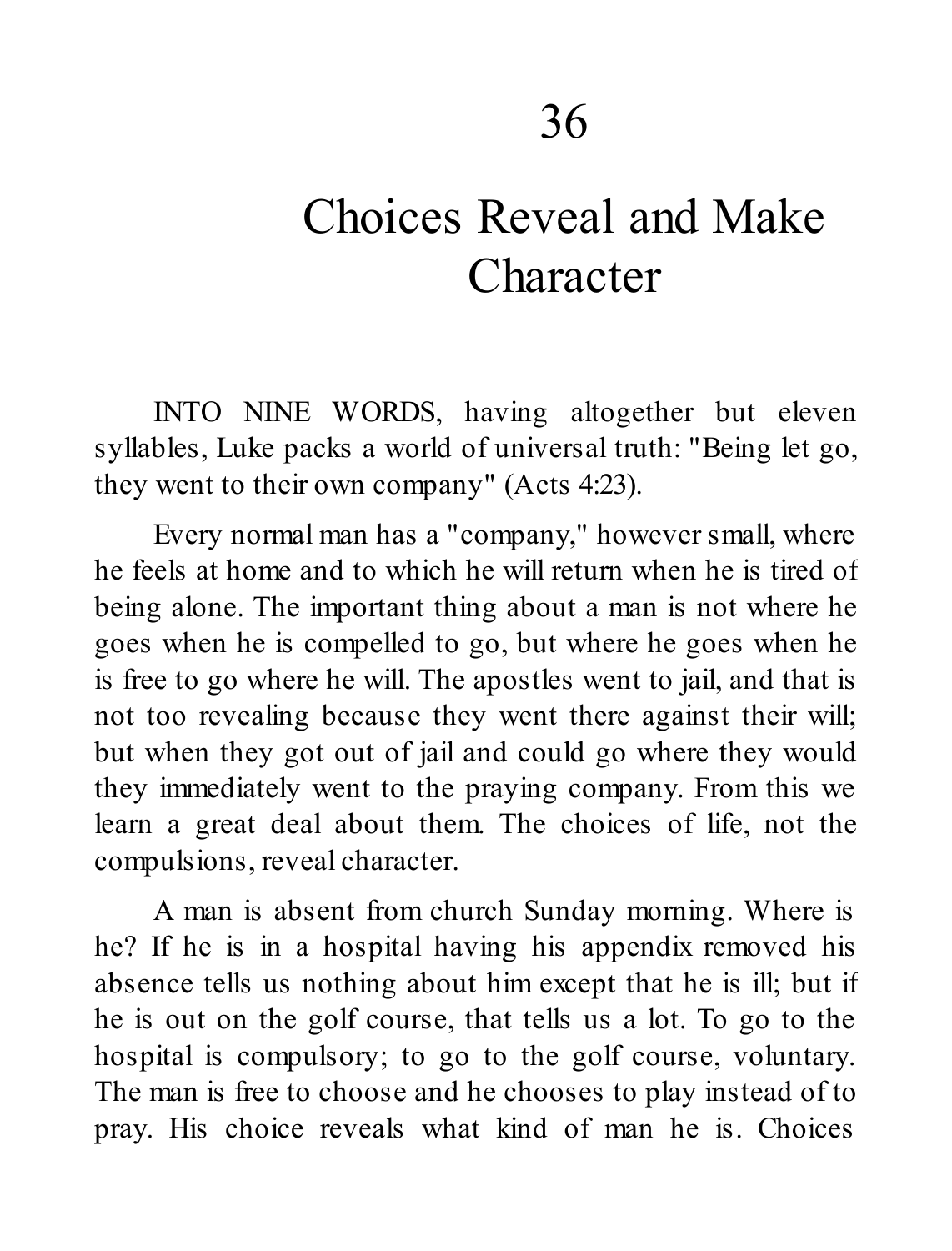# 36

# Choices Reveal and Make Character

INTO NINE WORDS, having altogether but eleven syllables, Luke packs a world of universal truth: "Being let go, they went to their own company" (Acts 4:23).

Every normal man has a "company," however small, where he feels at home and to which he will return when he is tired of being alone. The important thing about a man is not where he goes when he is compelled to go, but where he goes when he is free to go where he will. The apostles went to jail, and that is not too revealing because they went there against their will; but when they got out of jail and could go where they would they immediately went to the praying company. From this we learn a great deal about them. The choices of life, not the compulsions, reveal character.

A man is absent from church Sunday morning. Where is he? If he is in a hospital having his appendix removed his absence tells us nothing about him except that he is ill; but if he is out on the golf course, that tells us a lot. To go to the hospital is compulsory; to go to the golf course, voluntary. The man is free to choose and he chooses to play instead of to pray. His choice reveals what kind of man he is. Choices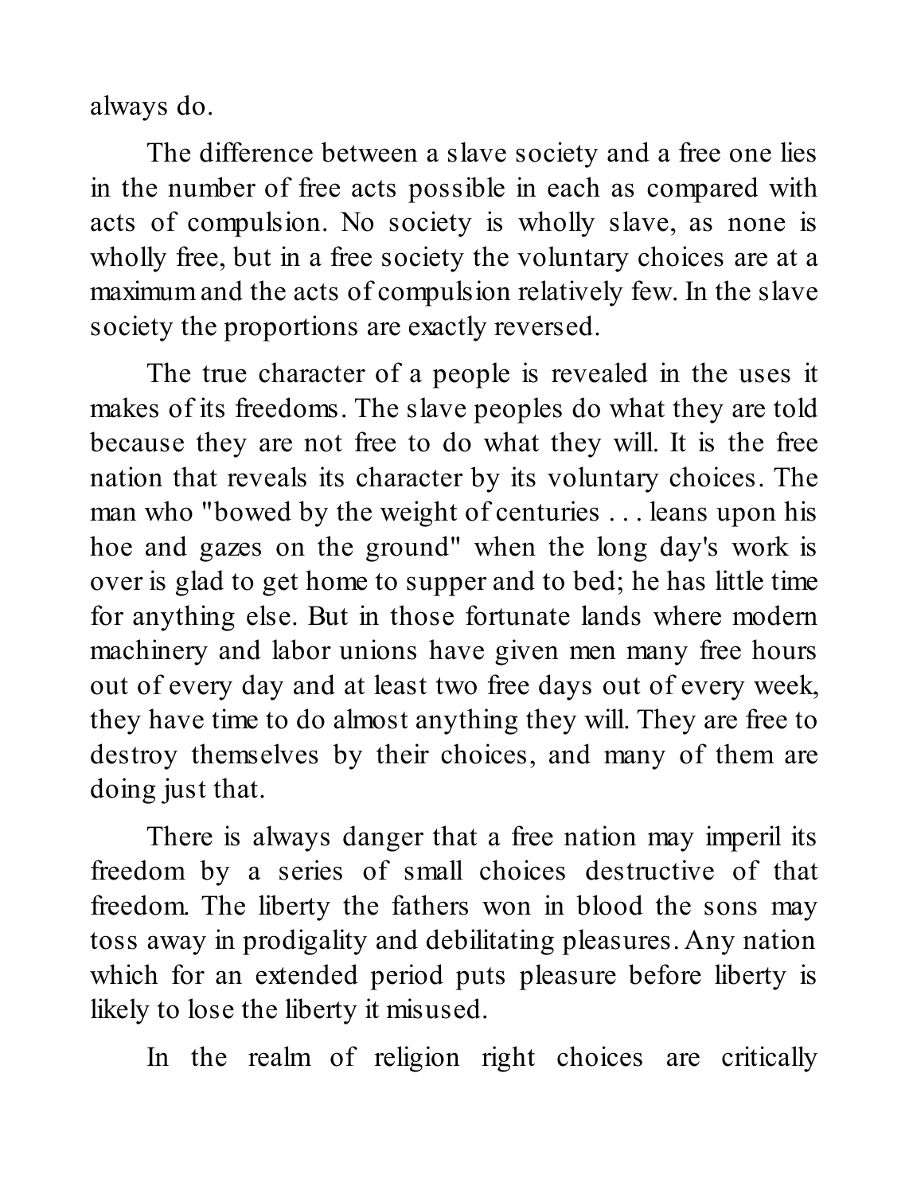always do.

The difference between a slave society and a free one lies in the number of free acts possible in each as compared with acts of compulsion. No society is wholly slave, as none is wholly free, but in a free society the voluntary choices are at a maximum and the acts of compulsion relatively few. In the slave society the proportions are exactly reversed.

The true character of a people is revealed in the uses it makes of its freedoms. The slave peoples do what they are told because they are not free to do what they will. It is the free nation that reveals its character by its voluntary choices. The man who "bowed by the weight of centuries . . . leans upon his hoe and gazes on the ground" when the long day's work is over is glad to get home to supper and to bed; he has little time for anything else. But in those fortunate lands where modern machinery and labor unions have given men many free hours out of every day and at least two free days out of every week, they have time to do almost anything they will. They are free to destroy themselves by their choices, and many of them are doing just that.

There is always danger that a free nation may imperil its freedom by a series of small choices destructive of that freedom. The liberty the fathers won in blood the sons may toss away in prodigality and debilitating pleasures. Any nation which for an extended period puts pleasure before liberty is likely to lose the liberty it misused.

In the realm of religion right choices are critically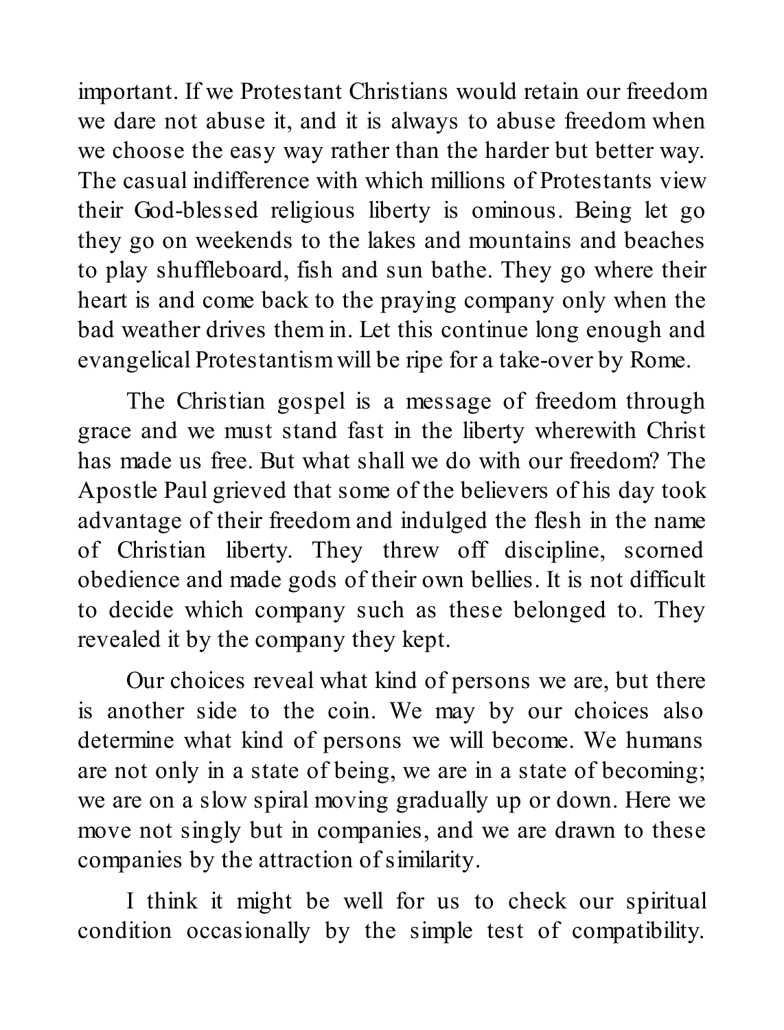important. If we Protestant Christians would retain our freedom we dare not abuse it, and it is always to abuse freedom when we choose the easy way rather than the harder but better way. The casual indifference with which millions of Protestants view their God-blessed religious liberty is ominous. Being let go they go on weekends to the lakes and mountains and beaches to play shuffleboard, fish and sun bathe. They go where their heart is and come back to the praying company only when the bad weather drives them in. Let this continue long enough and evangelical Protestantism will be ripe for a take-over by Rome.

The Christian gospel is a message of freedom through grace and we must stand fast in the liberty wherewith Christ has made us free. But what shall we do with our freedom? The Apostle Paul grieved that some of the believers of his day took advantage of their freedom and indulged the flesh in the name of Christian liberty. They threw off discipline, scorned obedience and made gods of their own bellies. It is not difficult to decide which company such as these belonged to. They revealed it by the company they kept.

Our choices reveal what kind of persons we are, but there is another side to the coin. We may by our choices also determine what kind of persons we will become. We humans are not only in a state of being, we are in a state of becoming; we are on a slow spiral moving gradually up or down. Here we move not singly but in companies, and we are drawn to these companies by the attraction of similarity.

I think it might be well for us to check our spiritual condition occasionally by the simple test of compatibility.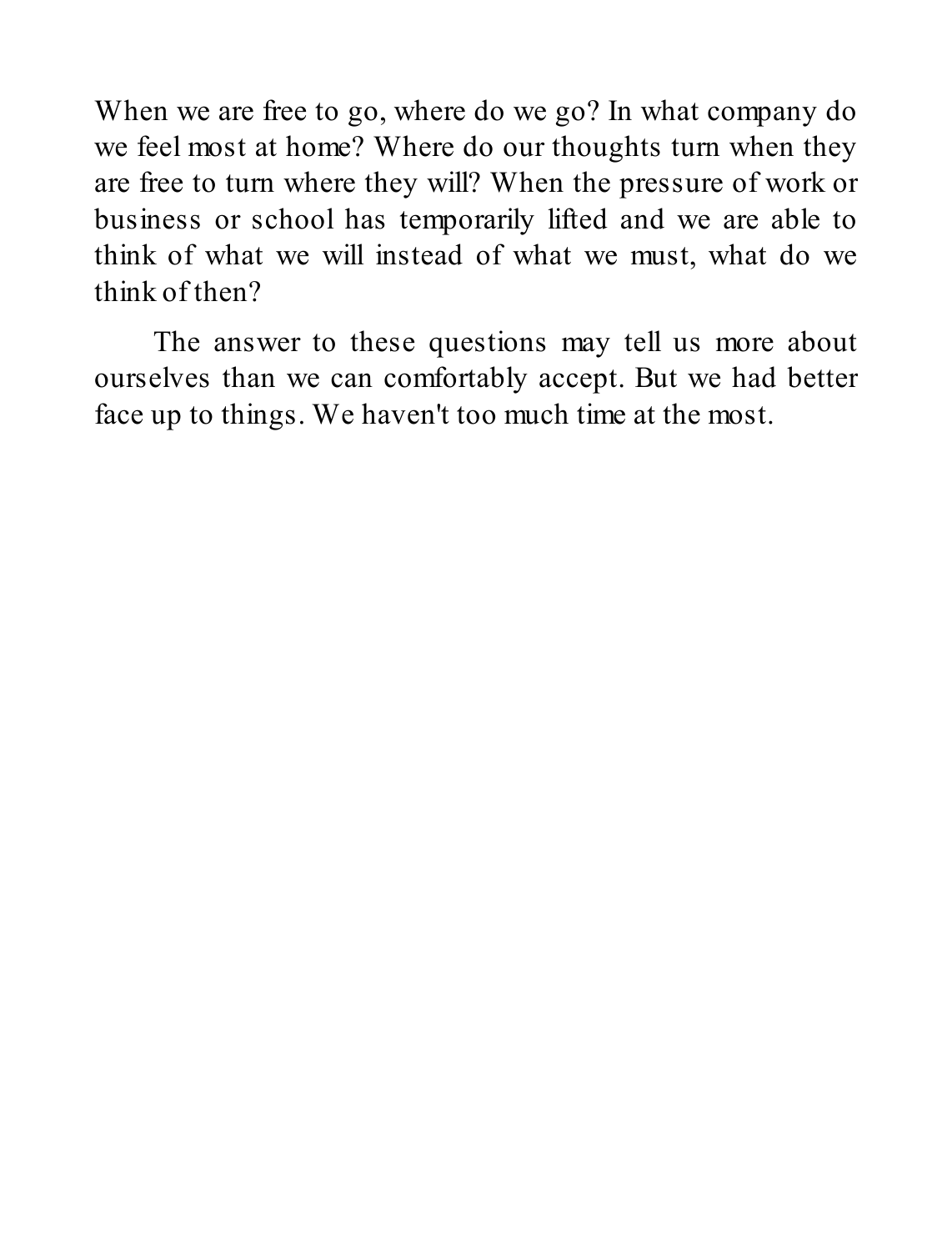When we are free to go, where do we go? In what company do we feel most at home? Where do our thoughts turn when they are free to turn where they will? When the pressure of work or business or school has temporarily lifted and we are able to think of what we will instead of what we must, what do we think of then?

The answer to these questions may tell us more about ourselves than we can comfortably accept. But we had better face up to things. We haven't too much time at the most.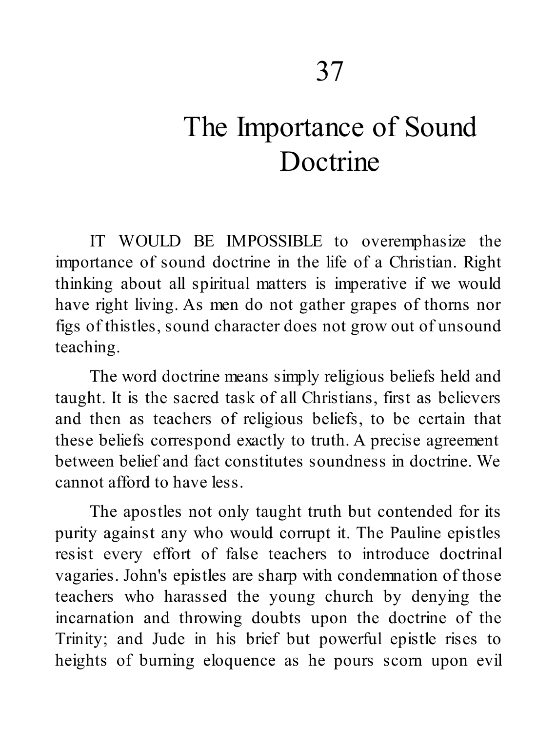# 37

# The Importance of Sound Doctrine

IT WOULD BE IMPOSSIBLE to overemphasize the importance of sound doctrine in the life of a Christian. Right thinking about all spiritual matters is imperative if we would have right living. As men do not gather grapes of thorns nor figs of thistles, sound character does not grow out of unsound teaching.

The word doctrine means simply religious beliefs held and taught. It is the sacred task of all Christians, first as believers and then as teachers of religious beliefs, to be certain that these beliefs correspond exactly to truth. A precise agreement between belief and fact constitutes soundness in doctrine. We cannot afford to have less.

The apostles not only taught truth but contended for its purity against any who would corrupt it. The Pauline epistles resist every effort of false teachers to introduce doctrinal vagaries. John's epistles are sharp with condemnation of those teachers who harassed the young church by denying the incarnation and throwing doubts upon the doctrine of the Trinity; and Jude in his brief but powerful epistle rises to heights of burning eloquence as he pours scorn upon evil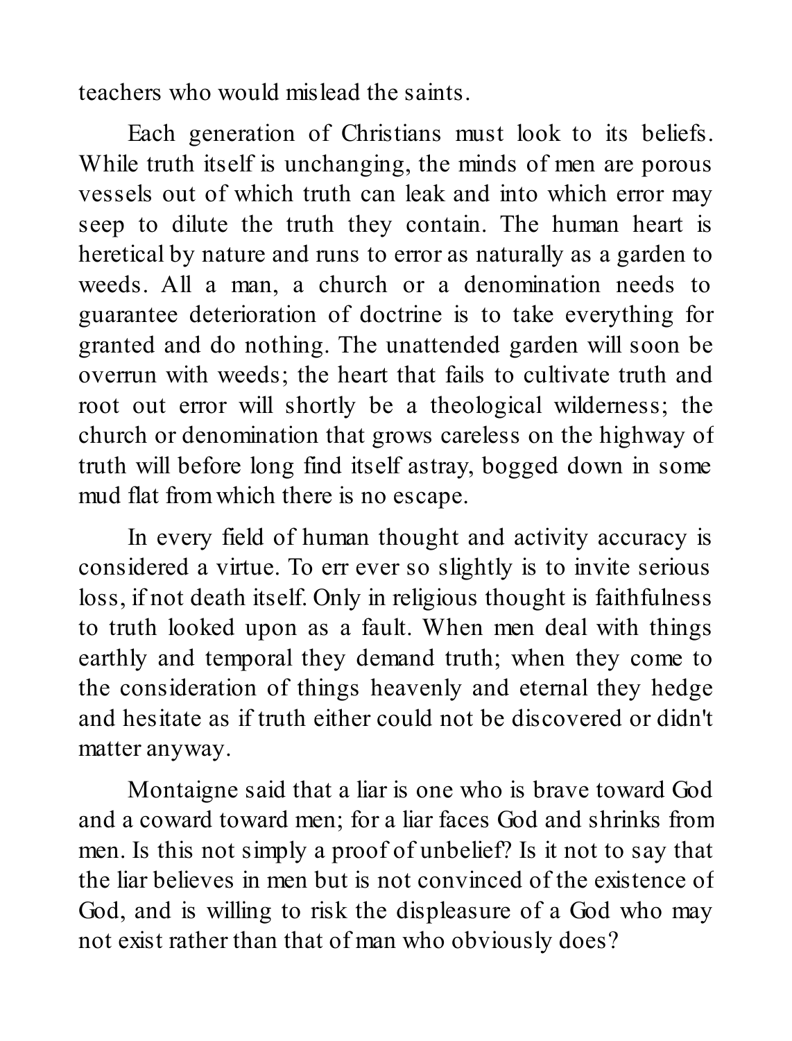teachers who would mislead the saints.

Each generation of Christians must look to its beliefs. While truth itself is unchanging, the minds of men are porous vessels out of which truth can leak and into which error may seep to dilute the truth they contain. The human heart is heretical by nature and runs to error as naturally as a garden to weeds. All a man, a church or a denomination needs to guarantee deterioration of doctrine is to take everything for granted and do nothing. The unattended garden will soon be overrun with weeds; the heart that fails to cultivate truth and root out error will shortly be a theological wilderness; the church or denomination that grows careless on the highway of truth will before long find itself astray, bogged down in some mud flat from which there is no escape.

In every field of human thought and activity accuracy is considered a virtue. To err ever so slightly is to invite serious loss, if not death itself. Only in religious thought is faithfulness to truth looked upon as a fault. When men deal with things earthly and temporal they demand truth; when they come to the consideration of things heavenly and eternal they hedge and hesitate as if truth either could not be discovered or didn't matter anyway.

Montaigne said that a liar is one who is brave toward God and a coward toward men; for a liar faces God and shrinks from men. Is this not simply a proof of unbelief? Is it not to say that the liar believes in men but is not convinced of the existence of God, and is willing to risk the displeasure of a God who may not exist rather than that of man who obviously does?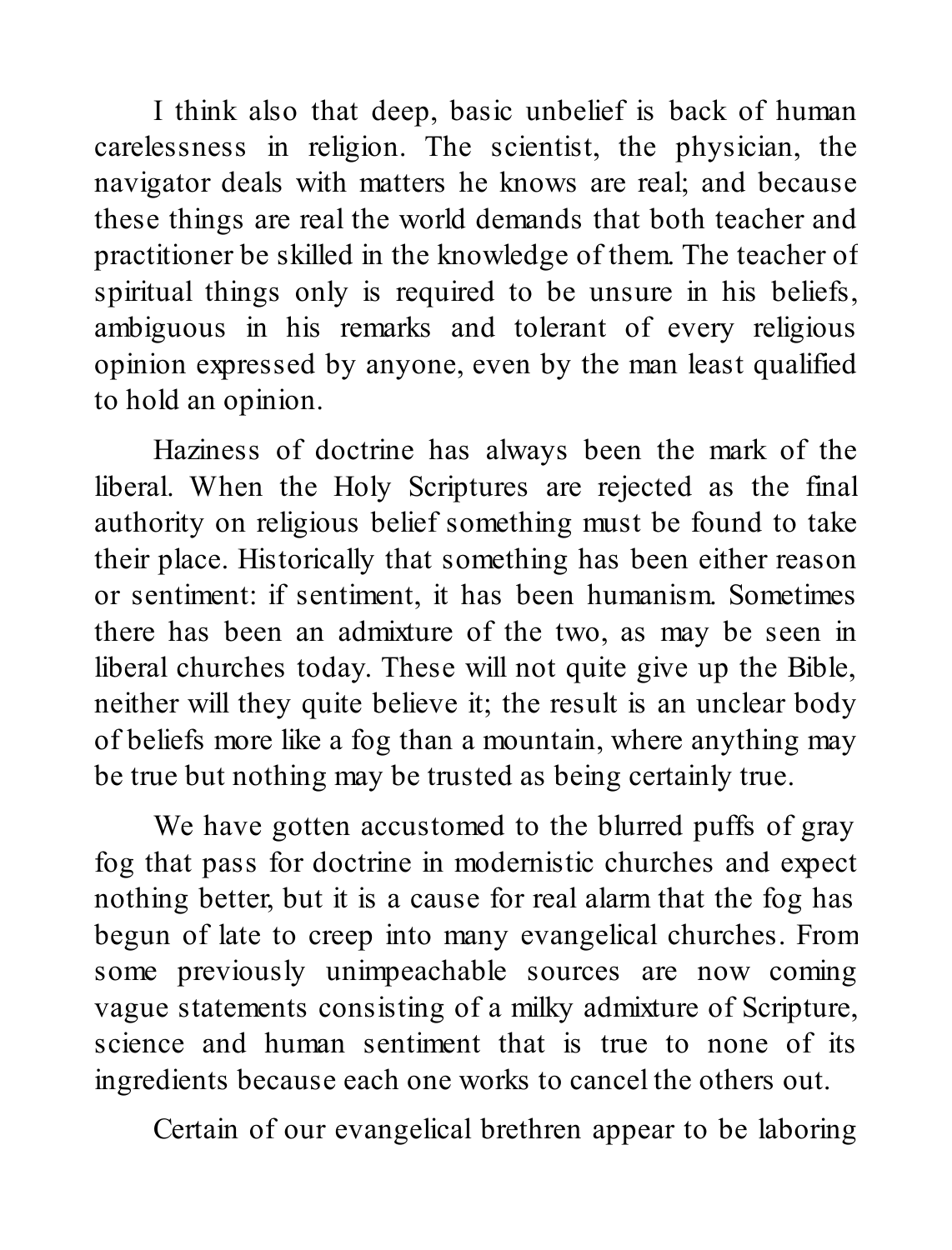I think also that deep, basic unbelief is back of human carelessness in religion. The scientist, the physician, the navigator deals with matters he knows are real; and because these things are real the world demands that both teacher and practitioner be skilled in the knowledge of them. The teacher of spiritual things only is required to be unsure in his beliefs, ambiguous in his remarks and tolerant of every religious opinion expressed by anyone, even by the man least qualified to hold an opinion.

Haziness of doctrine has always been the mark of the liberal. When the Holy Scriptures are rejected as the final authority on religious belief something must be found to take their place. Historically that something has been either reason or sentiment: if sentiment, it has been humanism. Sometimes there has been an admixture of the two, as may be seen in liberal churches today. These will not quite give up the Bible, neither will they quite believe it; the result is an unclear body of beliefs more like a fog than a mountain, where anything may be true but nothing may be trusted as being certainly true.

We have gotten accustomed to the blurred puffs of gray fog that pass for doctrine in modernistic churches and expect nothing better, but it is a cause for real alarm that the fog has begun of late to creep into many evangelical churches. From some previously unimpeachable sources are now coming vague statements consisting of a milky admixture of Scripture, science and human sentiment that is true to none of its ingredients because each one works to cancel the others out.

Certain of our evangelical brethren appear to be laboring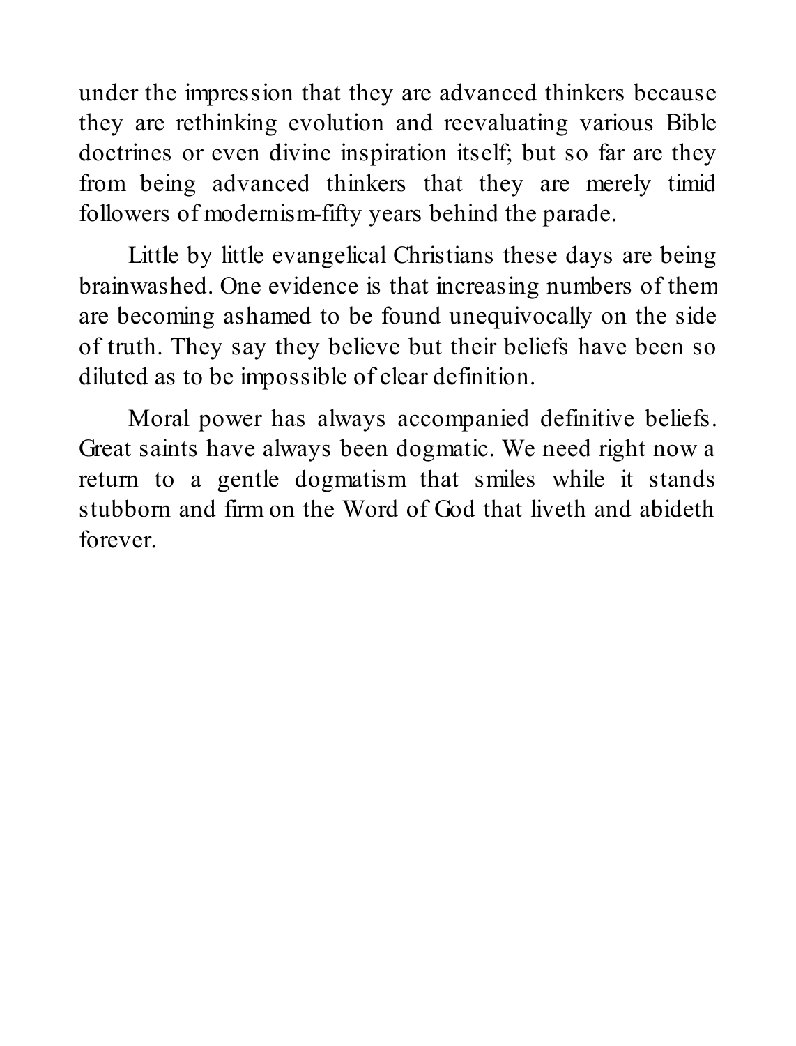under the impression that they are advanced thinkers because they are rethinking evolution and reevaluating various Bible doctrines or even divine inspiration itself; but so far are they from being advanced thinkers that they are merely timid followers of modernism-fifty years behind the parade.

Little by little evangelical Christians these days are being brainwashed. One evidence is that increasing numbers of them are becoming ashamed to be found unequivocally on the side of truth. They say they believe but their beliefs have been so diluted as to be impossible of clear definition.

Moral power has always accompanied definitive beliefs. Great saints have always been dogmatic. We need right now a return to a gentle dogmatism that smiles while it stands stubborn and firm on the Word of God that liveth and abideth forever.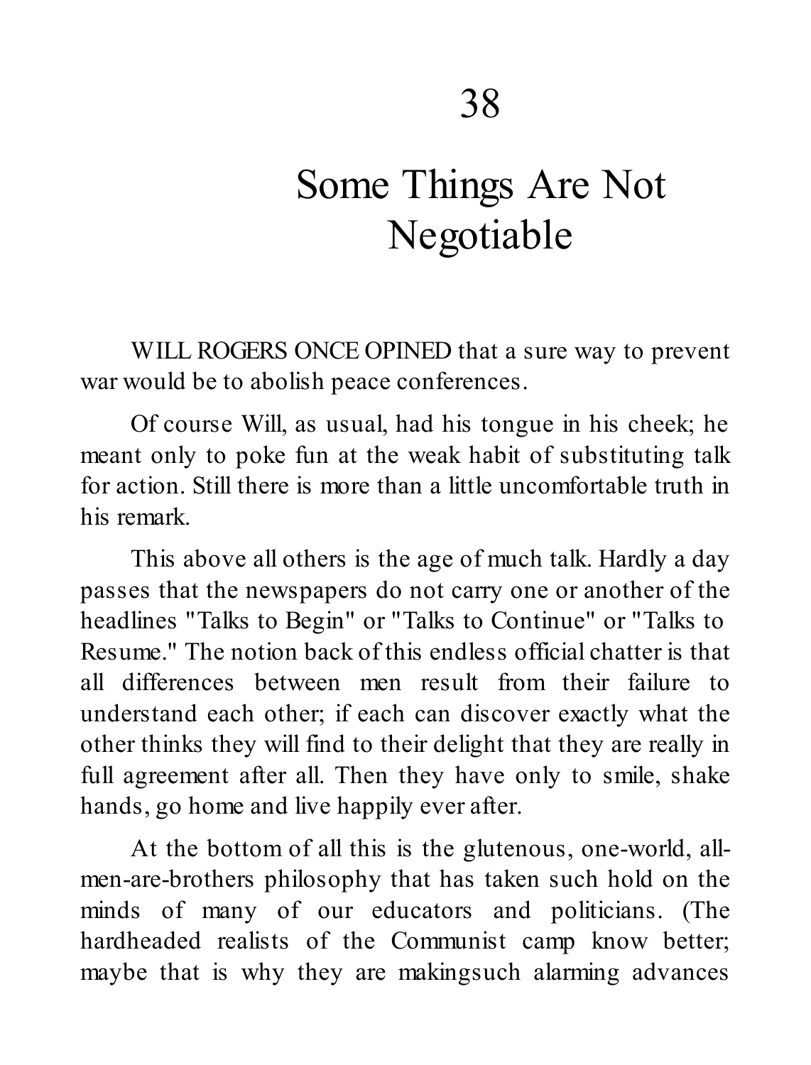# 38

# Some Things Are Not Negotiable

WILL ROGERS ONCE OPINED that a sure way to prevent war would be to abolish peace conferences.

Of course Will, as usual, had his tongue in his cheek; he meant only to poke fun at the weak habit of substituting talk for action. Still there is more than a little uncomfortable truth in his remark.

This above all others is the age of much talk. Hardly a day passes that the newspapers do not carry one or another of the headlines "Talks to Begin" or "Talks to Continue" or "Talks to Resume." The notion back of this endless official chatter is that all differences between men result from their failure to understand each other; if each can discover exactly what the other thinks they will find to their delight that they are really in full agreement after all. Then they have only to smile, shake hands, go home and live happily ever after.

At the bottom of all this is the glutenous, one-world, all-men-are-brothers philosophy that has taken such hold on the minds of many of our educators and politicians. (The hardheaded realists of the Communist camp know better; maybe that is why they are makingsuch alarming advances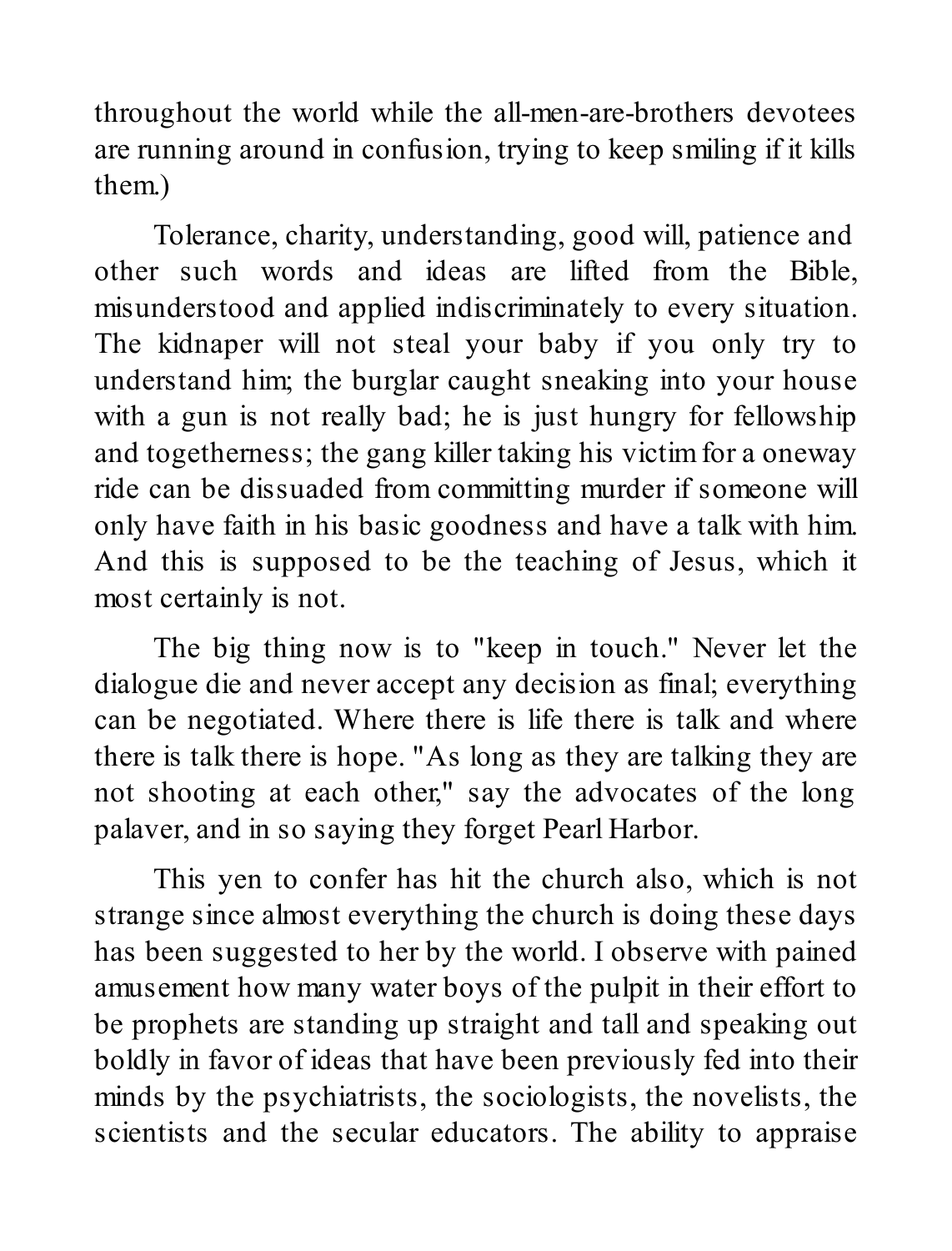throughout the world while the all-men-are-brothers devotees are running around in confusion, trying to keep smiling if it kills them.)

Tolerance, charity, understanding, good will, patience and other such words and ideas are lifted from the Bible, misunderstood and applied indiscriminately to every situation. The kidnaper will not steal your baby if you only try to understand him; the burglar caught sneaking into your house with a gun is not really bad; he is just hungry for fellowship and togetherness; the gang killer taking his victim for a oneway ride can be dissuaded from committing murder if someone will only have faith in his basic goodness and have a talk with him. And this is supposed to be the teaching of Jesus, which it most certainly is not.

The big thing now is to "keep in touch." Never let the dialogue die and never accept any decision as final; everything can be negotiated. Where there is life there is talk and where there is talk there is hope. "As long as they are talking they are not shooting at each other," say the advocates of the long palaver, and in so saying they forget Pearl Harbor.

This yen to confer has hit the church also, which is not strange since almost everything the church is doing these days has been suggested to her by the world. I observe with pained amusement how many water boys of the pulpit in their effort to be prophets are standing up straight and tall and speaking out boldly in favor of ideas that have been previously fed into their minds by the psychiatrists, the sociologists, the novelists, the scientists and the secular educators. The ability to appraise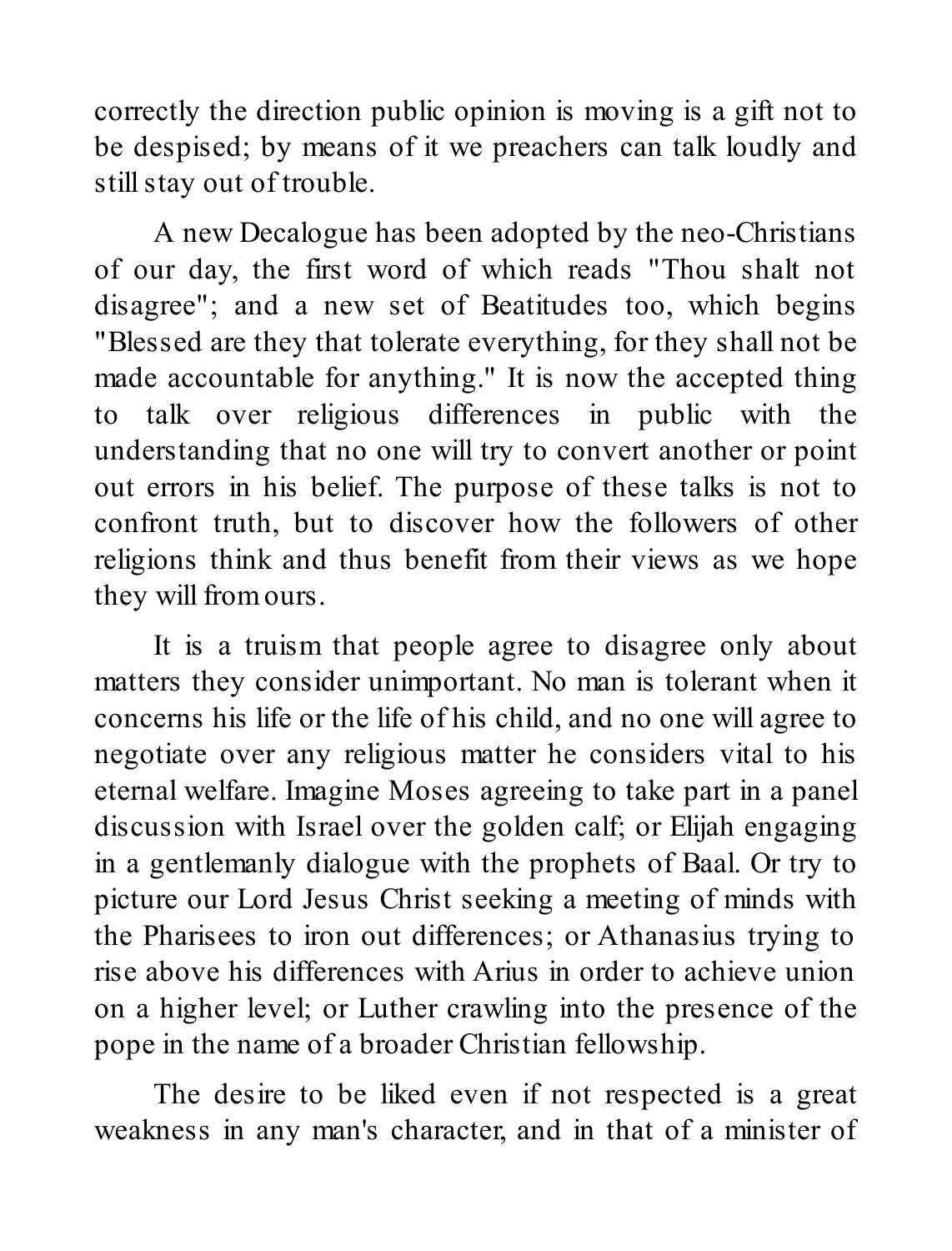correctly the direction public opinion is moving is a gift not to be despised; by means of it we preachers can talk loudly and still stay out of trouble.

A new Decalogue has been adopted by the neo-Christians of our day, the first word of which reads "Thou shalt not disagree"; and a new set of Beatitudes too, which begins "Blessed are they that tolerate everything, for they shall not be made accountable for anything." It is now the accepted thing to talk over religious differences in public with the understanding that no one will try to convert another or point out errors in his belief. The purpose of these talks is not to confront truth, but to discover how the followers of other religions think and thus benefit from their views as we hope they will from ours.

It is a truism that people agree to disagree only about matters they consider unimportant. No man is tolerant when it concerns his life or the life of his child, and no one will agree to negotiate over any religious matter he considers vital to his eternal welfare. Imagine Moses agreeing to take part in a panel discussion with Israel over the golden calf; or Elijah engaging in a gentlemanly dialogue with the prophets of Baal. Or try to picture our Lord Jesus Christ seeking a meeting of minds with the Pharisees to iron out differences; or Athanasius trying to rise above his differences with Arius in order to achieve union on a higher level; or Luther crawling into the presence of the pope in the name of a broader Christian fellowship.

The desire to be liked even if not respected is a great weakness in any man's character, and in that of a minister of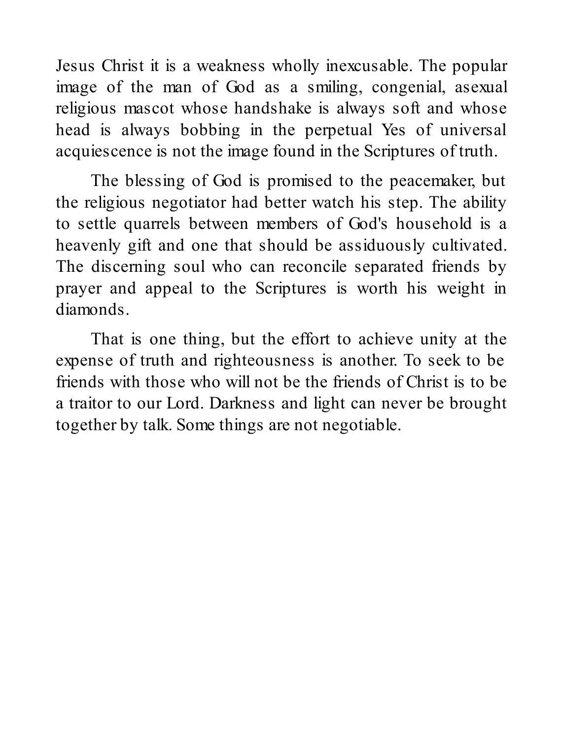Jesus Christ it is a weakness wholly inexcusable. The popular image of the man of God as a smiling, congenial, asexual religious mascot whose handshake is always soft and whose head is always bobbing in the perpetual Yes of universal acquiescence is not the image found in the Scriptures of truth.

The blessing of God is promised to the peacemaker, but the religious negotiator had better watch his step. The ability to settle quarrels between members of God's household is a heavenly gift and one that should be assiduously cultivated. The discerning soul who can reconcile separated friends by prayer and appeal to the Scriptures is worth his weight in diamonds.

That is one thing, but the effort to achieve unity at the expense of truth and righteousness is another. To seek to be friends with those who will not be the friends of Christ is to be a traitor to our Lord. Darkness and light can never be brought together by talk. Some things are not negotiable.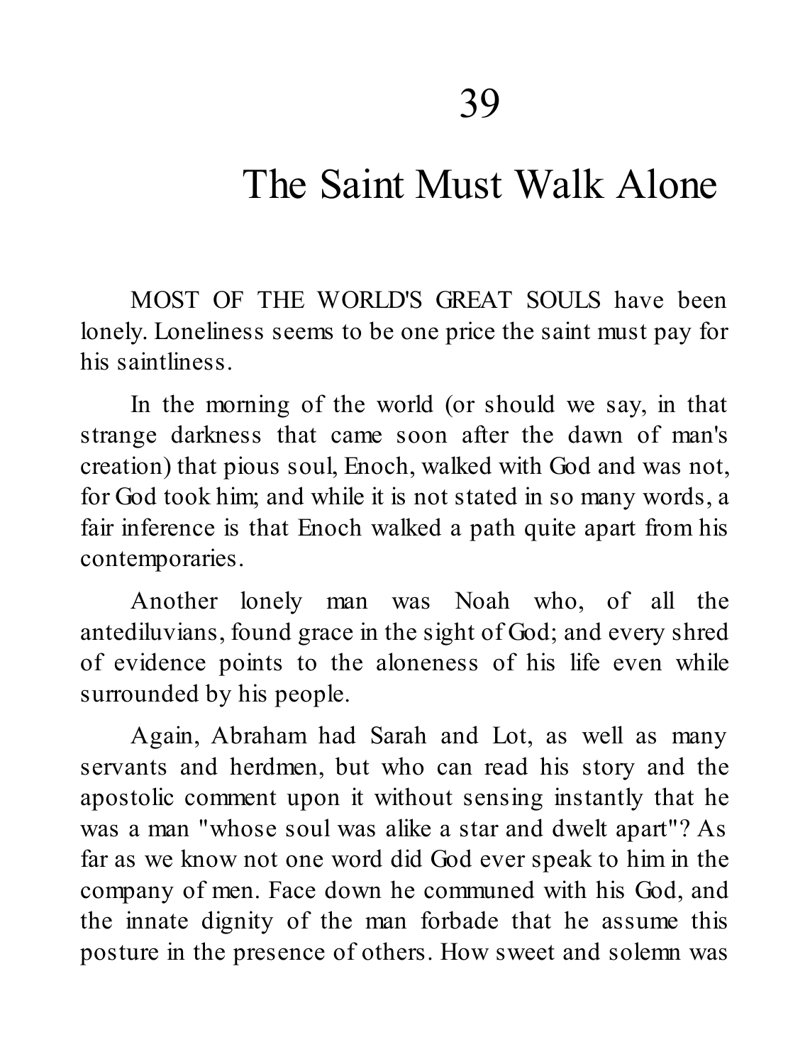# 39

# The Saint Must Walk Alone

MOST OF THE WORLD'S GREAT SOULS have been lonely. Loneliness seems to be one price the saint must pay for his saintliness.

In the morning of the world (or should we say, in that strange darkness that came soon after the dawn of man's creation) that pious soul, Enoch, walked with God and was not, for God took him; and while it is not stated in so many words, a fair inference is that Enoch walked a path quite apart from his contemporaries.

Another lonely man was Noah who, of all the antediluvians, found grace in the sight of God; and every shred of evidence points to the aloneness of his life even while surrounded by his people.

Again, Abraham had Sarah and Lot, as well as many servants and herdmen, but who can read his story and the apostolic comment upon it without sensing instantly that he was a man "whose soul was alike a star and dwelt apart"? As far as we know not one word did God ever speak to him in the company of men. Face down he communed with his God, and the innate dignity of the man forbade that he assume this posture in the presence of others. How sweet and solemn was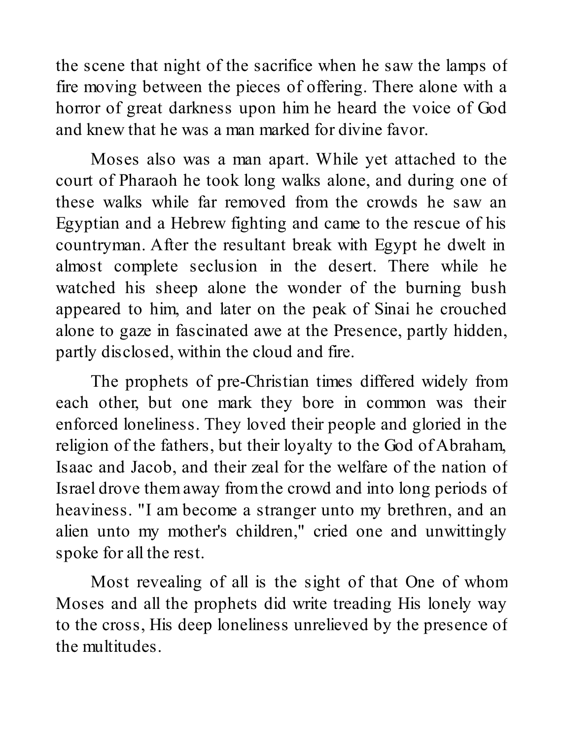the scene that night of the sacrifice when he saw the lamps of fire moving between the pieces of offering. There alone with a horror of great darkness upon him he heard the voice of God and knew that he was a man marked for divine favor.

Moses also was a man apart. While yet attached to the court of Pharaoh he took long walks alone, and during one of these walks while far removed from the crowds he saw an Egyptian and a Hebrew fighting and came to the rescue of his countryman. After the resultant break with Egypt he dwelt in almost complete seclusion in the desert. There while he watched his sheep alone the wonder of the burning bush appeared to him, and later on the peak of Sinai he crouched alone to gaze in fascinated awe at the Presence, partly hidden, partly disclosed, within the cloud and fire.

The prophets of pre-Christian times differed widely from each other, but one mark they bore in common was their enforced loneliness. They loved their people and gloried in the religion of the fathers, but their loyalty to the God of Abraham, Isaac and Jacob, and their zeal for the welfare of the nation of Israel drove them away from the crowd and into long periods of heaviness. "I am become a stranger unto my brethren, and an alien unto my mother's children," cried one and unwittingly spoke for all the rest.

Most revealing of all is the sight of that One of whom Moses and all the prophets did write treading His lonely way to the cross, His deep loneliness unrelieved by the presence of the multitudes.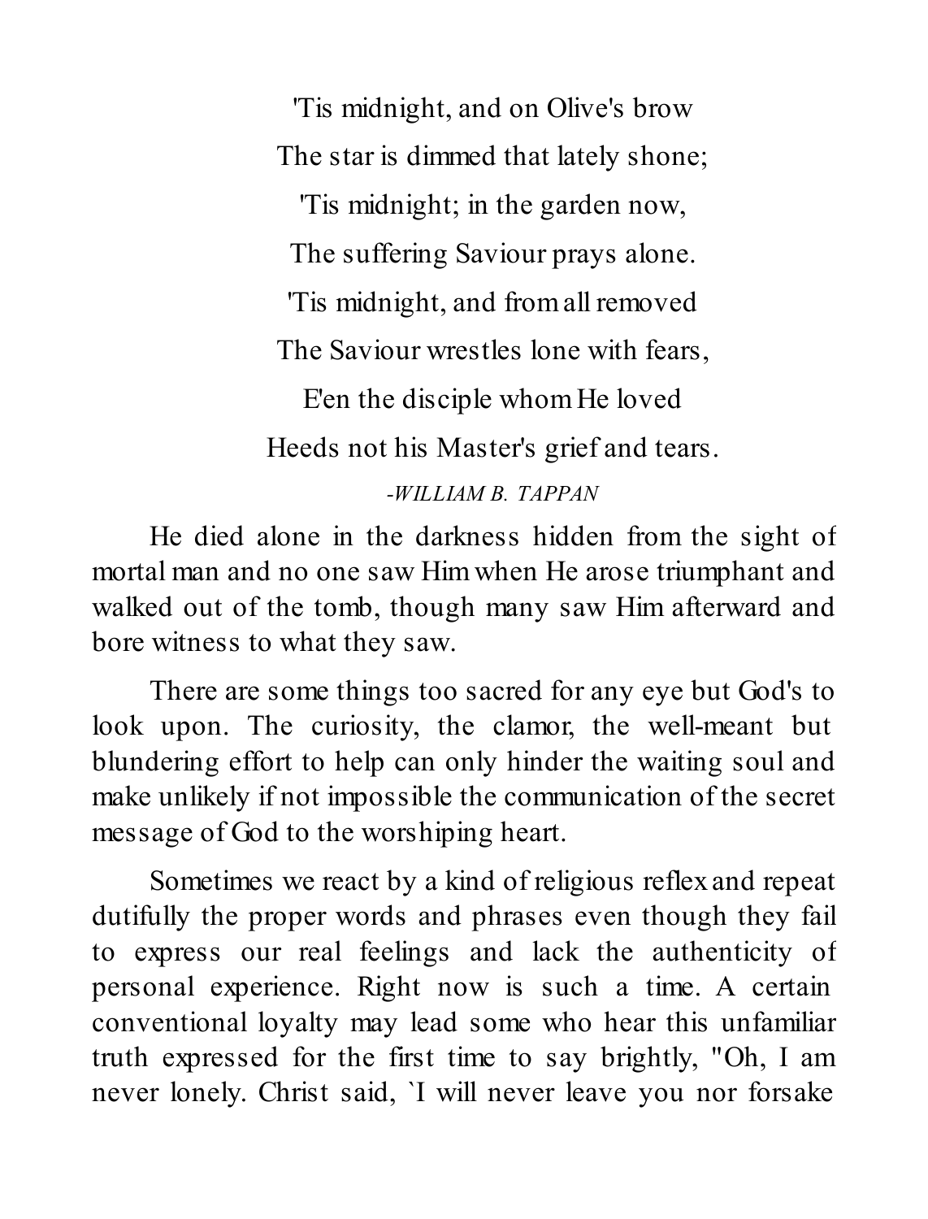'Tis midnight, and on Olive's brow
The star is dimmed that lately shone;
'Tis midnight; in the garden now,
The suffering Saviour prays alone.
'Tis midnight, and from all removed
The Saviour wrestles lone with fears,
E'en the disciple whom He loved
Heeds not his Master's grief and tears.

*-WILLIAM B. TAPPAN*

He died alone in the darkness hidden from the sight of mortal man and no one saw Him when He arose triumphant and walked out of the tomb, though many saw Him afterward and bore witness to what they saw.

There are some things too sacred for any eye but God's to look upon. The curiosity, the clamor, the well-meant but blundering effort to help can only hinder the waiting soul and make unlikely if not impossible the communication of the secret message of God to the worshiping heart.

Sometimes we react by a kind of religious reflex and repeat dutifully the proper words and phrases even though they fail to express our real feelings and lack the authenticity of personal experience. Right now is such a time. A certain conventional loyalty may lead some who hear this unfamiliar truth expressed for the first time to say brightly, "Oh, I am never lonely. Christ said, `I will never leave you nor forsake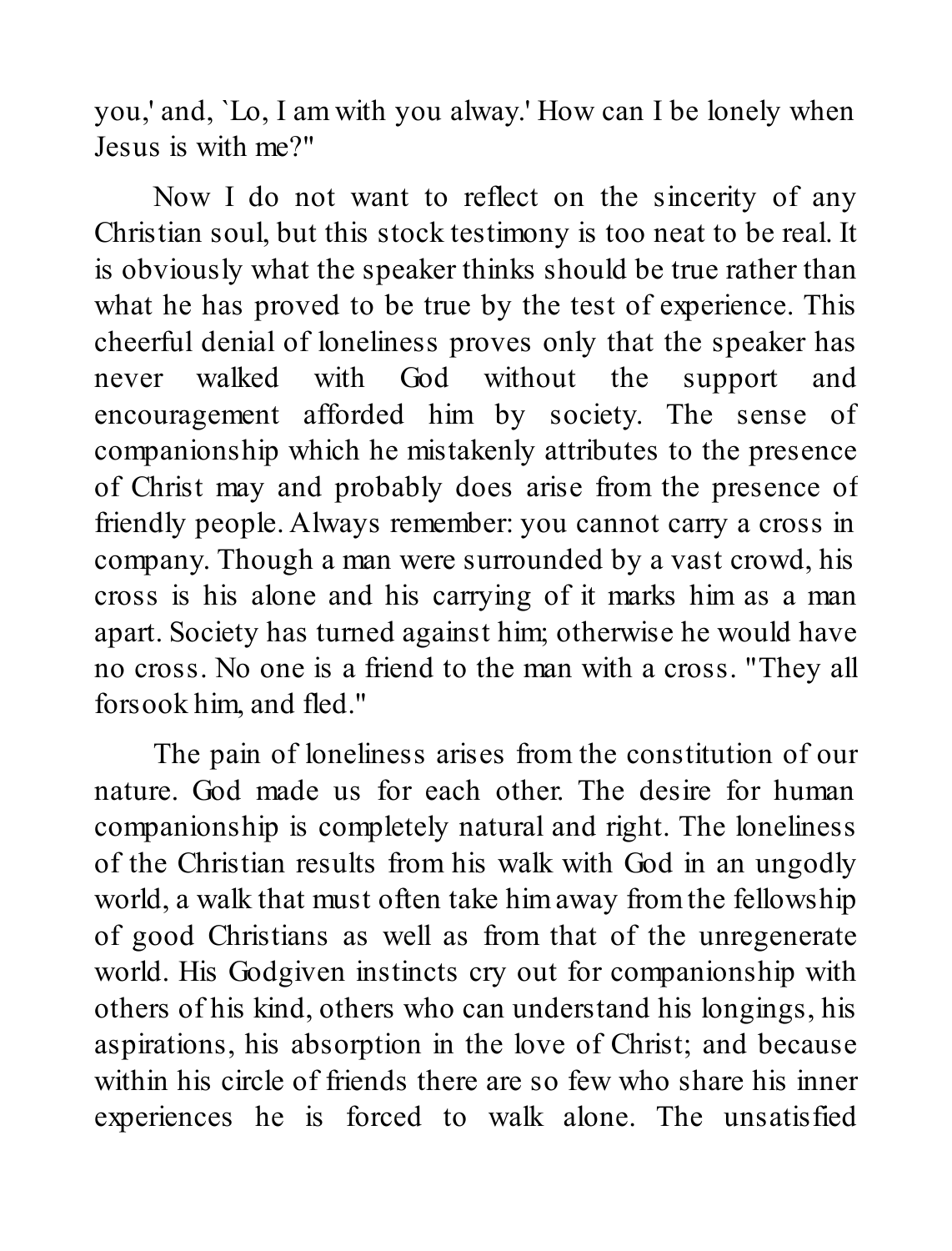you,' and, `Lo, I am with you alway.' How can I be lonely when Jesus is with me?"

Now I do not want to reflect on the sincerity of any Christian soul, but this stock testimony is too neat to be real. It is obviously what the speaker thinks should be true rather than what he has proved to be true by the test of experience. This cheerful denial of loneliness proves only that the speaker has never walked with God without the support and encouragement afforded him by society. The sense of companionship which he mistakenly attributes to the presence of Christ may and probably does arise from the presence of friendly people. Always remember: you cannot carry a cross in company. Though a man were surrounded by a vast crowd, his cross is his alone and his carrying of it marks him as a man apart. Society has turned against him; otherwise he would have no cross. No one is a friend to the man with a cross. "They all forsook him, and fled."

The pain of loneliness arises from the constitution of our nature. God made us for each other. The desire for human companionship is completely natural and right. The loneliness of the Christian results from his walk with God in an ungodly world, a walk that must often take him away from the fellowship of good Christians as well as from that of the unregenerate world. His Godgiven instincts cry out for companionship with others of his kind, others who can understand his longings, his aspirations, his absorption in the love of Christ; and because within his circle of friends there are so few who share his inner experiences he is forced to walk alone. The unsatisfied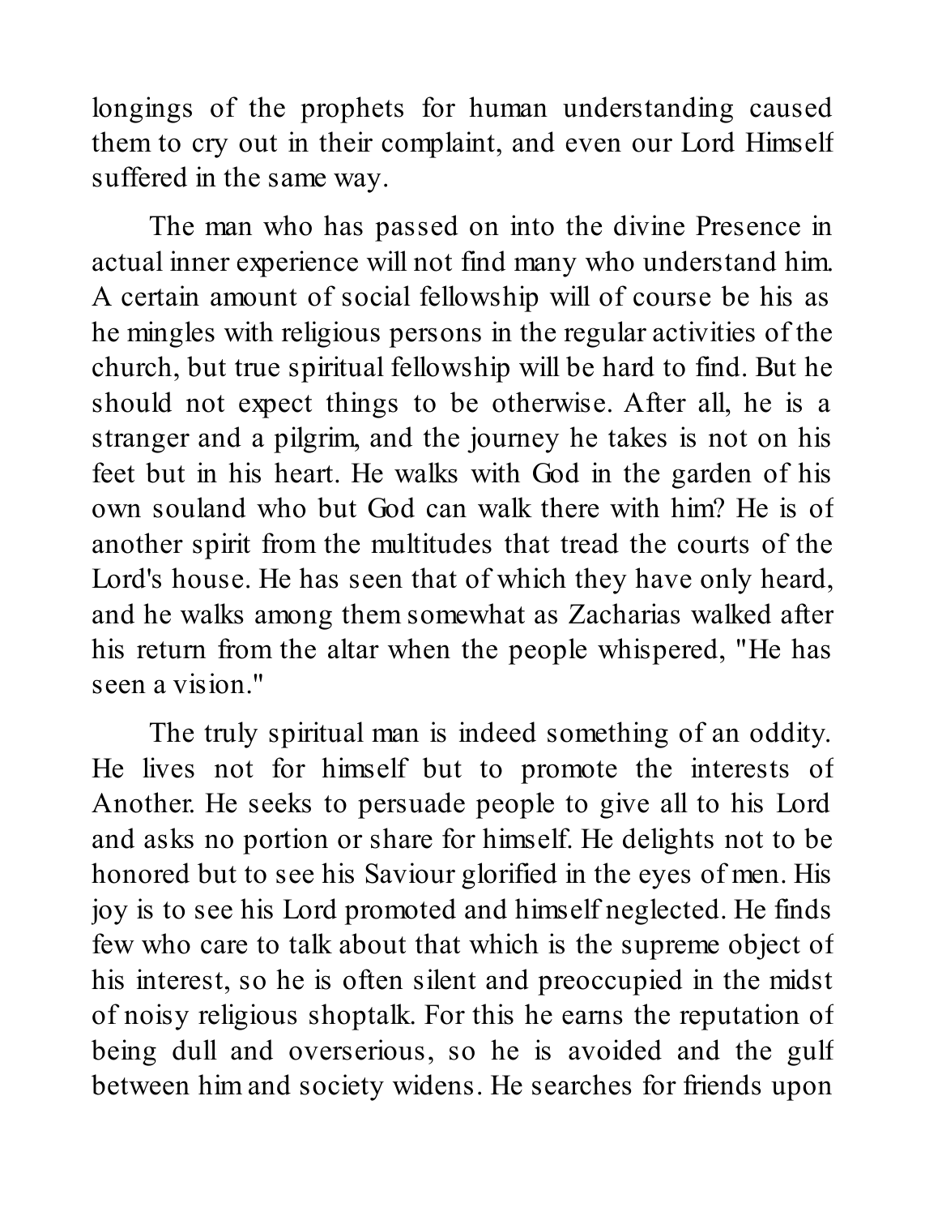longings of the prophets for human understanding caused them to cry out in their complaint, and even our Lord Himself suffered in the same way.

The man who has passed on into the divine Presence in actual inner experience will not find many who understand him. A certain amount of social fellowship will of course be his as he mingles with religious persons in the regular activities of the church, but true spiritual fellowship will be hard to find. But he should not expect things to be otherwise. After all, he is a stranger and a pilgrim, and the journey he takes is not on his feet but in his heart. He walks with God in the garden of his own souland who but God can walk there with him? He is of another spirit from the multitudes that tread the courts of the Lord's house. He has seen that of which they have only heard, and he walks among them somewhat as Zacharias walked after his return from the altar when the people whispered, "He has seen a vision."

The truly spiritual man is indeed something of an oddity. He lives not for himself but to promote the interests of Another. He seeks to persuade people to give all to his Lord and asks no portion or share for himself. He delights not to be honored but to see his Saviour glorified in the eyes of men. His joy is to see his Lord promoted and himself neglected. He finds few who care to talk about that which is the supreme object of his interest, so he is often silent and preoccupied in the midst of noisy religious shoptalk. For this he earns the reputation of being dull and overserious, so he is avoided and the gulf between him and society widens. He searches for friends upon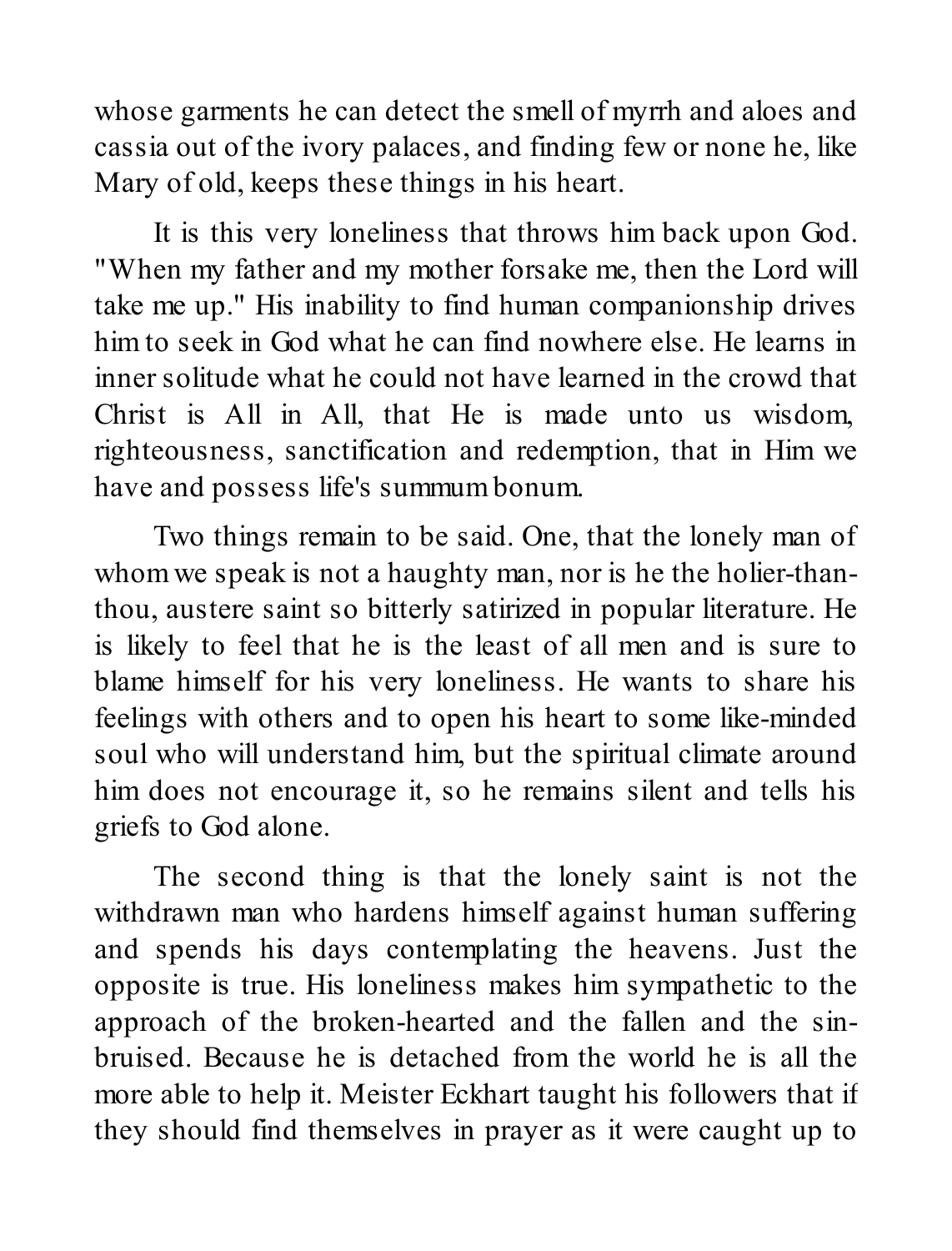whose garments he can detect the smell of myrrh and aloes and cassia out of the ivory palaces, and finding few or none he, like Mary of old, keeps these things in his heart.

It is this very loneliness that throws him back upon God. "When my father and my mother forsake me, then the Lord will take me up." His inability to find human companionship drives him to seek in God what he can find nowhere else. He learns in inner solitude what he could not have learned in the crowd that Christ is All in All, that He is made unto us wisdom, righteousness, sanctification and redemption, that in Him we have and possess life's summum bonum.

Two things remain to be said. One, that the lonely man of whom we speak is not a haughty man, nor is he the holier-than-thou, austere saint so bitterly satirized in popular literature. He is likely to feel that he is the least of all men and is sure to blame himself for his very loneliness. He wants to share his feelings with others and to open his heart to some like-minded soul who will understand him, but the spiritual climate around him does not encourage it, so he remains silent and tells his griefs to God alone.

The second thing is that the lonely saint is not the withdrawn man who hardens himself against human suffering and spends his days contemplating the heavens. Just the opposite is true. His loneliness makes him sympathetic to the approach of the broken-hearted and the fallen and the sin-bruised. Because he is detached from the world he is all the more able to help it. Meister Eckhart taught his followers that if they should find themselves in prayer as it were caught up to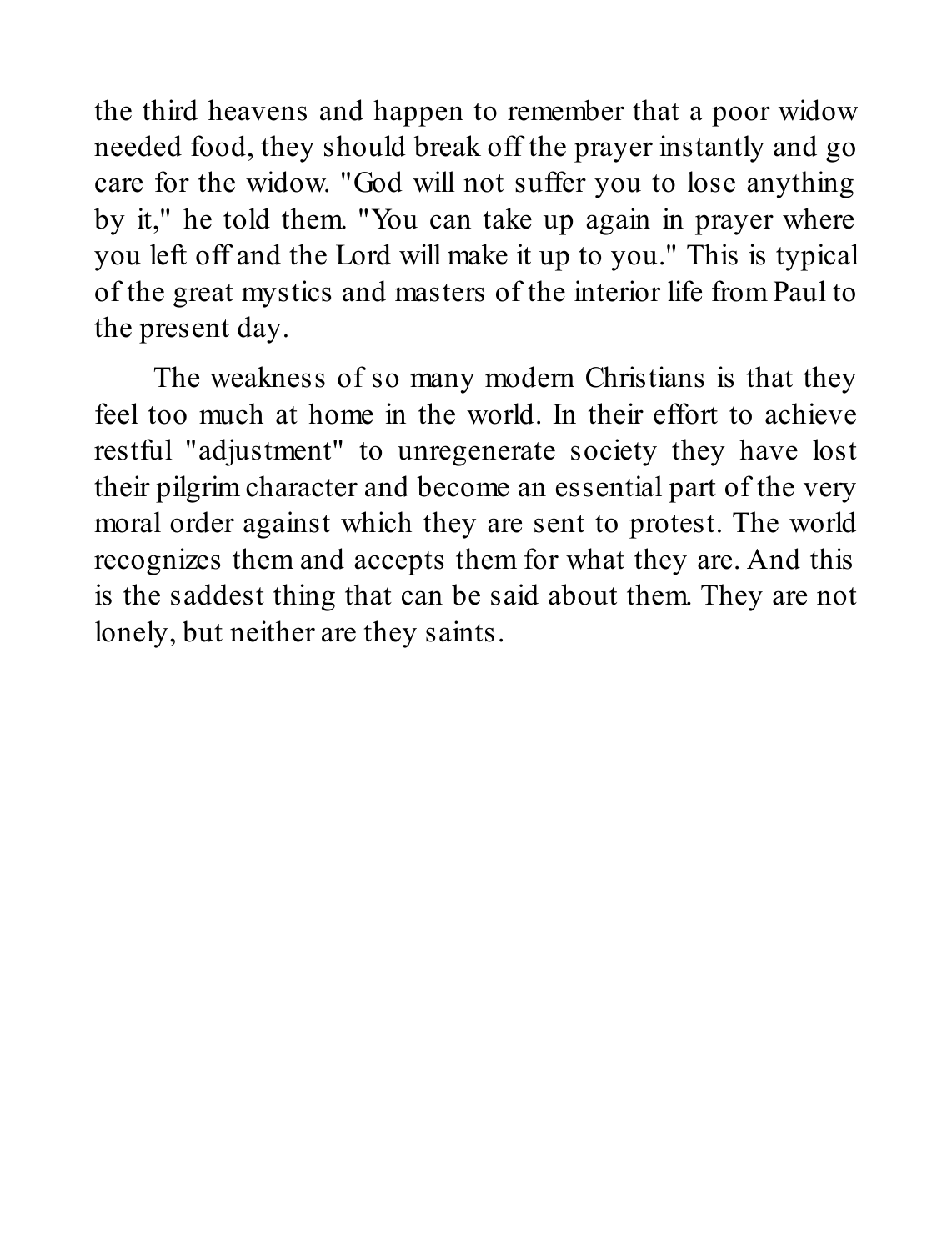the third heavens and happen to remember that a poor widow needed food, they should break off the prayer instantly and go care for the widow. "God will not suffer you to lose anything by it," he told them. "You can take up again in prayer where you left off and the Lord will make it up to you." This is typical of the great mystics and masters of the interior life from Paul to the present day.

The weakness of so many modern Christians is that they feel too much at home in the world. In their effort to achieve restful "adjustment" to unregenerate society they have lost their pilgrim character and become an essential part of the very moral order against which they are sent to protest. The world recognizes them and accepts them for what they are. And this is the saddest thing that can be said about them. They are not lonely, but neither are they saints.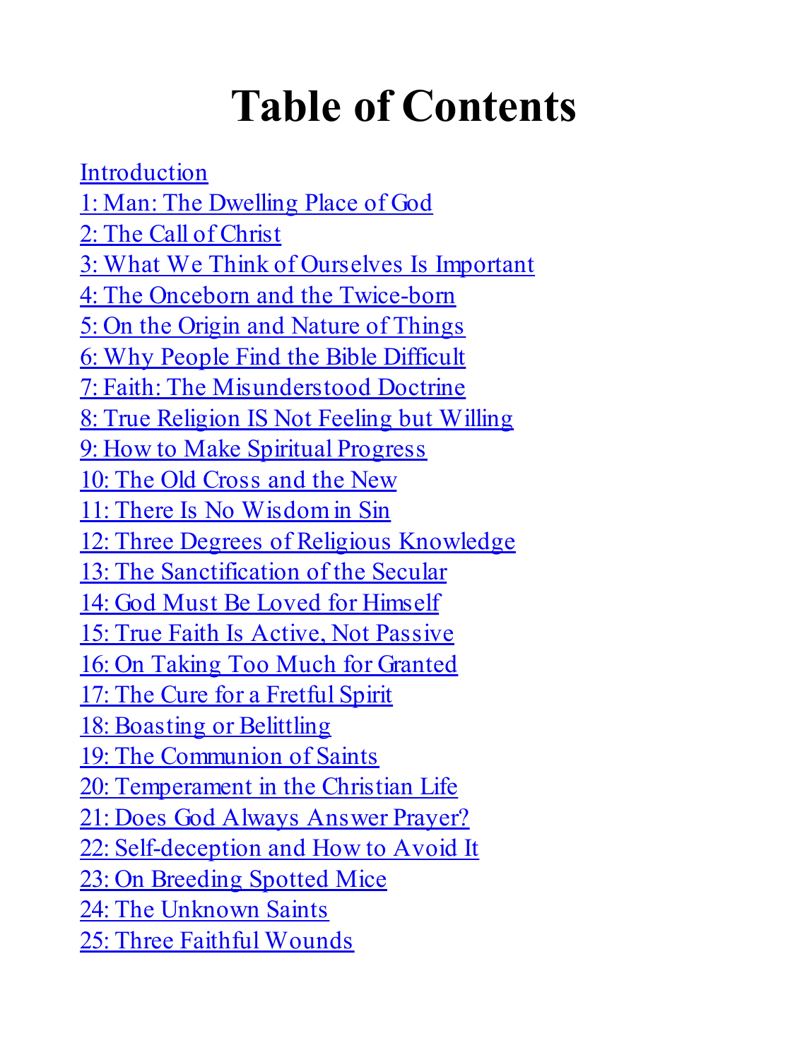# Table of Contents

Introduction
1: Man: The Dwelling Place of God
2: The Call of Christ
3: What We Think of Ourselves Is Important
4: The Onceborn and the Twice-born
5: On the Origin and Nature of Things
6: Why People Find the Bible Difficult
7: Faith: The Misunderstood Doctrine
8: True Religion IS Not Feeling but Willing
9: How to Make Spiritual Progress
10: The Old Cross and the New
11: There Is No Wisdom in Sin
12: Three Degrees of Religious Knowledge
13: The Sanctification of the Secular
14: God Must Be Loved for Himself
15: True Faith Is Active, Not Passive
16: On Taking Too Much for Granted
17: The Cure for a Fretful Spirit
18: Boasting or Belittling
19: The Communion of Saints
20: Temperament in the Christian Life
21: Does God Always Answer Prayer?
22: Self-deception and How to Avoid It
23: On Breeding Spotted Mice
24: The Unknown Saints
25: Three Faithful Wounds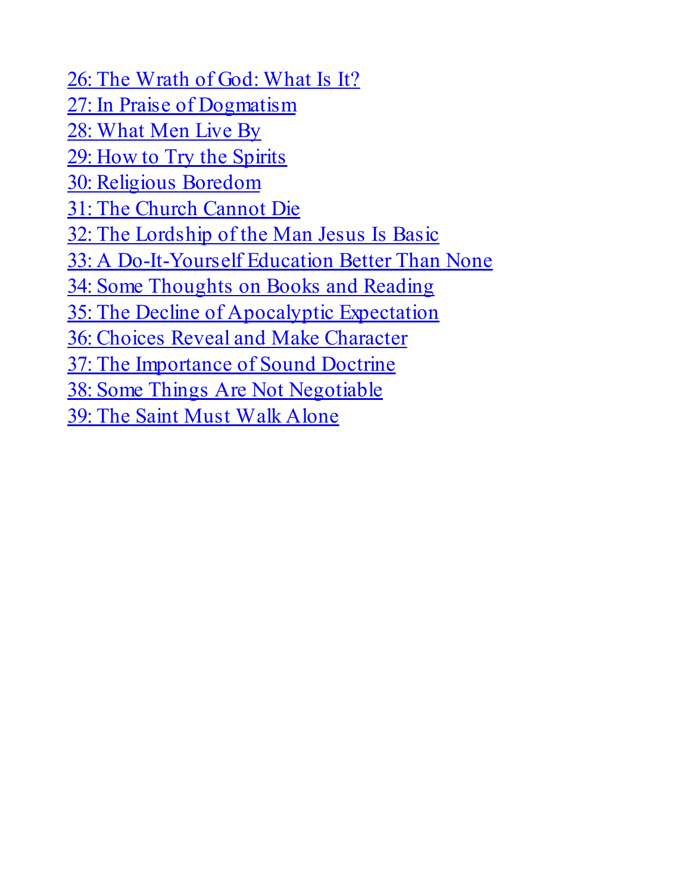26: The Wrath of God: What Is It?
27: In Praise of Dogmatism
28: What Men Live By
29: How to Try the Spirits
30: Religious Boredom
31: The Church Cannot Die
32: The Lordship of the Man Jesus Is Basic
33: A Do-It-Yourself Education Better Than None
34: Some Thoughts on Books and Reading
35: The Decline of Apocalyptic Expectation
36: Choices Reveal and Make Character
37: The Importance of Sound Doctrine
38: Some Things Are Not Negotiable
39: The Saint Must Walk Alone